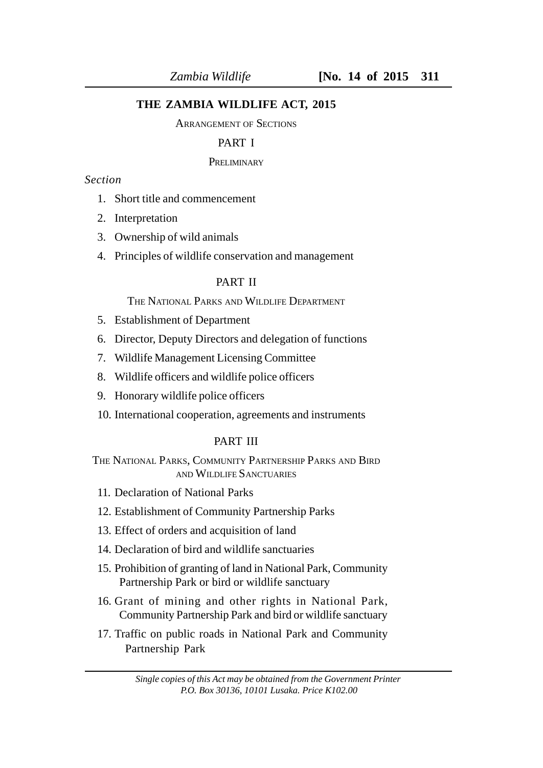# THE ZAMBIA WILDLIFE ACT, 2015

ARRANGEMENT OF SECTIONS

## PART I

PRELIMINARY

*Section*

1. Short title and commencement
2. Interpretation
3. Ownership of wild animals
4. Principles of wildlife conservation and management

## PART II

THE NATIONAL PARKS AND WILDLIFE DEPARTMENT

5. Establishment of Department
6. Director, Deputy Directors and delegation of functions
7. Wildlife Management Licensing Committee
8. Wildlife officers and wildlife police officers
9. Honorary wildlife police officers
10. International cooperation, agreements and instruments

## PART III

THE NATIONAL PARKS, COMMUNITY PARTNERSHIP PARKS AND BIRD AND WILDLIFE SANCTUARIES

11. Declaration of National Parks
12. Establishment of Community Partnership Parks
13. Effect of orders and acquisition of land
14. Declaration of bird and wildlife sanctuaries
15. Prohibition of granting of land in National Park, Community Partnership Park or bird or wildlife sanctuary
16. Grant of mining and other rights in National Park, Community Partnership Park and bird or wildlife sanctuary
17. Traffic on public roads in National Park and Community Partnership Park

*Single copies of this Act may be obtained from the Government Printer P.O. Box 30136, 10101 Lusaka. Price K102.00*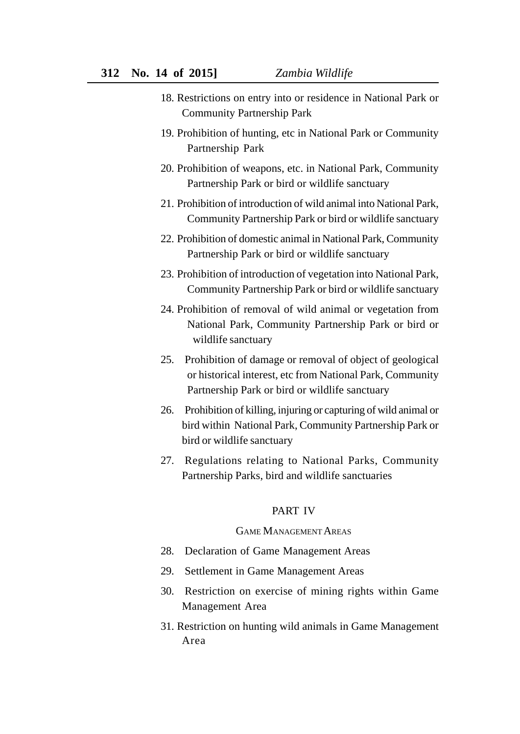18. Restrictions on entry into or residence in National Park or Community Partnership Park
19. Prohibition of hunting, etc in National Park or Community Partnership Park
20. Prohibition of weapons, etc. in National Park, Community Partnership Park or bird or wildlife sanctuary
21. Prohibition of introduction of wild animal into National Park, Community Partnership Park or bird or wildlife sanctuary
22. Prohibition of domestic animal in National Park, Community Partnership Park or bird or wildlife sanctuary
23. Prohibition of introduction of vegetation into National Park, Community Partnership Park or bird or wildlife sanctuary
24. Prohibition of removal of wild animal or vegetation from National Park, Community Partnership Park or bird or wildlife sanctuary
25. Prohibition of damage or removal of object of geological or historical interest, etc from National Park, Community Partnership Park or bird or wildlife sanctuary
26. Prohibition of killing, injuring or capturing of wild animal or bird within National Park, Community Partnership Park or bird or wildlife sanctuary
27. Regulations relating to National Parks, Community Partnership Parks, bird and wildlife sanctuaries

## PART IV

### GAME MANAGEMENT AREAS

28. Declaration of Game Management Areas
29. Settlement in Game Management Areas
30. Restriction on exercise of mining rights within Game Management Area
31. Restriction on hunting wild animals in Game Management Area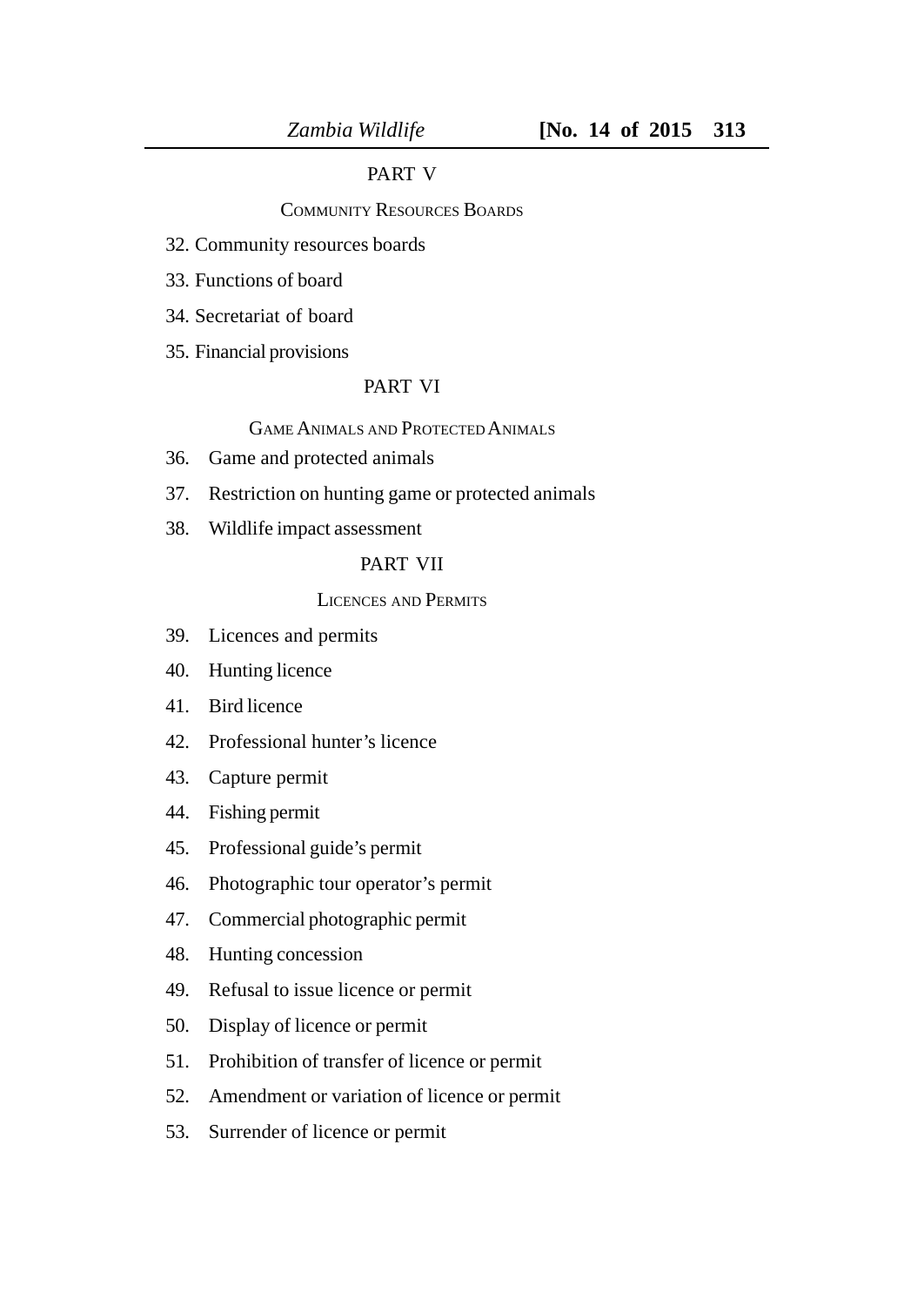PART V

COMMUNITY RESOURCES BOARDS

32. Community resources boards

33. Functions of board

34. Secretariat of board

35. Financial provisions

PART VI

GAME ANIMALS AND PROTECTED ANIMALS

36. Game and protected animals

37. Restriction on hunting game or protected animals

38. Wildlife impact assessment

PART VII

LICENCES AND PERMITS

39. Licences and permits

40. Hunting licence

41. Bird licence

42. Professional hunter's licence

43. Capture permit

44. Fishing permit

45. Professional guide's permit

46. Photographic tour operator's permit

47. Commercial photographic permit

48. Hunting concession

49. Refusal to issue licence or permit

50. Display of licence or permit

51. Prohibition of transfer of licence or permit

52. Amendment or variation of licence or permit

53. Surrender of licence or permit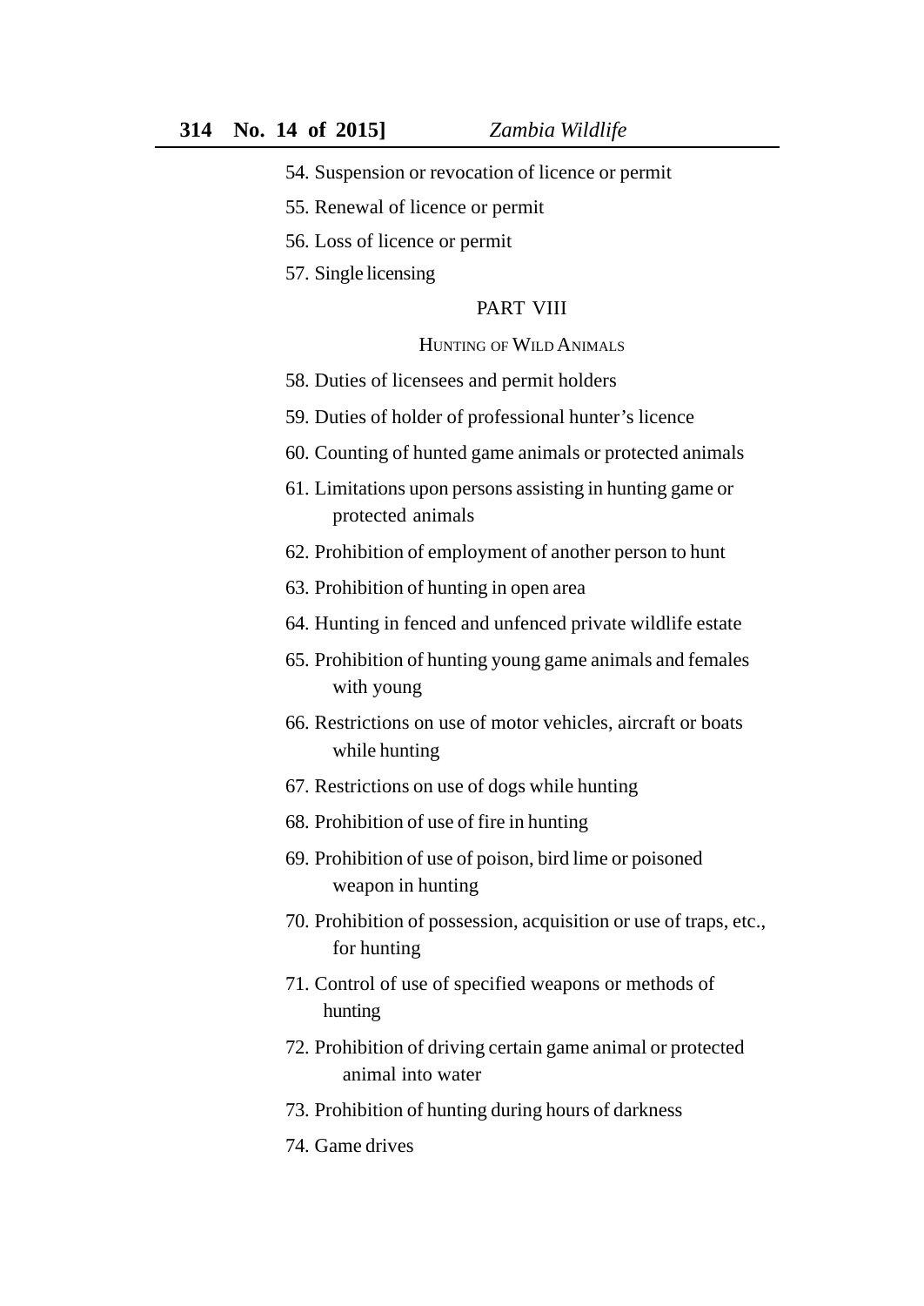54. Suspension or revocation of licence or permit

55. Renewal of licence or permit

56. Loss of licence or permit

57. Single licensing

PART VIII

HUNTING OF WILD ANIMALS

58. Duties of licensees and permit holders

59. Duties of holder of professional hunter's licence

60. Counting of hunted game animals or protected animals

61. Limitations upon persons assisting in hunting game or protected animals

62. Prohibition of employment of another person to hunt

63. Prohibition of hunting in open area

64. Hunting in fenced and unfenced private wildlife estate

65. Prohibition of hunting young game animals and females with young

66. Restrictions on use of motor vehicles, aircraft or boats while hunting

67. Restrictions on use of dogs while hunting

68. Prohibition of use of fire in hunting

69. Prohibition of use of poison, bird lime or poisoned weapon in hunting

70. Prohibition of possession, acquisition or use of traps, etc., for hunting

71. Control of use of specified weapons or methods of hunting

72. Prohibition of driving certain game animal or protected animal into water

73. Prohibition of hunting during hours of darkness

74. Game drives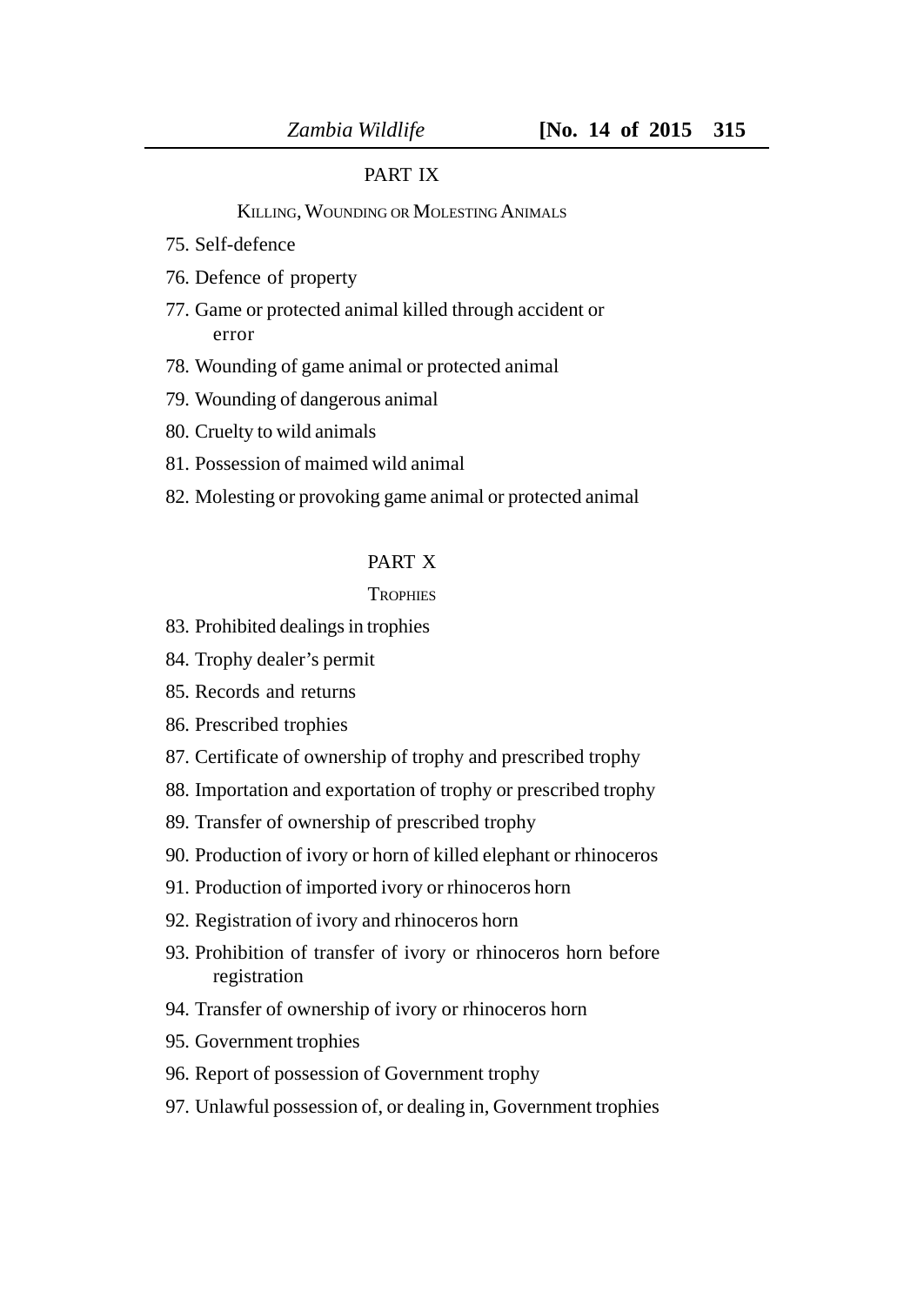## PART IX

### KILLING, WOUNDING OR MOLESTING ANIMALS

75. Self-defence
76. Defence of property
77. Game or protected animal killed through accident or error
78. Wounding of game animal or protected animal
79. Wounding of dangerous animal
80. Cruelty to wild animals
81. Possession of maimed wild animal
82. Molesting or provoking game animal or protected animal

## PART X

### TROPHIES

83. Prohibited dealings in trophies
84. Trophy dealer's permit
85. Records and returns
86. Prescribed trophies
87. Certificate of ownership of trophy and prescribed trophy
88. Importation and exportation of trophy or prescribed trophy
89. Transfer of ownership of prescribed trophy
90. Production of ivory or horn of killed elephant or rhinoceros
91. Production of imported ivory or rhinoceros horn
92. Registration of ivory and rhinoceros horn
93. Prohibition of transfer of ivory or rhinoceros horn before registration
94. Transfer of ownership of ivory or rhinoceros horn
95. Government trophies
96. Report of possession of Government trophy
97. Unlawful possession of, or dealing in, Government trophies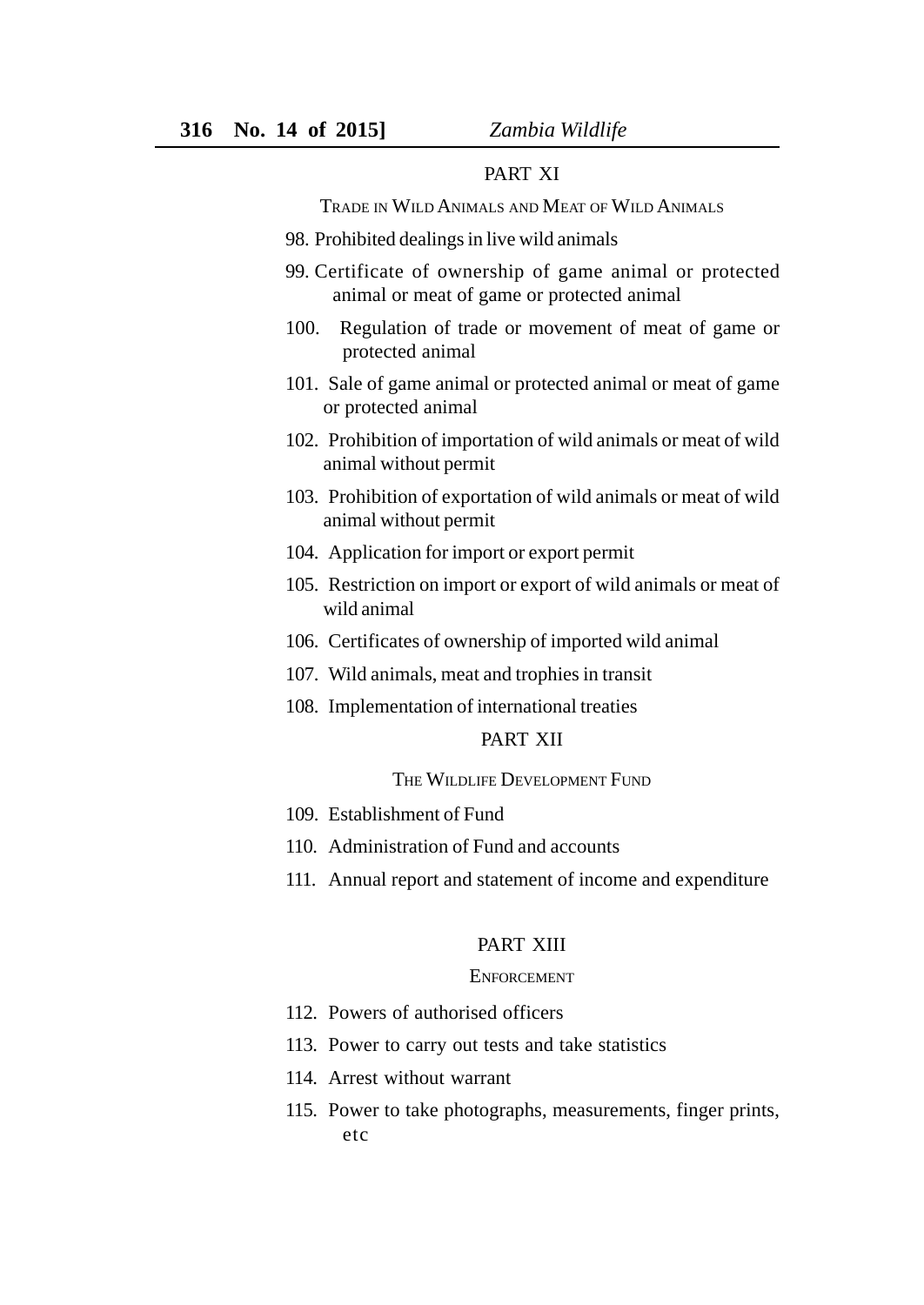PART XI

TRADE IN WILD ANIMALS AND MEAT OF WILD ANIMALS

98. Prohibited dealings in live wild animals

99. Certificate of ownership of game animal or protected animal or meat of game or protected animal

100. Regulation of trade or movement of meat of game or protected animal

101. Sale of game animal or protected animal or meat of game or protected animal

102. Prohibition of importation of wild animals or meat of wild animal without permit

103. Prohibition of exportation of wild animals or meat of wild animal without permit

104. Application for import or export permit

105. Restriction on import or export of wild animals or meat of wild animal

106. Certificates of ownership of imported wild animal

107. Wild animals, meat and trophies in transit

108. Implementation of international treaties

PART XII

THE WILDLIFE DEVELOPMENT FUND

109. Establishment of Fund

110. Administration of Fund and accounts

111. Annual report and statement of income and expenditure

PART XIII

ENFORCEMENT

112. Powers of authorised officers

113. Power to carry out tests and take statistics

114. Arrest without warrant

115. Power to take photographs, measurements, finger prints, etc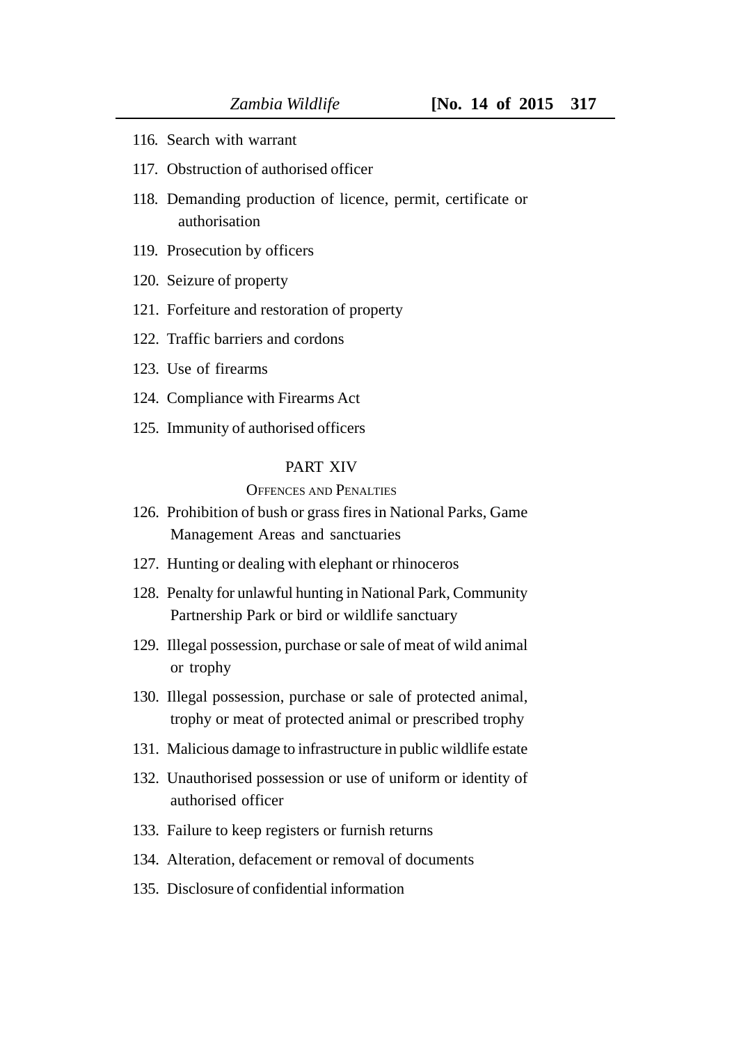116. Search with warrant

117. Obstruction of authorised officer

118. Demanding production of licence, permit, certificate or authorisation

119. Prosecution by officers

120. Seizure of property

121. Forfeiture and restoration of property

122. Traffic barriers and cordons

123. Use of firearms

124. Compliance with Firearms Act

125. Immunity of authorised officers

## PART XIV

### OFFENCES AND PENALTIES

126. Prohibition of bush or grass fires in National Parks, Game Management Areas and sanctuaries

127. Hunting or dealing with elephant or rhinoceros

128. Penalty for unlawful hunting in National Park, Community Partnership Park or bird or wildlife sanctuary

129. Illegal possession, purchase or sale of meat of wild animal or trophy

130. Illegal possession, purchase or sale of protected animal, trophy or meat of protected animal or prescribed trophy

131. Malicious damage to infrastructure in public wildlife estate

132. Unauthorised possession or use of uniform or identity of authorised officer

133. Failure to keep registers or furnish returns

134. Alteration, defacement or removal of documents

135. Disclosure of confidential information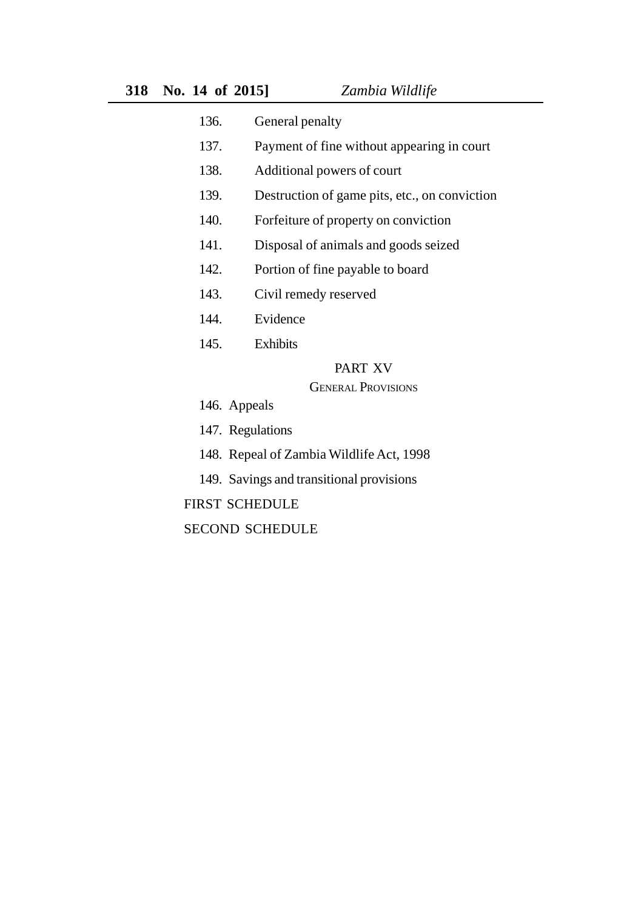136. General penalty

137. Payment of fine without appearing in court

138. Additional powers of court

139. Destruction of game pits, etc., on conviction

140. Forfeiture of property on conviction

141. Disposal of animals and goods seized

142. Portion of fine payable to board

143. Civil remedy reserved

144. Evidence

145. Exhibits

## PART XV

### GENERAL PROVISIONS

146. Appeals

147. Regulations

148. Repeal of Zambia Wildlife Act, 1998

149. Savings and transitional provisions

FIRST SCHEDULE

SECOND SCHEDULE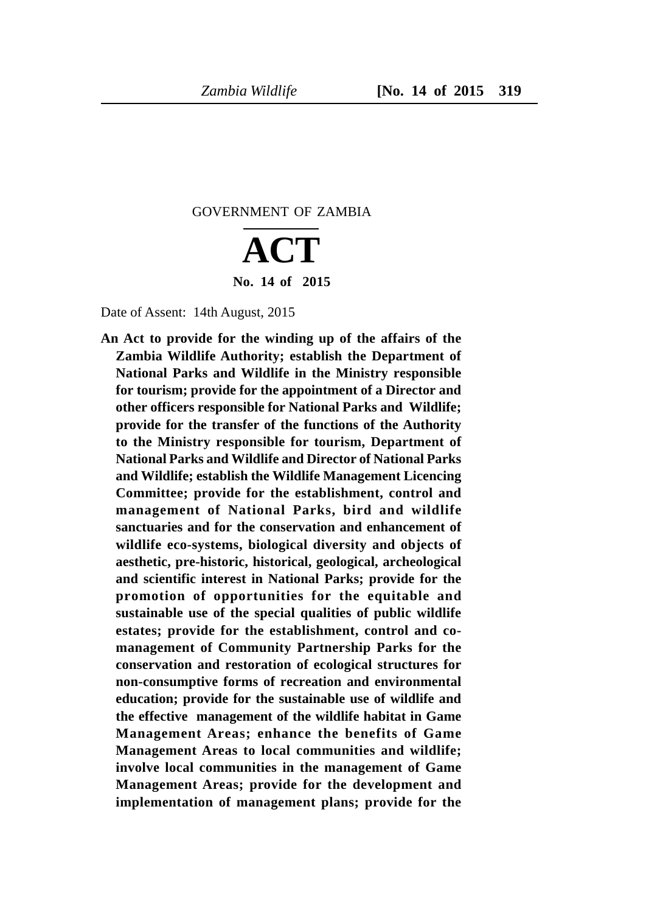GOVERNMENT OF ZAMBIA

# ACT

**No. 14 of 2015**

Date of Assent: 14th August, 2015

**An Act to provide for the winding up of the affairs of the Zambia Wildlife Authority; establish the Department of National Parks and Wildlife in the Ministry responsible for tourism; provide for the appointment of a Director and other officers responsible for National Parks and Wildlife; provide for the transfer of the functions of the Authority to the Ministry responsible for tourism, Department of National Parks and Wildlife and Director of National Parks and Wildlife; establish the Wildlife Management Licencing Committee; provide for the establishment, control and management of National Parks, bird and wildlife sanctuaries and for the conservation and enhancement of wildlife eco-systems, biological diversity and objects of aesthetic, pre-historic, historical, geological, archeological and scientific interest in National Parks; provide for the promotion of opportunities for the equitable and sustainable use of the special qualities of public wildlife estates; provide for the establishment, control and co-management of Community Partnership Parks for the conservation and restoration of ecological structures for non-consumptive forms of recreation and environmental education; provide for the sustainable use of wildlife and the effective management of the wildlife habitat in Game Management Areas; enhance the benefits of Game Management Areas to local communities and wildlife; involve local communities in the management of Game Management Areas; provide for the development and implementation of management plans; provide for the**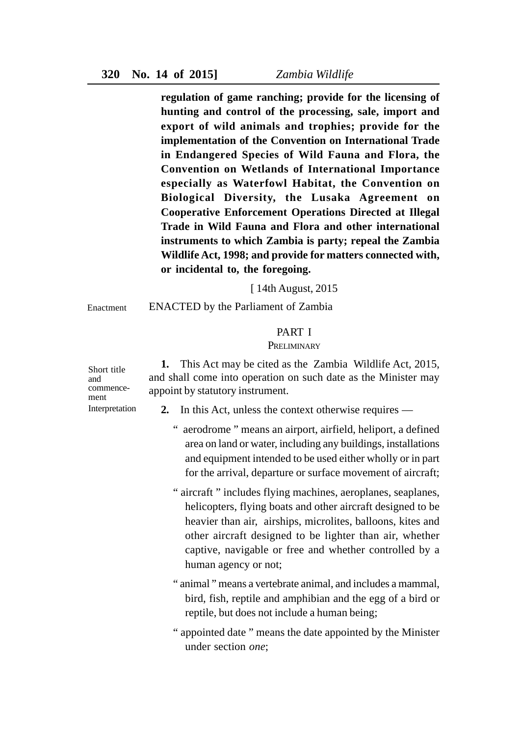**regulation of game ranching; provide for the licensing of hunting and control of the processing, sale, import and export of wild animals and trophies; provide for the implementation of the Convention on International Trade in Endangered Species of Wild Fauna and Flora, the Convention on Wetlands of International Importance especially as Waterfowl Habitat, the Convention on Biological Diversity, the Lusaka Agreement on Cooperative Enforcement Operations Directed at Illegal Trade in Wild Fauna and Flora and other international instruments to which Zambia is party; repeal the Zambia Wildlife Act, 1998; and provide for matters connected with, or incidental to, the foregoing.**

[ 14th August, 2015

Enactment

ENACTED by the Parliament of Zambia

## PART I

### PRELIMINARY

Short title and commencement

**1.** This Act may be cited as the Zambia Wildlife Act, 2015, and shall come into operation on such date as the Minister may appoint by statutory instrument.

Interpretation

**2.** In this Act, unless the context otherwise requires —

" aerodrome " means an airport, airfield, heliport, a defined area on land or water, including any buildings, installations and equipment intended to be used either wholly or in part for the arrival, departure or surface movement of aircraft;

" aircraft " includes flying machines, aeroplanes, seaplanes, helicopters, flying boats and other aircraft designed to be heavier than air, airships, microlites, balloons, kites and other aircraft designed to be lighter than air, whether captive, navigable or free and whether controlled by a human agency or not;

" animal " means a vertebrate animal, and includes a mammal, bird, fish, reptile and amphibian and the egg of a bird or reptile, but does not include a human being;

" appointed date " means the date appointed by the Minister under section *one*;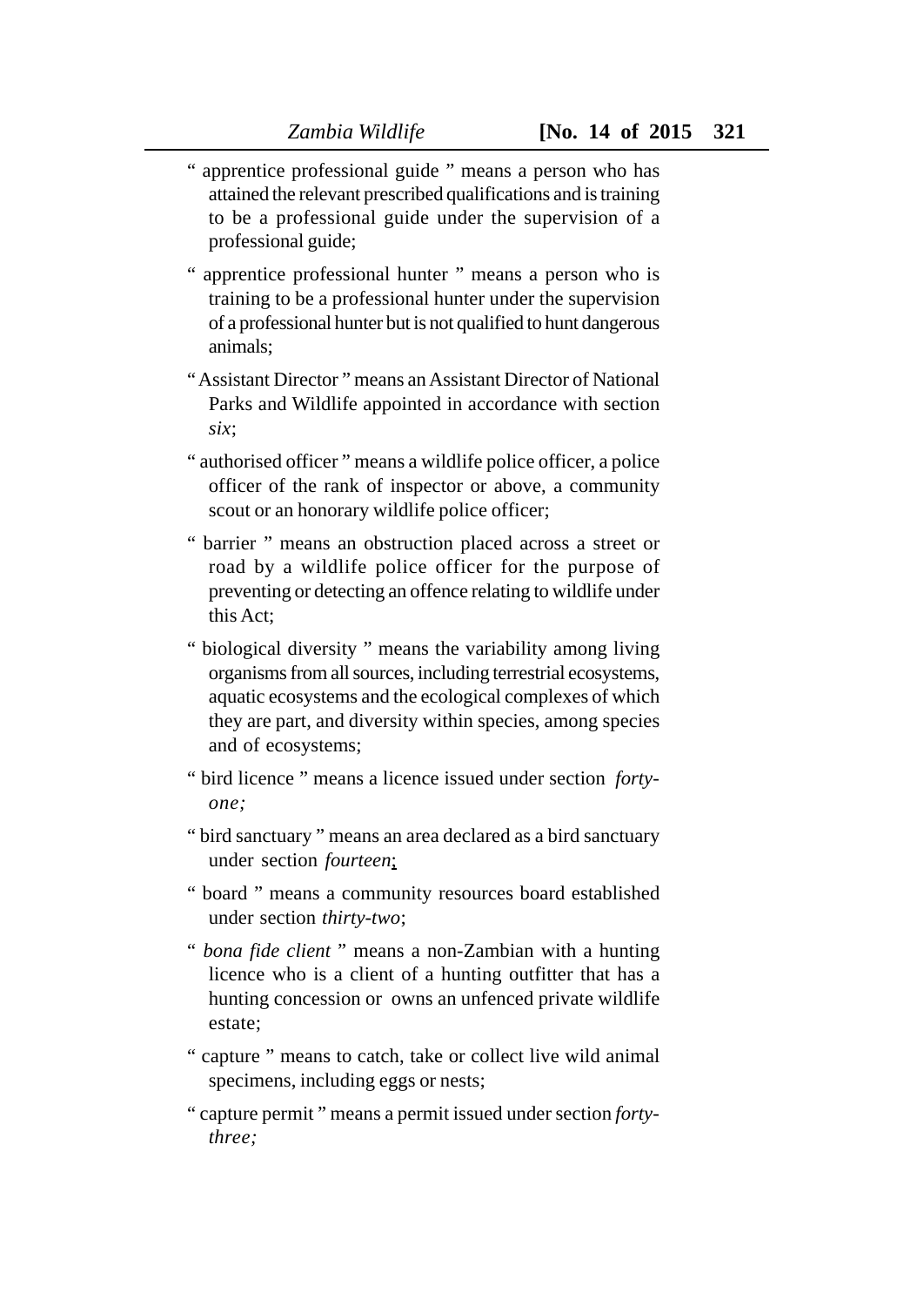" apprentice professional guide " means a person who has attained the relevant prescribed qualifications and is training to be a professional guide under the supervision of a professional guide;

" apprentice professional hunter " means a person who is training to be a professional hunter under the supervision of a professional hunter but is not qualified to hunt dangerous animals;

" Assistant Director " means an Assistant Director of National Parks and Wildlife appointed in accordance with section *six*;

" authorised officer " means a wildlife police officer, a police officer of the rank of inspector or above, a community scout or an honorary wildlife police officer;

" barrier " means an obstruction placed across a street or road by a wildlife police officer for the purpose of preventing or detecting an offence relating to wildlife under this Act;

" biological diversity " means the variability among living organisms from all sources, including terrestrial ecosystems, aquatic ecosystems and the ecological complexes of which they are part, and diversity within species, among species and of ecosystems;

" bird licence " means a licence issued under section *forty-one;*

" bird sanctuary " means an area declared as a bird sanctuary under section *fourteen*;

" board " means a community resources board established under section *thirty-two*;

" *bona fide client* " means a non-Zambian with a hunting licence who is a client of a hunting outfitter that has a hunting concession or owns an unfenced private wildlife estate;

" capture " means to catch, take or collect live wild animal specimens, including eggs or nests;

" capture permit " means a permit issued under section *forty-three;*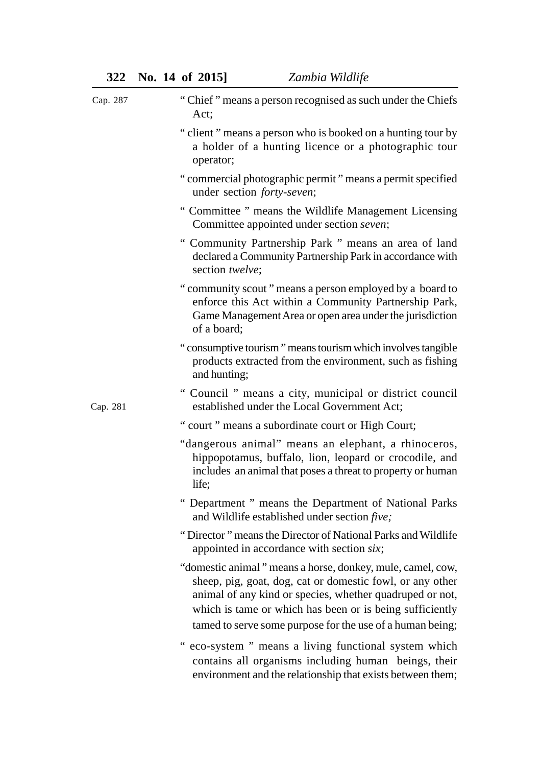Cap. 287

" Chief " means a person recognised as such under the Chiefs Act;

" client " means a person who is booked on a hunting tour by a holder of a hunting licence or a photographic tour operator;

" commercial photographic permit " means a permit specified under section *forty-seven*;

" Committee " means the Wildlife Management Licensing Committee appointed under section *seven*;

" Community Partnership Park " means an area of land declared a Community Partnership Park in accordance with section *twelve*;

" community scout " means a person employed by a board to enforce this Act within a Community Partnership Park, Game Management Area or open area under the jurisdiction of a board;

" consumptive tourism " means tourism which involves tangible products extracted from the environment, such as fishing and hunting;

Cap. 281

" Council " means a city, municipal or district council established under the Local Government Act;

" court " means a subordinate court or High Court;

"dangerous animal" means an elephant, a rhinoceros, hippopotamus, buffalo, lion, leopard or crocodile, and includes an animal that poses a threat to property or human life;

" Department " means the Department of National Parks and Wildlife established under section *five;*

" Director " means the Director of National Parks and Wildlife appointed in accordance with section *six*;

"domestic animal " means a horse, donkey, mule, camel, cow, sheep, pig, goat, dog, cat or domestic fowl, or any other animal of any kind or species, whether quadruped or not, which is tame or which has been or is being sufficiently tamed to serve some purpose for the use of a human being;

" eco-system " means a living functional system which contains all organisms including human beings, their environment and the relationship that exists between them;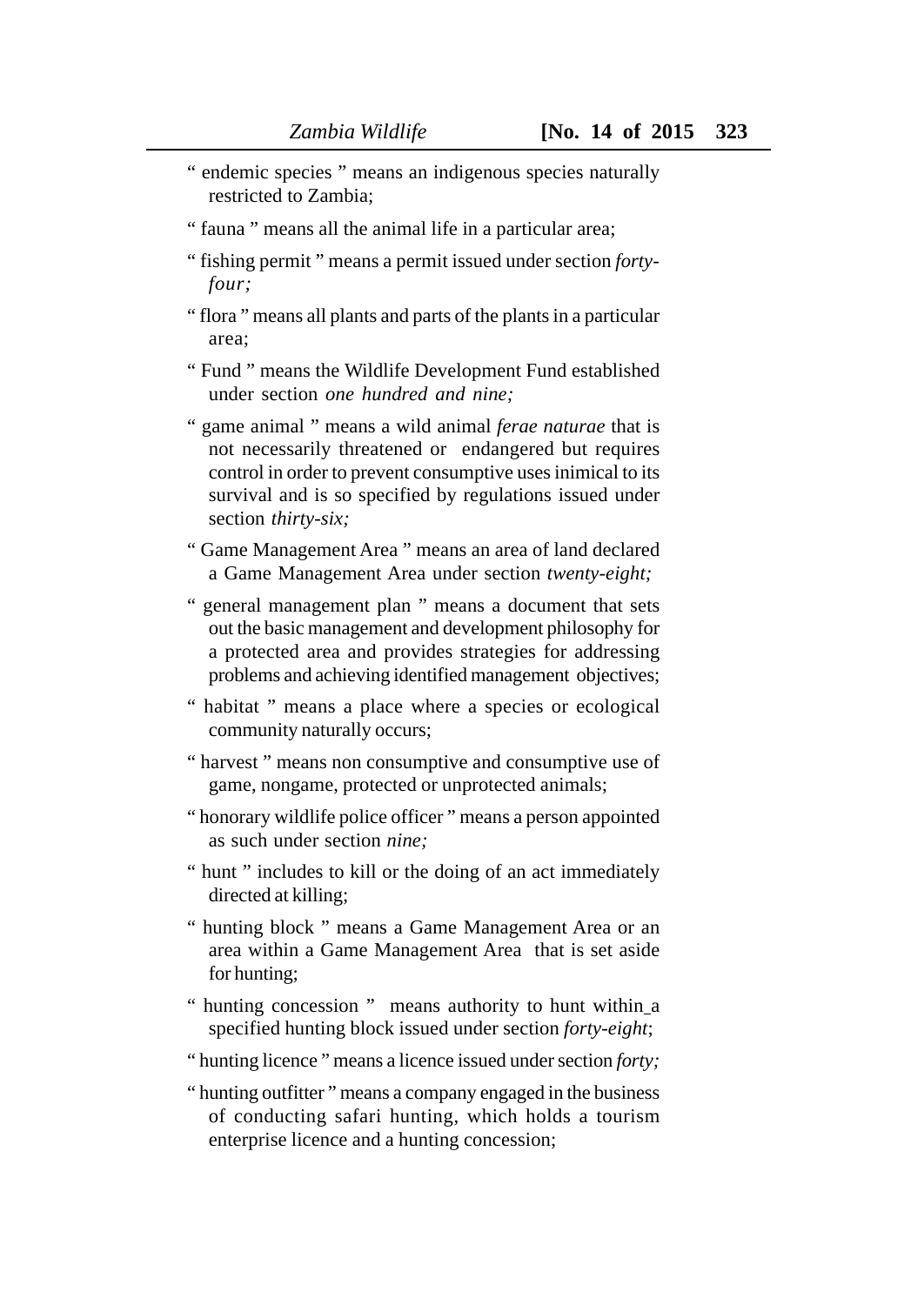" endemic species " means an indigenous species naturally restricted to Zambia;

" fauna " means all the animal life in a particular area;

" fishing permit " means a permit issued under section *forty-four;*

" flora " means all plants and parts of the plants in a particular area;

" Fund " means the Wildlife Development Fund established under section *one hundred and nine;*

" game animal " means a wild animal *ferae naturae* that is not necessarily threatened or endangered but requires control in order to prevent consumptive uses inimical to its survival and is so specified by regulations issued under section *thirty-six;*

" Game Management Area " means an area of land declared a Game Management Area under section *twenty-eight;*

" general management plan " means a document that sets out the basic management and development philosophy for a protected area and provides strategies for addressing problems and achieving identified management objectives;

" habitat " means a place where a species or ecological community naturally occurs;

" harvest " means non consumptive and consumptive use of game, nongame, protected or unprotected animals;

" honorary wildlife police officer " means a person appointed as such under section *nine;*

" hunt " includes to kill or the doing of an act immediately directed at killing;

" hunting block " means a Game Management Area or an area within a Game Management Area that is set aside for hunting;

" hunting concession " means authority to hunt within a specified hunting block issued under section *forty-eight*;

" hunting licence " means a licence issued under section *forty;*

" hunting outfitter " means a company engaged in the business of conducting safari hunting, which holds a tourism enterprise licence and a hunting concession;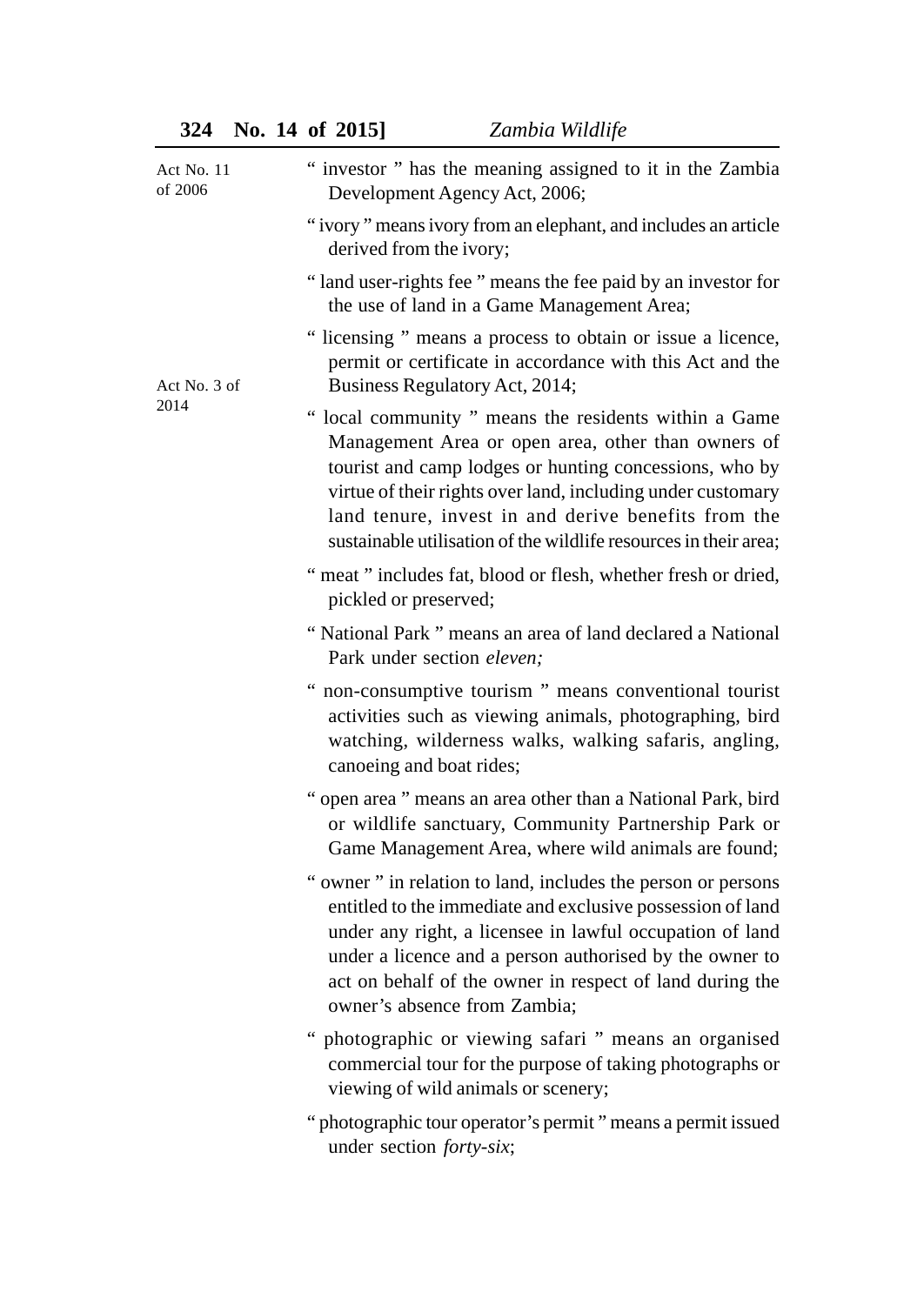Act No. 11 of 2006

" investor " has the meaning assigned to it in the Zambia Development Agency Act, 2006;

" ivory " means ivory from an elephant, and includes an article derived from the ivory;

" land user-rights fee " means the fee paid by an investor for the use of land in a Game Management Area;

Act No. 3 of 2014

" licensing " means a process to obtain or issue a licence, permit or certificate in accordance with this Act and the Business Regulatory Act, 2014;

" local community " means the residents within a Game Management Area or open area, other than owners of tourist and camp lodges or hunting concessions, who by virtue of their rights over land, including under customary land tenure, invest in and derive benefits from the sustainable utilisation of the wildlife resources in their area;

" meat " includes fat, blood or flesh, whether fresh or dried, pickled or preserved;

" National Park " means an area of land declared a National Park under section *eleven;*

" non-consumptive tourism " means conventional tourist activities such as viewing animals, photographing, bird watching, wilderness walks, walking safaris, angling, canoeing and boat rides;

" open area " means an area other than a National Park, bird or wildlife sanctuary, Community Partnership Park or Game Management Area, where wild animals are found;

" owner " in relation to land, includes the person or persons entitled to the immediate and exclusive possession of land under any right, a licensee in lawful occupation of land under a licence and a person authorised by the owner to act on behalf of the owner in respect of land during the owner's absence from Zambia;

" photographic or viewing safari " means an organised commercial tour for the purpose of taking photographs or viewing of wild animals or scenery;

" photographic tour operator's permit " means a permit issued under section *forty-six*;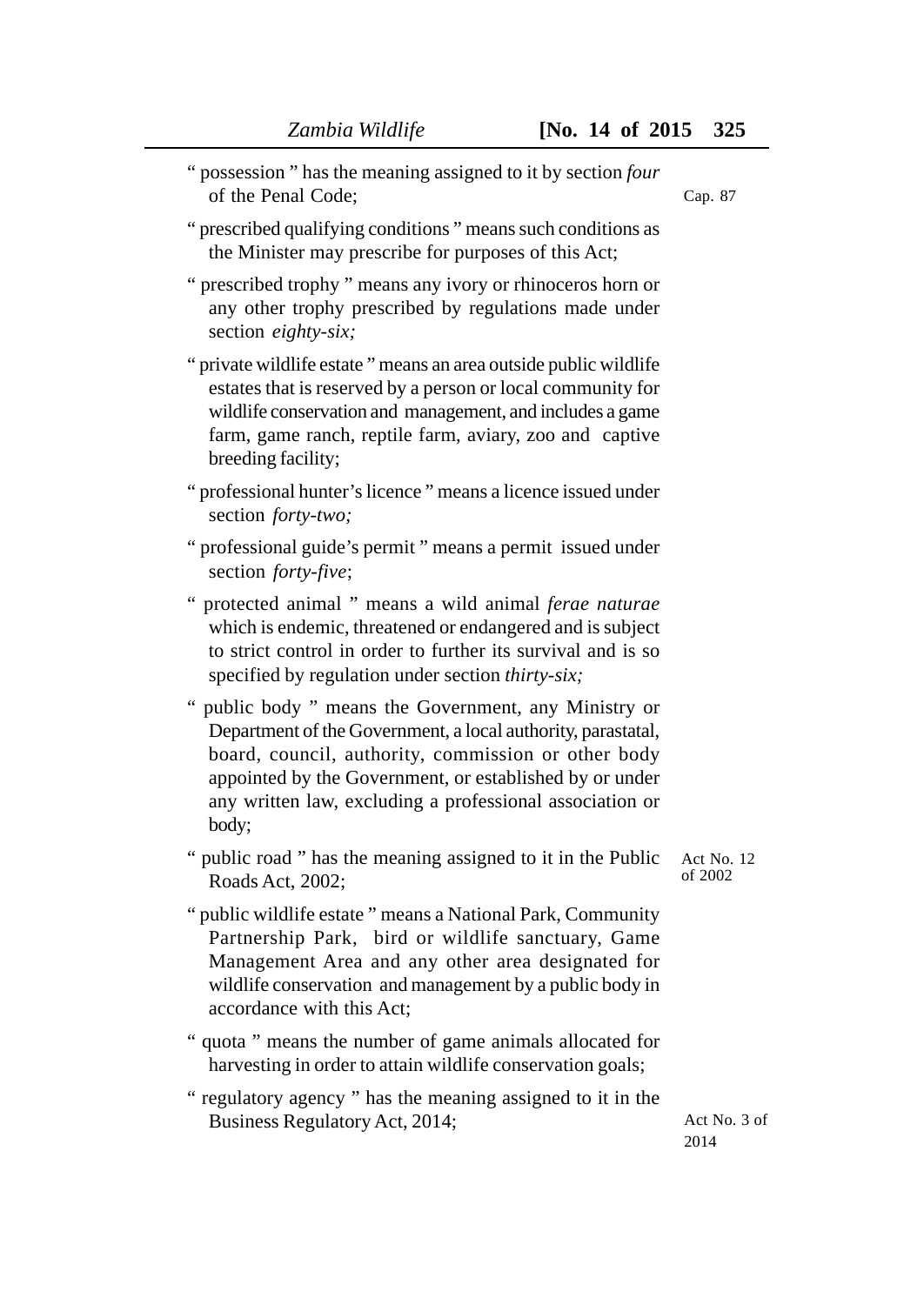" possession " has the meaning assigned to it by section *four* of the Penal Code; Cap. 87

" prescribed qualifying conditions " means such conditions as the Minister may prescribe for purposes of this Act;

" prescribed trophy " means any ivory or rhinoceros horn or any other trophy prescribed by regulations made under section *eighty-six;*

" private wildlife estate " means an area outside public wildlife estates that is reserved by a person or local community for wildlife conservation and management, and includes a game farm, game ranch, reptile farm, aviary, zoo and captive breeding facility;

" professional hunter's licence " means a licence issued under section *forty-two;*

" professional guide's permit " means a permit issued under section *forty-five*;

" protected animal " means a wild animal *ferae naturae* which is endemic, threatened or endangered and is subject to strict control in order to further its survival and is so specified by regulation under section *thirty-six;*

" public body " means the Government, any Ministry or Department of the Government, a local authority, parastatal, board, council, authority, commission or other body appointed by the Government, or established by or under any written law, excluding a professional association or body;

" public road " has the meaning assigned to it in the Public Roads Act, 2002; Act No. 12 of 2002

" public wildlife estate " means a National Park, Community Partnership Park, bird or wildlife sanctuary, Game Management Area and any other area designated for wildlife conservation and management by a public body in accordance with this Act;

" quota " means the number of game animals allocated for harvesting in order to attain wildlife conservation goals;

" regulatory agency " has the meaning assigned to it in the Business Regulatory Act, 2014; Act No. 3 of 2014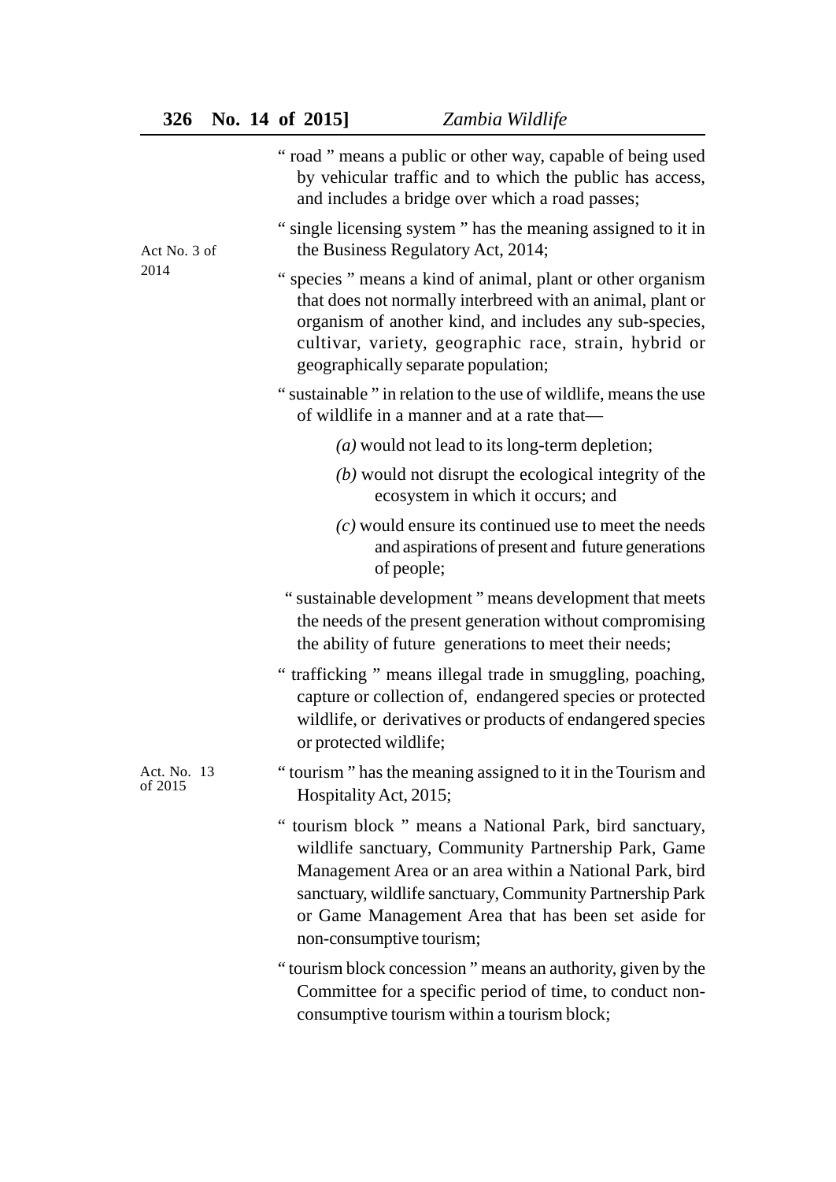" road " means a public or other way, capable of being used by vehicular traffic and to which the public has access, and includes a bridge over which a road passes;

Act No. 3 of 2014

" single licensing system " has the meaning assigned to it in the Business Regulatory Act, 2014;

" species " means a kind of animal, plant or other organism that does not normally interbreed with an animal, plant or organism of another kind, and includes any sub-species, cultivar, variety, geographic race, strain, hybrid or geographically separate population;

" sustainable " in relation to the use of wildlife, means the use of wildlife in a manner and at a rate that—

*(a)* would not lead to its long-term depletion;

*(b)* would not disrupt the ecological integrity of the ecosystem in which it occurs; and

*(c)* would ensure its continued use to meet the needs and aspirations of present and future generations of people;

" sustainable development " means development that meets the needs of the present generation without compromising the ability of future generations to meet their needs;

" trafficking " means illegal trade in smuggling, poaching, capture or collection of, endangered species or protected wildlife, or derivatives or products of endangered species or protected wildlife;

Act. No. 13 of 2015

" tourism " has the meaning assigned to it in the Tourism and Hospitality Act, 2015;

" tourism block " means a National Park, bird sanctuary, wildlife sanctuary, Community Partnership Park, Game Management Area or an area within a National Park, bird sanctuary, wildlife sanctuary, Community Partnership Park or Game Management Area that has been set aside for non-consumptive tourism;

" tourism block concession " means an authority, given by the Committee for a specific period of time, to conduct non-consumptive tourism within a tourism block;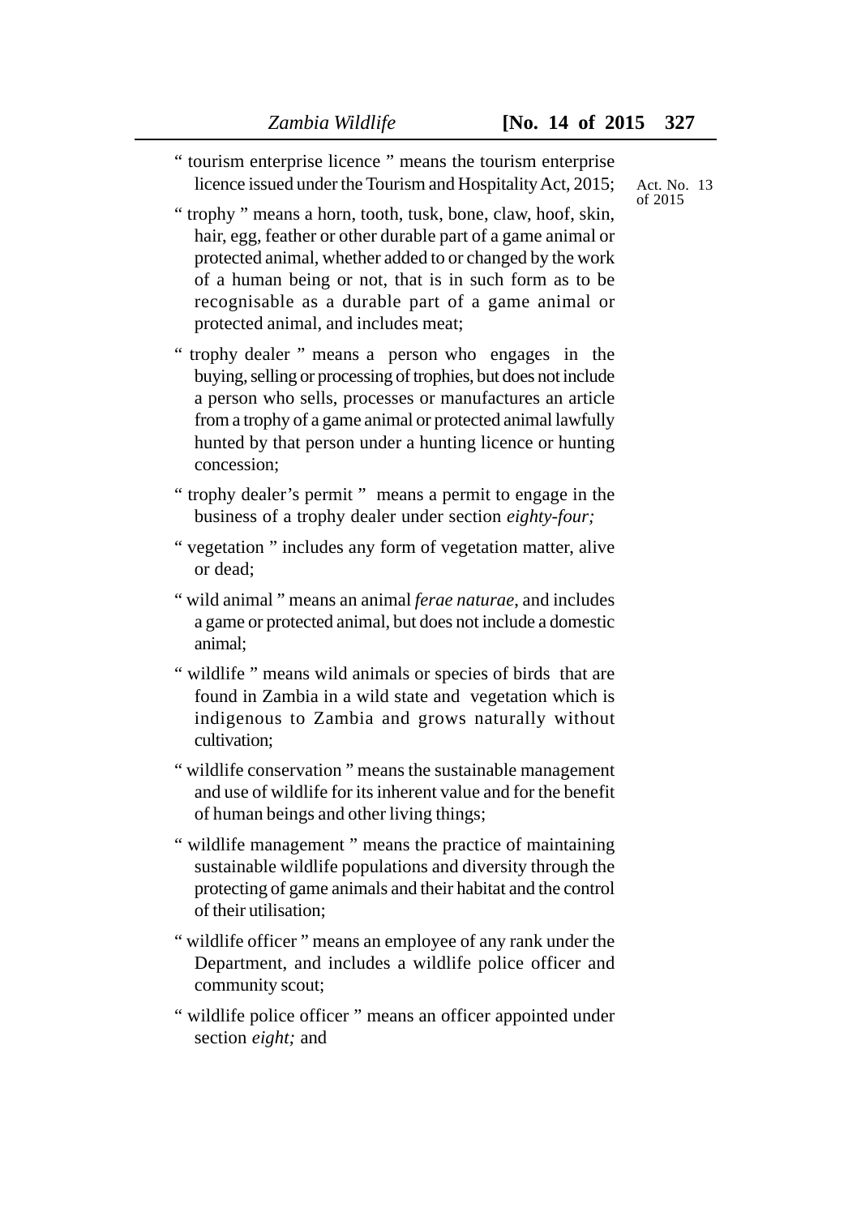" tourism enterprise licence " means the tourism enterprise licence issued under the Tourism and Hospitality Act, 2015;

Act. No. 13 of 2015

" trophy " means a horn, tooth, tusk, bone, claw, hoof, skin, hair, egg, feather or other durable part of a game animal or protected animal, whether added to or changed by the work of a human being or not, that is in such form as to be recognisable as a durable part of a game animal or protected animal, and includes meat;

" trophy dealer " means a person who engages in the buying, selling or processing of trophies, but does not include a person who sells, processes or manufactures an article from a trophy of a game animal or protected animal lawfully hunted by that person under a hunting licence or hunting concession;

" trophy dealer's permit " means a permit to engage in the business of a trophy dealer under section *eighty-four;*

" vegetation " includes any form of vegetation matter, alive or dead;

" wild animal " means an animal *ferae naturae*, and includes a game or protected animal, but does not include a domestic animal;

" wildlife " means wild animals or species of birds that are found in Zambia in a wild state and vegetation which is indigenous to Zambia and grows naturally without cultivation;

" wildlife conservation " means the sustainable management and use of wildlife for its inherent value and for the benefit of human beings and other living things;

" wildlife management " means the practice of maintaining sustainable wildlife populations and diversity through the protecting of game animals and their habitat and the control of their utilisation;

" wildlife officer " means an employee of any rank under the Department, and includes a wildlife police officer and community scout;

" wildlife police officer " means an officer appointed under section *eight;* and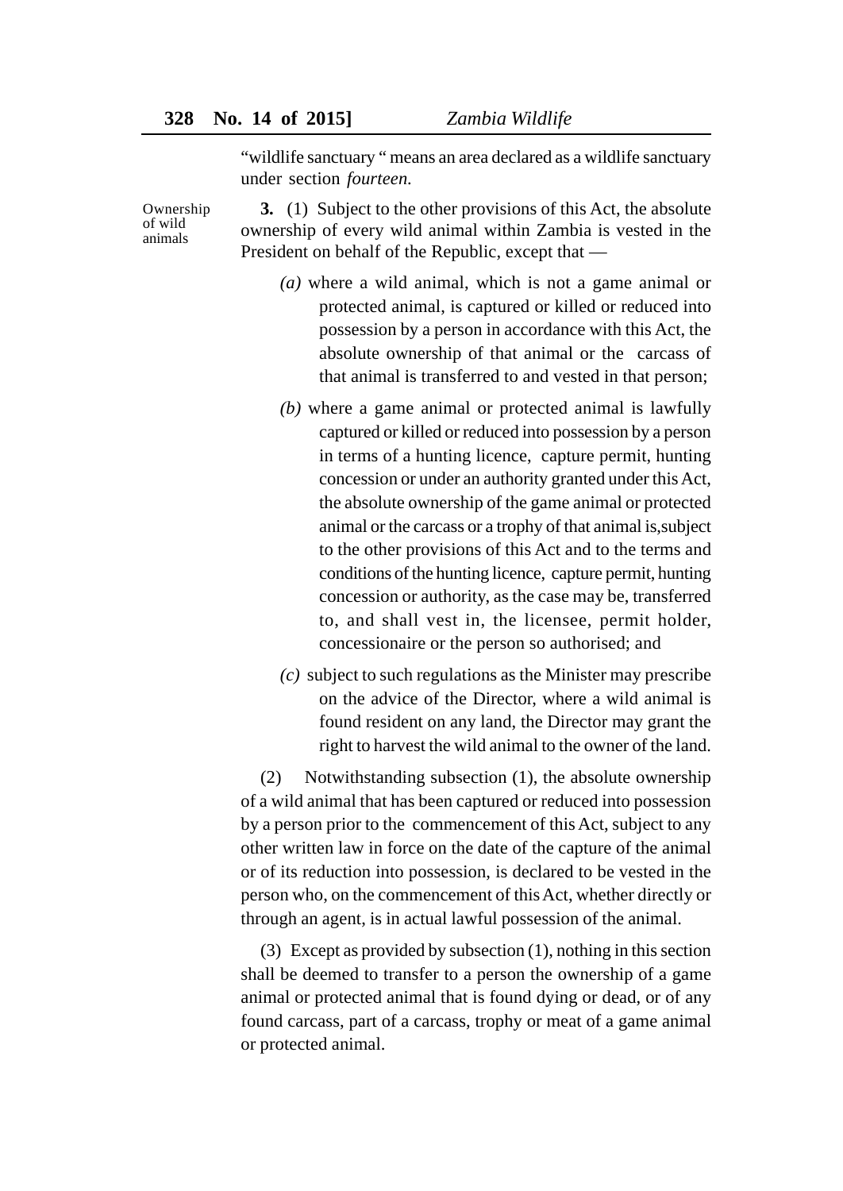"wildlife sanctuary " means an area declared as a wildlife sanctuary under section *fourteen.*

Ownership of wild animals

**3.** (1) Subject to the other provisions of this Act, the absolute ownership of every wild animal within Zambia is vested in the President on behalf of the Republic, except that —

*(a)* where a wild animal, which is not a game animal or protected animal, is captured or killed or reduced into possession by a person in accordance with this Act, the absolute ownership of that animal or the carcass of that animal is transferred to and vested in that person;

*(b)* where a game animal or protected animal is lawfully captured or killed or reduced into possession by a person in terms of a hunting licence, capture permit, hunting concession or under an authority granted under this Act, the absolute ownership of the game animal or protected animal or the carcass or a trophy of that animal is,subject to the other provisions of this Act and to the terms and conditions of the hunting licence, capture permit, hunting concession or authority, as the case may be, transferred to, and shall vest in, the licensee, permit holder, concessionaire or the person so authorised; and

*(c)* subject to such regulations as the Minister may prescribe on the advice of the Director, where a wild animal is found resident on any land, the Director may grant the right to harvest the wild animal to the owner of the land.

(2) Notwithstanding subsection (1), the absolute ownership of a wild animal that has been captured or reduced into possession by a person prior to the commencement of this Act, subject to any other written law in force on the date of the capture of the animal or of its reduction into possession, is declared to be vested in the person who, on the commencement of this Act, whether directly or through an agent, is in actual lawful possession of the animal.

(3) Except as provided by subsection (1), nothing in this section shall be deemed to transfer to a person the ownership of a game animal or protected animal that is found dying or dead, or of any found carcass, part of a carcass, trophy or meat of a game animal or protected animal.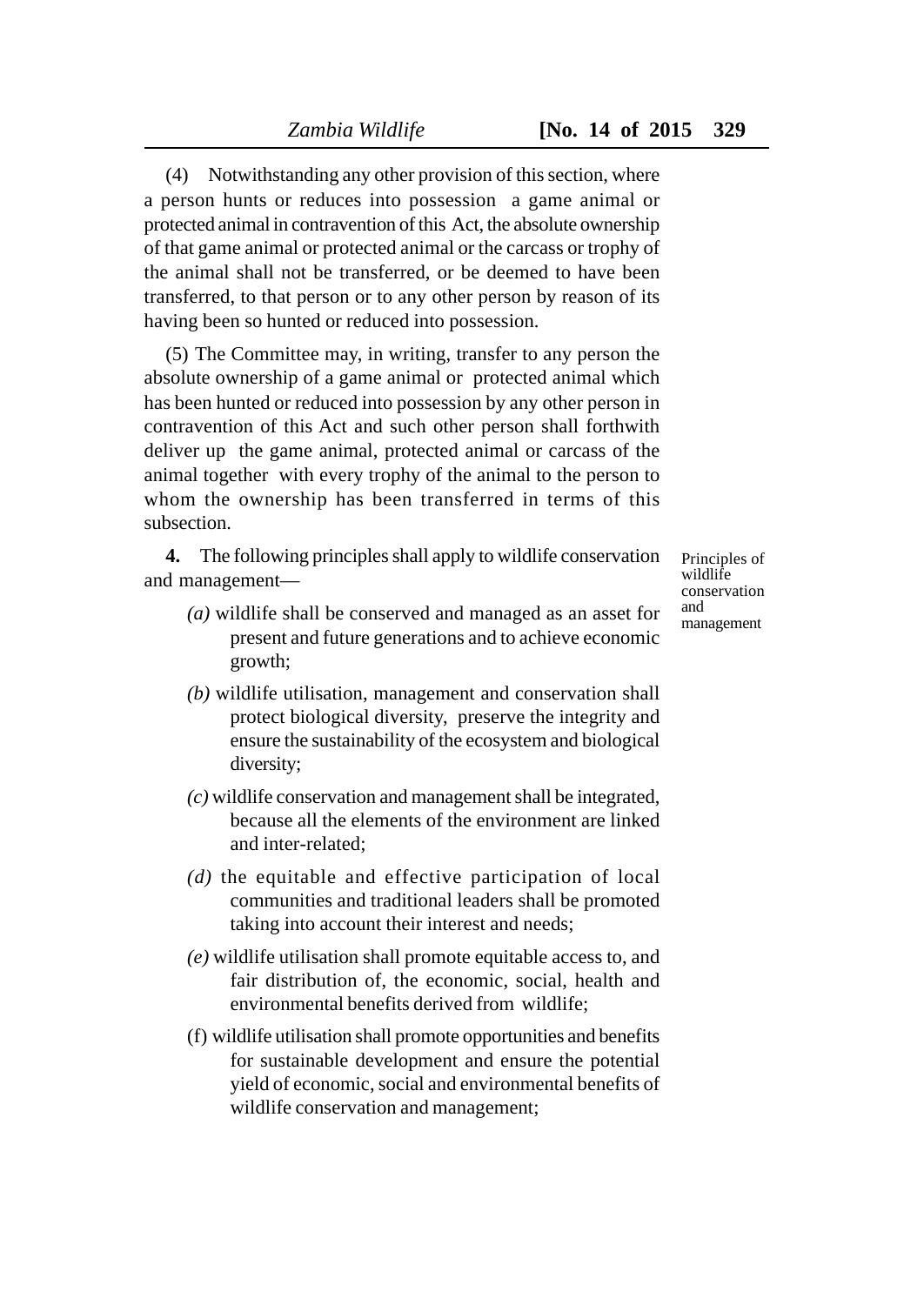(4) Notwithstanding any other provision of this section, where a person hunts or reduces into possession a game animal or protected animal in contravention of this Act, the absolute ownership of that game animal or protected animal or the carcass or trophy of the animal shall not be transferred, or be deemed to have been transferred, to that person or to any other person by reason of its having been so hunted or reduced into possession.

(5) The Committee may, in writing, transfer to any person the absolute ownership of a game animal or protected animal which has been hunted or reduced into possession by any other person in contravention of this Act and such other person shall forthwith deliver up the game animal, protected animal or carcass of the animal together with every trophy of the animal to the person to whom the ownership has been transferred in terms of this subsection.

Principles of wildlife conservation and management

**4.** The following principles shall apply to wildlife conservation and management—

*(a)* wildlife shall be conserved and managed as an asset for present and future generations and to achieve economic growth;

*(b)* wildlife utilisation, management and conservation shall protect biological diversity, preserve the integrity and ensure the sustainability of the ecosystem and biological diversity;

*(c)* wildlife conservation and management shall be integrated, because all the elements of the environment are linked and inter-related;

*(d)* the equitable and effective participation of local communities and traditional leaders shall be promoted taking into account their interest and needs;

*(e)* wildlife utilisation shall promote equitable access to, and fair distribution of, the economic, social, health and environmental benefits derived from wildlife;

(f) wildlife utilisation shall promote opportunities and benefits for sustainable development and ensure the potential yield of economic, social and environmental benefits of wildlife conservation and management;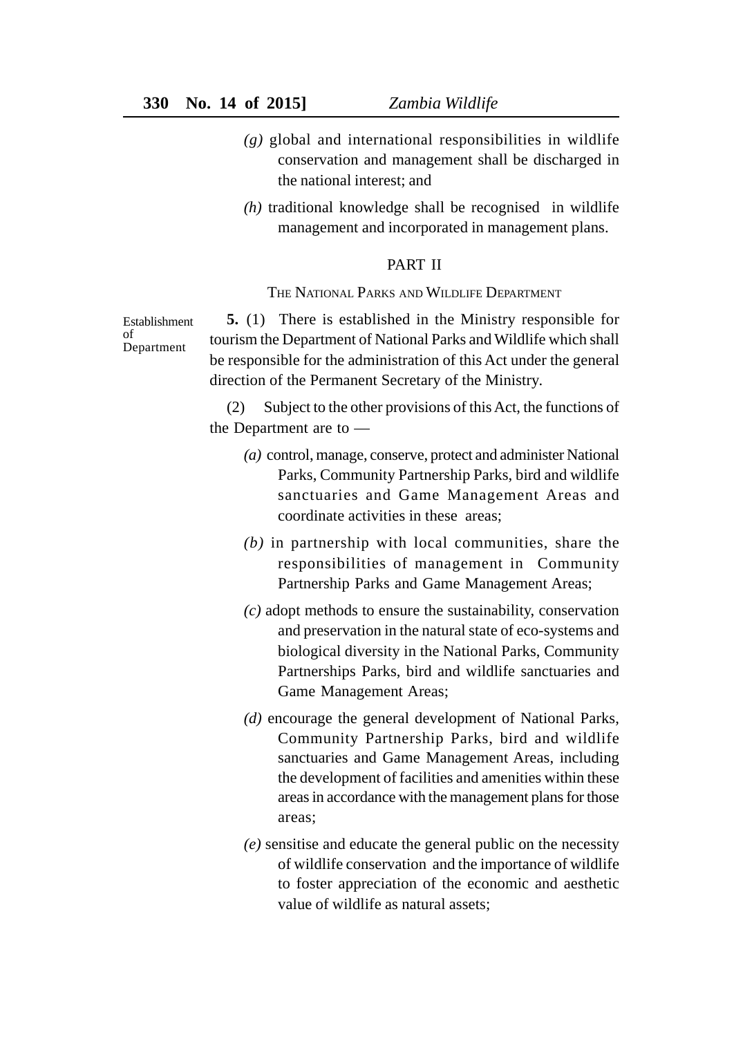(g) global and international responsibilities in wildlife conservation and management shall be discharged in the national interest; and

(h) traditional knowledge shall be recognised in wildlife management and incorporated in management plans.

## PART II

### THE NATIONAL PARKS AND WILDLIFE DEPARTMENT

Establishment of Department

**5.** (1) There is established in the Ministry responsible for tourism the Department of National Parks and Wildlife which shall be responsible for the administration of this Act under the general direction of the Permanent Secretary of the Ministry.

(2) Subject to the other provisions of this Act, the functions of the Department are to —

(a) control, manage, conserve, protect and administer National Parks, Community Partnership Parks, bird and wildlife sanctuaries and Game Management Areas and coordinate activities in these areas;

(b) in partnership with local communities, share the responsibilities of management in Community Partnership Parks and Game Management Areas;

(c) adopt methods to ensure the sustainability, conservation and preservation in the natural state of eco-systems and biological diversity in the National Parks, Community Partnerships Parks, bird and wildlife sanctuaries and Game Management Areas;

(d) encourage the general development of National Parks, Community Partnership Parks, bird and wildlife sanctuaries and Game Management Areas, including the development of facilities and amenities within these areas in accordance with the management plans for those areas;

(e) sensitise and educate the general public on the necessity of wildlife conservation and the importance of wildlife to foster appreciation of the economic and aesthetic value of wildlife as natural assets;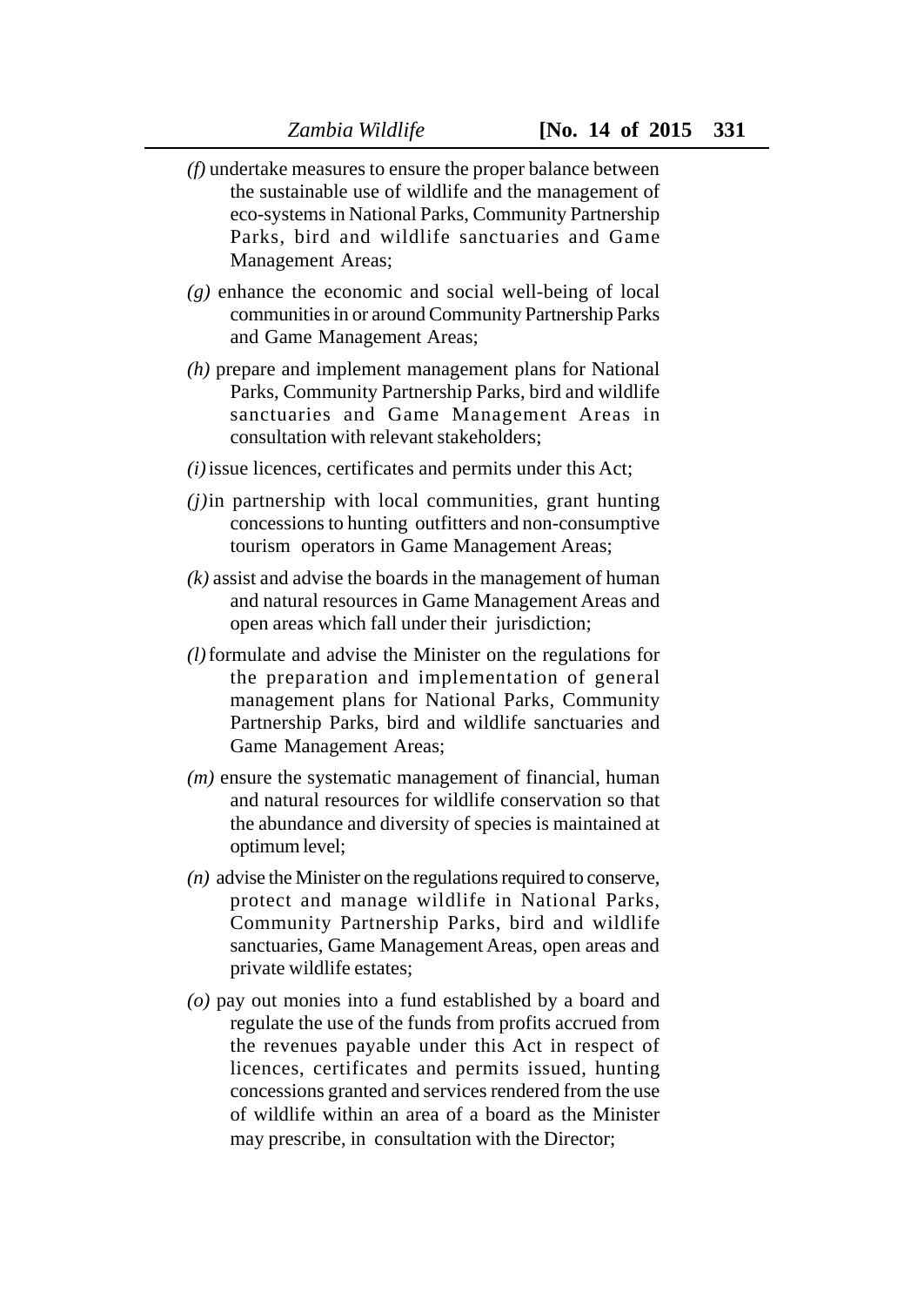*(f)* undertake measures to ensure the proper balance between the sustainable use of wildlife and the management of eco-systems in National Parks, Community Partnership Parks, bird and wildlife sanctuaries and Game Management Areas;

*(g)* enhance the economic and social well-being of local communities in or around Community Partnership Parks and Game Management Areas;

*(h)* prepare and implement management plans for National Parks, Community Partnership Parks, bird and wildlife sanctuaries and Game Management Areas in consultation with relevant stakeholders;

*(i)* issue licences, certificates and permits under this Act;

*(j)* in partnership with local communities, grant hunting concessions to hunting outfitters and non-consumptive tourism operators in Game Management Areas;

*(k)* assist and advise the boards in the management of human and natural resources in Game Management Areas and open areas which fall under their jurisdiction;

*(l)* formulate and advise the Minister on the regulations for the preparation and implementation of general management plans for National Parks, Community Partnership Parks, bird and wildlife sanctuaries and Game Management Areas;

*(m)* ensure the systematic management of financial, human and natural resources for wildlife conservation so that the abundance and diversity of species is maintained at optimum level;

*(n)* advise the Minister on the regulations required to conserve, protect and manage wildlife in National Parks, Community Partnership Parks, bird and wildlife sanctuaries, Game Management Areas, open areas and private wildlife estates;

*(o)* pay out monies into a fund established by a board and regulate the use of the funds from profits accrued from the revenues payable under this Act in respect of licences, certificates and permits issued, hunting concessions granted and services rendered from the use of wildlife within an area of a board as the Minister may prescribe, in consultation with the Director;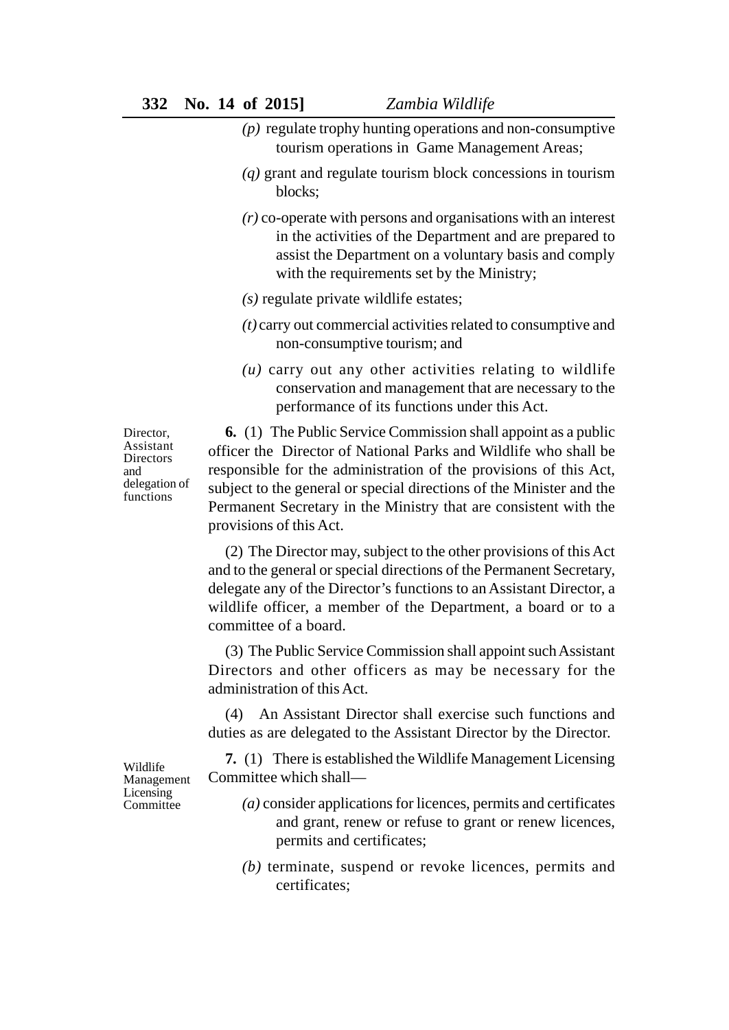(p) regulate trophy hunting operations and non-consumptive tourism operations in Game Management Areas;

(q) grant and regulate tourism block concessions in tourism blocks;

(r) co-operate with persons and organisations with an interest in the activities of the Department and are prepared to assist the Department on a voluntary basis and comply with the requirements set by the Ministry;

(s) regulate private wildlife estates;

(t) carry out commercial activities related to consumptive and non-consumptive tourism; and

(u) carry out any other activities relating to wildlife conservation and management that are necessary to the performance of its functions under this Act.

Director, Assistant Directors and delegation of functions

**6.** (1) The Public Service Commission shall appoint as a public officer the Director of National Parks and Wildlife who shall be responsible for the administration of the provisions of this Act, subject to the general or special directions of the Minister and the Permanent Secretary in the Ministry that are consistent with the provisions of this Act.

(2) The Director may, subject to the other provisions of this Act and to the general or special directions of the Permanent Secretary, delegate any of the Director's functions to an Assistant Director, a wildlife officer, a member of the Department, a board or to a committee of a board.

(3) The Public Service Commission shall appoint such Assistant Directors and other officers as may be necessary for the administration of this Act.

(4) An Assistant Director shall exercise such functions and duties as are delegated to the Assistant Director by the Director.

Wildlife Management Licensing Committee

**7.** (1) There is established the Wildlife Management Licensing Committee which shall—

(a) consider applications for licences, permits and certificates and grant, renew or refuse to grant or renew licences, permits and certificates;

(b) terminate, suspend or revoke licences, permits and certificates;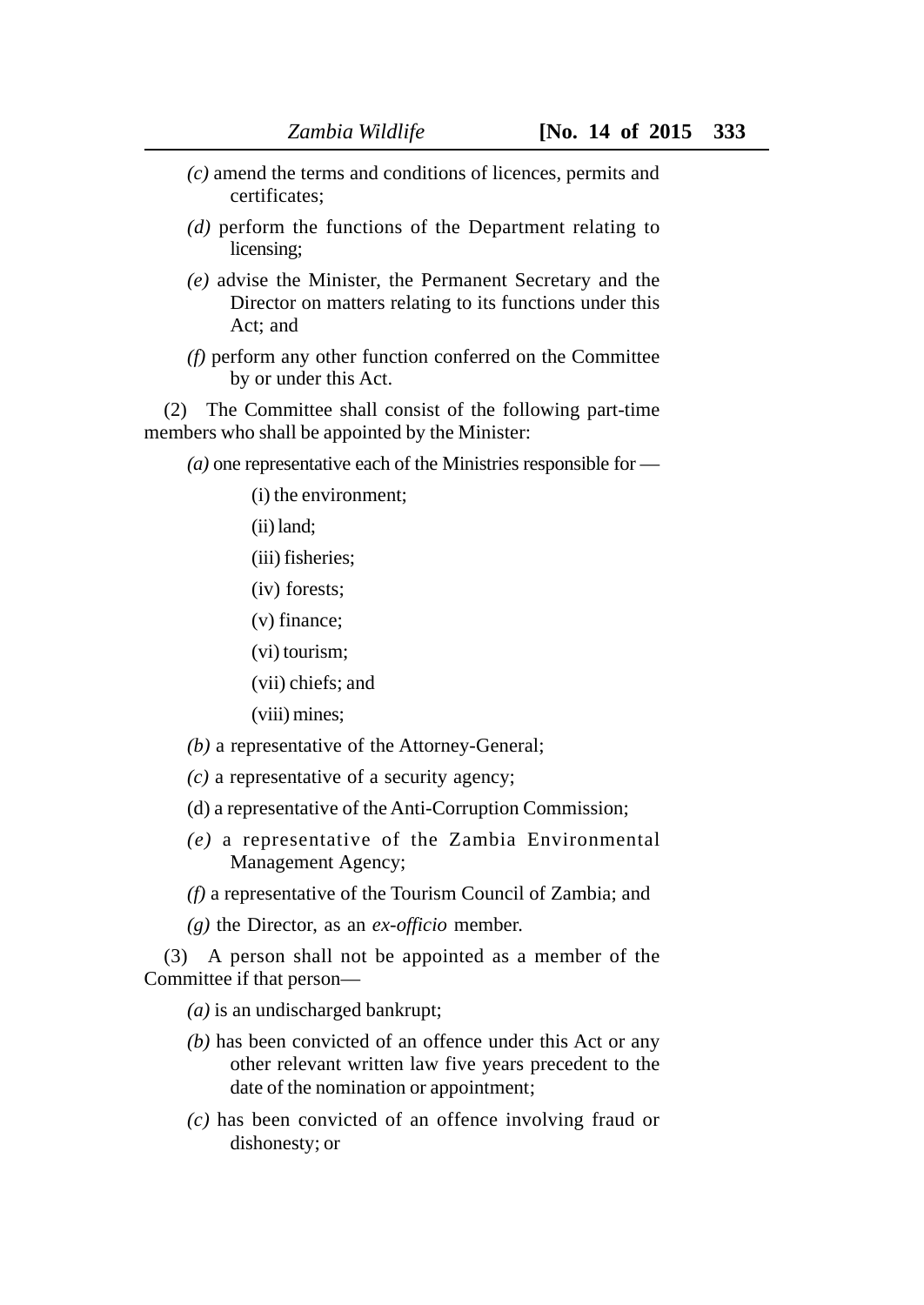*(c)* amend the terms and conditions of licences, permits and certificates;

*(d)* perform the functions of the Department relating to licensing;

*(e)* advise the Minister, the Permanent Secretary and the Director on matters relating to its functions under this Act; and

*(f)* perform any other function conferred on the Committee by or under this Act.

(2) The Committee shall consist of the following part-time members who shall be appointed by the Minister:

*(a)* one representative each of the Ministries responsible for —

(i) the environment;

(ii) land;

(iii) fisheries;

(iv) forests;

(v) finance;

(vi) tourism;

(vii) chiefs; and

(viii) mines;

*(b)* a representative of the Attorney-General;

*(c)* a representative of a security agency;

(d) a representative of the Anti-Corruption Commission;

*(e)* a representative of the Zambia Environmental Management Agency;

*(f)* a representative of the Tourism Council of Zambia; and

*(g)* the Director, as an *ex-officio* member.

(3) A person shall not be appointed as a member of the Committee if that person—

*(a)* is an undischarged bankrupt;

*(b)* has been convicted of an offence under this Act or any other relevant written law five years precedent to the date of the nomination or appointment;

*(c)* has been convicted of an offence involving fraud or dishonesty; or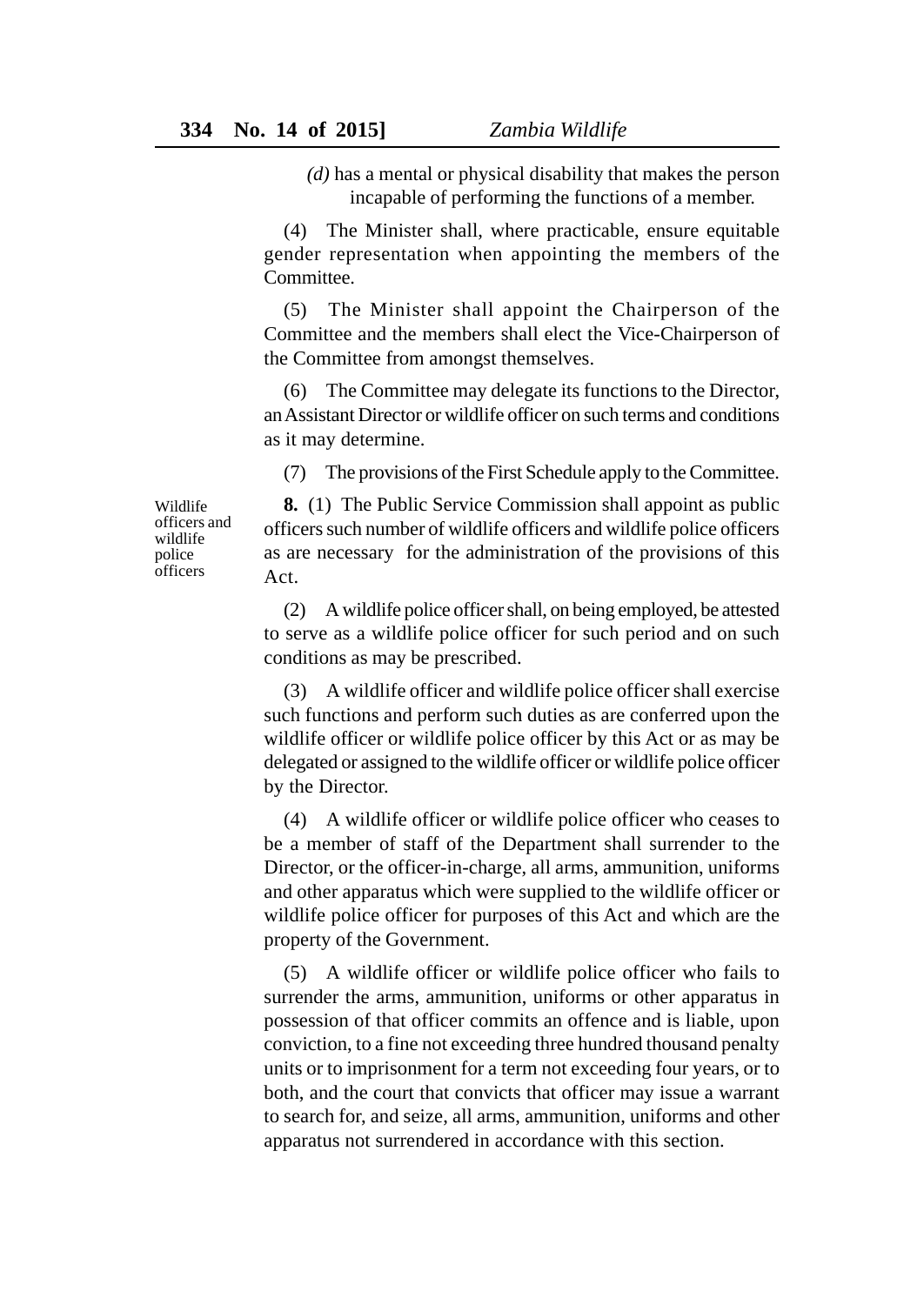*(d)* has a mental or physical disability that makes the person incapable of performing the functions of a member.

(4) The Minister shall, where practicable, ensure equitable gender representation when appointing the members of the Committee.

(5) The Minister shall appoint the Chairperson of the Committee and the members shall elect the Vice-Chairperson of the Committee from amongst themselves.

(6) The Committee may delegate its functions to the Director, an Assistant Director or wildlife officer on such terms and conditions as it may determine.

(7) The provisions of the First Schedule apply to the Committee.

Wildlife officers and wildlife police officers

**8.** (1) The Public Service Commission shall appoint as public officers such number of wildlife officers and wildlife police officers as are necessary for the administration of the provisions of this Act.

(2) A wildlife police officer shall, on being employed, be attested to serve as a wildlife police officer for such period and on such conditions as may be prescribed.

(3) A wildlife officer and wildlife police officer shall exercise such functions and perform such duties as are conferred upon the wildlife officer or wildlife police officer by this Act or as may be delegated or assigned to the wildlife officer or wildlife police officer by the Director.

(4) A wildlife officer or wildlife police officer who ceases to be a member of staff of the Department shall surrender to the Director, or the officer-in-charge, all arms, ammunition, uniforms and other apparatus which were supplied to the wildlife officer or wildlife police officer for purposes of this Act and which are the property of the Government.

(5) A wildlife officer or wildlife police officer who fails to surrender the arms, ammunition, uniforms or other apparatus in possession of that officer commits an offence and is liable, upon conviction, to a fine not exceeding three hundred thousand penalty units or to imprisonment for a term not exceeding four years, or to both, and the court that convicts that officer may issue a warrant to search for, and seize, all arms, ammunition, uniforms and other apparatus not surrendered in accordance with this section.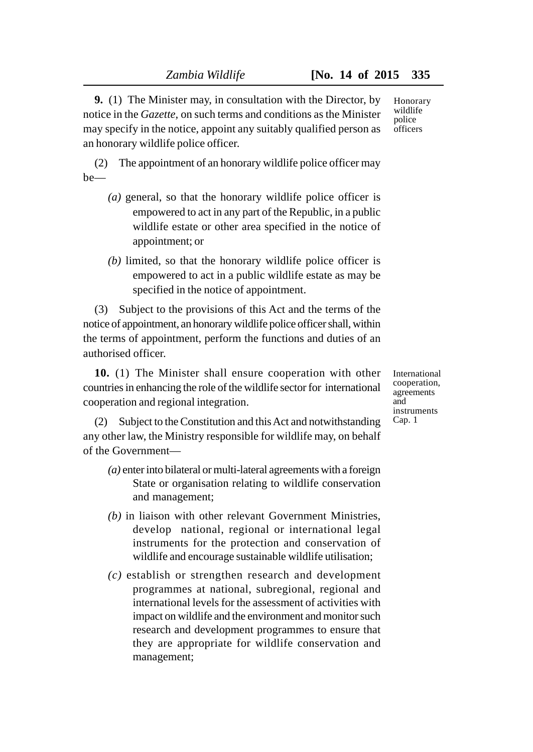**9.** (1) The Minister may, in consultation with the Director, by notice in the *Gazette*, on such terms and conditions as the Minister may specify in the notice, appoint any suitably qualified person as an honorary wildlife police officer.

Honorary wildlife police officers

(2) The appointment of an honorary wildlife police officer may be—

*(a)* general, so that the honorary wildlife police officer is empowered to act in any part of the Republic, in a public wildlife estate or other area specified in the notice of appointment; or

*(b)* limited, so that the honorary wildlife police officer is empowered to act in a public wildlife estate as may be specified in the notice of appointment.

(3) Subject to the provisions of this Act and the terms of the notice of appointment, an honorary wildlife police officer shall, within the terms of appointment, perform the functions and duties of an authorised officer.

**10.** (1) The Minister shall ensure cooperation with other countries in enhancing the role of the wildlife sector for international cooperation and regional integration.

International cooperation, agreements and instruments Cap. 1

(2) Subject to the Constitution and this Act and notwithstanding any other law, the Ministry responsible for wildlife may, on behalf of the Government—

*(a)* enter into bilateral or multi-lateral agreements with a foreign State or organisation relating to wildlife conservation and management;

*(b)* in liaison with other relevant Government Ministries, develop national, regional or international legal instruments for the protection and conservation of wildlife and encourage sustainable wildlife utilisation;

*(c)* establish or strengthen research and development programmes at national, subregional, regional and international levels for the assessment of activities with impact on wildlife and the environment and monitor such research and development programmes to ensure that they are appropriate for wildlife conservation and management;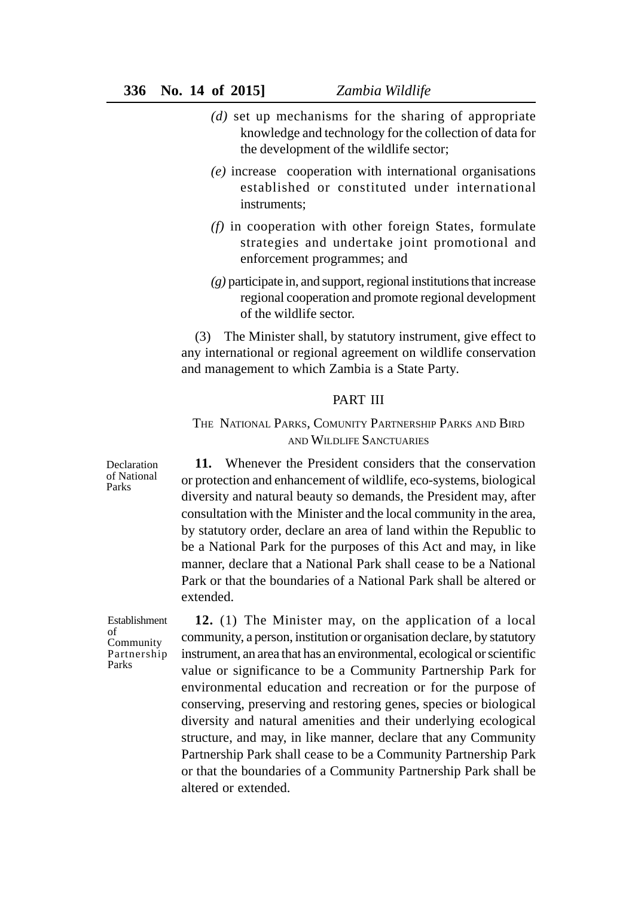*(d)* set up mechanisms for the sharing of appropriate knowledge and technology for the collection of data for the development of the wildlife sector;

*(e)* increase cooperation with international organisations established or constituted under international instruments;

*(f)* in cooperation with other foreign States, formulate strategies and undertake joint promotional and enforcement programmes; and

*(g)* participate in, and support, regional institutions that increase regional cooperation and promote regional development of the wildlife sector.

(3) The Minister shall, by statutory instrument, give effect to any international or regional agreement on wildlife conservation and management to which Zambia is a State Party.

## PART III

### THE NATIONAL PARKS, COMUNITY PARTNERSHIP PARKS AND BIRD AND WILDLIFE SANCTUARIES

Declaration of National Parks

**11.** Whenever the President considers that the conservation or protection and enhancement of wildlife, eco-systems, biological diversity and natural beauty so demands, the President may, after consultation with the Minister and the local community in the area, by statutory order, declare an area of land within the Republic to be a National Park for the purposes of this Act and may, in like manner, declare that a National Park shall cease to be a National Park or that the boundaries of a National Park shall be altered or extended.

Establishment of Community Partnership Parks

**12.** (1) The Minister may, on the application of a local community, a person, institution or organisation declare, by statutory instrument, an area that has an environmental, ecological or scientific value or significance to be a Community Partnership Park for environmental education and recreation or for the purpose of conserving, preserving and restoring genes, species or biological diversity and natural amenities and their underlying ecological structure, and may, in like manner, declare that any Community Partnership Park shall cease to be a Community Partnership Park or that the boundaries of a Community Partnership Park shall be altered or extended.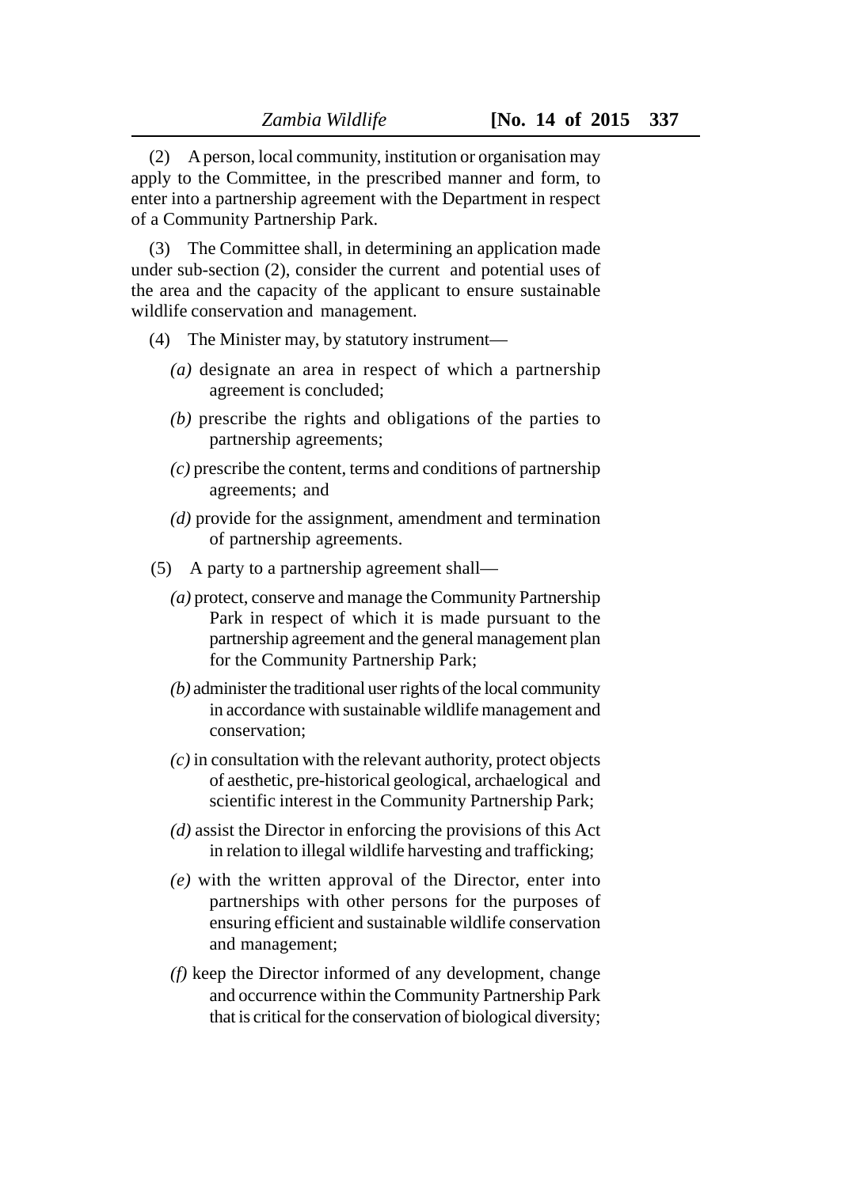(2) A person, local community, institution or organisation may apply to the Committee, in the prescribed manner and form, to enter into a partnership agreement with the Department in respect of a Community Partnership Park.

(3) The Committee shall, in determining an application made under sub-section (2), consider the current and potential uses of the area and the capacity of the applicant to ensure sustainable wildlife conservation and management.

(4) The Minister may, by statutory instrument—

*(a)* designate an area in respect of which a partnership agreement is concluded;

*(b)* prescribe the rights and obligations of the parties to partnership agreements;

*(c)* prescribe the content, terms and conditions of partnership agreements; and

*(d)* provide for the assignment, amendment and termination of partnership agreements.

(5) A party to a partnership agreement shall—

*(a)* protect, conserve and manage the Community Partnership Park in respect of which it is made pursuant to the partnership agreement and the general management plan for the Community Partnership Park;

*(b)* administer the traditional user rights of the local community in accordance with sustainable wildlife management and conservation;

*(c)* in consultation with the relevant authority, protect objects of aesthetic, pre-historical geological, archaelogical and scientific interest in the Community Partnership Park;

*(d)* assist the Director in enforcing the provisions of this Act in relation to illegal wildlife harvesting and trafficking;

*(e)* with the written approval of the Director, enter into partnerships with other persons for the purposes of ensuring efficient and sustainable wildlife conservation and management;

*(f)* keep the Director informed of any development, change and occurrence within the Community Partnership Park that is critical for the conservation of biological diversity;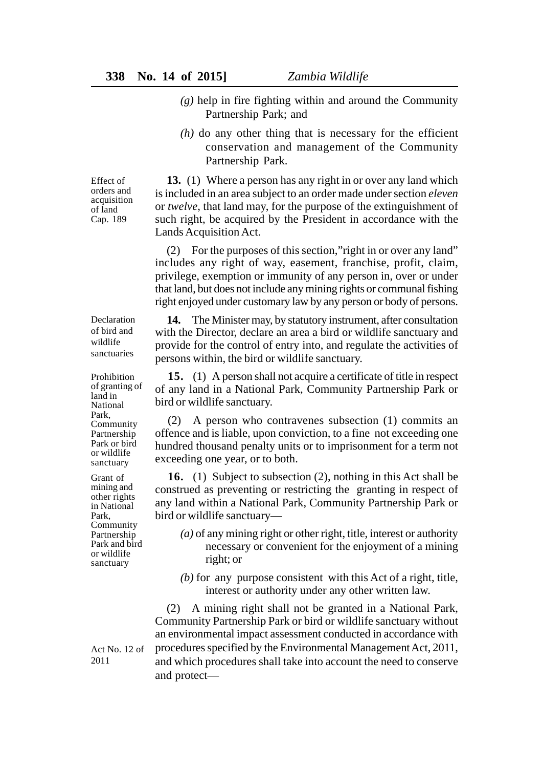*(g)* help in fire fighting within and around the Community Partnership Park; and

*(h)* do any other thing that is necessary for the efficient conservation and management of the Community Partnership Park.

Effect of orders and acquisition of land Cap. 189

**13.** (1) Where a person has any right in or over any land which is included in an area subject to an order made under section *eleven* or *twelve*, that land may, for the purpose of the extinguishment of such right, be acquired by the President in accordance with the Lands Acquisition Act.

(2) For the purposes of this section,"right in or over any land" includes any right of way, easement, franchise, profit, claim, privilege, exemption or immunity of any person in, over or under that land, but does not include any mining rights or communal fishing right enjoyed under customary law by any person or body of persons.

Declaration of bird and wildlife sanctuaries

**14.** The Minister may, by statutory instrument, after consultation with the Director, declare an area a bird or wildlife sanctuary and provide for the control of entry into, and regulate the activities of persons within, the bird or wildlife sanctuary.

Prohibition of granting of land in National Park, Community Partnership Park or bird or wildlife sanctuary

**15.** (1) A person shall not acquire a certificate of title in respect of any land in a National Park, Community Partnership Park or bird or wildlife sanctuary.

(2) A person who contravenes subsection (1) commits an offence and is liable, upon conviction, to a fine not exceeding one hundred thousand penalty units or to imprisonment for a term not exceeding one year, or to both.

Grant of mining and other rights in National Park, Community Partnership Park and bird or wildlife sanctuary

**16.** (1) Subject to subsection (2), nothing in this Act shall be construed as preventing or restricting the granting in respect of any land within a National Park, Community Partnership Park or bird or wildlife sanctuary—

*(a)* of any mining right or other right, title, interest or authority necessary or convenient for the enjoyment of a mining right; or

*(b)* for any purpose consistent with this Act of a right, title, interest or authority under any other written law.

(2) A mining right shall not be granted in a National Park, Community Partnership Park or bird or wildlife sanctuary without an environmental impact assessment conducted in accordance with procedures specified by the Environmental Management Act, 2011, and which procedures shall take into account the need to conserve and protect—

Act No. 12 of 2011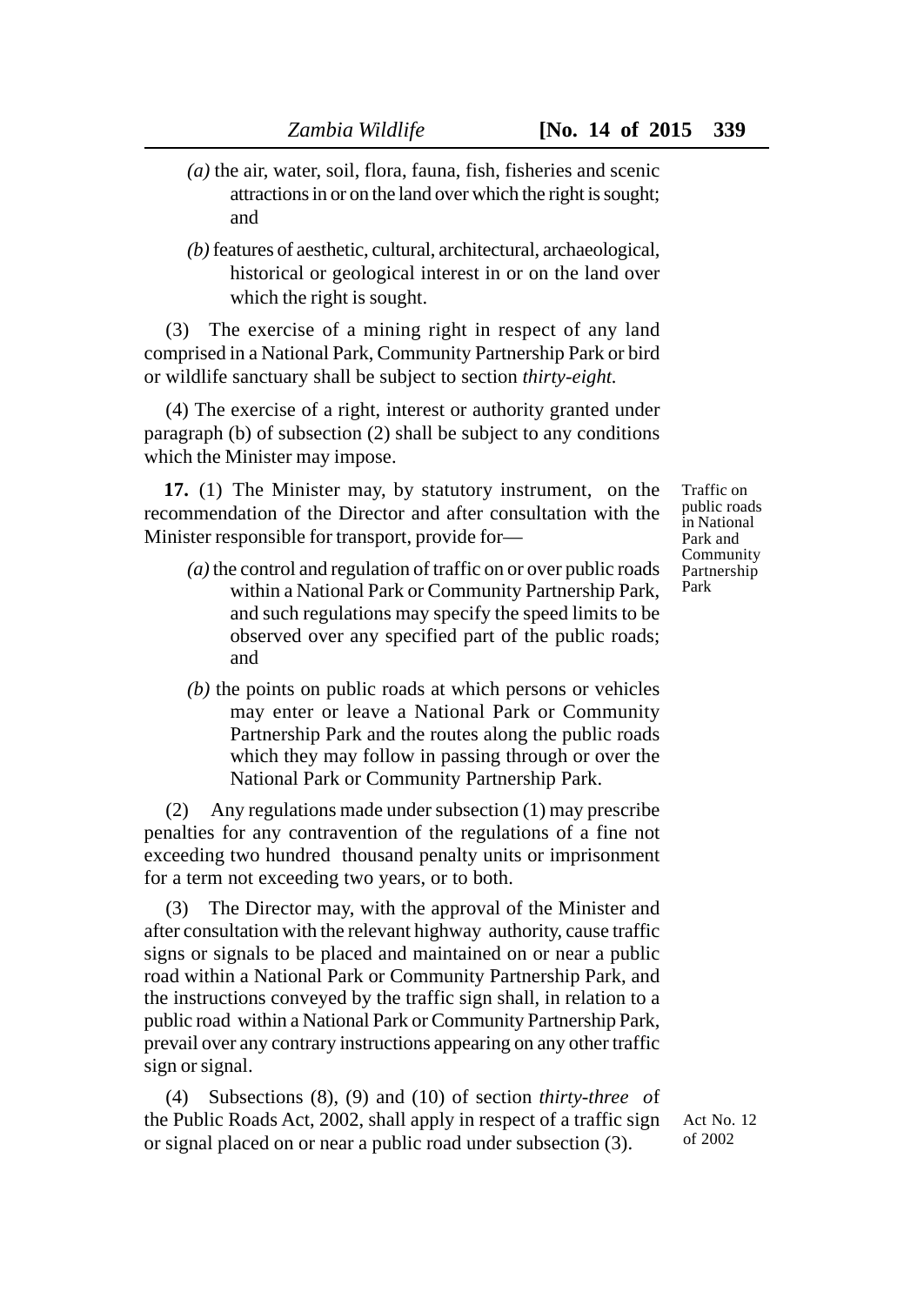*(a)* the air, water, soil, flora, fauna, fish, fisheries and scenic attractions in or on the land over which the right is sought; and

*(b)* features of aesthetic, cultural, architectural, archaeological, historical or geological interest in or on the land over which the right is sought.

(3) The exercise of a mining right in respect of any land comprised in a National Park, Community Partnership Park or bird or wildlife sanctuary shall be subject to section *thirty-eight.*

(4) The exercise of a right, interest or authority granted under paragraph (b) of subsection (2) shall be subject to any conditions which the Minister may impose.

Traffic on public roads in National Park and Community Partnership Park

**17.** (1) The Minister may, by statutory instrument, on the recommendation of the Director and after consultation with the Minister responsible for transport, provide for—

*(a)* the control and regulation of traffic on or over public roads within a National Park or Community Partnership Park, and such regulations may specify the speed limits to be observed over any specified part of the public roads; and

*(b)* the points on public roads at which persons or vehicles may enter or leave a National Park or Community Partnership Park and the routes along the public roads which they may follow in passing through or over the National Park or Community Partnership Park.

(2) Any regulations made under subsection (1) may prescribe penalties for any contravention of the regulations of a fine not exceeding two hundred thousand penalty units or imprisonment for a term not exceeding two years, or to both.

(3) The Director may, with the approval of the Minister and after consultation with the relevant highway authority, cause traffic signs or signals to be placed and maintained on or near a public road within a National Park or Community Partnership Park, and the instructions conveyed by the traffic sign shall, in relation to a public road within a National Park or Community Partnership Park, prevail over any contrary instructions appearing on any other traffic sign or signal.

(4) Subsections (8), (9) and (10) of section *thirty-three* of the Public Roads Act, 2002, shall apply in respect of a traffic sign or signal placed on or near a public road under subsection (3).

Act No. 12 of 2002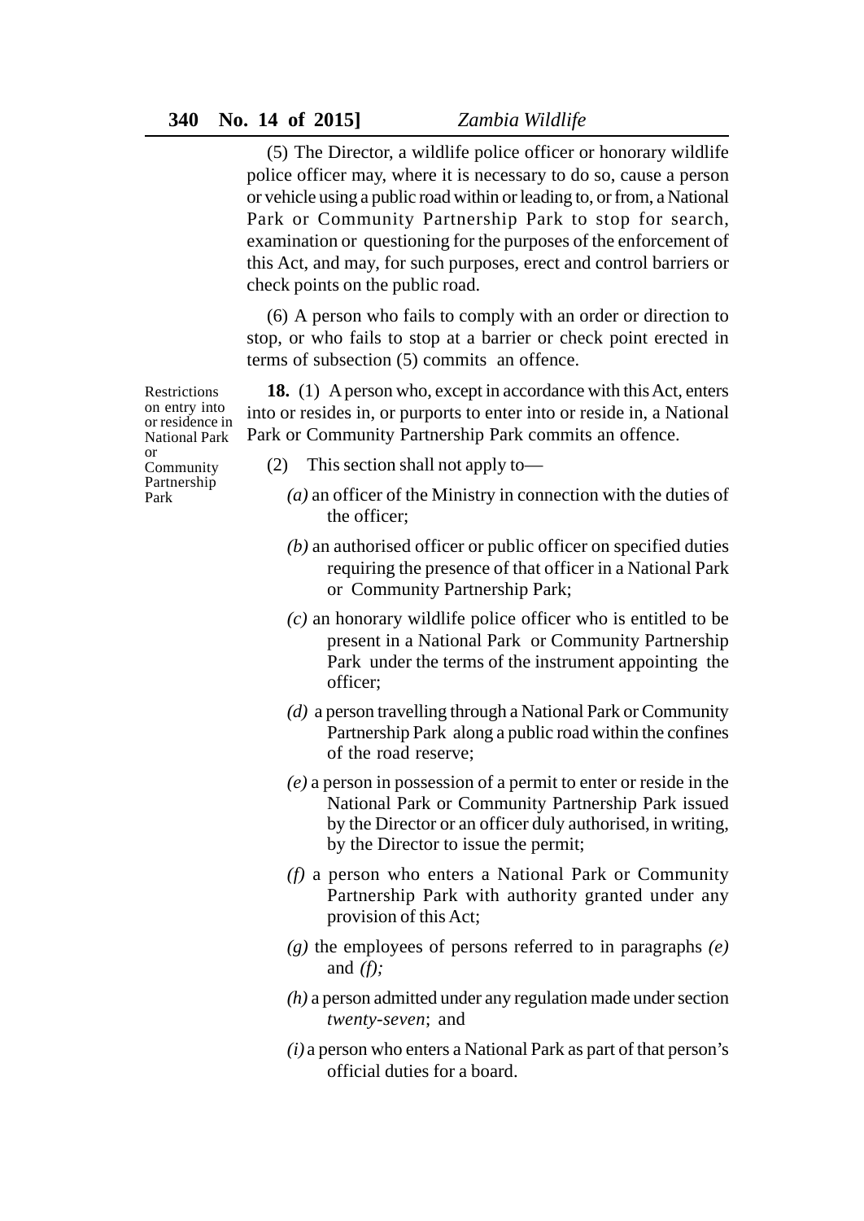(5) The Director, a wildlife police officer or honorary wildlife police officer may, where it is necessary to do so, cause a person or vehicle using a public road within or leading to, or from, a National Park or Community Partnership Park to stop for search, examination or questioning for the purposes of the enforcement of this Act, and may, for such purposes, erect and control barriers or check points on the public road.

(6) A person who fails to comply with an order or direction to stop, or who fails to stop at a barrier or check point erected in terms of subsection (5) commits an offence.

Restrictions on entry into or residence in National Park or Community Partnership Park

**18.** (1) A person who, except in accordance with this Act, enters into or resides in, or purports to enter into or reside in, a National Park or Community Partnership Park commits an offence.

(2) This section shall not apply to—

*(a)* an officer of the Ministry in connection with the duties of the officer;

*(b)* an authorised officer or public officer on specified duties requiring the presence of that officer in a National Park or Community Partnership Park;

*(c)* an honorary wildlife police officer who is entitled to be present in a National Park or Community Partnership Park under the terms of the instrument appointing the officer;

*(d)* a person travelling through a National Park or Community Partnership Park along a public road within the confines of the road reserve;

*(e)* a person in possession of a permit to enter or reside in the National Park or Community Partnership Park issued by the Director or an officer duly authorised, in writing, by the Director to issue the permit;

*(f)* a person who enters a National Park or Community Partnership Park with authority granted under any provision of this Act;

*(g)* the employees of persons referred to in paragraphs *(e)* and *(f);*

*(h)* a person admitted under any regulation made under section *twenty-seven*; and

*(i)* a person who enters a National Park as part of that person's official duties for a board.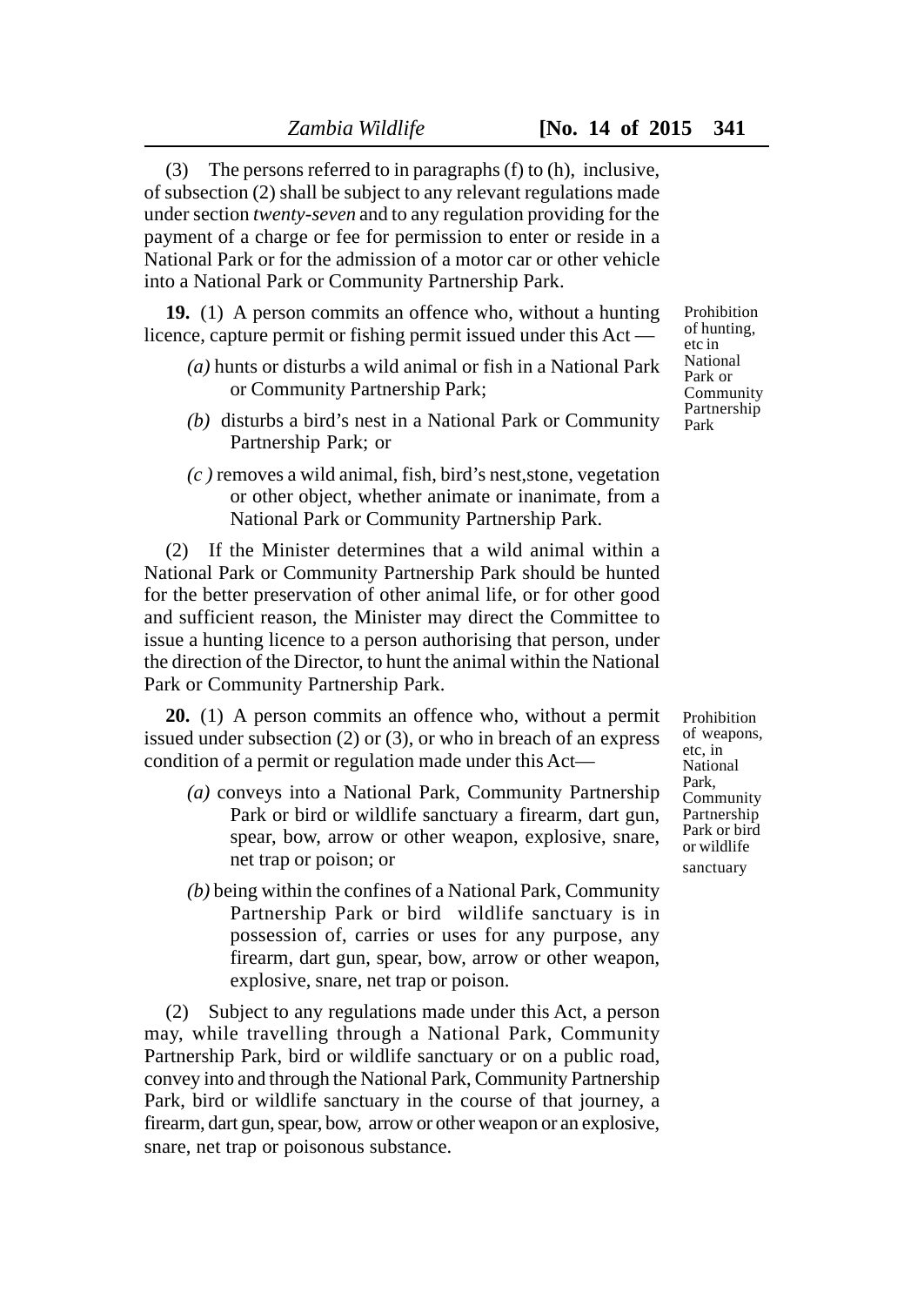(3) The persons referred to in paragraphs (f) to (h), inclusive, of subsection (2) shall be subject to any relevant regulations made under section *twenty-seven* and to any regulation providing for the payment of a charge or fee for permission to enter or reside in a National Park or for the admission of a motor car or other vehicle into a National Park or Community Partnership Park.

Prohibition of hunting, etc in National Park or Community Partnership Park

**19.** (1) A person commits an offence who, without a hunting licence, capture permit or fishing permit issued under this Act —

*(a)* hunts or disturbs a wild animal or fish in a National Park or Community Partnership Park;

*(b)* disturbs a bird's nest in a National Park or Community Partnership Park; or

*(c )* removes a wild animal, fish, bird's nest,stone, vegetation or other object, whether animate or inanimate, from a National Park or Community Partnership Park.

(2) If the Minister determines that a wild animal within a National Park or Community Partnership Park should be hunted for the better preservation of other animal life, or for other good and sufficient reason, the Minister may direct the Committee to issue a hunting licence to a person authorising that person, under the direction of the Director, to hunt the animal within the National Park or Community Partnership Park.

Prohibition of weapons, etc, in National Park, Community Partnership Park or bird or wildlife sanctuary

**20.** (1) A person commits an offence who, without a permit issued under subsection (2) or (3), or who in breach of an express condition of a permit or regulation made under this Act—

*(a)* conveys into a National Park, Community Partnership Park or bird or wildlife sanctuary a firearm, dart gun, spear, bow, arrow or other weapon, explosive, snare, net trap or poison; or

*(b)* being within the confines of a National Park, Community Partnership Park or bird wildlife sanctuary is in possession of, carries or uses for any purpose, any firearm, dart gun, spear, bow, arrow or other weapon, explosive, snare, net trap or poison.

(2) Subject to any regulations made under this Act, a person may, while travelling through a National Park, Community Partnership Park, bird or wildlife sanctuary or on a public road, convey into and through the National Park, Community Partnership Park, bird or wildlife sanctuary in the course of that journey, a firearm, dart gun, spear, bow, arrow or other weapon or an explosive, snare, net trap or poisonous substance.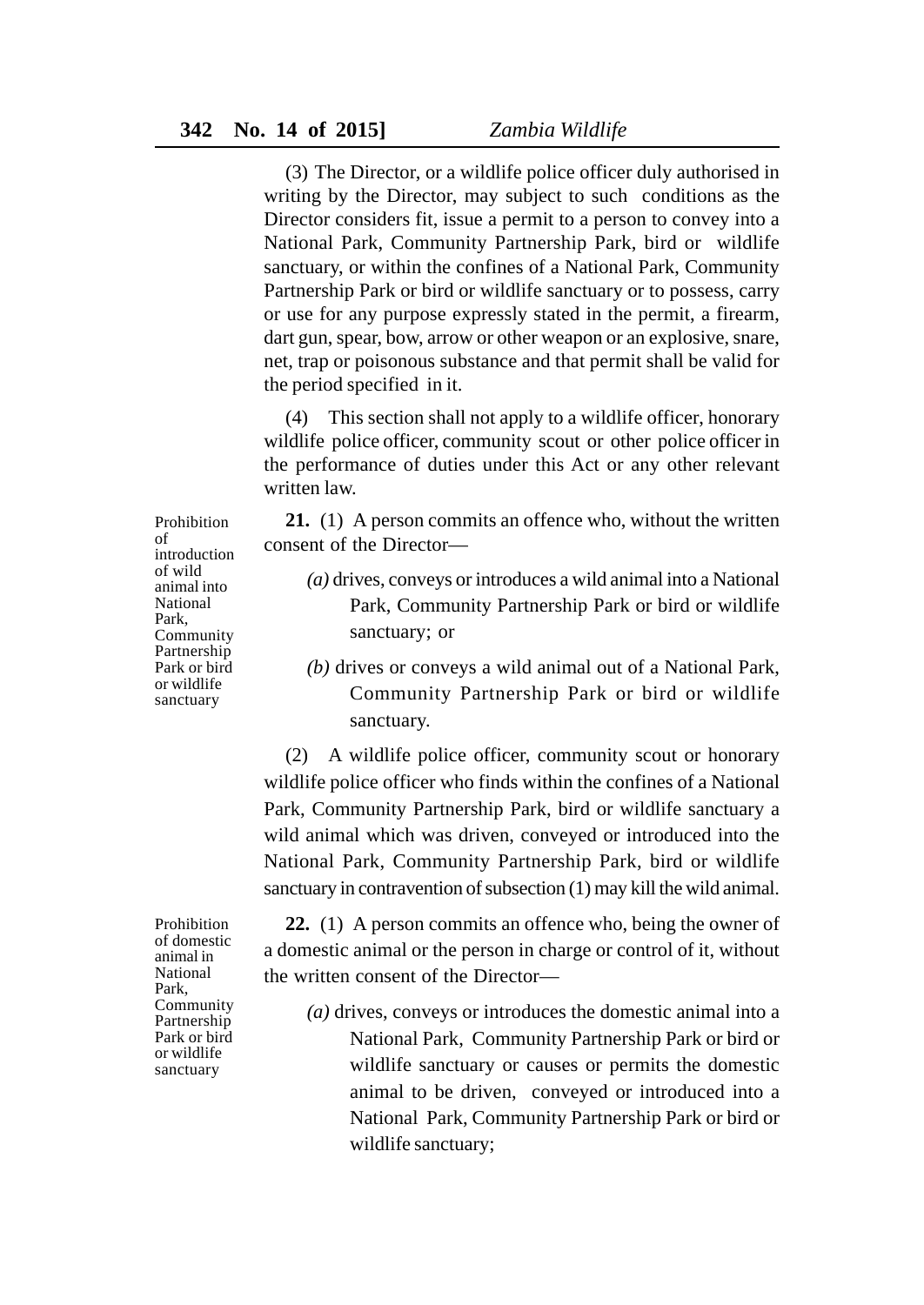(3) The Director, or a wildlife police officer duly authorised in writing by the Director, may subject to such conditions as the Director considers fit, issue a permit to a person to convey into a National Park, Community Partnership Park, bird or wildlife sanctuary, or within the confines of a National Park, Community Partnership Park or bird or wildlife sanctuary or to possess, carry or use for any purpose expressly stated in the permit, a firearm, dart gun, spear, bow, arrow or other weapon or an explosive, snare, net, trap or poisonous substance and that permit shall be valid for the period specified in it.

(4) This section shall not apply to a wildlife officer, honorary wildlife police officer, community scout or other police officer in the performance of duties under this Act or any other relevant written law.

Prohibition of introduction of wild animal into National Park, Community Partnership Park or bird or wildlife sanctuary

**21.** (1) A person commits an offence who, without the written consent of the Director—

*(a)* drives, conveys or introduces a wild animal into a National Park, Community Partnership Park or bird or wildlife sanctuary; or

*(b)* drives or conveys a wild animal out of a National Park, Community Partnership Park or bird or wildlife sanctuary.

(2) A wildlife police officer, community scout or honorary wildlife police officer who finds within the confines of a National Park, Community Partnership Park, bird or wildlife sanctuary a wild animal which was driven, conveyed or introduced into the National Park, Community Partnership Park, bird or wildlife sanctuary in contravention of subsection (1) may kill the wild animal.

Prohibition of domestic animal in National Park, Community Partnership Park or bird or wildlife sanctuary

**22.** (1) A person commits an offence who, being the owner of a domestic animal or the person in charge or control of it, without the written consent of the Director—

*(a)* drives, conveys or introduces the domestic animal into a National Park, Community Partnership Park or bird or wildlife sanctuary or causes or permits the domestic animal to be driven, conveyed or introduced into a National Park, Community Partnership Park or bird or wildlife sanctuary;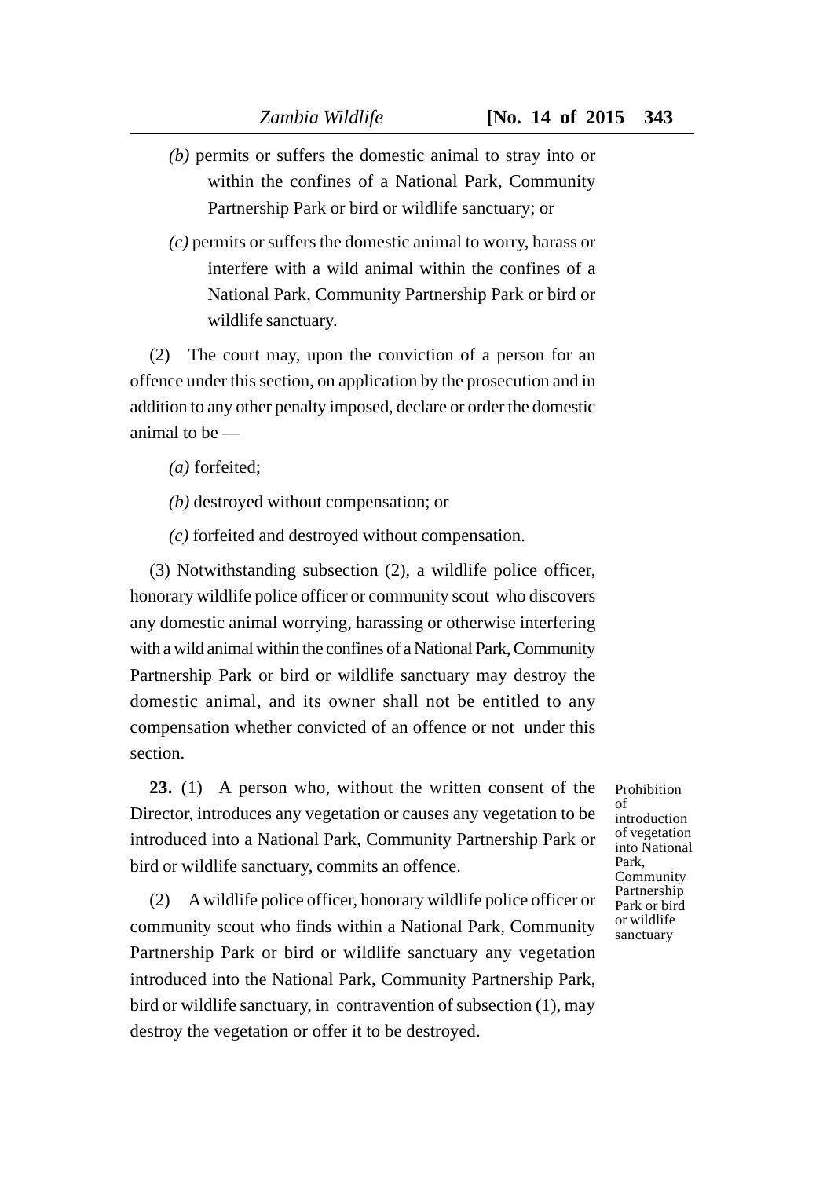*(b)* permits or suffers the domestic animal to stray into or within the confines of a National Park, Community Partnership Park or bird or wildlife sanctuary; or

*(c)* permits or suffers the domestic animal to worry, harass or interfere with a wild animal within the confines of a National Park, Community Partnership Park or bird or wildlife sanctuary.

(2) The court may, upon the conviction of a person for an offence under this section, on application by the prosecution and in addition to any other penalty imposed, declare or order the domestic animal to be —

*(a)* forfeited;

*(b)* destroyed without compensation; or

*(c)* forfeited and destroyed without compensation.

(3) Notwithstanding subsection (2), a wildlife police officer, honorary wildlife police officer or community scout who discovers any domestic animal worrying, harassing or otherwise interfering with a wild animal within the confines of a National Park, Community Partnership Park or bird or wildlife sanctuary may destroy the domestic animal, and its owner shall not be entitled to any compensation whether convicted of an offence or not under this section.

Prohibition of introduction of vegetation into National Park, Community Partnership Park or bird or wildlife sanctuary

**23.** (1) A person who, without the written consent of the Director, introduces any vegetation or causes any vegetation to be introduced into a National Park, Community Partnership Park or bird or wildlife sanctuary, commits an offence.

(2) A wildlife police officer, honorary wildlife police officer or community scout who finds within a National Park, Community Partnership Park or bird or wildlife sanctuary any vegetation introduced into the National Park, Community Partnership Park, bird or wildlife sanctuary, in contravention of subsection (1), may destroy the vegetation or offer it to be destroyed.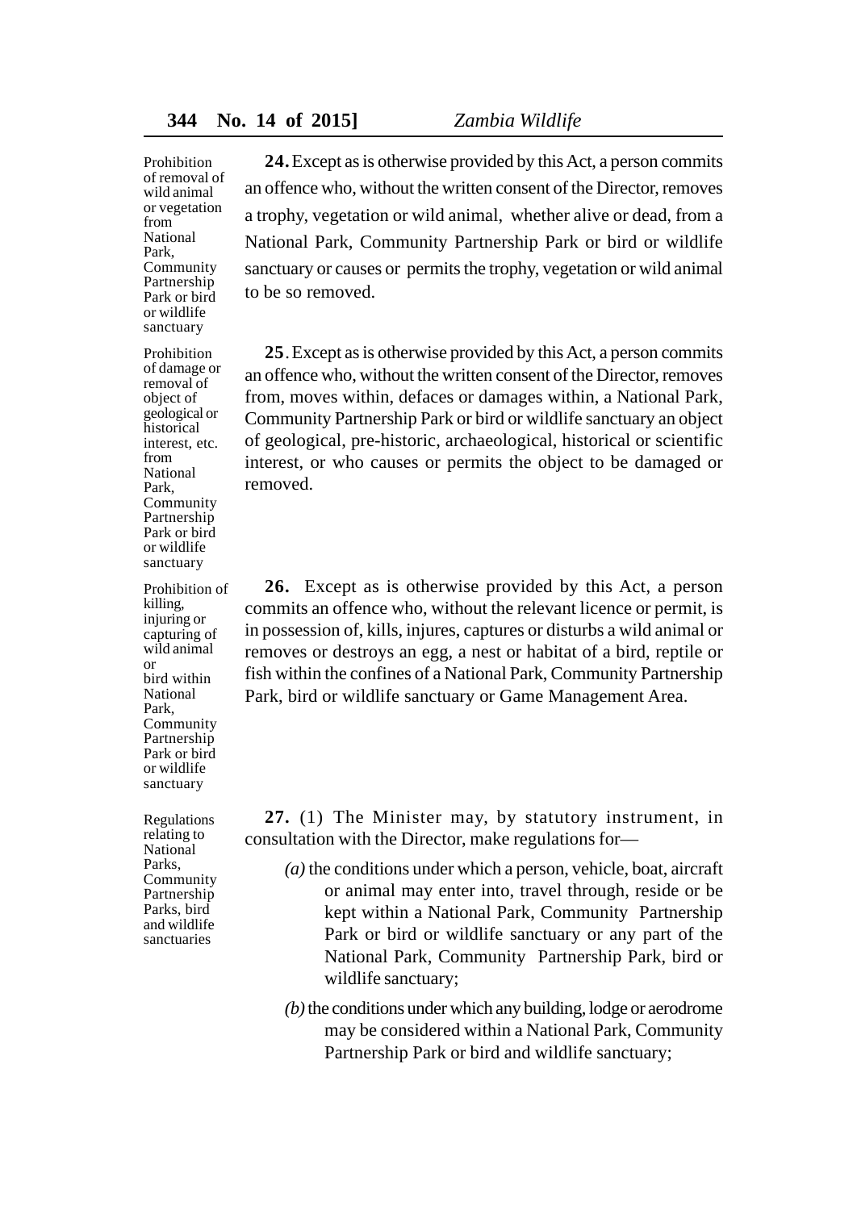**Prohibition of removal of wild animal or vegetation from National Park, Community Partnership Park or bird or wildlife sanctuary**

**24.** Except as is otherwise provided by this Act, a person commits an offence who, without the written consent of the Director, removes a trophy, vegetation or wild animal, whether alive or dead, from a National Park, Community Partnership Park or bird or wildlife sanctuary or causes or permits the trophy, vegetation or wild animal to be so removed.

**Prohibition of damage or removal of object of geological or historical interest, etc. from National Park, Community Partnership Park or bird or wildlife sanctuary**

**25**. Except as is otherwise provided by this Act, a person commits an offence who, without the written consent of the Director, removes from, moves within, defaces or damages within, a National Park, Community Partnership Park or bird or wildlife sanctuary an object of geological, pre-historic, archaeological, historical or scientific interest, or who causes or permits the object to be damaged or removed.

**Prohibition of killing, injuring or capturing of wild animal or bird within National Park, Community Partnership Park or bird or wildlife sanctuary**

**26.** Except as is otherwise provided by this Act, a person commits an offence who, without the relevant licence or permit, is in possession of, kills, injures, captures or disturbs a wild animal or removes or destroys an egg, a nest or habitat of a bird, reptile or fish within the confines of a National Park, Community Partnership Park, bird or wildlife sanctuary or Game Management Area.

**Regulations relating to National Parks, Community Partnership Parks, bird and wildlife sanctuaries**

**27.** (1) The Minister may, by statutory instrument, in consultation with the Director, make regulations for—

*(a)* the conditions under which a person, vehicle, boat, aircraft or animal may enter into, travel through, reside or be kept within a National Park, Community Partnership Park or bird or wildlife sanctuary or any part of the National Park, Community Partnership Park, bird or wildlife sanctuary;

*(b)* the conditions under which any building, lodge or aerodrome may be considered within a National Park, Community Partnership Park or bird and wildlife sanctuary;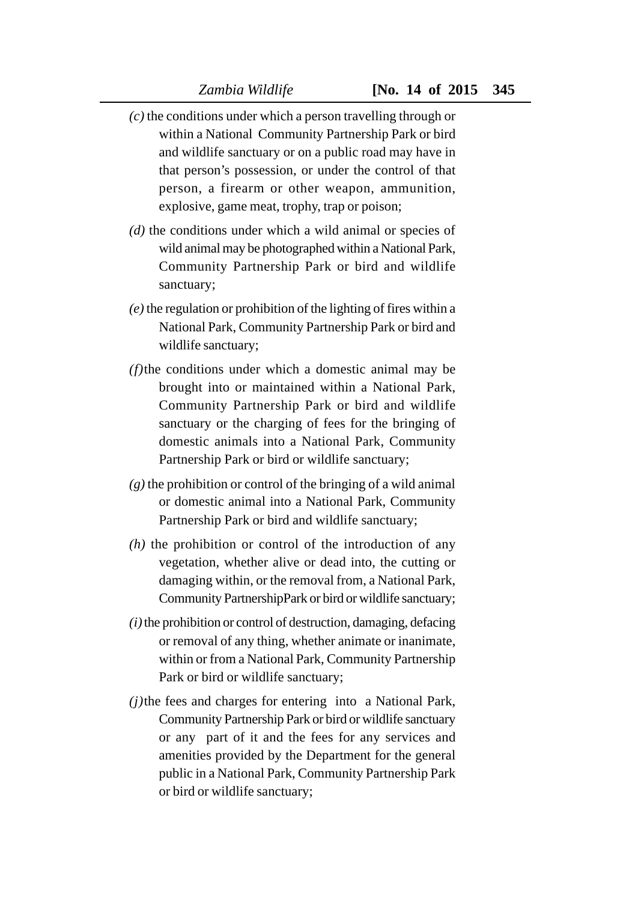*(c)* the conditions under which a person travelling through or within a National Community Partnership Park or bird and wildlife sanctuary or on a public road may have in that person's possession, or under the control of that person, a firearm or other weapon, ammunition, explosive, game meat, trophy, trap or poison;

*(d)* the conditions under which a wild animal or species of wild animal may be photographed within a National Park, Community Partnership Park or bird and wildlife sanctuary;

*(e)* the regulation or prohibition of the lighting of fires within a National Park, Community Partnership Park or bird and wildlife sanctuary;

*(f)*the conditions under which a domestic animal may be brought into or maintained within a National Park, Community Partnership Park or bird and wildlife sanctuary or the charging of fees for the bringing of domestic animals into a National Park, Community Partnership Park or bird or wildlife sanctuary;

*(g)* the prohibition or control of the bringing of a wild animal or domestic animal into a National Park, Community Partnership Park or bird and wildlife sanctuary;

*(h)* the prohibition or control of the introduction of any vegetation, whether alive or dead into, the cutting or damaging within, or the removal from, a National Park, Community PartnershipPark or bird or wildlife sanctuary;

*(i)* the prohibition or control of destruction, damaging, defacing or removal of any thing, whether animate or inanimate, within or from a National Park, Community Partnership Park or bird or wildlife sanctuary;

*(j)*the fees and charges for entering into a National Park, Community Partnership Park or bird or wildlife sanctuary or any part of it and the fees for any services and amenities provided by the Department for the general public in a National Park, Community Partnership Park or bird or wildlife sanctuary;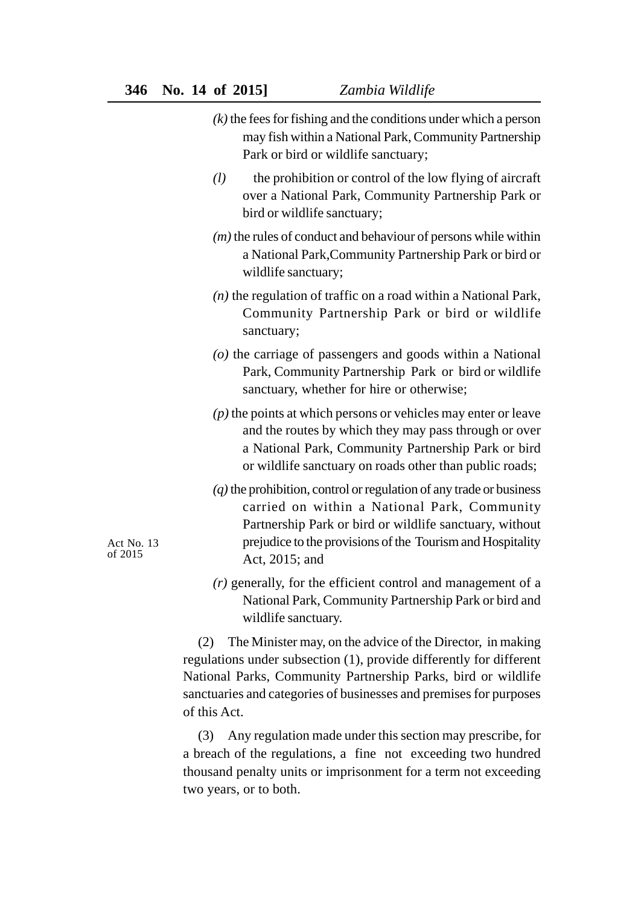*(k)* the fees for fishing and the conditions under which a person may fish within a National Park, Community Partnership Park or bird or wildlife sanctuary;

*(l)* the prohibition or control of the low flying of aircraft over a National Park, Community Partnership Park or bird or wildlife sanctuary;

*(m)* the rules of conduct and behaviour of persons while within a National Park,Community Partnership Park or bird or wildlife sanctuary;

*(n)* the regulation of traffic on a road within a National Park, Community Partnership Park or bird or wildlife sanctuary;

*(o)* the carriage of passengers and goods within a National Park, Community Partnership Park or bird or wildlife sanctuary, whether for hire or otherwise;

*(p)* the points at which persons or vehicles may enter or leave and the routes by which they may pass through or over a National Park, Community Partnership Park or bird or wildlife sanctuary on roads other than public roads;

*(q)* the prohibition, control or regulation of any trade or business carried on within a National Park, Community Partnership Park or bird or wildlife sanctuary, without prejudice to the provisions of the Tourism and Hospitality Act, 2015; and

Act No. 13 of 2015

*(r)* generally, for the efficient control and management of a National Park, Community Partnership Park or bird and wildlife sanctuary.

(2) The Minister may, on the advice of the Director, in making regulations under subsection (1), provide differently for different National Parks, Community Partnership Parks, bird or wildlife sanctuaries and categories of businesses and premises for purposes of this Act.

(3) Any regulation made under this section may prescribe, for a breach of the regulations, a fine not exceeding two hundred thousand penalty units or imprisonment for a term not exceeding two years, or to both.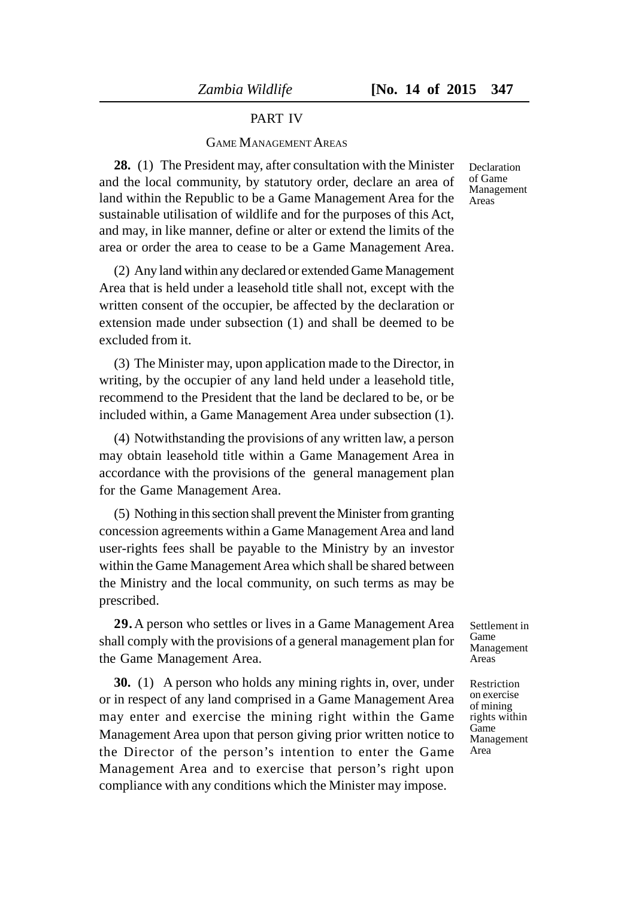## PART IV

### GAME MANAGEMENT AREAS

Declaration of Game Management Areas

**28.** (1) The President may, after consultation with the Minister and the local community, by statutory order, declare an area of land within the Republic to be a Game Management Area for the sustainable utilisation of wildlife and for the purposes of this Act, and may, in like manner, define or alter or extend the limits of the area or order the area to cease to be a Game Management Area.

(2) Any land within any declared or extended Game Management Area that is held under a leasehold title shall not, except with the written consent of the occupier, be affected by the declaration or extension made under subsection (1) and shall be deemed to be excluded from it.

(3) The Minister may, upon application made to the Director, in writing, by the occupier of any land held under a leasehold title, recommend to the President that the land be declared to be, or be included within, a Game Management Area under subsection (1).

(4) Notwithstanding the provisions of any written law, a person may obtain leasehold title within a Game Management Area in accordance with the provisions of the general management plan for the Game Management Area.

(5) Nothing in this section shall prevent the Minister from granting concession agreements within a Game Management Area and land user-rights fees shall be payable to the Ministry by an investor within the Game Management Area which shall be shared between the Ministry and the local community, on such terms as may be prescribed.

Settlement in Game Management Areas

**29.** A person who settles or lives in a Game Management Area shall comply with the provisions of a general management plan for the Game Management Area.

Restriction on exercise of mining rights within Game Management Area

**30.** (1) A person who holds any mining rights in, over, under or in respect of any land comprised in a Game Management Area may enter and exercise the mining right within the Game Management Area upon that person giving prior written notice to the Director of the person's intention to enter the Game Management Area and to exercise that person's right upon compliance with any conditions which the Minister may impose.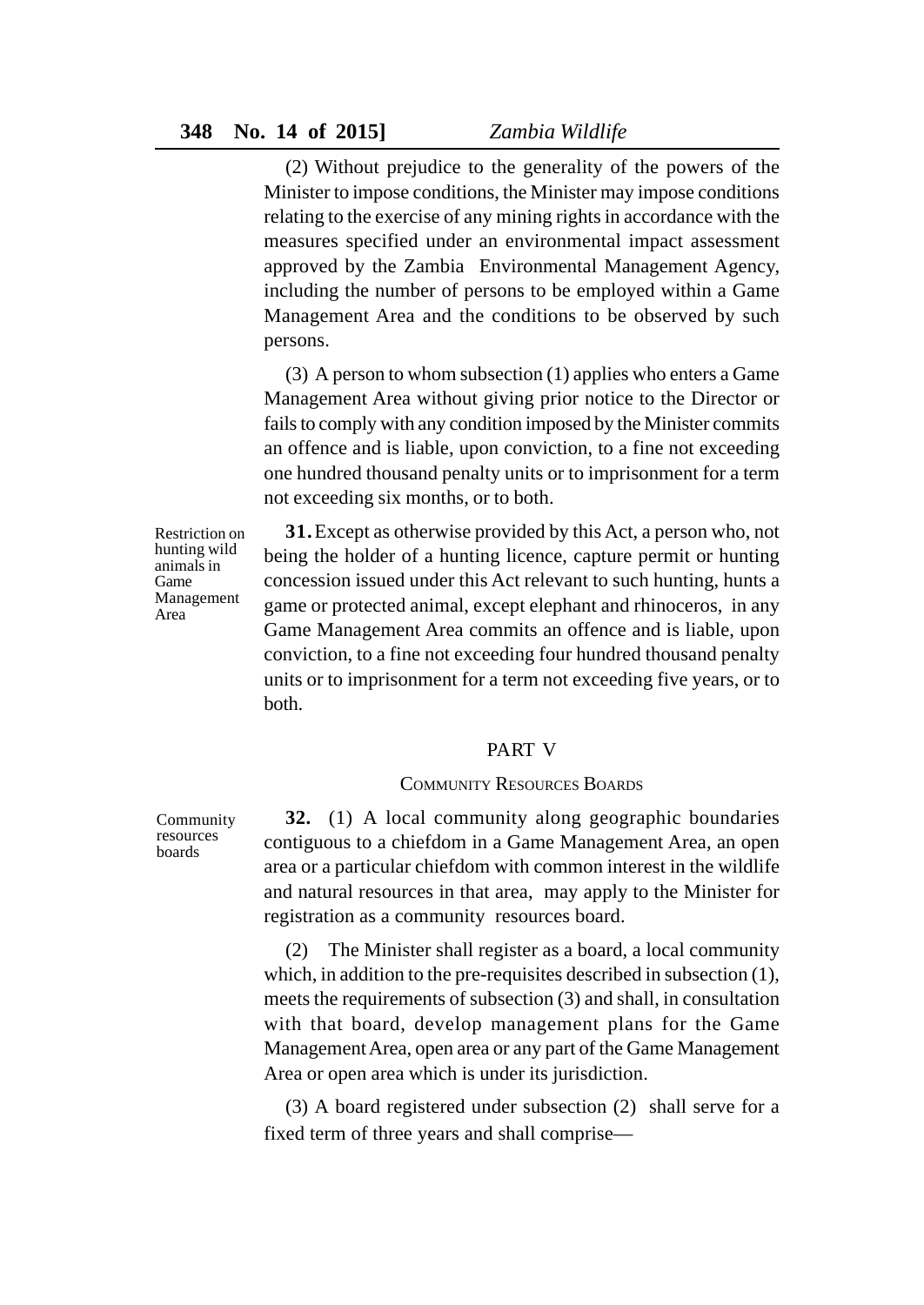(2) Without prejudice to the generality of the powers of the Minister to impose conditions, the Minister may impose conditions relating to the exercise of any mining rights in accordance with the measures specified under an environmental impact assessment approved by the Zambia Environmental Management Agency, including the number of persons to be employed within a Game Management Area and the conditions to be observed by such persons.

(3) A person to whom subsection (1) applies who enters a Game Management Area without giving prior notice to the Director or fails to comply with any condition imposed by the Minister commits an offence and is liable, upon conviction, to a fine not exceeding one hundred thousand penalty units or to imprisonment for a term not exceeding six months, or to both.

*Restriction on hunting wild animals in Game Management Area*

**31.** Except as otherwise provided by this Act, a person who, not being the holder of a hunting licence, capture permit or hunting concession issued under this Act relevant to such hunting, hunts a game or protected animal, except elephant and rhinoceros, in any Game Management Area commits an offence and is liable, upon conviction, to a fine not exceeding four hundred thousand penalty units or to imprisonment for a term not exceeding five years, or to both.

## PART V

### COMMUNITY RESOURCES BOARDS

*Community resources boards*

**32.** (1) A local community along geographic boundaries contiguous to a chiefdom in a Game Management Area, an open area or a particular chiefdom with common interest in the wildlife and natural resources in that area, may apply to the Minister for registration as a community resources board.

(2) The Minister shall register as a board, a local community which, in addition to the pre-requisites described in subsection (1), meets the requirements of subsection (3) and shall, in consultation with that board, develop management plans for the Game Management Area, open area or any part of the Game Management Area or open area which is under its jurisdiction.

(3) A board registered under subsection (2) shall serve for a fixed term of three years and shall comprise—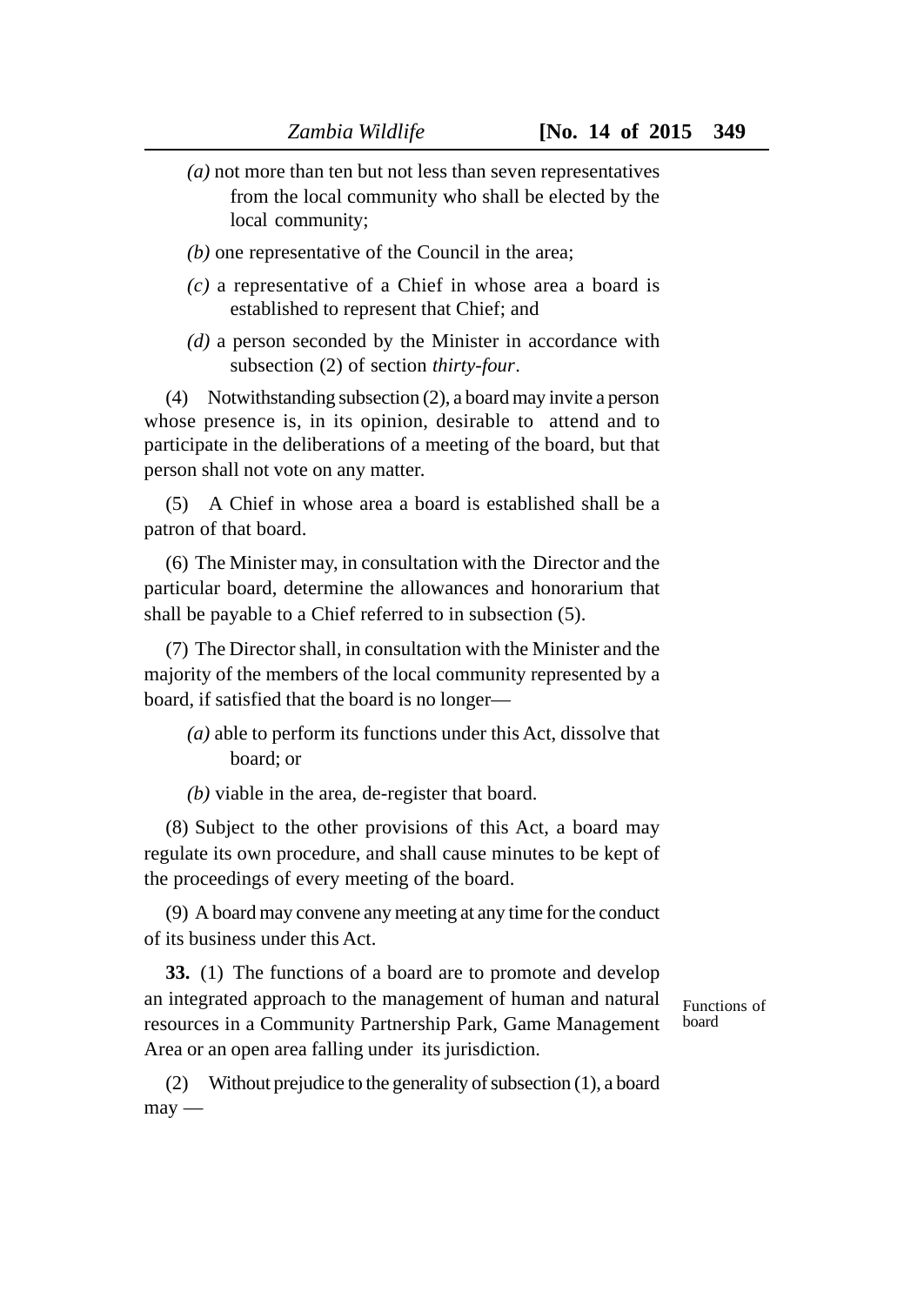*(a)* not more than ten but not less than seven representatives from the local community who shall be elected by the local community;

*(b)* one representative of the Council in the area;

*(c)* a representative of a Chief in whose area a board is established to represent that Chief; and

*(d)* a person seconded by the Minister in accordance with subsection (2) of section *thirty-four*.

(4) Notwithstanding subsection (2), a board may invite a person whose presence is, in its opinion, desirable to attend and to participate in the deliberations of a meeting of the board, but that person shall not vote on any matter.

(5) A Chief in whose area a board is established shall be a patron of that board.

(6) The Minister may, in consultation with the Director and the particular board, determine the allowances and honorarium that shall be payable to a Chief referred to in subsection (5).

(7) The Director shall, in consultation with the Minister and the majority of the members of the local community represented by a board, if satisfied that the board is no longer—

*(a)* able to perform its functions under this Act, dissolve that board; or

*(b)* viable in the area, de-register that board.

(8) Subject to the other provisions of this Act, a board may regulate its own procedure, and shall cause minutes to be kept of the proceedings of every meeting of the board.

(9) A board may convene any meeting at any time for the conduct of its business under this Act.

Functions of board

**33.** (1) The functions of a board are to promote and develop an integrated approach to the management of human and natural resources in a Community Partnership Park, Game Management Area or an open area falling under its jurisdiction.

(2) Without prejudice to the generality of subsection (1), a board may —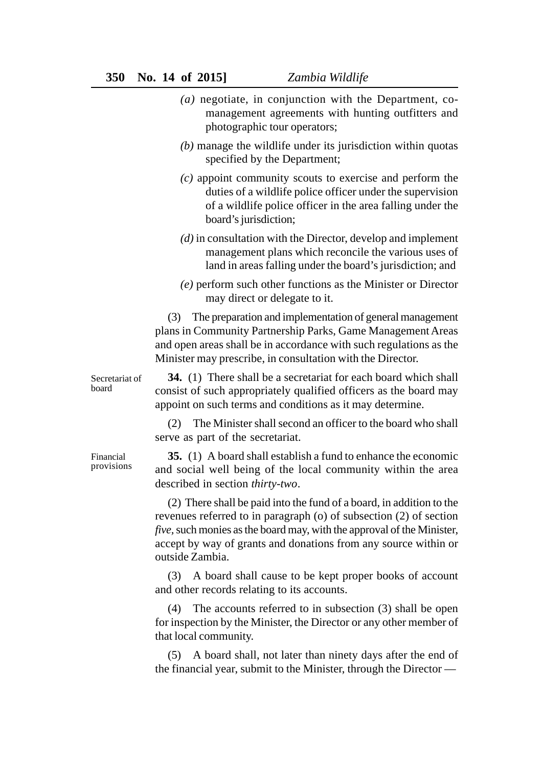*(a)* negotiate, in conjunction with the Department, co-management agreements with hunting outfitters and photographic tour operators;

*(b)* manage the wildlife under its jurisdiction within quotas specified by the Department;

*(c)* appoint community scouts to exercise and perform the duties of a wildlife police officer under the supervision of a wildlife police officer in the area falling under the board's jurisdiction;

*(d)* in consultation with the Director, develop and implement management plans which reconcile the various uses of land in areas falling under the board's jurisdiction; and

*(e)* perform such other functions as the Minister or Director may direct or delegate to it.

(3) The preparation and implementation of general management plans in Community Partnership Parks, Game Management Areas and open areas shall be in accordance with such regulations as the Minister may prescribe, in consultation with the Director.

Secretariat of board

**34.** (1) There shall be a secretariat for each board which shall consist of such appropriately qualified officers as the board may appoint on such terms and conditions as it may determine.

(2) The Minister shall second an officer to the board who shall serve as part of the secretariat.

Financial provisions

**35.** (1) A board shall establish a fund to enhance the economic and social well being of the local community within the area described in section *thirty-two*.

(2) There shall be paid into the fund of a board, in addition to the revenues referred to in paragraph (o) of subsection (2) of section *five*, such monies as the board may, with the approval of the Minister, accept by way of grants and donations from any source within or outside Zambia.

(3) A board shall cause to be kept proper books of account and other records relating to its accounts.

(4) The accounts referred to in subsection (3) shall be open for inspection by the Minister, the Director or any other member of that local community.

(5) A board shall, not later than ninety days after the end of the financial year, submit to the Minister, through the Director —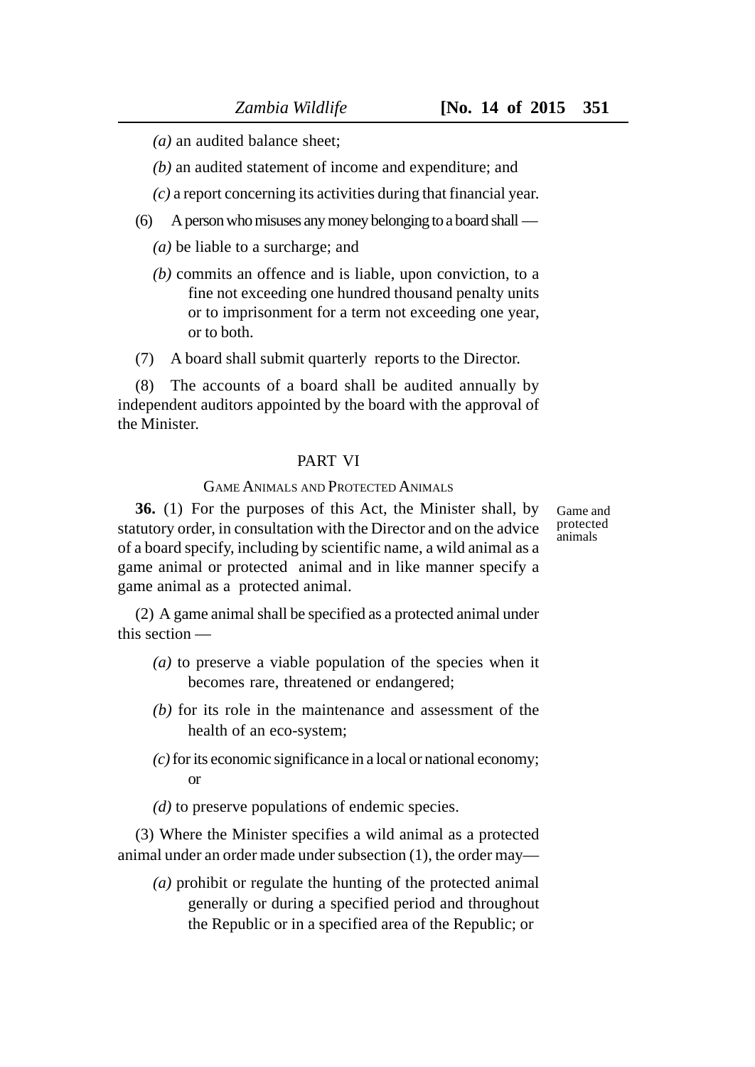*(a)* an audited balance sheet;

*(b)* an audited statement of income and expenditure; and

*(c)* a report concerning its activities during that financial year.

(6) A person who misuses any money belonging to a board shall —

*(a)* be liable to a surcharge; and

*(b)* commits an offence and is liable, upon conviction, to a fine not exceeding one hundred thousand penalty units or to imprisonment for a term not exceeding one year, or to both.

(7) A board shall submit quarterly reports to the Director.

(8) The accounts of a board shall be audited annually by independent auditors appointed by the board with the approval of the Minister.

## PART VI

### GAME ANIMALS AND PROTECTED ANIMALS

Game and protected animals

**36.** (1) For the purposes of this Act, the Minister shall, by statutory order, in consultation with the Director and on the advice of a board specify, including by scientific name, a wild animal as a game animal or protected animal and in like manner specify a game animal as a protected animal.

(2) A game animal shall be specified as a protected animal under this section —

*(a)* to preserve a viable population of the species when it becomes rare, threatened or endangered;

*(b)* for its role in the maintenance and assessment of the health of an eco-system;

*(c)* for its economic significance in a local or national economy; or

*(d)* to preserve populations of endemic species.

(3) Where the Minister specifies a wild animal as a protected animal under an order made under subsection (1), the order may—

*(a)* prohibit or regulate the hunting of the protected animal generally or during a specified period and throughout the Republic or in a specified area of the Republic; or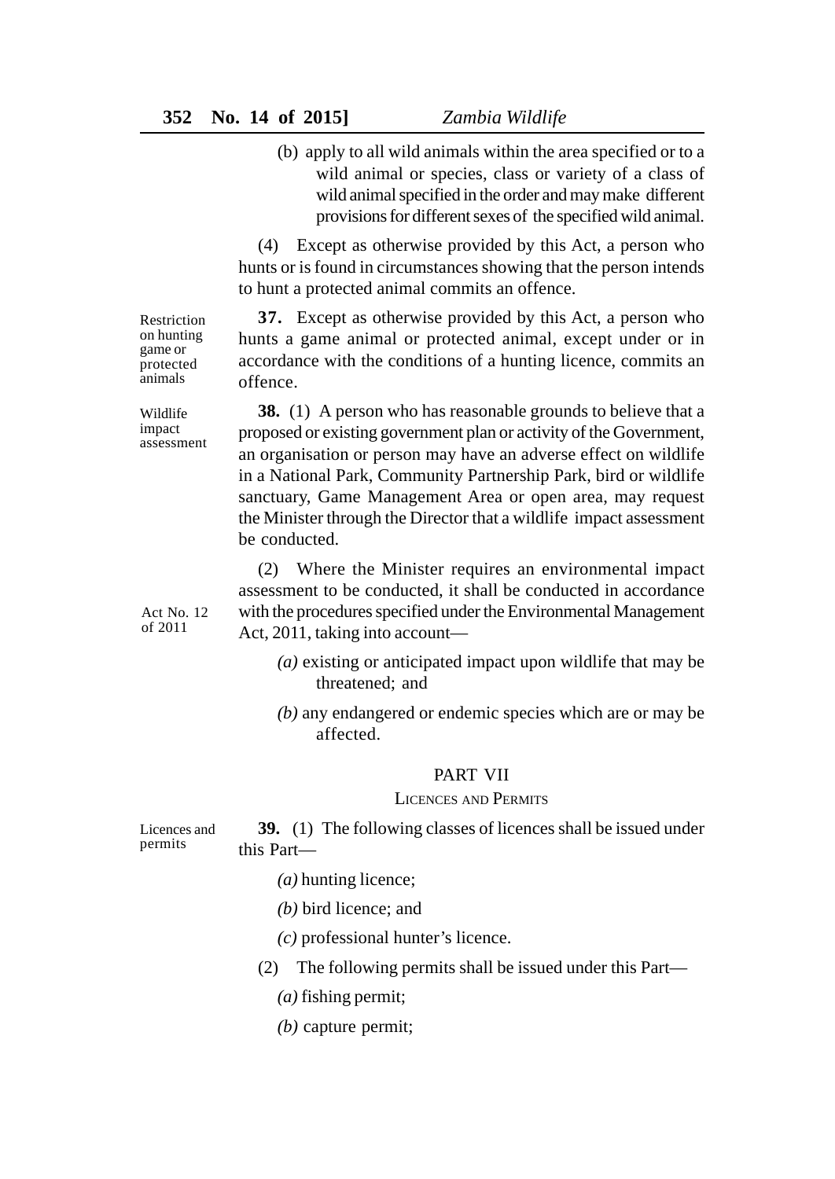(b) apply to all wild animals within the area specified or to a wild animal or species, class or variety of a class of wild animal specified in the order and may make different provisions for different sexes of the specified wild animal.

(4) Except as otherwise provided by this Act, a person who hunts or is found in circumstances showing that the person intends to hunt a protected animal commits an offence.

Restriction on hunting game or protected animals

**37.** Except as otherwise provided by this Act, a person who hunts a game animal or protected animal, except under or in accordance with the conditions of a hunting licence, commits an offence.

Wildlife impact assessment

**38.** (1) A person who has reasonable grounds to believe that a proposed or existing government plan or activity of the Government, an organisation or person may have an adverse effect on wildlife in a National Park, Community Partnership Park, bird or wildlife sanctuary, Game Management Area or open area, may request the Minister through the Director that a wildlife impact assessment be conducted.

(2) Where the Minister requires an environmental impact assessment to be conducted, it shall be conducted in accordance with the procedures specified under the Environmental Management Act, 2011, taking into account—

Act No. 12 of 2011

*(a)* existing or anticipated impact upon wildlife that may be threatened; and

*(b)* any endangered or endemic species which are or may be affected.

## PART VII

### LICENCES AND PERMITS

Licences and permits

**39.** (1) The following classes of licences shall be issued under this Part—

*(a)* hunting licence;

*(b)* bird licence; and

*(c)* professional hunter's licence.

(2) The following permits shall be issued under this Part—

*(a)* fishing permit;

*(b)* capture permit;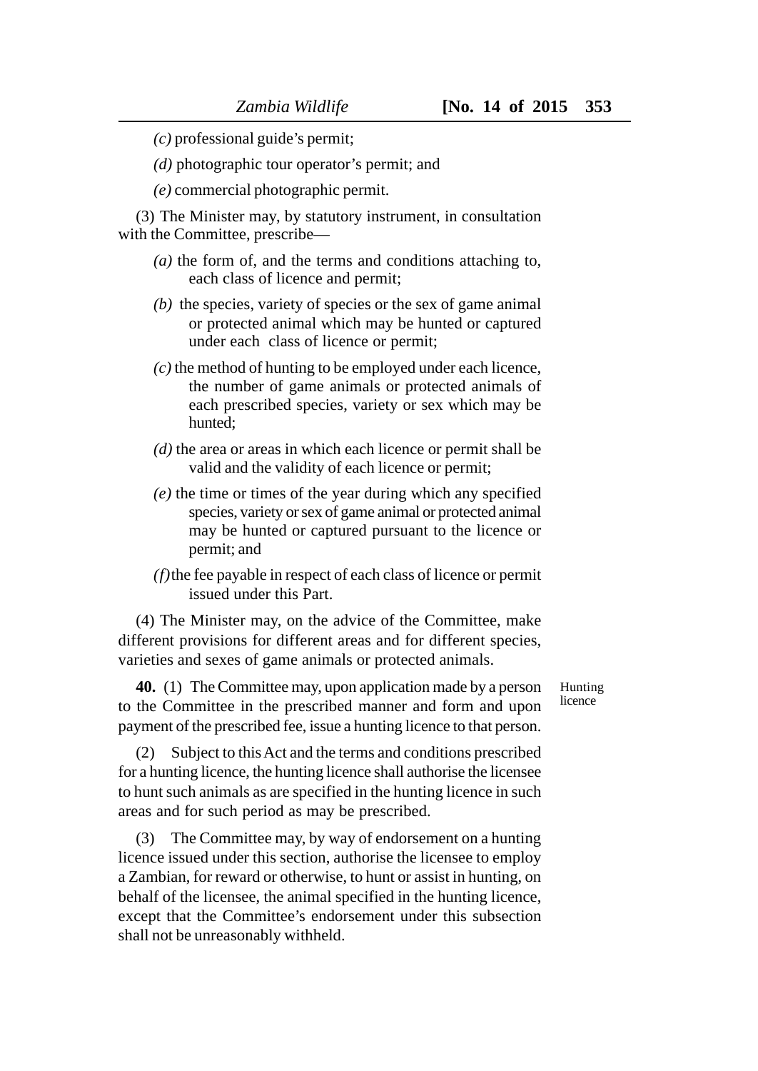*(c)* professional guide's permit;

*(d)* photographic tour operator's permit; and

*(e)* commercial photographic permit.

(3) The Minister may, by statutory instrument, in consultation with the Committee, prescribe—

*(a)* the form of, and the terms and conditions attaching to, each class of licence and permit;

*(b)* the species, variety of species or the sex of game animal or protected animal which may be hunted or captured under each class of licence or permit;

*(c)* the method of hunting to be employed under each licence, the number of game animals or protected animals of each prescribed species, variety or sex which may be hunted;

*(d)* the area or areas in which each licence or permit shall be valid and the validity of each licence or permit;

*(e)* the time or times of the year during which any specified species, variety or sex of game animal or protected animal may be hunted or captured pursuant to the licence or permit; and

*(f)* the fee payable in respect of each class of licence or permit issued under this Part.

(4) The Minister may, on the advice of the Committee, make different provisions for different areas and for different species, varieties and sexes of game animals or protected animals.

Hunting licence

**40.** (1) The Committee may, upon application made by a person to the Committee in the prescribed manner and form and upon payment of the prescribed fee, issue a hunting licence to that person.

(2) Subject to this Act and the terms and conditions prescribed for a hunting licence, the hunting licence shall authorise the licensee to hunt such animals as are specified in the hunting licence in such areas and for such period as may be prescribed.

(3) The Committee may, by way of endorsement on a hunting licence issued under this section, authorise the licensee to employ a Zambian, for reward or otherwise, to hunt or assist in hunting, on behalf of the licensee, the animal specified in the hunting licence, except that the Committee's endorsement under this subsection shall not be unreasonably withheld.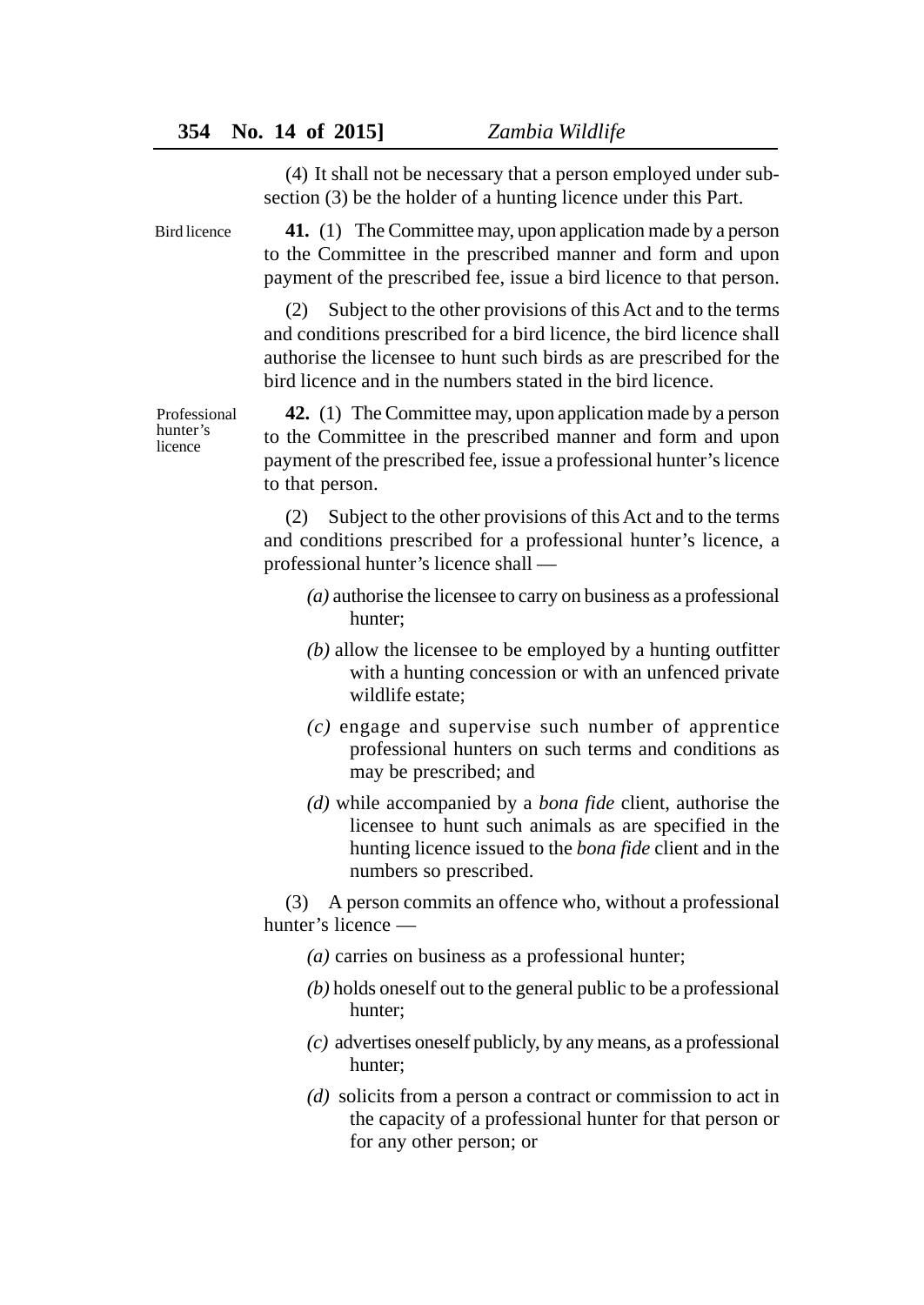(4) It shall not be necessary that a person employed under sub-section (3) be the holder of a hunting licence under this Part.

Bird licence

**41.** (1) The Committee may, upon application made by a person to the Committee in the prescribed manner and form and upon payment of the prescribed fee, issue a bird licence to that person.

(2) Subject to the other provisions of this Act and to the terms and conditions prescribed for a bird licence, the bird licence shall authorise the licensee to hunt such birds as are prescribed for the bird licence and in the numbers stated in the bird licence.

Professional hunter's licence

**42.** (1) The Committee may, upon application made by a person to the Committee in the prescribed manner and form and upon payment of the prescribed fee, issue a professional hunter's licence to that person.

(2) Subject to the other provisions of this Act and to the terms and conditions prescribed for a professional hunter's licence, a professional hunter's licence shall —

*(a)* authorise the licensee to carry on business as a professional hunter;

*(b)* allow the licensee to be employed by a hunting outfitter with a hunting concession or with an unfenced private wildlife estate;

*(c)* engage and supervise such number of apprentice professional hunters on such terms and conditions as may be prescribed; and

*(d)* while accompanied by a *bona fide* client, authorise the licensee to hunt such animals as are specified in the hunting licence issued to the *bona fide* client and in the numbers so prescribed.

(3) A person commits an offence who, without a professional hunter's licence —

*(a)* carries on business as a professional hunter;

*(b)* holds oneself out to the general public to be a professional hunter;

*(c)* advertises oneself publicly, by any means, as a professional hunter;

*(d)* solicits from a person a contract or commission to act in the capacity of a professional hunter for that person or for any other person; or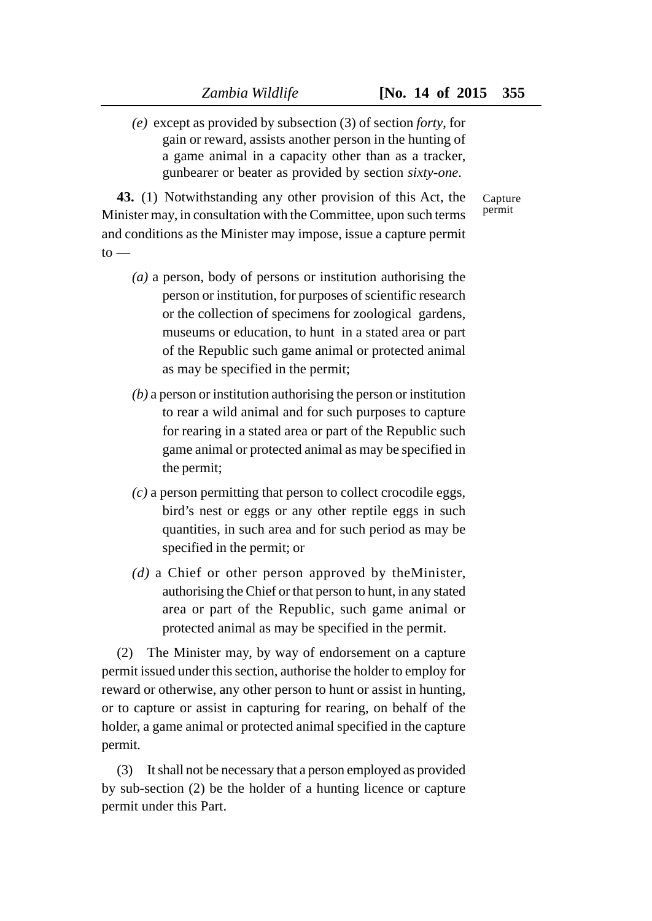*(e)* except as provided by subsection (3) of section *forty*, for gain or reward, assists another person in the hunting of a game animal in a capacity other than as a tracker, gunbearer or beater as provided by section *sixty-one*.

Capture permit

**43.** (1) Notwithstanding any other provision of this Act, the Minister may, in consultation with the Committee, upon such terms and conditions as the Minister may impose, issue a capture permit to —

*(a)* a person, body of persons or institution authorising the person or institution, for purposes of scientific research or the collection of specimens for zoological gardens, museums or education, to hunt in a stated area or part of the Republic such game animal or protected animal as may be specified in the permit;

*(b)* a person or institution authorising the person or institution to rear a wild animal and for such purposes to capture for rearing in a stated area or part of the Republic such game animal or protected animal as may be specified in the permit;

*(c)* a person permitting that person to collect crocodile eggs, bird's nest or eggs or any other reptile eggs in such quantities, in such area and for such period as may be specified in the permit; or

*(d)* a Chief or other person approved by theMinister, authorising the Chief or that person to hunt, in any stated area or part of the Republic, such game animal or protected animal as may be specified in the permit.

(2) The Minister may, by way of endorsement on a capture permit issued under this section, authorise the holder to employ for reward or otherwise, any other person to hunt or assist in hunting, or to capture or assist in capturing for rearing, on behalf of the holder, a game animal or protected animal specified in the capture permit.

(3) It shall not be necessary that a person employed as provided by sub-section (2) be the holder of a hunting licence or capture permit under this Part.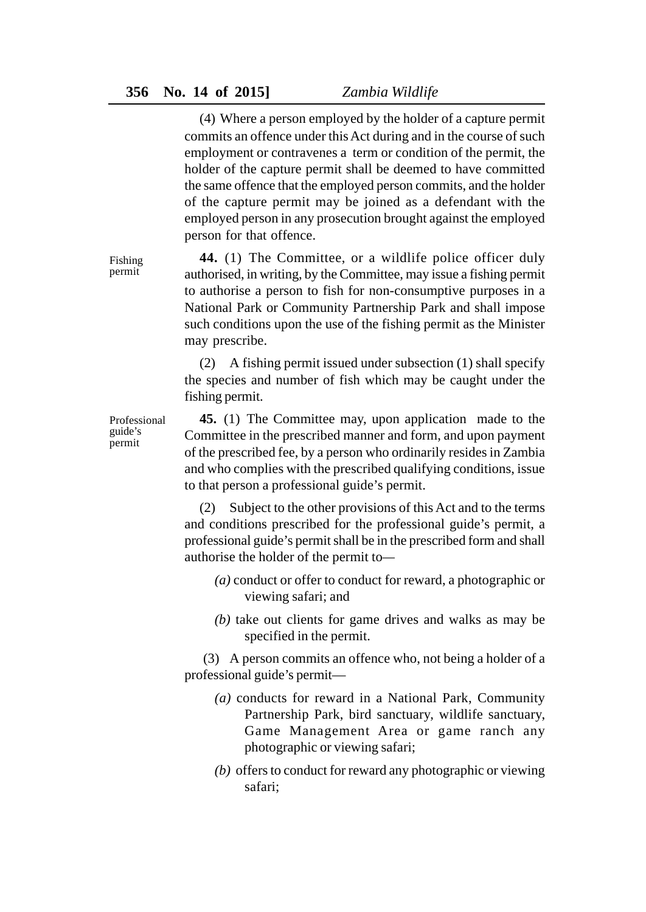(4) Where a person employed by the holder of a capture permit commits an offence under this Act during and in the course of such employment or contravenes a term or condition of the permit, the holder of the capture permit shall be deemed to have committed the same offence that the employed person commits, and the holder of the capture permit may be joined as a defendant with the employed person in any prosecution brought against the employed person for that offence.

Fishing permit

**44.** (1) The Committee, or a wildlife police officer duly authorised, in writing, by the Committee, may issue a fishing permit to authorise a person to fish for non-consumptive purposes in a National Park or Community Partnership Park and shall impose such conditions upon the use of the fishing permit as the Minister may prescribe.

(2) A fishing permit issued under subsection (1) shall specify the species and number of fish which may be caught under the fishing permit.

Professional guide's permit

**45.** (1) The Committee may, upon application made to the Committee in the prescribed manner and form, and upon payment of the prescribed fee, by a person who ordinarily resides in Zambia and who complies with the prescribed qualifying conditions, issue to that person a professional guide's permit.

(2) Subject to the other provisions of this Act and to the terms and conditions prescribed for the professional guide's permit, a professional guide's permit shall be in the prescribed form and shall authorise the holder of the permit to—

*(a)* conduct or offer to conduct for reward, a photographic or viewing safari; and

*(b)* take out clients for game drives and walks as may be specified in the permit.

(3) A person commits an offence who, not being a holder of a professional guide's permit—

*(a)* conducts for reward in a National Park, Community Partnership Park, bird sanctuary, wildlife sanctuary, Game Management Area or game ranch any photographic or viewing safari;

*(b)* offers to conduct for reward any photographic or viewing safari;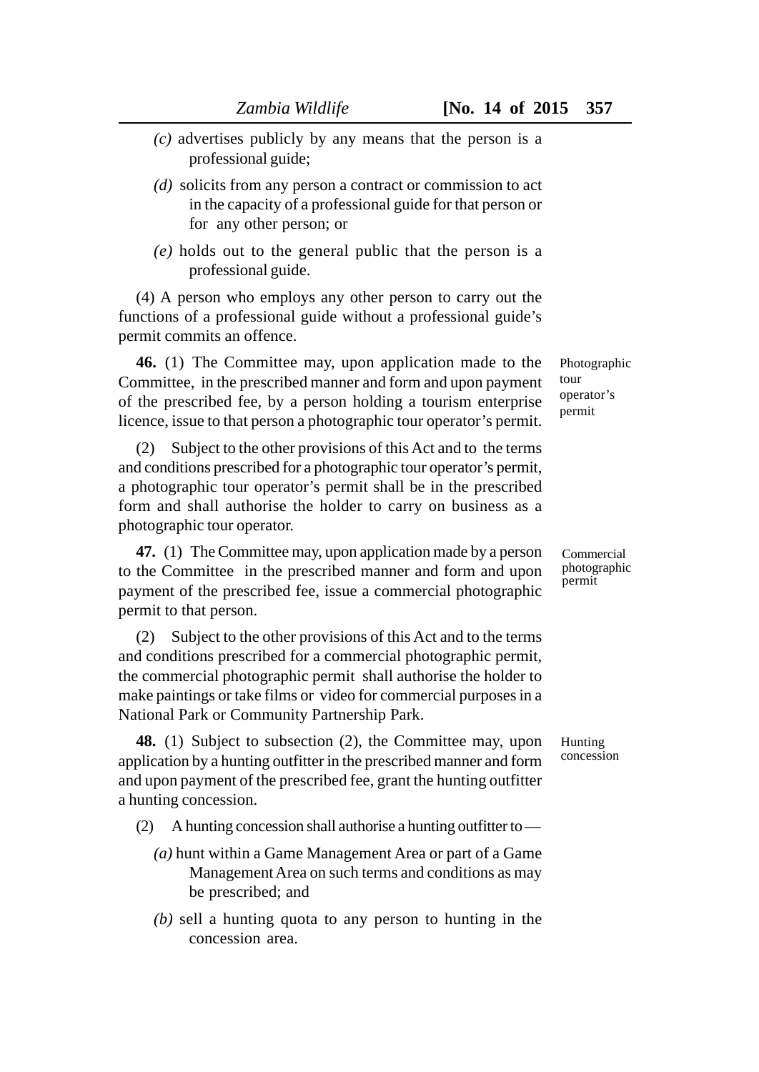*(c)* advertises publicly by any means that the person is a professional guide;

*(d)* solicits from any person a contract or commission to act in the capacity of a professional guide for that person or for any other person; or

*(e)* holds out to the general public that the person is a professional guide.

(4) A person who employs any other person to carry out the functions of a professional guide without a professional guide's permit commits an offence.

Photographic tour operator's permit

**46.** (1) The Committee may, upon application made to the Committee, in the prescribed manner and form and upon payment of the prescribed fee, by a person holding a tourism enterprise licence, issue to that person a photographic tour operator's permit.

(2) Subject to the other provisions of this Act and to the terms and conditions prescribed for a photographic tour operator's permit, a photographic tour operator's permit shall be in the prescribed form and shall authorise the holder to carry on business as a photographic tour operator.

Commercial photographic permit

**47.** (1) The Committee may, upon application made by a person to the Committee in the prescribed manner and form and upon payment of the prescribed fee, issue a commercial photographic permit to that person.

(2) Subject to the other provisions of this Act and to the terms and conditions prescribed for a commercial photographic permit, the commercial photographic permit shall authorise the holder to make paintings or take films or video for commercial purposes in a National Park or Community Partnership Park.

Hunting concession

**48.** (1) Subject to subsection (2), the Committee may, upon application by a hunting outfitter in the prescribed manner and form and upon payment of the prescribed fee, grant the hunting outfitter a hunting concession.

(2) A hunting concession shall authorise a hunting outfitter to —

*(a)* hunt within a Game Management Area or part of a Game Management Area on such terms and conditions as may be prescribed; and

*(b)* sell a hunting quota to any person to hunting in the concession area.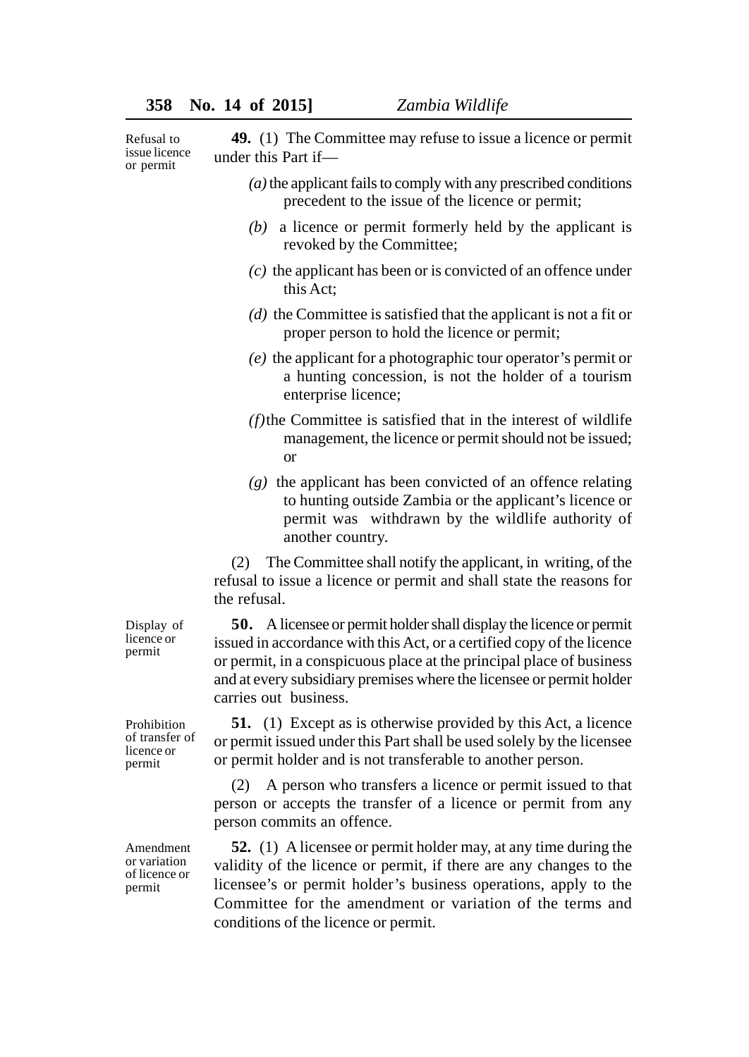Refusal to issue licence or permit

**49.** (1) The Committee may refuse to issue a licence or permit under this Part if—

*(a)* the applicant fails to comply with any prescribed conditions precedent to the issue of the licence or permit;

*(b)* a licence or permit formerly held by the applicant is revoked by the Committee;

*(c)* the applicant has been or is convicted of an offence under this Act;

*(d)* the Committee is satisfied that the applicant is not a fit or proper person to hold the licence or permit;

*(e)* the applicant for a photographic tour operator's permit or a hunting concession, is not the holder of a tourism enterprise licence;

*(f)* the Committee is satisfied that in the interest of wildlife management, the licence or permit should not be issued; or

*(g)* the applicant has been convicted of an offence relating to hunting outside Zambia or the applicant's licence or permit was withdrawn by the wildlife authority of another country.

(2) The Committee shall notify the applicant, in writing, of the refusal to issue a licence or permit and shall state the reasons for the refusal.

Display of licence or permit

**50.** A licensee or permit holder shall display the licence or permit issued in accordance with this Act, or a certified copy of the licence or permit, in a conspicuous place at the principal place of business and at every subsidiary premises where the licensee or permit holder carries out business.

Prohibition of transfer of licence or permit

**51.** (1) Except as is otherwise provided by this Act, a licence or permit issued under this Part shall be used solely by the licensee or permit holder and is not transferable to another person.

(2) A person who transfers a licence or permit issued to that person or accepts the transfer of a licence or permit from any person commits an offence.

Amendment or variation of licence or permit

**52.** (1) A licensee or permit holder may, at any time during the validity of the licence or permit, if there are any changes to the licensee's or permit holder's business operations, apply to the Committee for the amendment or variation of the terms and conditions of the licence or permit.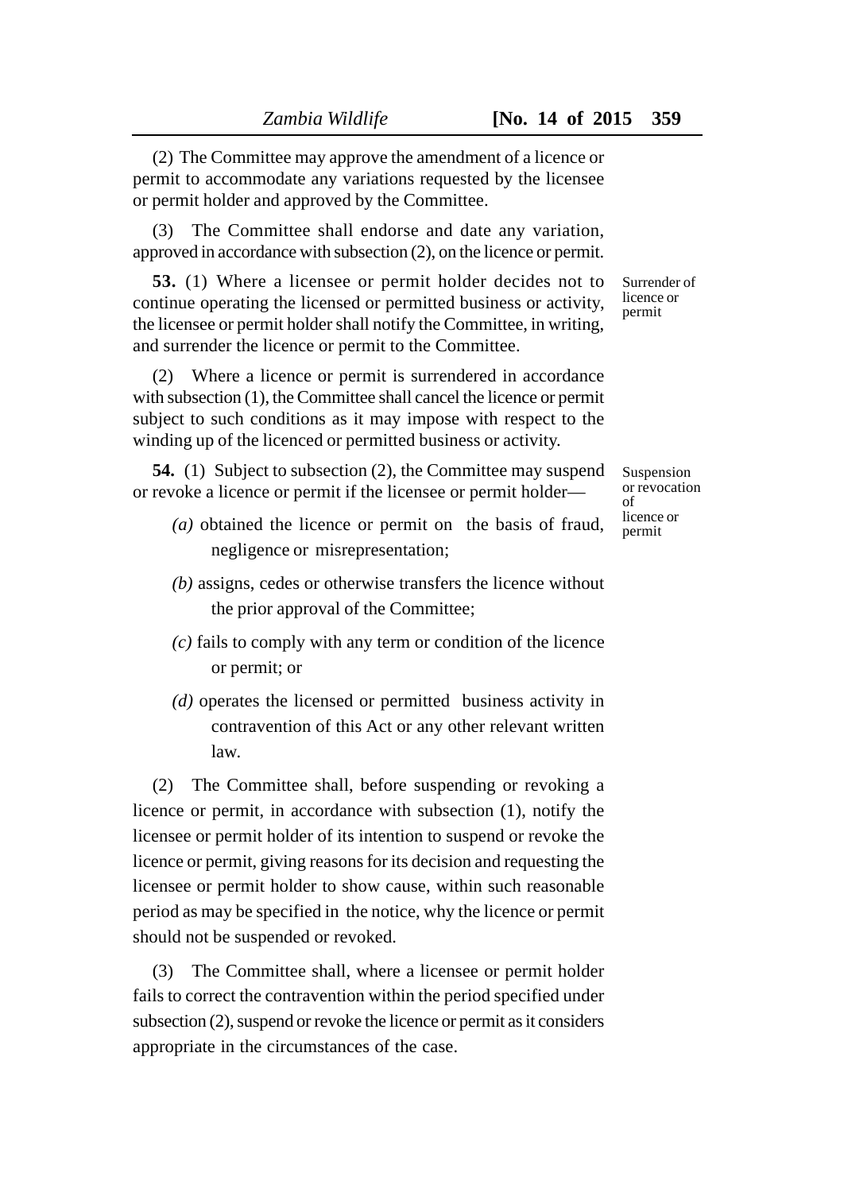(2) The Committee may approve the amendment of a licence or permit to accommodate any variations requested by the licensee or permit holder and approved by the Committee.

(3) The Committee shall endorse and date any variation, approved in accordance with subsection (2), on the licence or permit.

*Surrender of licence or permit*

**53.** (1) Where a licensee or permit holder decides not to continue operating the licensed or permitted business or activity, the licensee or permit holder shall notify the Committee, in writing, and surrender the licence or permit to the Committee.

(2) Where a licence or permit is surrendered in accordance with subsection (1), the Committee shall cancel the licence or permit subject to such conditions as it may impose with respect to the winding up of the licenced or permitted business or activity.

*Suspension or revocation of licence or permit*

**54.** (1) Subject to subsection (2), the Committee may suspend or revoke a licence or permit if the licensee or permit holder—

*(a)* obtained the licence or permit on the basis of fraud, negligence or misrepresentation;

*(b)* assigns, cedes or otherwise transfers the licence without the prior approval of the Committee;

*(c)* fails to comply with any term or condition of the licence or permit; or

*(d)* operates the licensed or permitted business activity in contravention of this Act or any other relevant written law.

(2) The Committee shall, before suspending or revoking a licence or permit, in accordance with subsection (1), notify the licensee or permit holder of its intention to suspend or revoke the licence or permit, giving reasons for its decision and requesting the licensee or permit holder to show cause, within such reasonable period as may be specified in the notice, why the licence or permit should not be suspended or revoked.

(3) The Committee shall, where a licensee or permit holder fails to correct the contravention within the period specified under subsection (2), suspend or revoke the licence or permit as it considers appropriate in the circumstances of the case.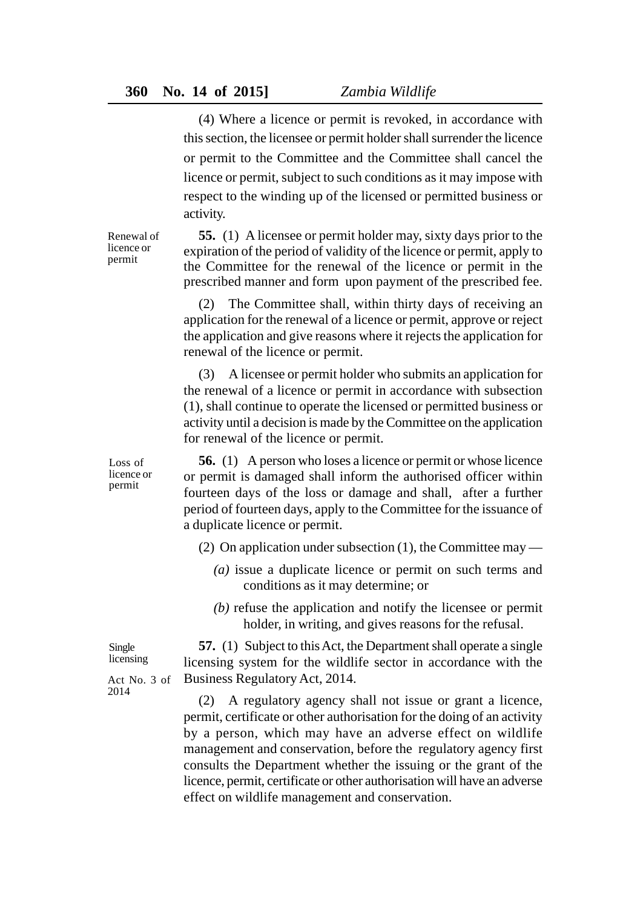(4) Where a licence or permit is revoked, in accordance with this section, the licensee or permit holder shall surrender the licence or permit to the Committee and the Committee shall cancel the licence or permit, subject to such conditions as it may impose with respect to the winding up of the licensed or permitted business or activity.

Renewal of licence or permit

**55.** (1) A licensee or permit holder may, sixty days prior to the expiration of the period of validity of the licence or permit, apply to the Committee for the renewal of the licence or permit in the prescribed manner and form upon payment of the prescribed fee.

(2) The Committee shall, within thirty days of receiving an application for the renewal of a licence or permit, approve or reject the application and give reasons where it rejects the application for renewal of the licence or permit.

(3) A licensee or permit holder who submits an application for the renewal of a licence or permit in accordance with subsection (1), shall continue to operate the licensed or permitted business or activity until a decision is made by the Committee on the application for renewal of the licence or permit.

Loss of licence or permit

**56.** (1) A person who loses a licence or permit or whose licence or permit is damaged shall inform the authorised officer within fourteen days of the loss or damage and shall, after a further period of fourteen days, apply to the Committee for the issuance of a duplicate licence or permit.

(2) On application under subsection (1), the Committee may —

*(a)* issue a duplicate licence or permit on such terms and conditions as it may determine; or

*(b)* refuse the application and notify the licensee or permit holder, in writing, and gives reasons for the refusal.

Single licensing

Act No. 3 of 2014

**57.** (1) Subject to this Act, the Department shall operate a single licensing system for the wildlife sector in accordance with the Business Regulatory Act, 2014.

(2) A regulatory agency shall not issue or grant a licence, permit, certificate or other authorisation for the doing of an activity by a person, which may have an adverse effect on wildlife management and conservation, before the regulatory agency first consults the Department whether the issuing or the grant of the licence, permit, certificate or other authorisation will have an adverse effect on wildlife management and conservation.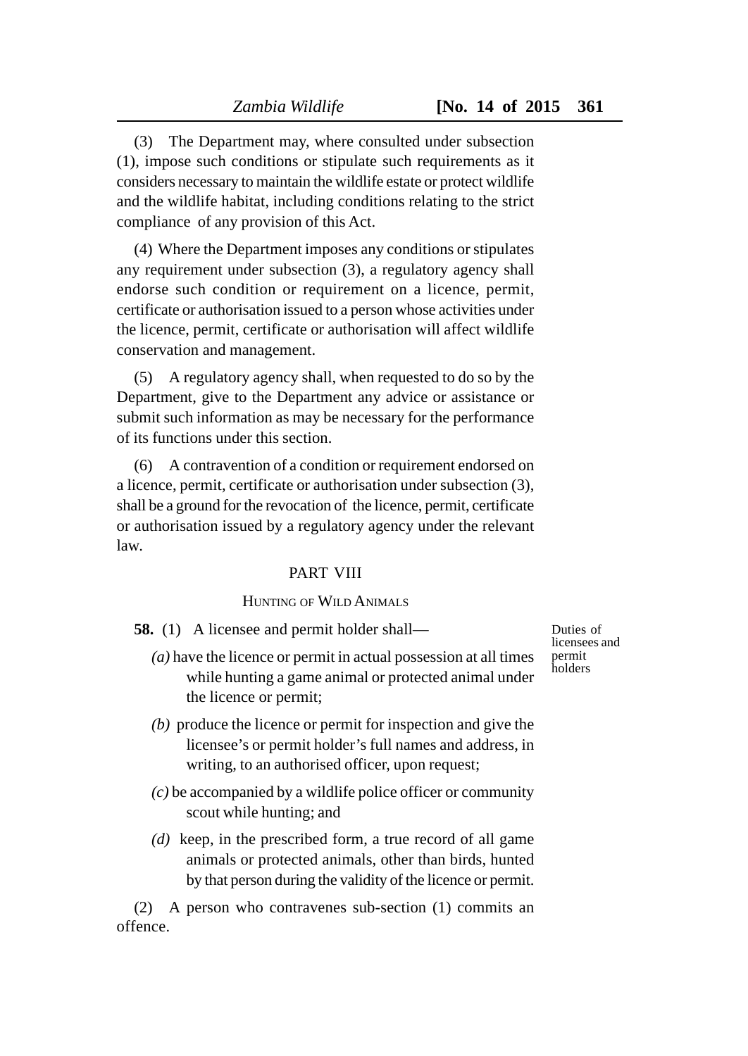(3) The Department may, where consulted under subsection (1), impose such conditions or stipulate such requirements as it considers necessary to maintain the wildlife estate or protect wildlife and the wildlife habitat, including conditions relating to the strict compliance of any provision of this Act.

(4) Where the Department imposes any conditions or stipulates any requirement under subsection (3), a regulatory agency shall endorse such condition or requirement on a licence, permit, certificate or authorisation issued to a person whose activities under the licence, permit, certificate or authorisation will affect wildlife conservation and management.

(5) A regulatory agency shall, when requested to do so by the Department, give to the Department any advice or assistance or submit such information as may be necessary for the performance of its functions under this section.

(6) A contravention of a condition or requirement endorsed on a licence, permit, certificate or authorisation under subsection (3), shall be a ground for the revocation of the licence, permit, certificate or authorisation issued by a regulatory agency under the relevant law.

## PART VIII

### HUNTING OF WILD ANIMALS

*Duties of licensees and permit holders*

**58.** (1) A licensee and permit holder shall—

*(a)* have the licence or permit in actual possession at all times while hunting a game animal or protected animal under the licence or permit;

*(b)* produce the licence or permit for inspection and give the licensee's or permit holder's full names and address, in writing, to an authorised officer, upon request;

*(c)* be accompanied by a wildlife police officer or community scout while hunting; and

*(d)* keep, in the prescribed form, a true record of all game animals or protected animals, other than birds, hunted by that person during the validity of the licence or permit.

(2) A person who contravenes sub-section (1) commits an offence.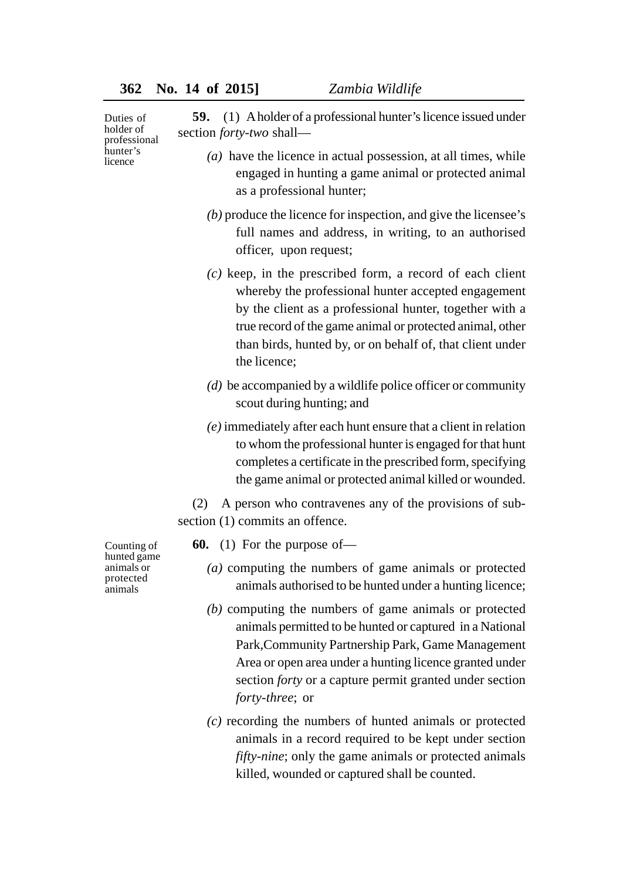Duties of holder of professional hunter's licence

**59.** (1) A holder of a professional hunter's licence issued under section *forty-two* shall—

*(a)* have the licence in actual possession, at all times, while engaged in hunting a game animal or protected animal as a professional hunter;

*(b)* produce the licence for inspection, and give the licensee's full names and address, in writing, to an authorised officer, upon request;

*(c)* keep, in the prescribed form, a record of each client whereby the professional hunter accepted engagement by the client as a professional hunter, together with a true record of the game animal or protected animal, other than birds, hunted by, or on behalf of, that client under the licence;

*(d)* be accompanied by a wildlife police officer or community scout during hunting; and

*(e)* immediately after each hunt ensure that a client in relation to whom the professional hunter is engaged for that hunt completes a certificate in the prescribed form, specifying the game animal or protected animal killed or wounded.

(2) A person who contravenes any of the provisions of sub-section (1) commits an offence.

Counting of hunted game animals or protected animals

**60.** (1) For the purpose of—

*(a)* computing the numbers of game animals or protected animals authorised to be hunted under a hunting licence;

*(b)* computing the numbers of game animals or protected animals permitted to be hunted or captured in a National Park, Community Partnership Park, Game Management Area or open area under a hunting licence granted under section *forty* or a capture permit granted under section *forty-three*; or

*(c)* recording the numbers of hunted animals or protected animals in a record required to be kept under section *fifty-nine*; only the game animals or protected animals killed, wounded or captured shall be counted.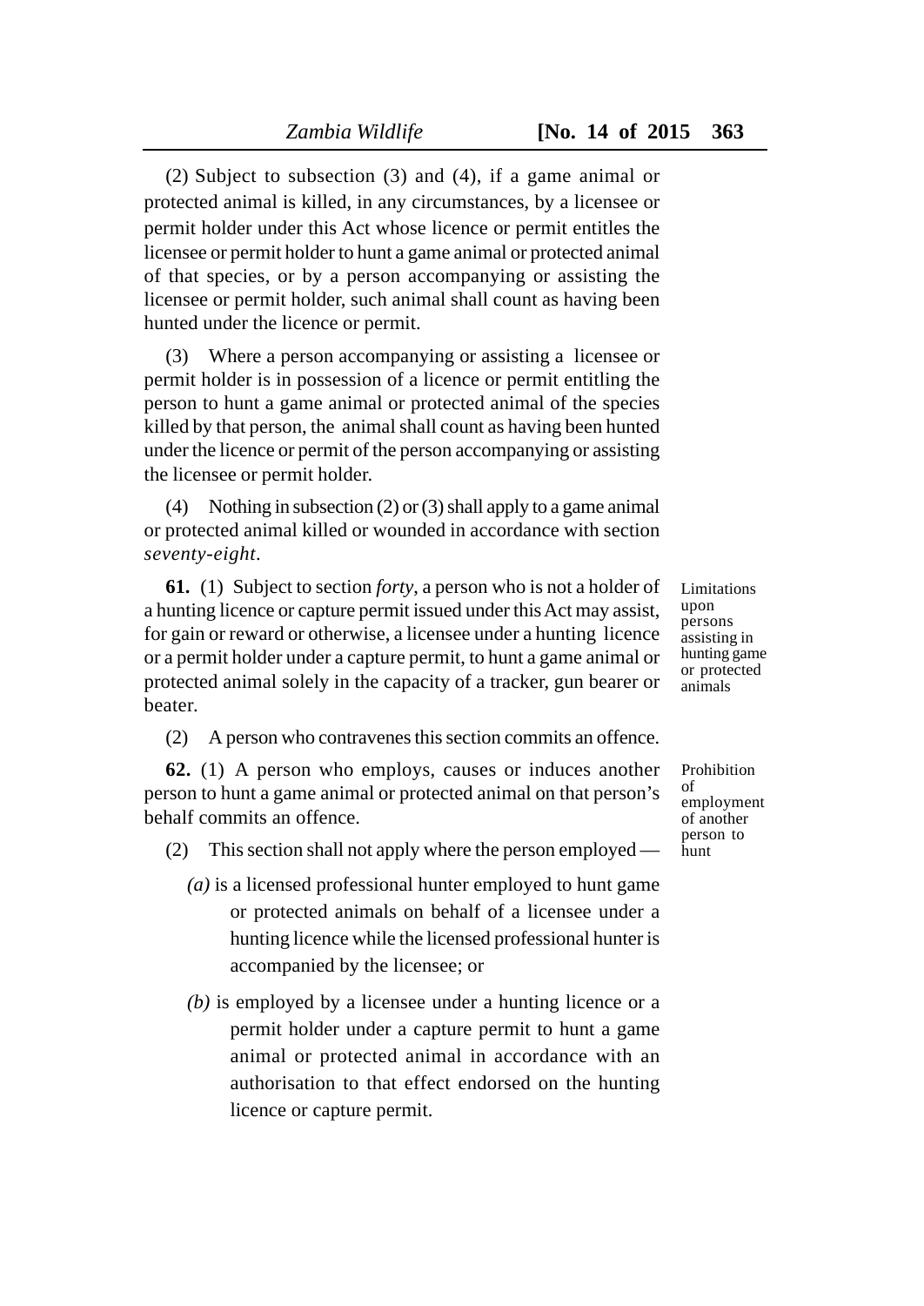(2) Subject to subsection (3) and (4), if a game animal or protected animal is killed, in any circumstances, by a licensee or permit holder under this Act whose licence or permit entitles the licensee or permit holder to hunt a game animal or protected animal of that species, or by a person accompanying or assisting the licensee or permit holder, such animal shall count as having been hunted under the licence or permit.

(3) Where a person accompanying or assisting a licensee or permit holder is in possession of a licence or permit entitling the person to hunt a game animal or protected animal of the species killed by that person, the animal shall count as having been hunted under the licence or permit of the person accompanying or assisting the licensee or permit holder.

(4) Nothing in subsection (2) or (3) shall apply to a game animal or protected animal killed or wounded in accordance with section *seventy-eight*.

Limitations upon persons assisting in hunting game or protected animals

**61.** (1) Subject to section *forty*, a person who is not a holder of a hunting licence or capture permit issued under this Act may assist, for gain or reward or otherwise, a licensee under a hunting licence or a permit holder under a capture permit, to hunt a game animal or protected animal solely in the capacity of a tracker, gun bearer or beater.

(2) A person who contravenes this section commits an offence.

Prohibition of employment of another person to hunt

**62.** (1) A person who employs, causes or induces another person to hunt a game animal or protected animal on that person's behalf commits an offence.

(2) This section shall not apply where the person employed —

*(a)* is a licensed professional hunter employed to hunt game or protected animals on behalf of a licensee under a hunting licence while the licensed professional hunter is accompanied by the licensee; or

*(b)* is employed by a licensee under a hunting licence or a permit holder under a capture permit to hunt a game animal or protected animal in accordance with an authorisation to that effect endorsed on the hunting licence or capture permit.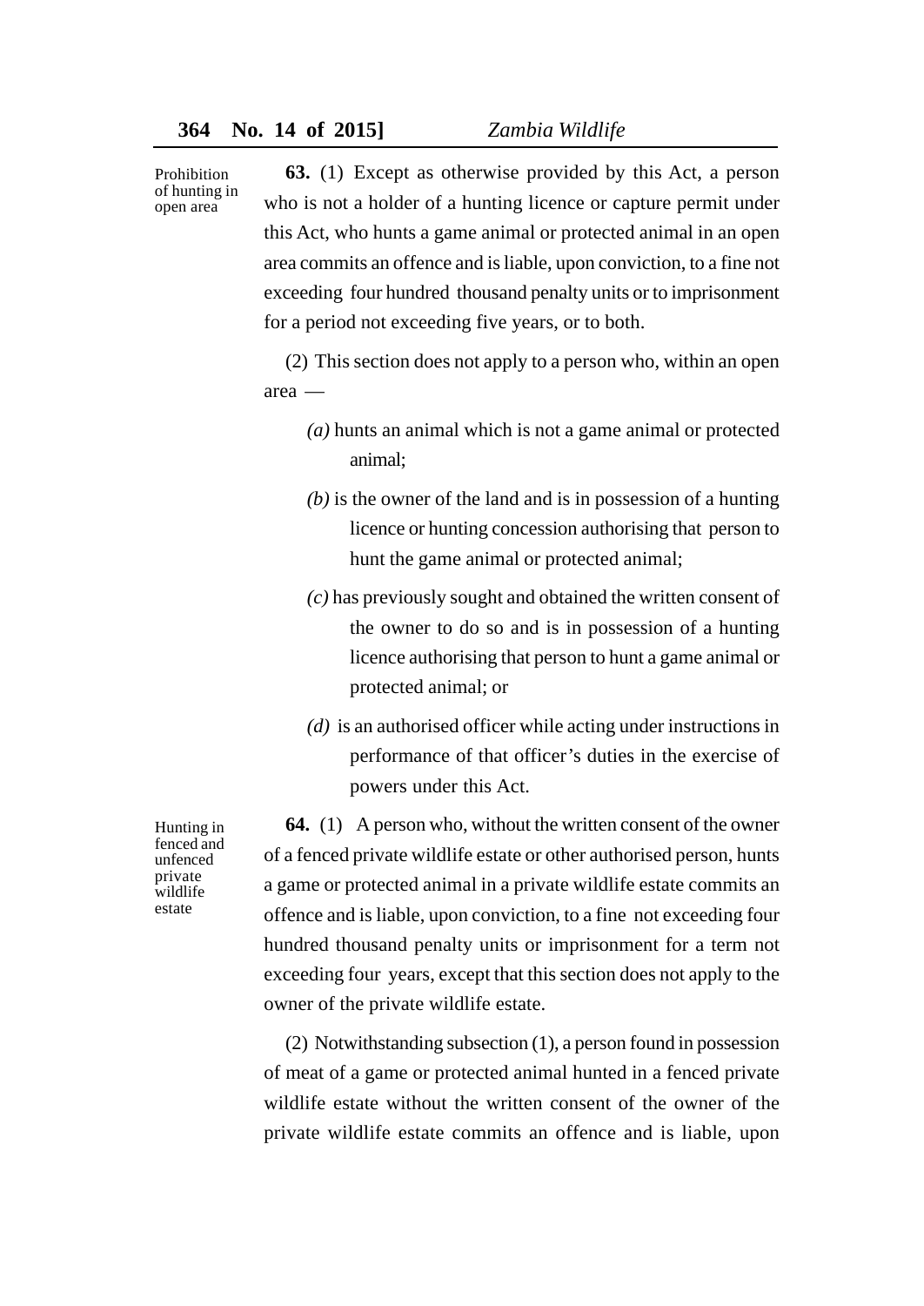Prohibition of hunting in open area

**63.** (1) Except as otherwise provided by this Act, a person who is not a holder of a hunting licence or capture permit under this Act, who hunts a game animal or protected animal in an open area commits an offence and is liable, upon conviction, to a fine not exceeding four hundred thousand penalty units or to imprisonment for a period not exceeding five years, or to both.

(2) This section does not apply to a person who, within an open area —

*(a)* hunts an animal which is not a game animal or protected animal;

*(b)* is the owner of the land and is in possession of a hunting licence or hunting concession authorising that person to hunt the game animal or protected animal;

*(c)* has previously sought and obtained the written consent of the owner to do so and is in possession of a hunting licence authorising that person to hunt a game animal or protected animal; or

*(d)* is an authorised officer while acting under instructions in performance of that officer's duties in the exercise of powers under this Act.

Hunting in fenced and unfenced private wildlife estate

**64.** (1) A person who, without the written consent of the owner of a fenced private wildlife estate or other authorised person, hunts a game or protected animal in a private wildlife estate commits an offence and is liable, upon conviction, to a fine not exceeding four hundred thousand penalty units or imprisonment for a term not exceeding four years, except that this section does not apply to the owner of the private wildlife estate.

(2) Notwithstanding subsection (1), a person found in possession of meat of a game or protected animal hunted in a fenced private wildlife estate without the written consent of the owner of the private wildlife estate commits an offence and is liable, upon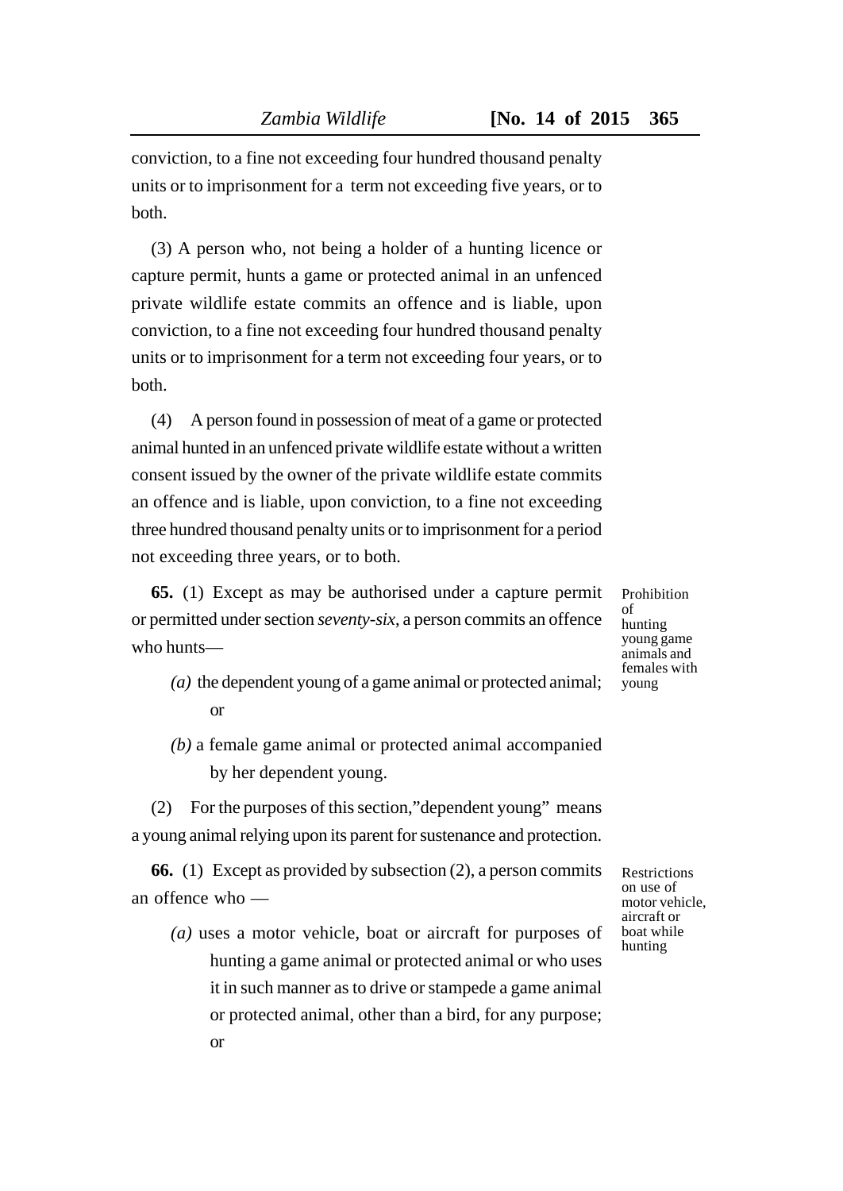conviction, to a fine not exceeding four hundred thousand penalty units or to imprisonment for a term not exceeding five years, or to both.

(3) A person who, not being a holder of a hunting licence or capture permit, hunts a game or protected animal in an unfenced private wildlife estate commits an offence and is liable, upon conviction, to a fine not exceeding four hundred thousand penalty units or to imprisonment for a term not exceeding four years, or to both.

(4) A person found in possession of meat of a game or protected animal hunted in an unfenced private wildlife estate without a written consent issued by the owner of the private wildlife estate commits an offence and is liable, upon conviction, to a fine not exceeding three hundred thousand penalty units or to imprisonment for a period not exceeding three years, or to both.

Prohibition of hunting young game animals and females with young

**65.** (1) Except as may be authorised under a capture permit or permitted under section *seventy-six*, a person commits an offence who hunts—

*(a)* the dependent young of a game animal or protected animal; or

*(b)* a female game animal or protected animal accompanied by her dependent young.

(2) For the purposes of this section,"dependent young" means a young animal relying upon its parent for sustenance and protection.

Restrictions on use of motor vehicle, aircraft or boat while hunting

**66.** (1) Except as provided by subsection (2), a person commits an offence who —

*(a)* uses a motor vehicle, boat or aircraft for purposes of hunting a game animal or protected animal or who uses it in such manner as to drive or stampede a game animal or protected animal, other than a bird, for any purpose; or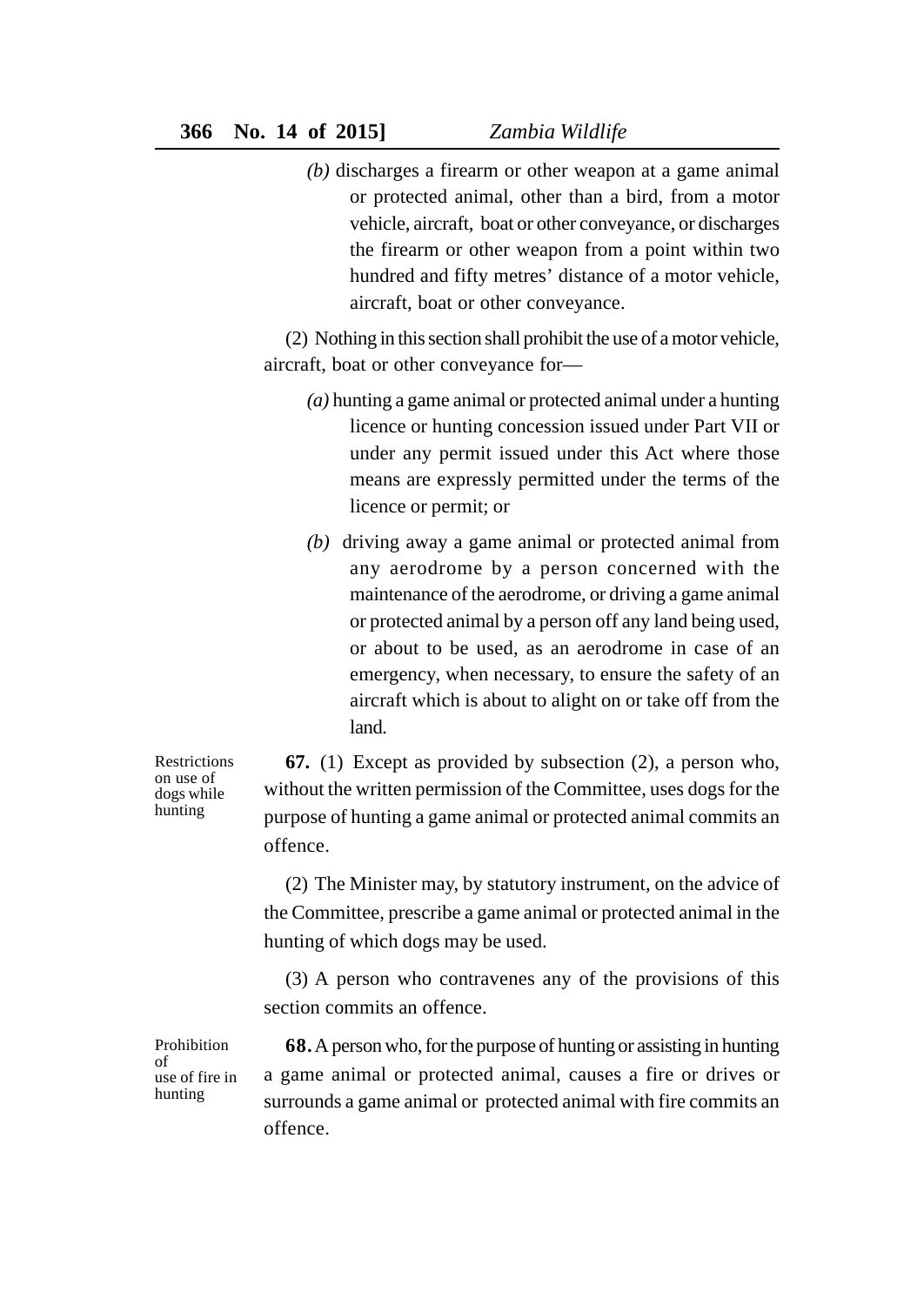*(b)* discharges a firearm or other weapon at a game animal or protected animal, other than a bird, from a motor vehicle, aircraft, boat or other conveyance, or discharges the firearm or other weapon from a point within two hundred and fifty metres' distance of a motor vehicle, aircraft, boat or other conveyance.

(2) Nothing in this section shall prohibit the use of a motor vehicle, aircraft, boat or other conveyance for—

*(a)* hunting a game animal or protected animal under a hunting licence or hunting concession issued under Part VII or under any permit issued under this Act where those means are expressly permitted under the terms of the licence or permit; or

*(b)* driving away a game animal or protected animal from any aerodrome by a person concerned with the maintenance of the aerodrome, or driving a game animal or protected animal by a person off any land being used, or about to be used, as an aerodrome in case of an emergency, when necessary, to ensure the safety of an aircraft which is about to alight on or take off from the land.

Restrictions on use of dogs while hunting

**67.** (1) Except as provided by subsection (2), a person who, without the written permission of the Committee, uses dogs for the purpose of hunting a game animal or protected animal commits an offence.

(2) The Minister may, by statutory instrument, on the advice of the Committee, prescribe a game animal or protected animal in the hunting of which dogs may be used.

(3) A person who contravenes any of the provisions of this section commits an offence.

Prohibition of use of fire in hunting

**68.** A person who, for the purpose of hunting or assisting in hunting a game animal or protected animal, causes a fire or drives or surrounds a game animal or protected animal with fire commits an offence.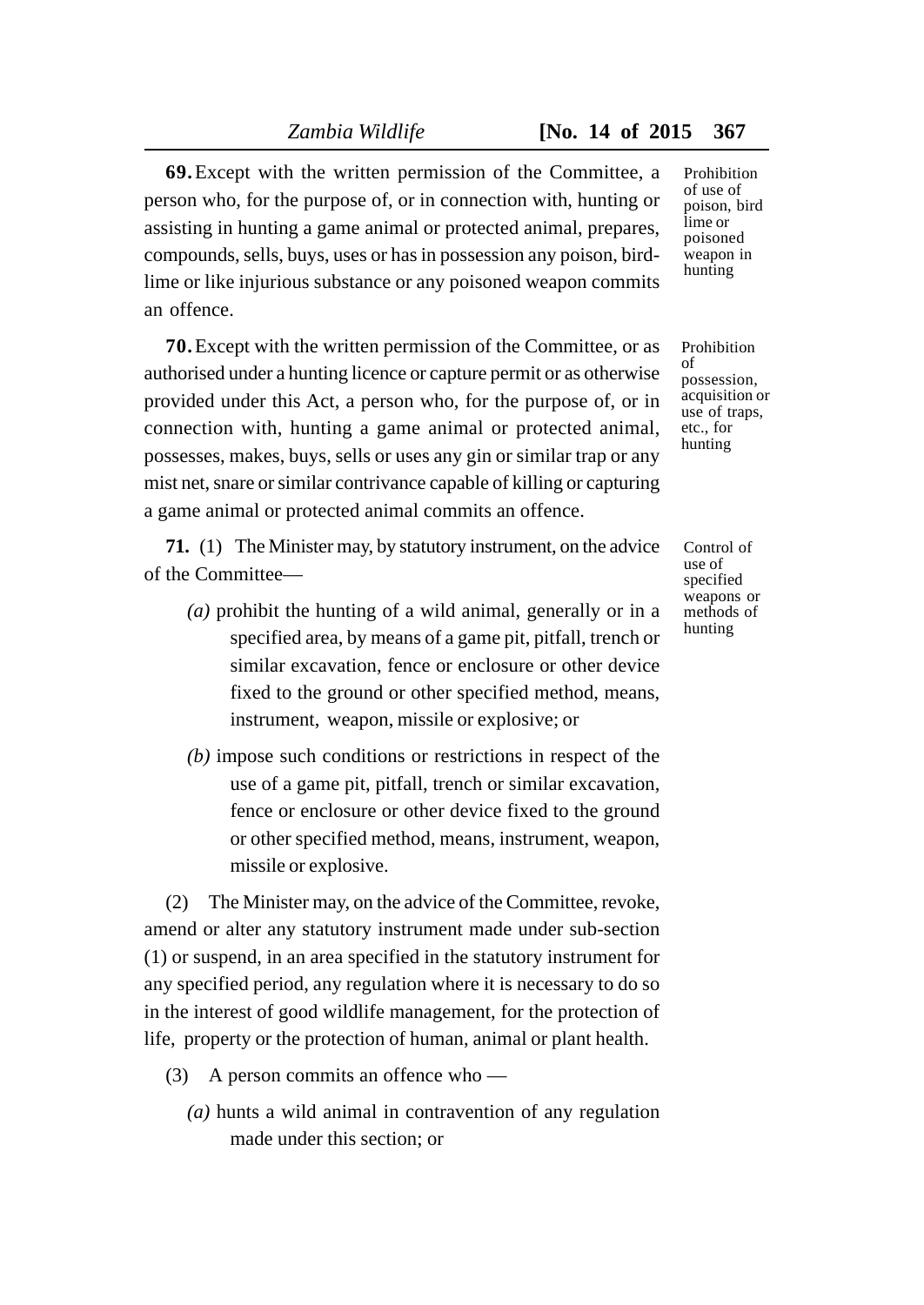**69.** Except with the written permission of the Committee, a person who, for the purpose of, or in connection with, hunting or assisting in hunting a game animal or protected animal, prepares, compounds, sells, buys, uses or has in possession any poison, bird-lime or like injurious substance or any poisoned weapon commits an offence.

Prohibition of use of poison, bird lime or poisoned weapon in hunting

**70.** Except with the written permission of the Committee, or as authorised under a hunting licence or capture permit or as otherwise provided under this Act, a person who, for the purpose of, or in connection with, hunting a game animal or protected animal, possesses, makes, buys, sells or uses any gin or similar trap or any mist net, snare or similar contrivance capable of killing or capturing a game animal or protected animal commits an offence.

Prohibition of possession, acquisition or use of traps, etc., for hunting

**71.** (1) The Minister may, by statutory instrument, on the advice of the Committee—

Control of use of specified weapons or methods of hunting

*(a)* prohibit the hunting of a wild animal, generally or in a specified area, by means of a game pit, pitfall, trench or similar excavation, fence or enclosure or other device fixed to the ground or other specified method, means, instrument, weapon, missile or explosive; or

*(b)* impose such conditions or restrictions in respect of the use of a game pit, pitfall, trench or similar excavation, fence or enclosure or other device fixed to the ground or other specified method, means, instrument, weapon, missile or explosive.

(2) The Minister may, on the advice of the Committee, revoke, amend or alter any statutory instrument made under sub-section (1) or suspend, in an area specified in the statutory instrument for any specified period, any regulation where it is necessary to do so in the interest of good wildlife management, for the protection of life, property or the protection of human, animal or plant health.

(3) A person commits an offence who —

*(a)* hunts a wild animal in contravention of any regulation made under this section; or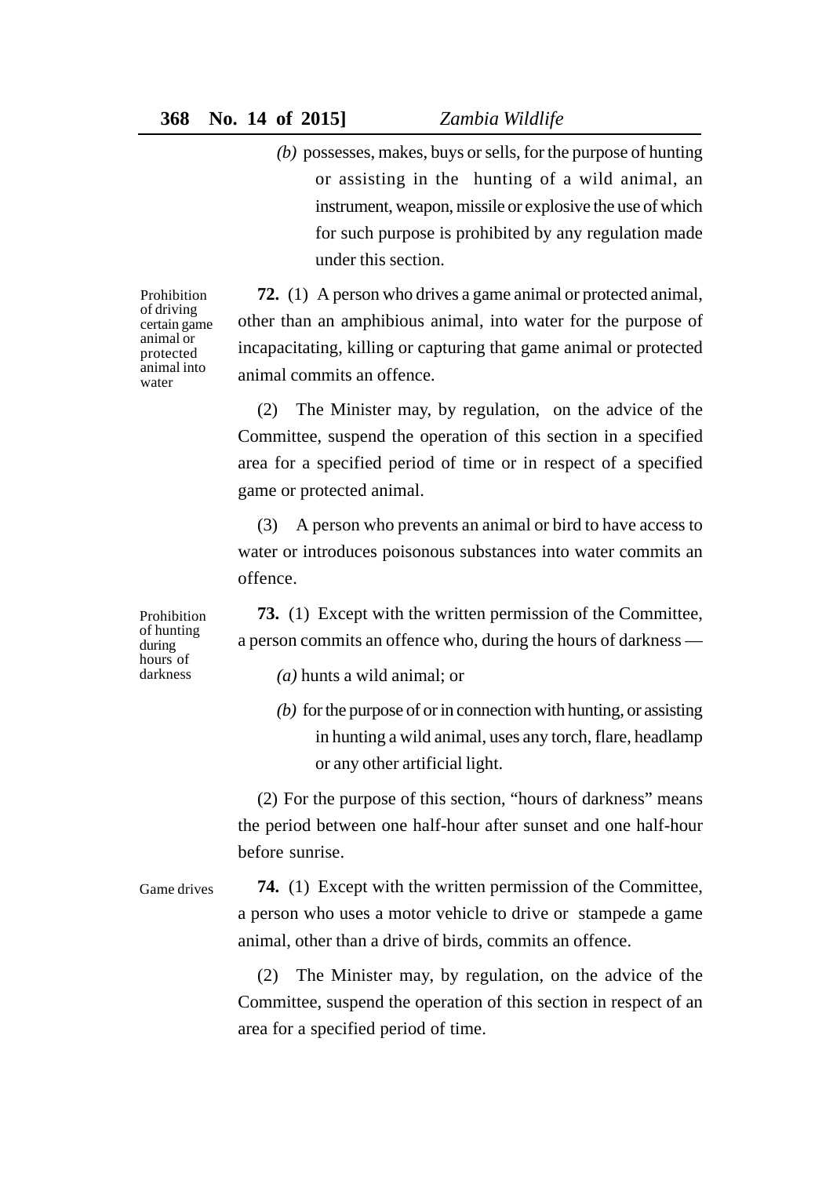*(b)* possesses, makes, buys or sells, for the purpose of hunting or assisting in the hunting of a wild animal, an instrument, weapon, missile or explosive the use of which for such purpose is prohibited by any regulation made under this section.

Prohibition of driving certain game animal or protected animal into water

**72.** (1) A person who drives a game animal or protected animal, other than an amphibious animal, into water for the purpose of incapacitating, killing or capturing that game animal or protected animal commits an offence.

(2) The Minister may, by regulation, on the advice of the Committee, suspend the operation of this section in a specified area for a specified period of time or in respect of a specified game or protected animal.

(3) A person who prevents an animal or bird to have access to water or introduces poisonous substances into water commits an offence.

Prohibition of hunting during hours of darkness

**73.** (1) Except with the written permission of the Committee, a person commits an offence who, during the hours of darkness —

*(a)* hunts a wild animal; or

*(b)* for the purpose of or in connection with hunting, or assisting in hunting a wild animal, uses any torch, flare, headlamp or any other artificial light.

(2) For the purpose of this section, "hours of darkness" means the period between one half-hour after sunset and one half-hour before sunrise.

Game drives

**74.** (1) Except with the written permission of the Committee, a person who uses a motor vehicle to drive or stampede a game animal, other than a drive of birds, commits an offence.

(2) The Minister may, by regulation, on the advice of the Committee, suspend the operation of this section in respect of an area for a specified period of time.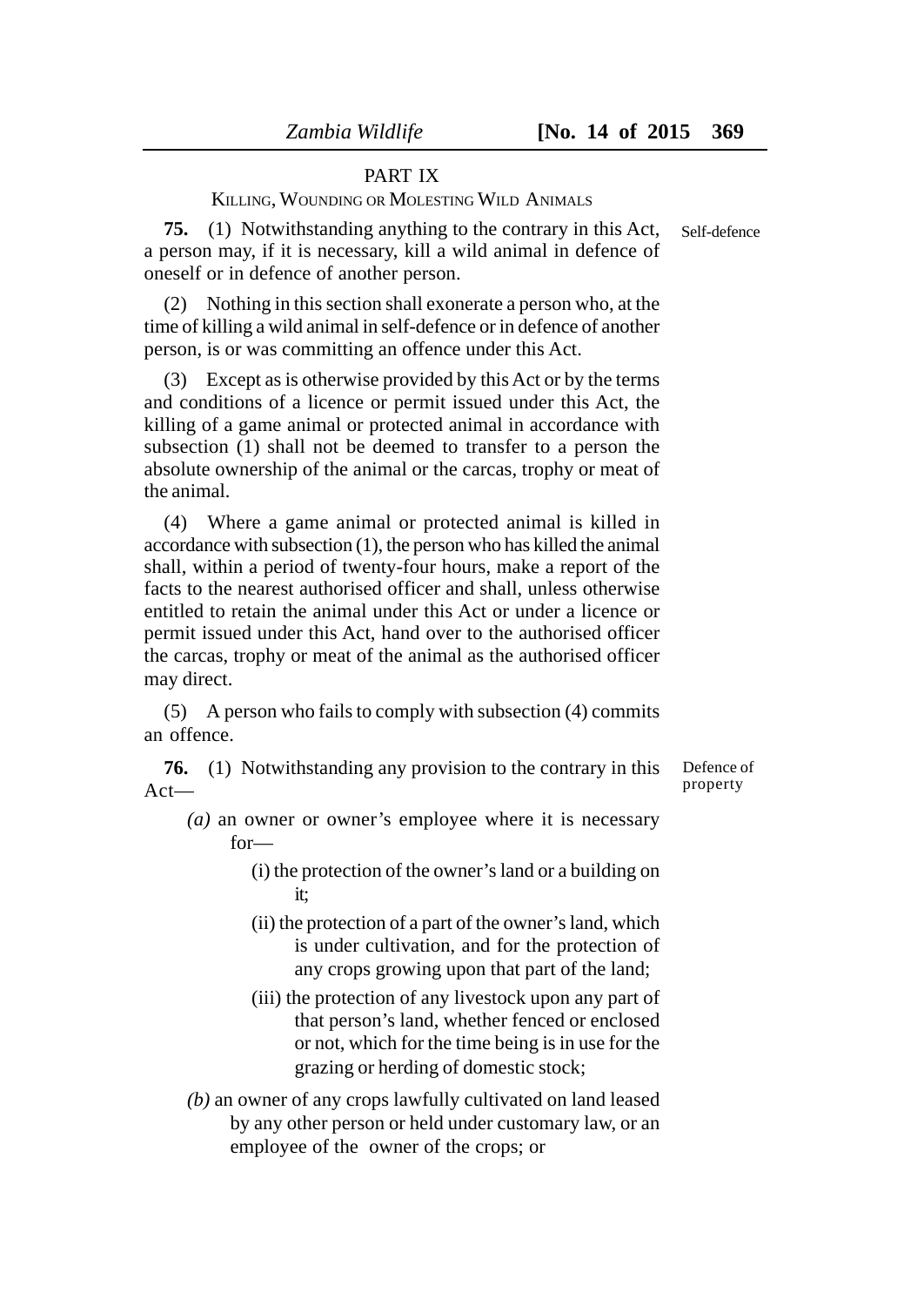## PART IX

### KILLING, WOUNDING OR MOLESTING WILD ANIMALS

**75.** (1) Notwithstanding anything to the contrary in this Act, a person may, if it is necessary, kill a wild animal in defence of oneself or in defence of another person.

Self-defence

(2) Nothing in this section shall exonerate a person who, at the time of killing a wild animal in self-defence or in defence of another person, is or was committing an offence under this Act.

(3) Except as is otherwise provided by this Act or by the terms and conditions of a licence or permit issued under this Act, the killing of a game animal or protected animal in accordance with subsection (1) shall not be deemed to transfer to a person the absolute ownership of the animal or the carcas, trophy or meat of the animal.

(4) Where a game animal or protected animal is killed in accordance with subsection (1), the person who has killed the animal shall, within a period of twenty-four hours, make a report of the facts to the nearest authorised officer and shall, unless otherwise entitled to retain the animal under this Act or under a licence or permit issued under this Act, hand over to the authorised officer the carcas, trophy or meat of the animal as the authorised officer may direct.

(5) A person who fails to comply with subsection (4) commits an offence.

**76.** (1) Notwithstanding any provision to the contrary in this Act—

Defence of property

*(a)* an owner or owner's employee where it is necessary for—

(i) the protection of the owner's land or a building on it;

(ii) the protection of a part of the owner's land, which is under cultivation, and for the protection of any crops growing upon that part of the land;

(iii) the protection of any livestock upon any part of that person's land, whether fenced or enclosed or not, which for the time being is in use for the grazing or herding of domestic stock;

*(b)* an owner of any crops lawfully cultivated on land leased by any other person or held under customary law, or an employee of the owner of the crops; or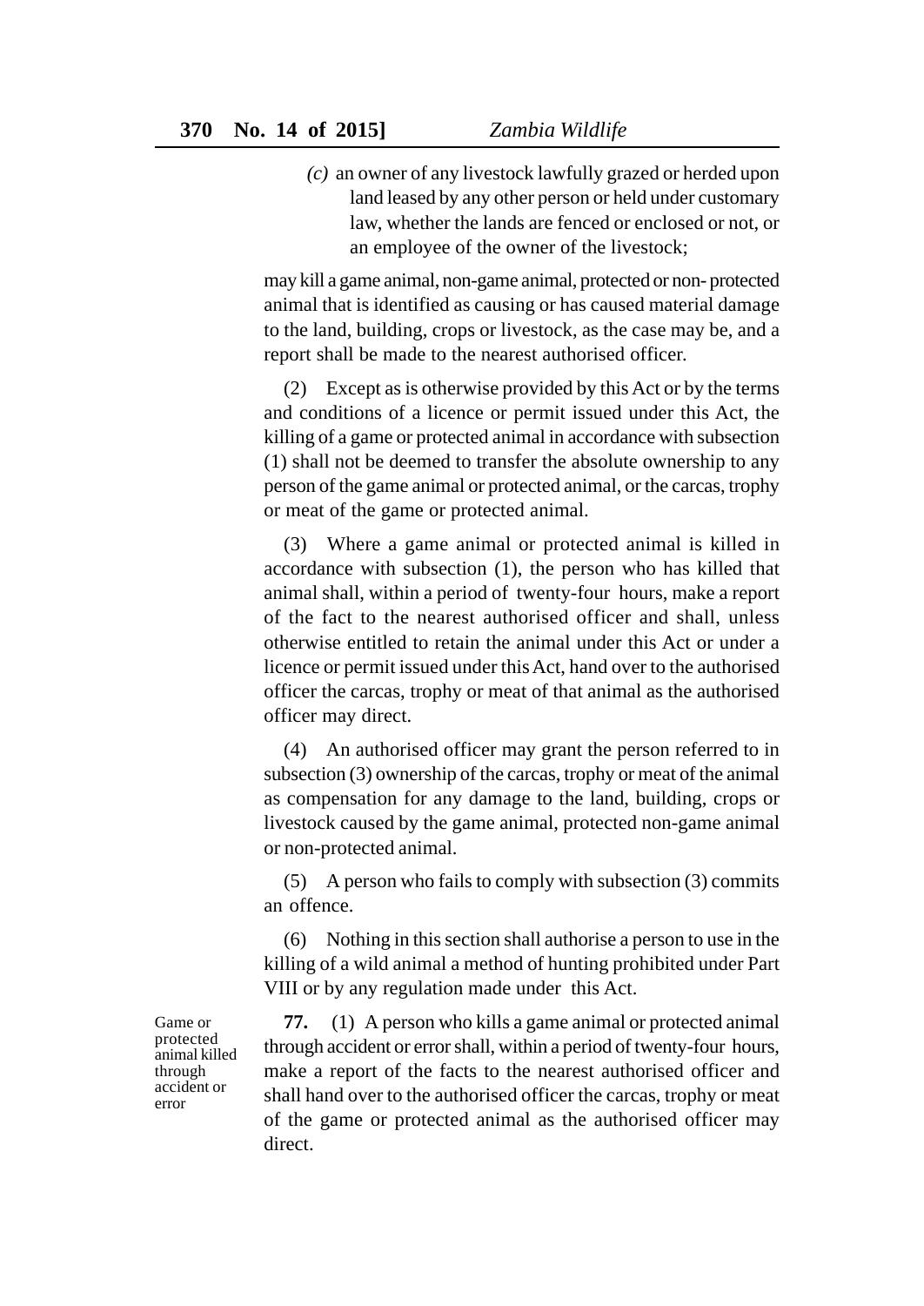*(c)* an owner of any livestock lawfully grazed or herded upon land leased by any other person or held under customary law, whether the lands are fenced or enclosed or not, or an employee of the owner of the livestock;

may kill a game animal, non-game animal, protected or non- protected animal that is identified as causing or has caused material damage to the land, building, crops or livestock, as the case may be, and a report shall be made to the nearest authorised officer.

(2) Except as is otherwise provided by this Act or by the terms and conditions of a licence or permit issued under this Act, the killing of a game or protected animal in accordance with subsection (1) shall not be deemed to transfer the absolute ownership to any person of the game animal or protected animal, or the carcas, trophy or meat of the game or protected animal.

(3) Where a game animal or protected animal is killed in accordance with subsection (1), the person who has killed that animal shall, within a period of twenty-four hours, make a report of the fact to the nearest authorised officer and shall, unless otherwise entitled to retain the animal under this Act or under a licence or permit issued under this Act, hand over to the authorised officer the carcas, trophy or meat of that animal as the authorised officer may direct.

(4) An authorised officer may grant the person referred to in subsection (3) ownership of the carcas, trophy or meat of the animal as compensation for any damage to the land, building, crops or livestock caused by the game animal, protected non-game animal or non-protected animal.

(5) A person who fails to comply with subsection (3) commits an offence.

(6) Nothing in this section shall authorise a person to use in the killing of a wild animal a method of hunting prohibited under Part VIII or by any regulation made under this Act.

*Game or protected animal killed through accident or error*

**77.** (1) A person who kills a game animal or protected animal through accident or error shall, within a period of twenty-four hours, make a report of the facts to the nearest authorised officer and shall hand over to the authorised officer the carcas, trophy or meat of the game or protected animal as the authorised officer may direct.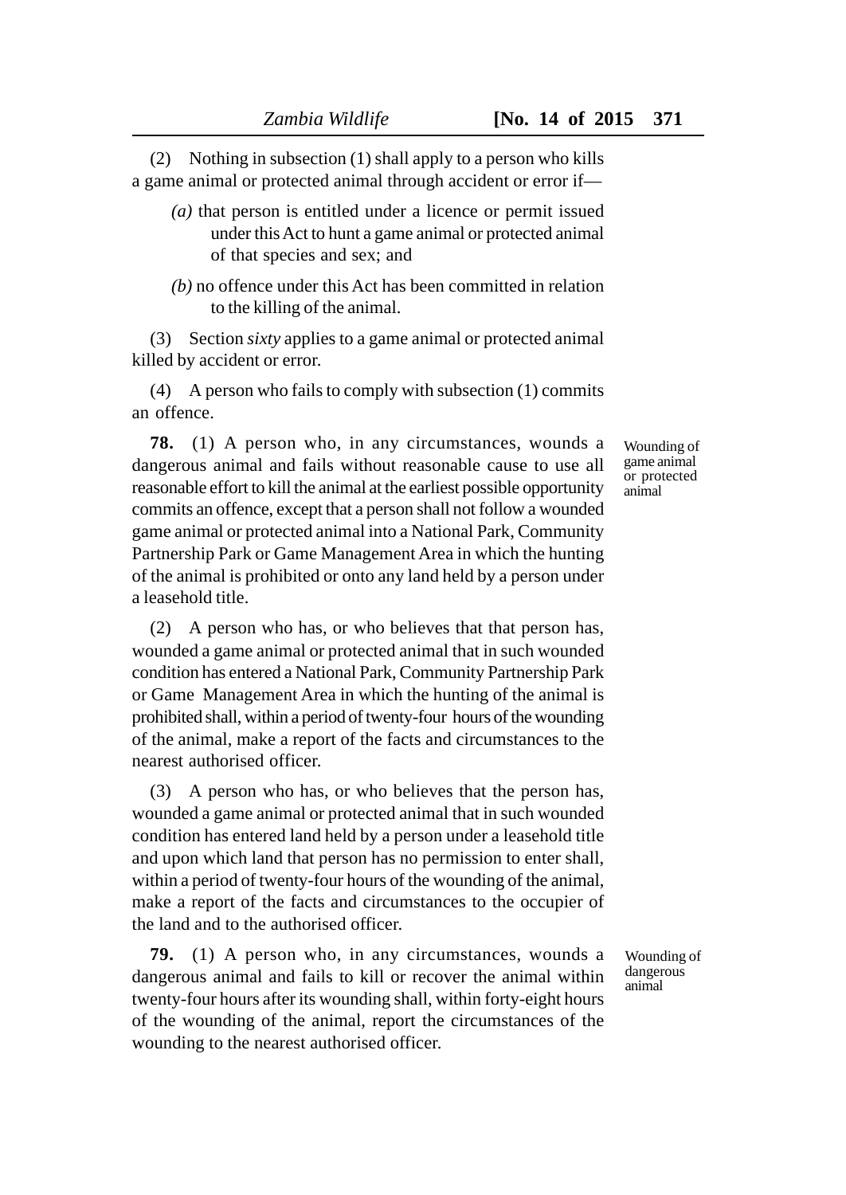(2) Nothing in subsection (1) shall apply to a person who kills a game animal or protected animal through accident or error if—

*(a)* that person is entitled under a licence or permit issued under this Act to hunt a game animal or protected animal of that species and sex; and

*(b)* no offence under this Act has been committed in relation to the killing of the animal.

(3) Section *sixty* applies to a game animal or protected animal killed by accident or error.

(4) A person who fails to comply with subsection (1) commits an offence.

Wounding of game animal or protected animal

**78.** (1) A person who, in any circumstances, wounds a dangerous animal and fails without reasonable cause to use all reasonable effort to kill the animal at the earliest possible opportunity commits an offence, except that a person shall not follow a wounded game animal or protected animal into a National Park, Community Partnership Park or Game Management Area in which the hunting of the animal is prohibited or onto any land held by a person under a leasehold title.

(2) A person who has, or who believes that that person has, wounded a game animal or protected animal that in such wounded condition has entered a National Park, Community Partnership Park or Game Management Area in which the hunting of the animal is prohibited shall, within a period of twenty-four hours of the wounding of the animal, make a report of the facts and circumstances to the nearest authorised officer.

(3) A person who has, or who believes that the person has, wounded a game animal or protected animal that in such wounded condition has entered land held by a person under a leasehold title and upon which land that person has no permission to enter shall, within a period of twenty-four hours of the wounding of the animal, make a report of the facts and circumstances to the occupier of the land and to the authorised officer.

Wounding of dangerous animal

**79.** (1) A person who, in any circumstances, wounds a dangerous animal and fails to kill or recover the animal within twenty-four hours after its wounding shall, within forty-eight hours of the wounding of the animal, report the circumstances of the wounding to the nearest authorised officer.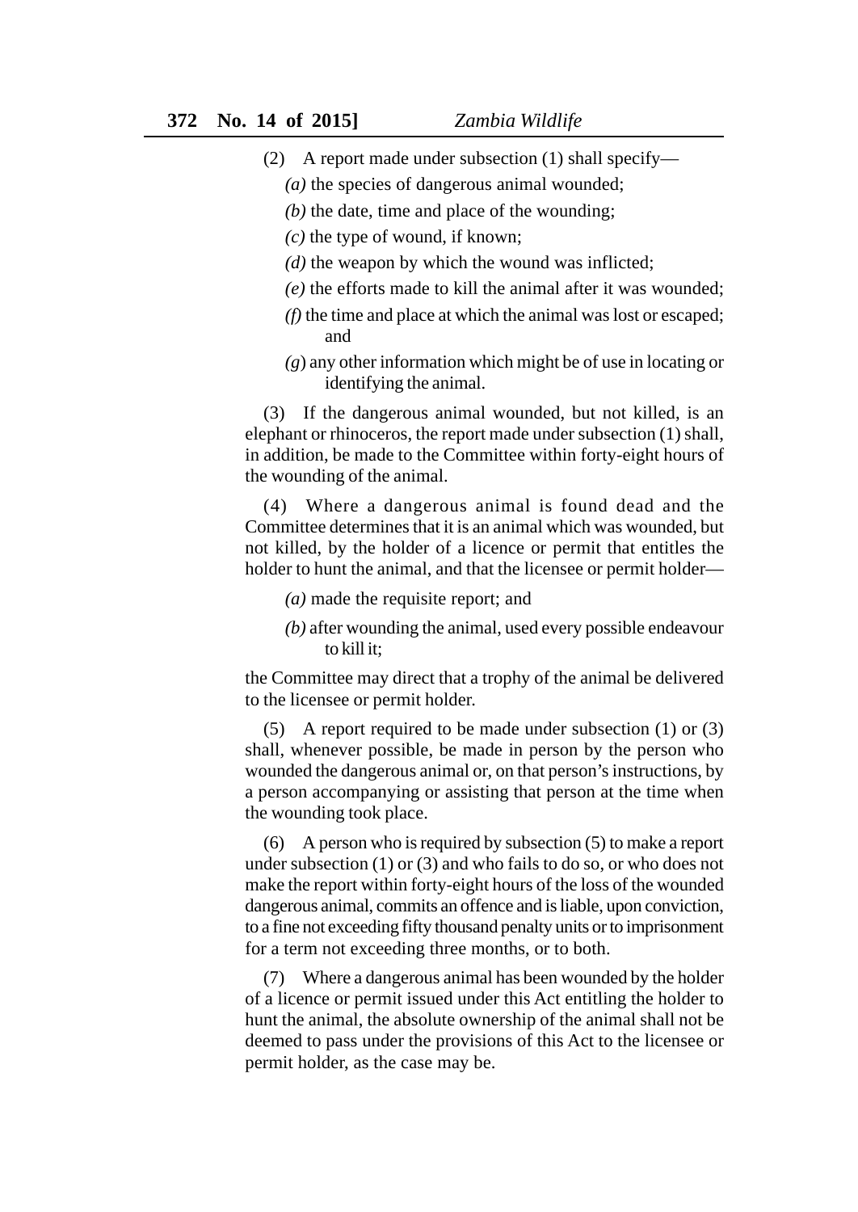(2) A report made under subsection (1) shall specify—

*(a)* the species of dangerous animal wounded;

*(b)* the date, time and place of the wounding;

*(c)* the type of wound, if known;

*(d)* the weapon by which the wound was inflicted;

*(e)* the efforts made to kill the animal after it was wounded;

*(f)* the time and place at which the animal was lost or escaped; and

*(g)* any other information which might be of use in locating or identifying the animal.

(3) If the dangerous animal wounded, but not killed, is an elephant or rhinoceros, the report made under subsection (1) shall, in addition, be made to the Committee within forty-eight hours of the wounding of the animal.

(4) Where a dangerous animal is found dead and the Committee determines that it is an animal which was wounded, but not killed, by the holder of a licence or permit that entitles the holder to hunt the animal, and that the licensee or permit holder—

*(a)* made the requisite report; and

*(b)* after wounding the animal, used every possible endeavour to kill it;

the Committee may direct that a trophy of the animal be delivered to the licensee or permit holder.

(5) A report required to be made under subsection (1) or (3) shall, whenever possible, be made in person by the person who wounded the dangerous animal or, on that person's instructions, by a person accompanying or assisting that person at the time when the wounding took place.

(6) A person who is required by subsection (5) to make a report under subsection (1) or (3) and who fails to do so, or who does not make the report within forty-eight hours of the loss of the wounded dangerous animal, commits an offence and is liable, upon conviction, to a fine not exceeding fifty thousand penalty units or to imprisonment for a term not exceeding three months, or to both.

(7) Where a dangerous animal has been wounded by the holder of a licence or permit issued under this Act entitling the holder to hunt the animal, the absolute ownership of the animal shall not be deemed to pass under the provisions of this Act to the licensee or permit holder, as the case may be.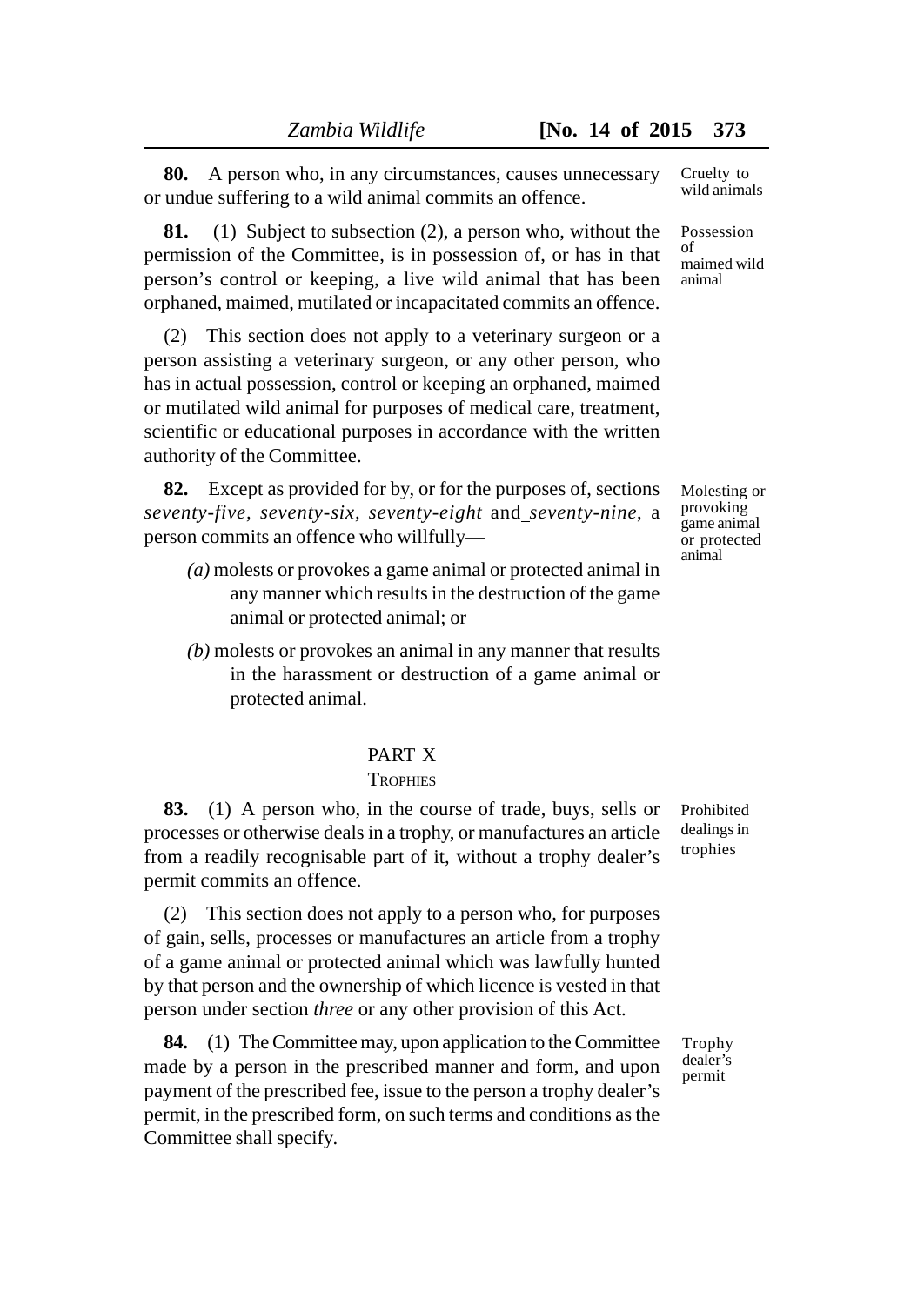**80.** A person who, in any circumstances, causes unnecessary or undue suffering to a wild animal commits an offence.

Cruelty to wild animals

**81.** (1) Subject to subsection (2), a person who, without the permission of the Committee, is in possession of, or has in that person's control or keeping, a live wild animal that has been orphaned, maimed, mutilated or incapacitated commits an offence.

Possession of maimed wild animal

(2) This section does not apply to a veterinary surgeon or a person assisting a veterinary surgeon, or any other person, who has in actual possession, control or keeping an orphaned, maimed or mutilated wild animal for purposes of medical care, treatment, scientific or educational purposes in accordance with the written authority of the Committee.

**82.** Except as provided for by, or for the purposes of, sections *seventy-five, seventy-six, seventy-eight* and *seventy-nine*, a person commits an offence who willfully—

Molesting or provoking game animal or protected animal

*(a)* molests or provokes a game animal or protected animal in any manner which results in the destruction of the game animal or protected animal; or

*(b)* molests or provokes an animal in any manner that results in the harassment or destruction of a game animal or protected animal.

## PART X
### TROPHIES

**83.** (1) A person who, in the course of trade, buys, sells or processes or otherwise deals in a trophy, or manufactures an article from a readily recognisable part of it, without a trophy dealer's permit commits an offence.

Prohibited dealings in trophies

(2) This section does not apply to a person who, for purposes of gain, sells, processes or manufactures an article from a trophy of a game animal or protected animal which was lawfully hunted by that person and the ownership of which licence is vested in that person under section *three* or any other provision of this Act.

**84.** (1) The Committee may, upon application to the Committee made by a person in the prescribed manner and form, and upon payment of the prescribed fee, issue to the person a trophy dealer's permit, in the prescribed form, on such terms and conditions as the Committee shall specify.

Trophy dealer's permit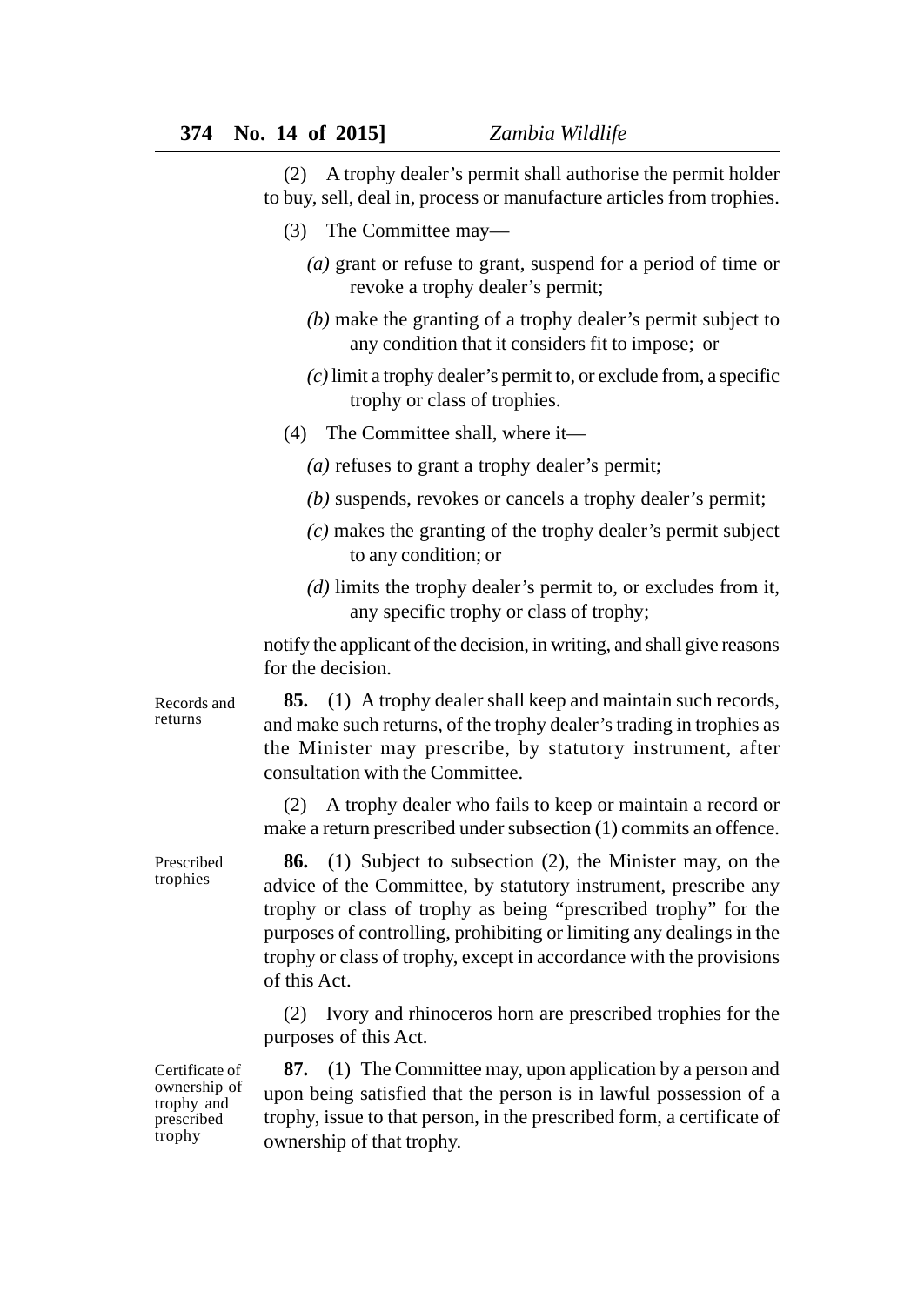(2) A trophy dealer's permit shall authorise the permit holder to buy, sell, deal in, process or manufacture articles from trophies.

(3) The Committee may—

*(a)* grant or refuse to grant, suspend for a period of time or revoke a trophy dealer's permit;

*(b)* make the granting of a trophy dealer's permit subject to any condition that it considers fit to impose; or

*(c)* limit a trophy dealer's permit to, or exclude from, a specific trophy or class of trophies.

(4) The Committee shall, where it—

*(a)* refuses to grant a trophy dealer's permit;

*(b)* suspends, revokes or cancels a trophy dealer's permit;

*(c)* makes the granting of the trophy dealer's permit subject to any condition; or

*(d)* limits the trophy dealer's permit to, or excludes from it, any specific trophy or class of trophy;

notify the applicant of the decision, in writing, and shall give reasons for the decision.

Records and returns

**85.** (1) A trophy dealer shall keep and maintain such records, and make such returns, of the trophy dealer's trading in trophies as the Minister may prescribe, by statutory instrument, after consultation with the Committee.

(2) A trophy dealer who fails to keep or maintain a record or make a return prescribed under subsection (1) commits an offence.

Prescribed trophies

**86.** (1) Subject to subsection (2), the Minister may, on the advice of the Committee, by statutory instrument, prescribe any trophy or class of trophy as being "prescribed trophy" for the purposes of controlling, prohibiting or limiting any dealings in the trophy or class of trophy, except in accordance with the provisions of this Act.

(2) Ivory and rhinoceros horn are prescribed trophies for the purposes of this Act.

Certificate of ownership of trophy and prescribed trophy

**87.** (1) The Committee may, upon application by a person and upon being satisfied that the person is in lawful possession of a trophy, issue to that person, in the prescribed form, a certificate of ownership of that trophy.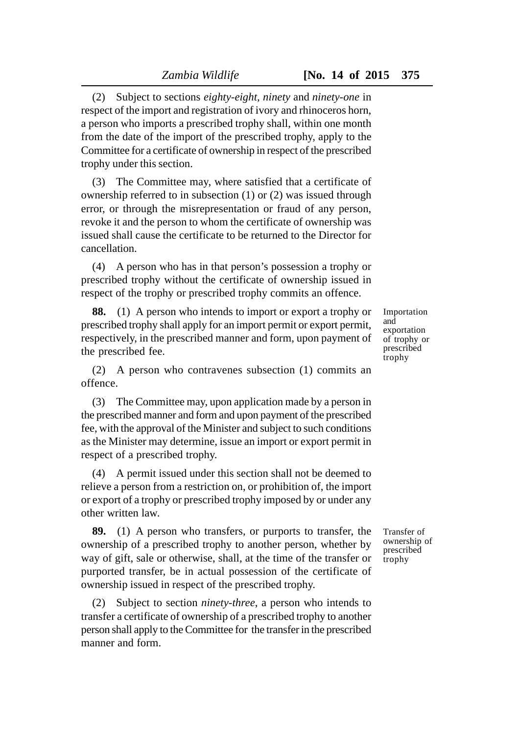(2) Subject to sections *eighty-eight*, *ninety* and *ninety-one* in respect of the import and registration of ivory and rhinoceros horn, a person who imports a prescribed trophy shall, within one month from the date of the import of the prescribed trophy, apply to the Committee for a certificate of ownership in respect of the prescribed trophy under this section.

(3) The Committee may, where satisfied that a certificate of ownership referred to in subsection (1) or (2) was issued through error, or through the misrepresentation or fraud of any person, revoke it and the person to whom the certificate of ownership was issued shall cause the certificate to be returned to the Director for cancellation.

(4) A person who has in that person's possession a trophy or prescribed trophy without the certificate of ownership issued in respect of the trophy or prescribed trophy commits an offence.

*Importation and exportation of trophy or prescribed trophy*

**88.** (1) A person who intends to import or export a trophy or prescribed trophy shall apply for an import permit or export permit, respectively, in the prescribed manner and form, upon payment of the prescribed fee.

(2) A person who contravenes subsection (1) commits an offence.

(3) The Committee may, upon application made by a person in the prescribed manner and form and upon payment of the prescribed fee, with the approval of the Minister and subject to such conditions as the Minister may determine, issue an import or export permit in respect of a prescribed trophy.

(4) A permit issued under this section shall not be deemed to relieve a person from a restriction on, or prohibition of, the import or export of a trophy or prescribed trophy imposed by or under any other written law.

*Transfer of ownership of prescribed trophy*

**89.** (1) A person who transfers, or purports to transfer, the ownership of a prescribed trophy to another person, whether by way of gift, sale or otherwise, shall, at the time of the transfer or purported transfer, be in actual possession of the certificate of ownership issued in respect of the prescribed trophy.

(2) Subject to section *ninety-three*, a person who intends to transfer a certificate of ownership of a prescribed trophy to another person shall apply to the Committee for the transfer in the prescribed manner and form.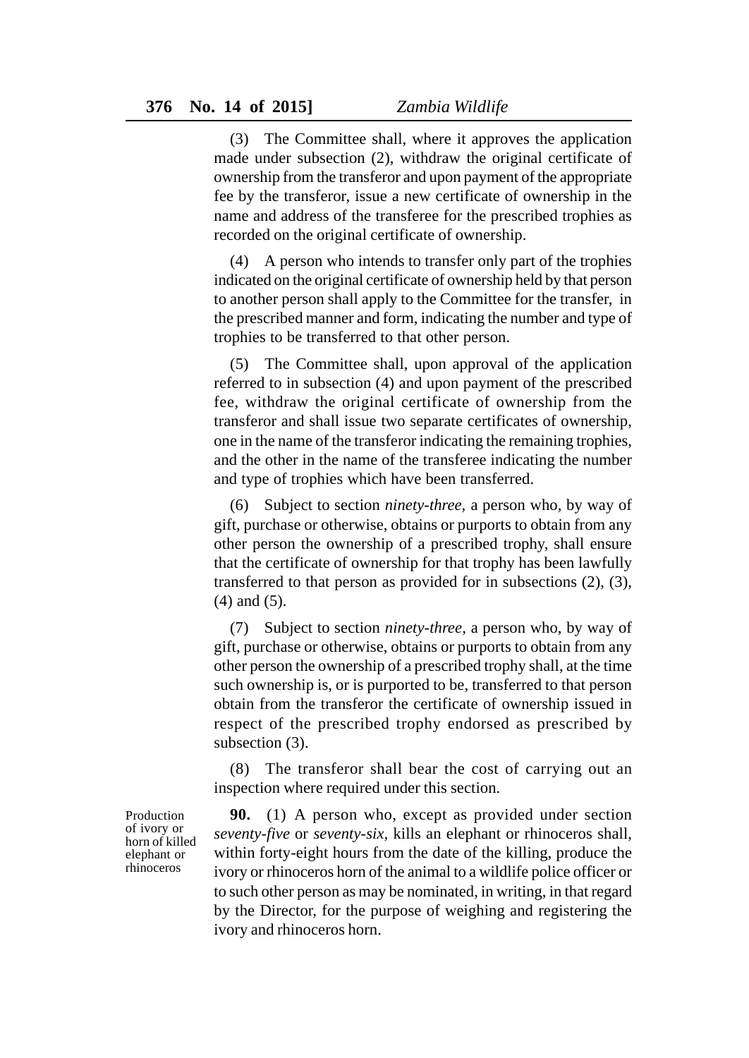(3) The Committee shall, where it approves the application made under subsection (2), withdraw the original certificate of ownership from the transferor and upon payment of the appropriate fee by the transferor, issue a new certificate of ownership in the name and address of the transferee for the prescribed trophies as recorded on the original certificate of ownership.

(4) A person who intends to transfer only part of the trophies indicated on the original certificate of ownership held by that person to another person shall apply to the Committee for the transfer, in the prescribed manner and form, indicating the number and type of trophies to be transferred to that other person.

(5) The Committee shall, upon approval of the application referred to in subsection (4) and upon payment of the prescribed fee, withdraw the original certificate of ownership from the transferor and shall issue two separate certificates of ownership, one in the name of the transferor indicating the remaining trophies, and the other in the name of the transferee indicating the number and type of trophies which have been transferred.

(6) Subject to section *ninety-three*, a person who, by way of gift, purchase or otherwise, obtains or purports to obtain from any other person the ownership of a prescribed trophy, shall ensure that the certificate of ownership for that trophy has been lawfully transferred to that person as provided for in subsections (2), (3), (4) and (5).

(7) Subject to section *ninety-three*, a person who, by way of gift, purchase or otherwise, obtains or purports to obtain from any other person the ownership of a prescribed trophy shall, at the time such ownership is, or is purported to be, transferred to that person obtain from the transferor the certificate of ownership issued in respect of the prescribed trophy endorsed as prescribed by subsection (3).

(8) The transferor shall bear the cost of carrying out an inspection where required under this section.

Production of ivory or horn of killed elephant or rhinoceros

**90.** (1) A person who, except as provided under section *seventy-five* or *seventy-six*, kills an elephant or rhinoceros shall, within forty-eight hours from the date of the killing, produce the ivory or rhinoceros horn of the animal to a wildlife police officer or to such other person as may be nominated, in writing, in that regard by the Director, for the purpose of weighing and registering the ivory and rhinoceros horn.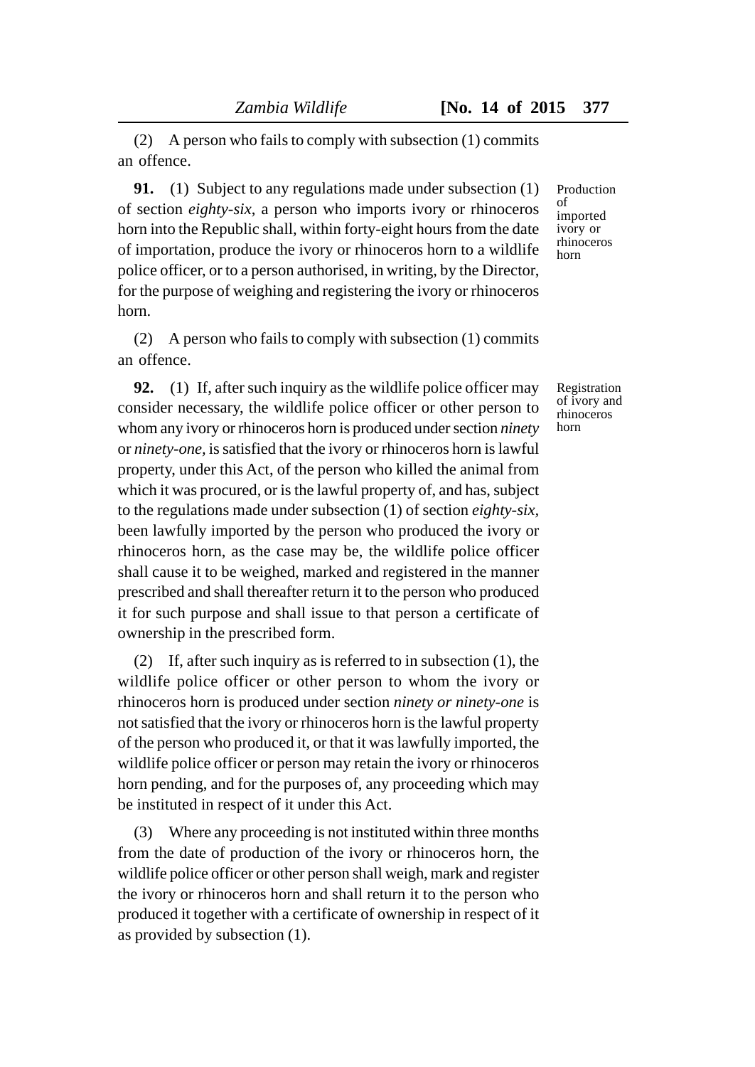(2) A person who fails to comply with subsection (1) commits an offence.

Production of imported ivory or rhinoceros horn

**91.** (1) Subject to any regulations made under subsection (1) of section *eighty-six*, a person who imports ivory or rhinoceros horn into the Republic shall, within forty-eight hours from the date of importation, produce the ivory or rhinoceros horn to a wildlife police officer, or to a person authorised, in writing, by the Director, for the purpose of weighing and registering the ivory or rhinoceros horn.

(2) A person who fails to comply with subsection (1) commits an offence.

Registration of ivory and rhinoceros horn

**92.** (1) If, after such inquiry as the wildlife police officer may consider necessary, the wildlife police officer or other person to whom any ivory or rhinoceros horn is produced under section *ninety* or *ninety-one,* is satisfied that the ivory or rhinoceros horn is lawful property, under this Act, of the person who killed the animal from which it was procured, or is the lawful property of, and has, subject to the regulations made under subsection (1) of section *eighty-six,* been lawfully imported by the person who produced the ivory or rhinoceros horn, as the case may be, the wildlife police officer shall cause it to be weighed, marked and registered in the manner prescribed and shall thereafter return it to the person who produced it for such purpose and shall issue to that person a certificate of ownership in the prescribed form.

(2) If, after such inquiry as is referred to in subsection (1), the wildlife police officer or other person to whom the ivory or rhinoceros horn is produced under section *ninety or ninety-one* is not satisfied that the ivory or rhinoceros horn is the lawful property of the person who produced it, or that it was lawfully imported, the wildlife police officer or person may retain the ivory or rhinoceros horn pending, and for the purposes of, any proceeding which may be instituted in respect of it under this Act.

(3) Where any proceeding is not instituted within three months from the date of production of the ivory or rhinoceros horn, the wildlife police officer or other person shall weigh, mark and register the ivory or rhinoceros horn and shall return it to the person who produced it together with a certificate of ownership in respect of it as provided by subsection (1).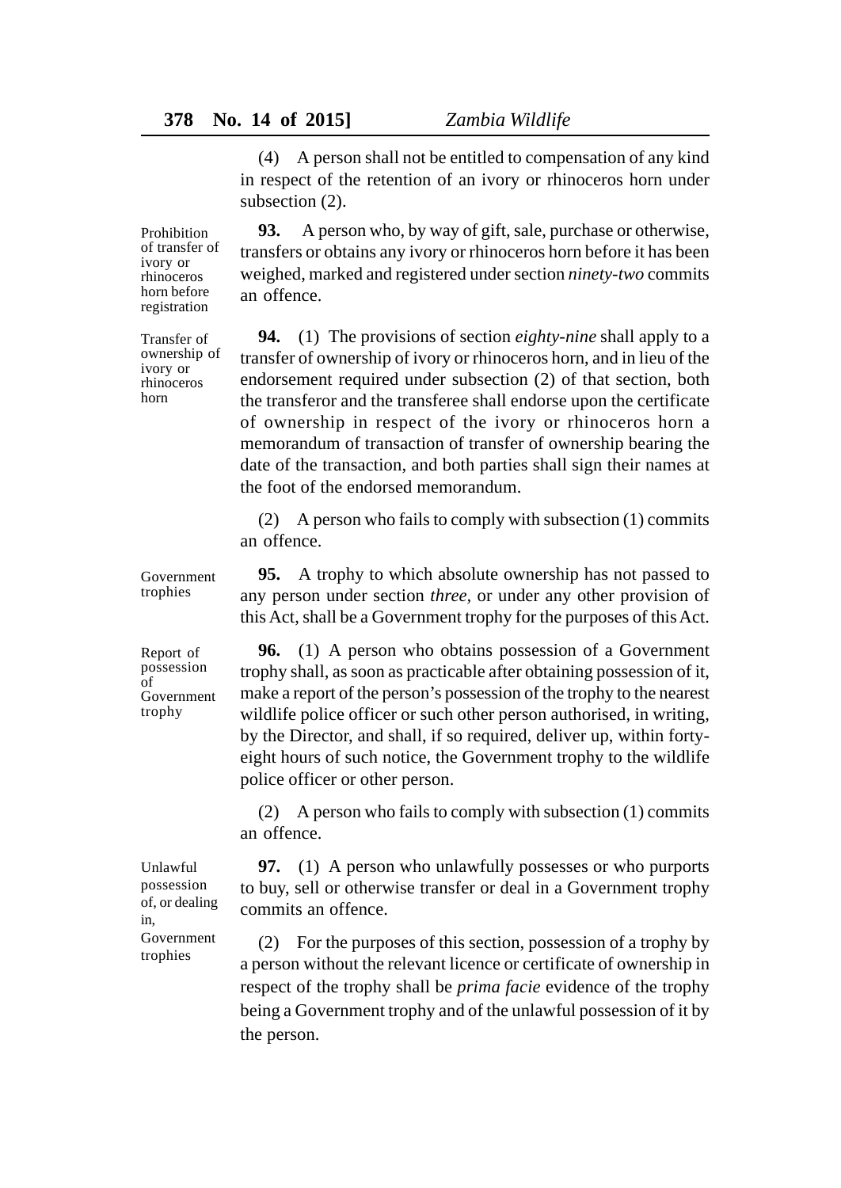(4) A person shall not be entitled to compensation of any kind in respect of the retention of an ivory or rhinoceros horn under subsection (2).

Prohibition of transfer of ivory or rhinoceros horn before registration

**93.** A person who, by way of gift, sale, purchase or otherwise, transfers or obtains any ivory or rhinoceros horn before it has been weighed, marked and registered under section *ninety-two* commits an offence.

Transfer of ownership of ivory or rhinoceros horn

**94.** (1) The provisions of section *eighty-nine* shall apply to a transfer of ownership of ivory or rhinoceros horn, and in lieu of the endorsement required under subsection (2) of that section, both the transferor and the transferee shall endorse upon the certificate of ownership in respect of the ivory or rhinoceros horn a memorandum of transaction of transfer of ownership bearing the date of the transaction, and both parties shall sign their names at the foot of the endorsed memorandum.

(2) A person who fails to comply with subsection (1) commits an offence.

Government trophies

**95.** A trophy to which absolute ownership has not passed to any person under section *three,* or under any other provision of this Act, shall be a Government trophy for the purposes of this Act.

Report of possession of Government trophy

**96.** (1) A person who obtains possession of a Government trophy shall, as soon as practicable after obtaining possession of it, make a report of the person's possession of the trophy to the nearest wildlife police officer or such other person authorised, in writing, by the Director, and shall, if so required, deliver up, within forty-eight hours of such notice, the Government trophy to the wildlife police officer or other person.

(2) A person who fails to comply with subsection (1) commits an offence.

Unlawful possession of, or dealing in, Government trophies

**97.** (1) A person who unlawfully possesses or who purports to buy, sell or otherwise transfer or deal in a Government trophy commits an offence.

(2) For the purposes of this section, possession of a trophy by a person without the relevant licence or certificate of ownership in respect of the trophy shall be *prima facie* evidence of the trophy being a Government trophy and of the unlawful possession of it by the person.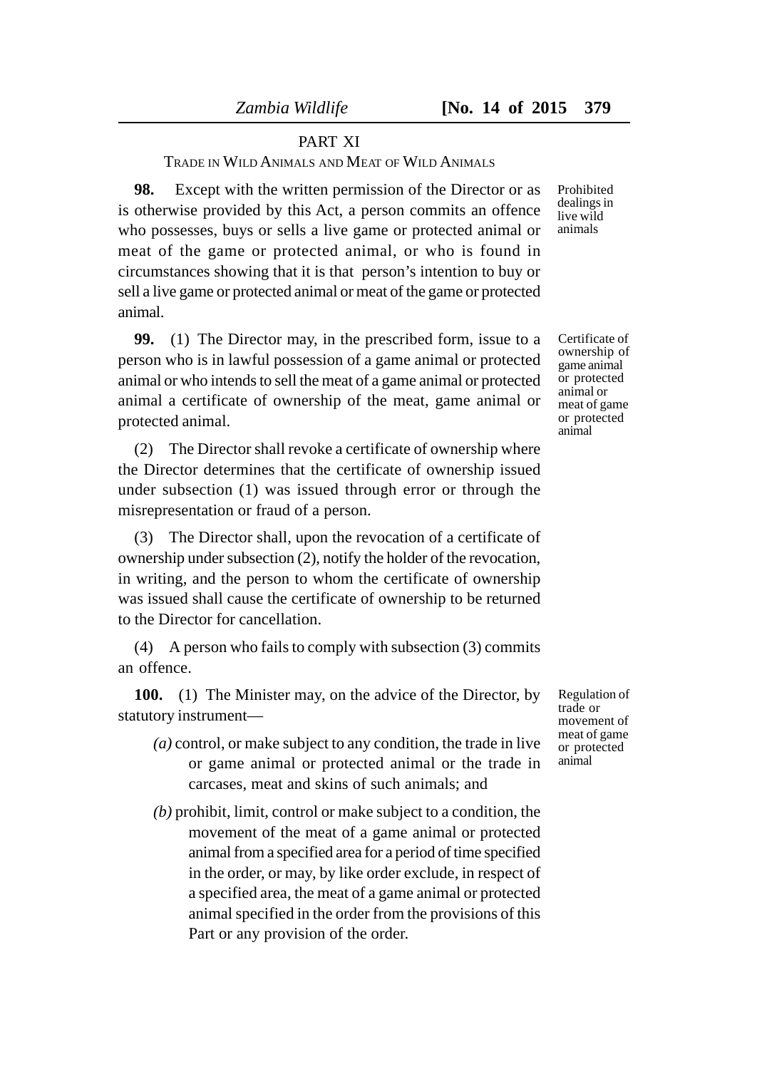## PART XI

### TRADE IN WILD ANIMALS AND MEAT OF WILD ANIMALS

*Prohibited dealings in live wild animals*

**98.** Except with the written permission of the Director or as is otherwise provided by this Act, a person commits an offence who possesses, buys or sells a live game or protected animal or meat of the game or protected animal, or who is found in circumstances showing that it is that person's intention to buy or sell a live game or protected animal or meat of the game or protected animal.

*Certificate of ownership of game animal or protected animal or meat of game or protected animal*

**99.** (1) The Director may, in the prescribed form, issue to a person who is in lawful possession of a game animal or protected animal or who intends to sell the meat of a game animal or protected animal a certificate of ownership of the meat, game animal or protected animal.

(2) The Director shall revoke a certificate of ownership where the Director determines that the certificate of ownership issued under subsection (1) was issued through error or through the misrepresentation or fraud of a person.

(3) The Director shall, upon the revocation of a certificate of ownership under subsection (2), notify the holder of the revocation, in writing, and the person to whom the certificate of ownership was issued shall cause the certificate of ownership to be returned to the Director for cancellation.

(4) A person who fails to comply with subsection (3) commits an offence.

*Regulation of trade or movement of meat of game or protected animal*

**100.** (1) The Minister may, on the advice of the Director, by statutory instrument—

*(a)* control, or make subject to any condition, the trade in live or game animal or protected animal or the trade in carcases, meat and skins of such animals; and

*(b)* prohibit, limit, control or make subject to a condition, the movement of the meat of a game animal or protected animal from a specified area for a period of time specified in the order, or may, by like order exclude, in respect of a specified area, the meat of a game animal or protected animal specified in the order from the provisions of this Part or any provision of the order.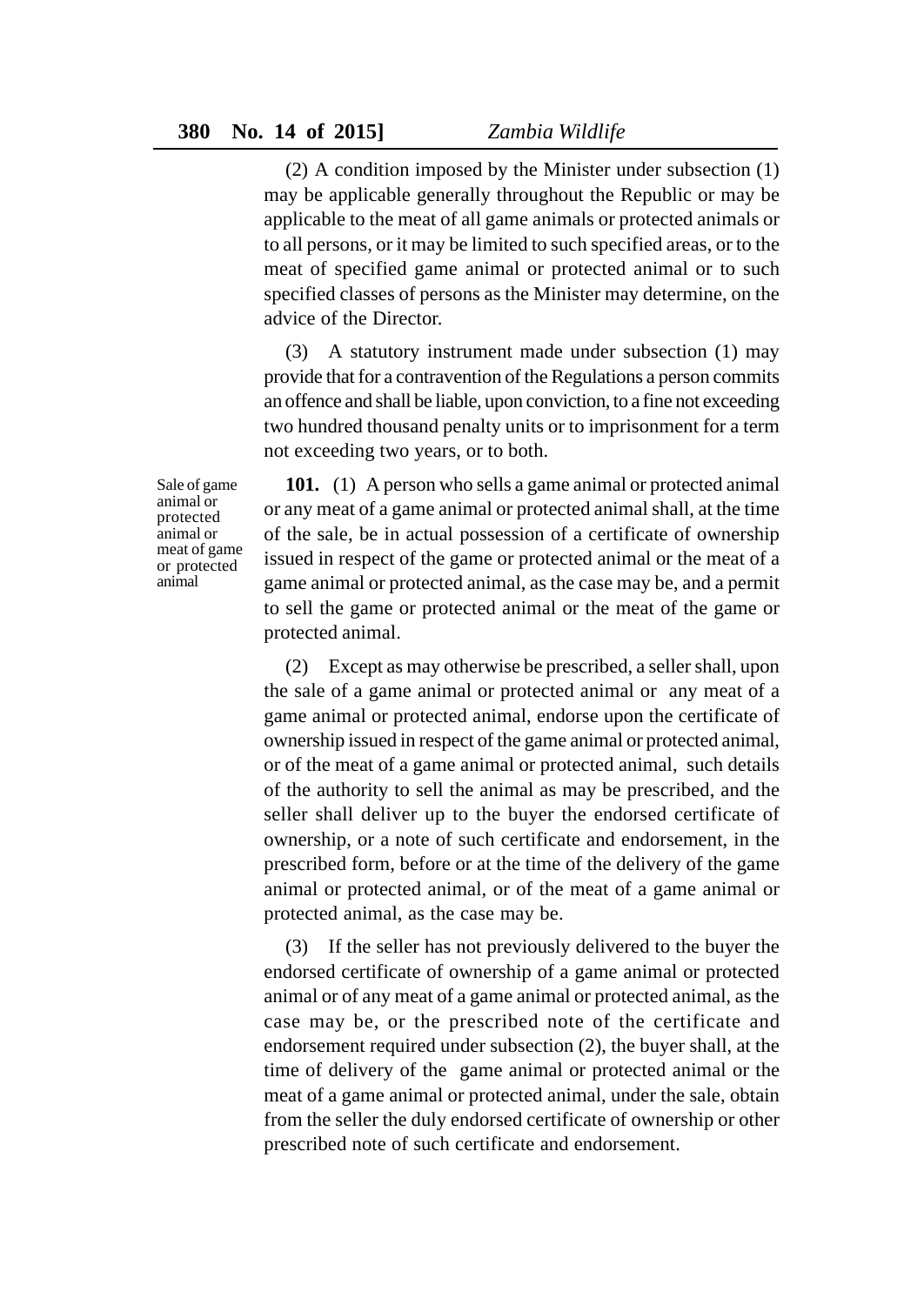(2) A condition imposed by the Minister under subsection (1) may be applicable generally throughout the Republic or may be applicable to the meat of all game animals or protected animals or to all persons, or it may be limited to such specified areas, or to the meat of specified game animal or protected animal or to such specified classes of persons as the Minister may determine, on the advice of the Director.

(3) A statutory instrument made under subsection (1) may provide that for a contravention of the Regulations a person commits an offence and shall be liable, upon conviction, to a fine not exceeding two hundred thousand penalty units or to imprisonment for a term not exceeding two years, or to both.

Sale of game animal or protected animal or meat of game or protected animal

**101.** (1) A person who sells a game animal or protected animal or any meat of a game animal or protected animal shall, at the time of the sale, be in actual possession of a certificate of ownership issued in respect of the game or protected animal or the meat of a game animal or protected animal, as the case may be, and a permit to sell the game or protected animal or the meat of the game or protected animal.

(2) Except as may otherwise be prescribed, a seller shall, upon the sale of a game animal or protected animal or any meat of a game animal or protected animal, endorse upon the certificate of ownership issued in respect of the game animal or protected animal, or of the meat of a game animal or protected animal, such details of the authority to sell the animal as may be prescribed, and the seller shall deliver up to the buyer the endorsed certificate of ownership, or a note of such certificate and endorsement, in the prescribed form, before or at the time of the delivery of the game animal or protected animal, or of the meat of a game animal or protected animal, as the case may be.

(3) If the seller has not previously delivered to the buyer the endorsed certificate of ownership of a game animal or protected animal or of any meat of a game animal or protected animal, as the case may be, or the prescribed note of the certificate and endorsement required under subsection (2), the buyer shall, at the time of delivery of the game animal or protected animal or the meat of a game animal or protected animal, under the sale, obtain from the seller the duly endorsed certificate of ownership or other prescribed note of such certificate and endorsement.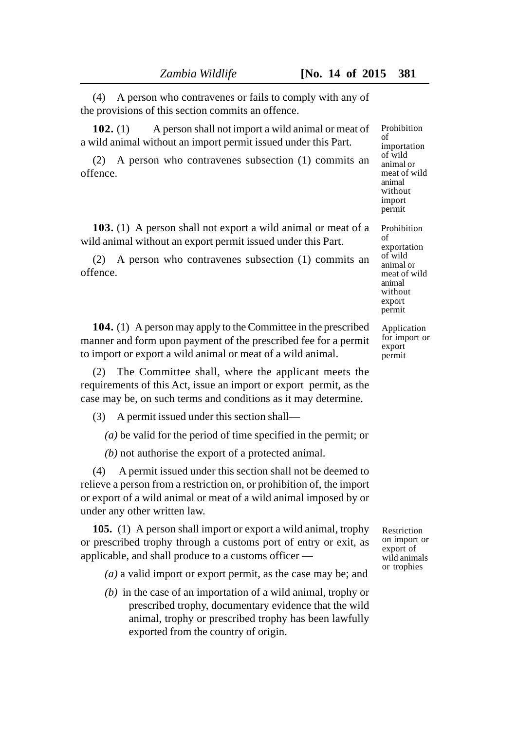(4) A person who contravenes or fails to comply with any of the provisions of this section commits an offence.

Prohibition of importation of wild animal or meat of wild animal without import permit

**102.** (1) A person shall not import a wild animal or meat of a wild animal without an import permit issued under this Part.

(2) A person who contravenes subsection (1) commits an offence.

Prohibition of exportation of wild animal or meat of wild animal without export permit

**103.** (1) A person shall not export a wild animal or meat of a wild animal without an export permit issued under this Part.

(2) A person who contravenes subsection (1) commits an offence.

Application for import or export permit

**104.** (1) A person may apply to the Committee in the prescribed manner and form upon payment of the prescribed fee for a permit to import or export a wild animal or meat of a wild animal.

(2) The Committee shall, where the applicant meets the requirements of this Act, issue an import or export permit, as the case may be, on such terms and conditions as it may determine.

(3) A permit issued under this section shall—

*(a)* be valid for the period of time specified in the permit; or

*(b)* not authorise the export of a protected animal.

(4) A permit issued under this section shall not be deemed to relieve a person from a restriction on, or prohibition of, the import or export of a wild animal or meat of a wild animal imposed by or under any other written law.

Restriction on import or export of wild animals or trophies

**105.** (1) A person shall import or export a wild animal, trophy or prescribed trophy through a customs port of entry or exit, as applicable, and shall produce to a customs officer —

*(a)* a valid import or export permit, as the case may be; and

*(b)* in the case of an importation of a wild animal, trophy or prescribed trophy, documentary evidence that the wild animal, trophy or prescribed trophy has been lawfully exported from the country of origin.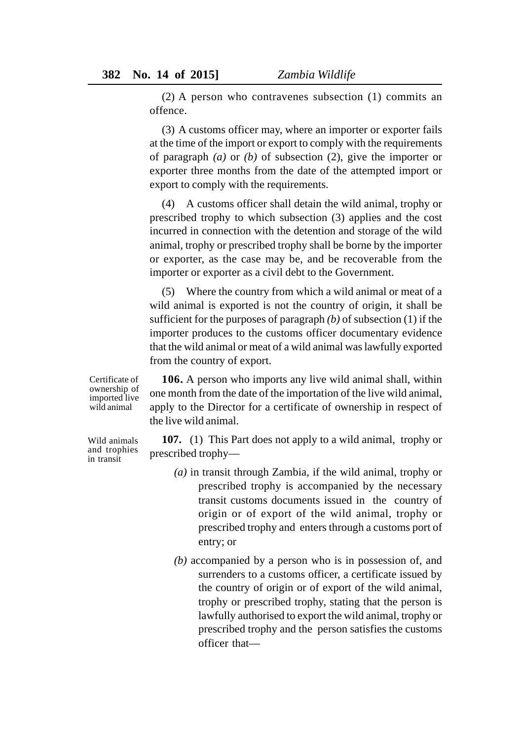(2) A person who contravenes subsection (1) commits an offence.

(3) A customs officer may, where an importer or exporter fails at the time of the import or export to comply with the requirements of paragraph *(a)* or *(b)* of subsection (2), give the importer or exporter three months from the date of the attempted import or export to comply with the requirements.

(4) A customs officer shall detain the wild animal, trophy or prescribed trophy to which subsection (3) applies and the cost incurred in connection with the detention and storage of the wild animal, trophy or prescribed trophy shall be borne by the importer or exporter, as the case may be, and be recoverable from the importer or exporter as a civil debt to the Government.

(5) Where the country from which a wild animal or meat of a wild animal is exported is not the country of origin, it shall be sufficient for the purposes of paragraph *(b)* of subsection (1) if the importer produces to the customs officer documentary evidence that the wild animal or meat of a wild animal was lawfully exported from the country of export.

*Certificate of ownership of imported live wild animal*

**106.** A person who imports any live wild animal shall, within one month from the date of the importation of the live wild animal, apply to the Director for a certificate of ownership in respect of the live wild animal.

*Wild animals and trophies in transit*

**107.** (1) This Part does not apply to a wild animal, trophy or prescribed trophy—

*(a)* in transit through Zambia, if the wild animal, trophy or prescribed trophy is accompanied by the necessary transit customs documents issued in the country of origin or of export of the wild animal, trophy or prescribed trophy and enters through a customs port of entry; or

*(b)* accompanied by a person who is in possession of, and surrenders to a customs officer, a certificate issued by the country of origin or of export of the wild animal, trophy or prescribed trophy, stating that the person is lawfully authorised to export the wild animal, trophy or prescribed trophy and the person satisfies the customs officer that—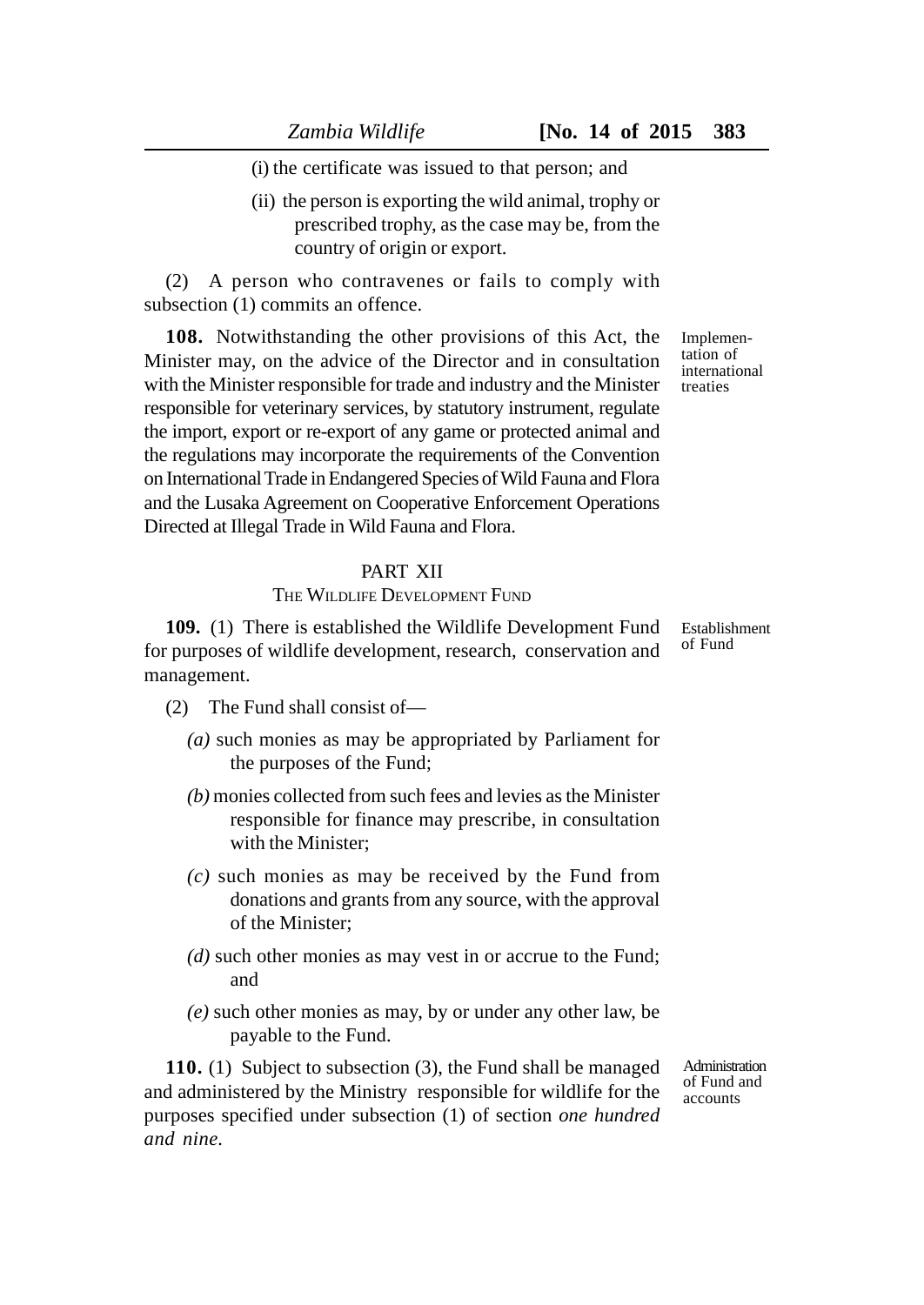(i) the certificate was issued to that person; and

(ii) the person is exporting the wild animal, trophy or prescribed trophy, as the case may be, from the country of origin or export.

(2) A person who contravenes or fails to comply with subsection (1) commits an offence.

Implementation of international treaties

**108.** Notwithstanding the other provisions of this Act, the Minister may, on the advice of the Director and in consultation with the Minister responsible for trade and industry and the Minister responsible for veterinary services, by statutory instrument, regulate the import, export or re-export of any game or protected animal and the regulations may incorporate the requirements of the Convention on International Trade in Endangered Species of Wild Fauna and Flora and the Lusaka Agreement on Cooperative Enforcement Operations Directed at Illegal Trade in Wild Fauna and Flora.

## PART XII

### THE WILDLIFE DEVELOPMENT FUND

Establishment of Fund

**109.** (1) There is established the Wildlife Development Fund for purposes of wildlife development, research, conservation and management.

(2) The Fund shall consist of—

*(a)* such monies as may be appropriated by Parliament for the purposes of the Fund;

*(b)* monies collected from such fees and levies as the Minister responsible for finance may prescribe, in consultation with the Minister;

*(c)* such monies as may be received by the Fund from donations and grants from any source, with the approval of the Minister;

*(d)* such other monies as may vest in or accrue to the Fund; and

*(e)* such other monies as may, by or under any other law, be payable to the Fund.

Administration of Fund and accounts

**110.** (1) Subject to subsection (3), the Fund shall be managed and administered by the Ministry responsible for wildlife for the purposes specified under subsection (1) of section *one hundred and nine.*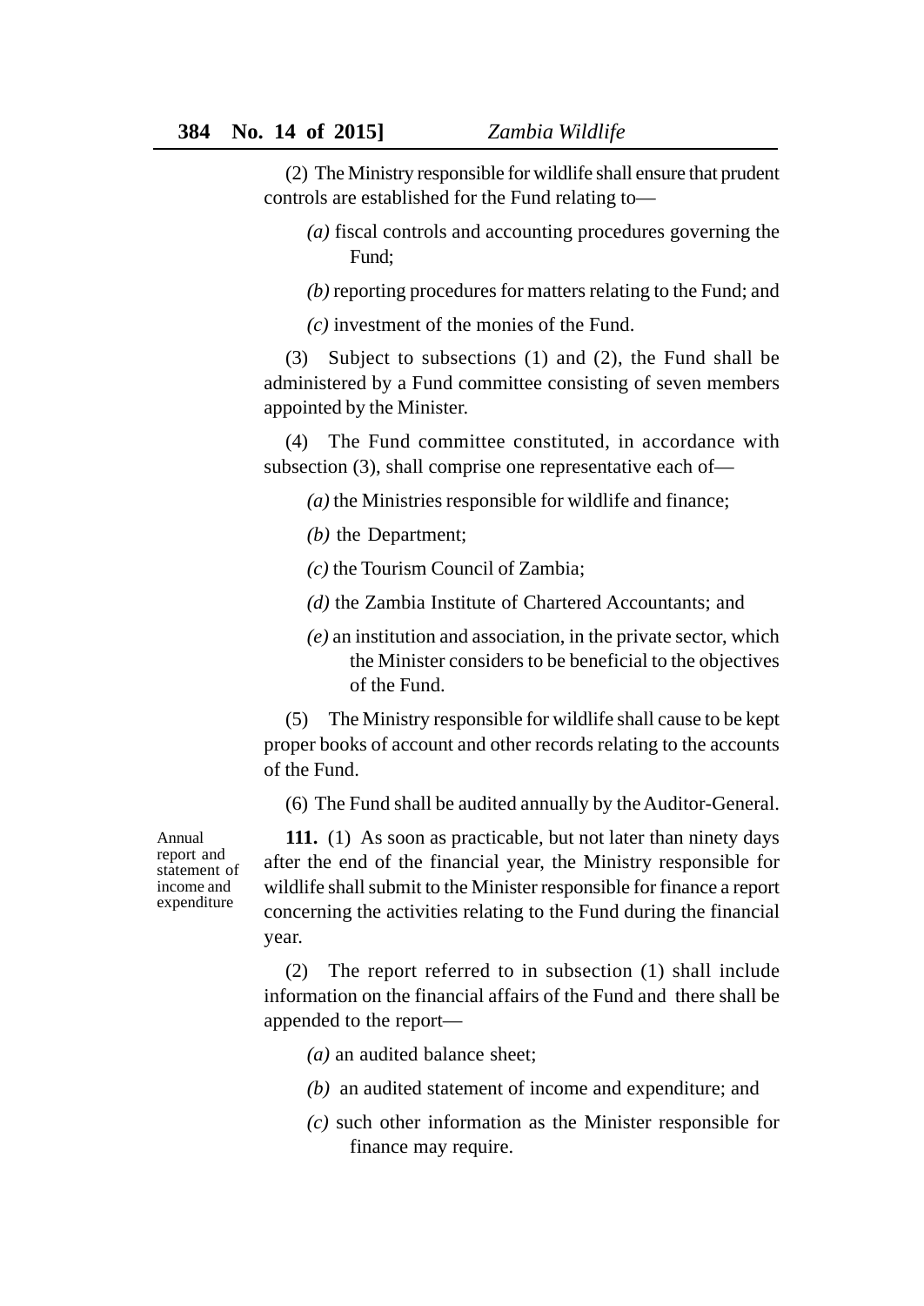(2) The Ministry responsible for wildlife shall ensure that prudent controls are established for the Fund relating to—

*(a)* fiscal controls and accounting procedures governing the Fund;

*(b)* reporting procedures for matters relating to the Fund; and

*(c)* investment of the monies of the Fund.

(3) Subject to subsections (1) and (2), the Fund shall be administered by a Fund committee consisting of seven members appointed by the Minister.

(4) The Fund committee constituted, in accordance with subsection (3), shall comprise one representative each of—

*(a)* the Ministries responsible for wildlife and finance;

*(b)* the Department;

*(c)* the Tourism Council of Zambia;

*(d)* the Zambia Institute of Chartered Accountants; and

*(e)* an institution and association, in the private sector, which the Minister considers to be beneficial to the objectives of the Fund.

(5) The Ministry responsible for wildlife shall cause to be kept proper books of account and other records relating to the accounts of the Fund.

(6) The Fund shall be audited annually by the Auditor-General.

Annual report and statement of income and expenditure

**111.** (1) As soon as practicable, but not later than ninety days after the end of the financial year, the Ministry responsible for wildlife shall submit to the Minister responsible for finance a report concerning the activities relating to the Fund during the financial year.

(2) The report referred to in subsection (1) shall include information on the financial affairs of the Fund and there shall be appended to the report—

*(a)* an audited balance sheet;

*(b)* an audited statement of income and expenditure; and

*(c)* such other information as the Minister responsible for finance may require.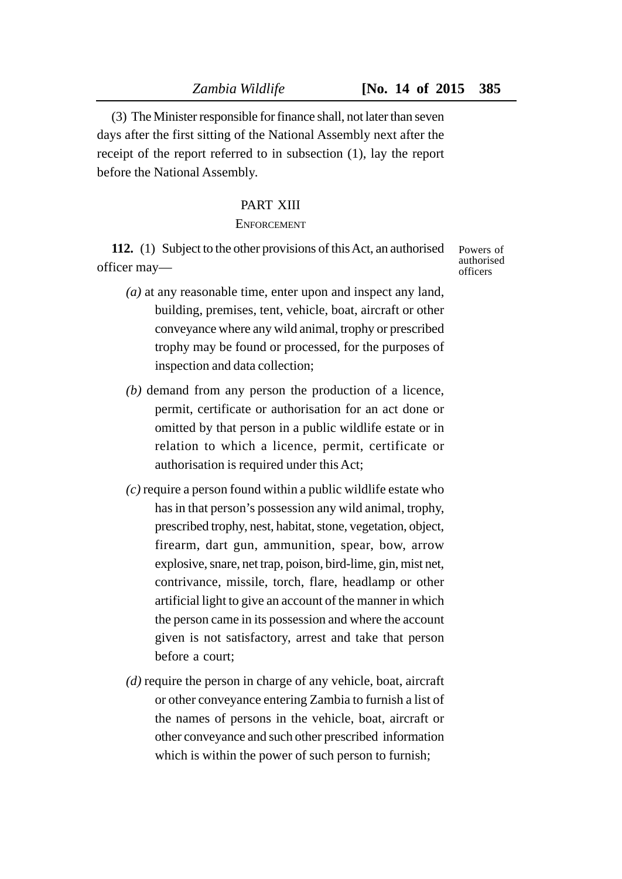(3) The Minister responsible for finance shall, not later than seven days after the first sitting of the National Assembly next after the receipt of the report referred to in subsection (1), lay the report before the National Assembly.

## PART XIII

### ENFORCEMENT

Powers of authorised officers

**112.** (1) Subject to the other provisions of this Act, an authorised officer may—

*(a)* at any reasonable time, enter upon and inspect any land, building, premises, tent, vehicle, boat, aircraft or other conveyance where any wild animal, trophy or prescribed trophy may be found or processed, for the purposes of inspection and data collection;

*(b)* demand from any person the production of a licence, permit, certificate or authorisation for an act done or omitted by that person in a public wildlife estate or in relation to which a licence, permit, certificate or authorisation is required under this Act;

*(c)* require a person found within a public wildlife estate who has in that person's possession any wild animal, trophy, prescribed trophy, nest, habitat, stone, vegetation, object, firearm, dart gun, ammunition, spear, bow, arrow explosive, snare, net trap, poison, bird-lime, gin, mist net, contrivance, missile, torch, flare, headlamp or other artificial light to give an account of the manner in which the person came in its possession and where the account given is not satisfactory, arrest and take that person before a court;

*(d)* require the person in charge of any vehicle, boat, aircraft or other conveyance entering Zambia to furnish a list of the names of persons in the vehicle, boat, aircraft or other conveyance and such other prescribed information which is within the power of such person to furnish;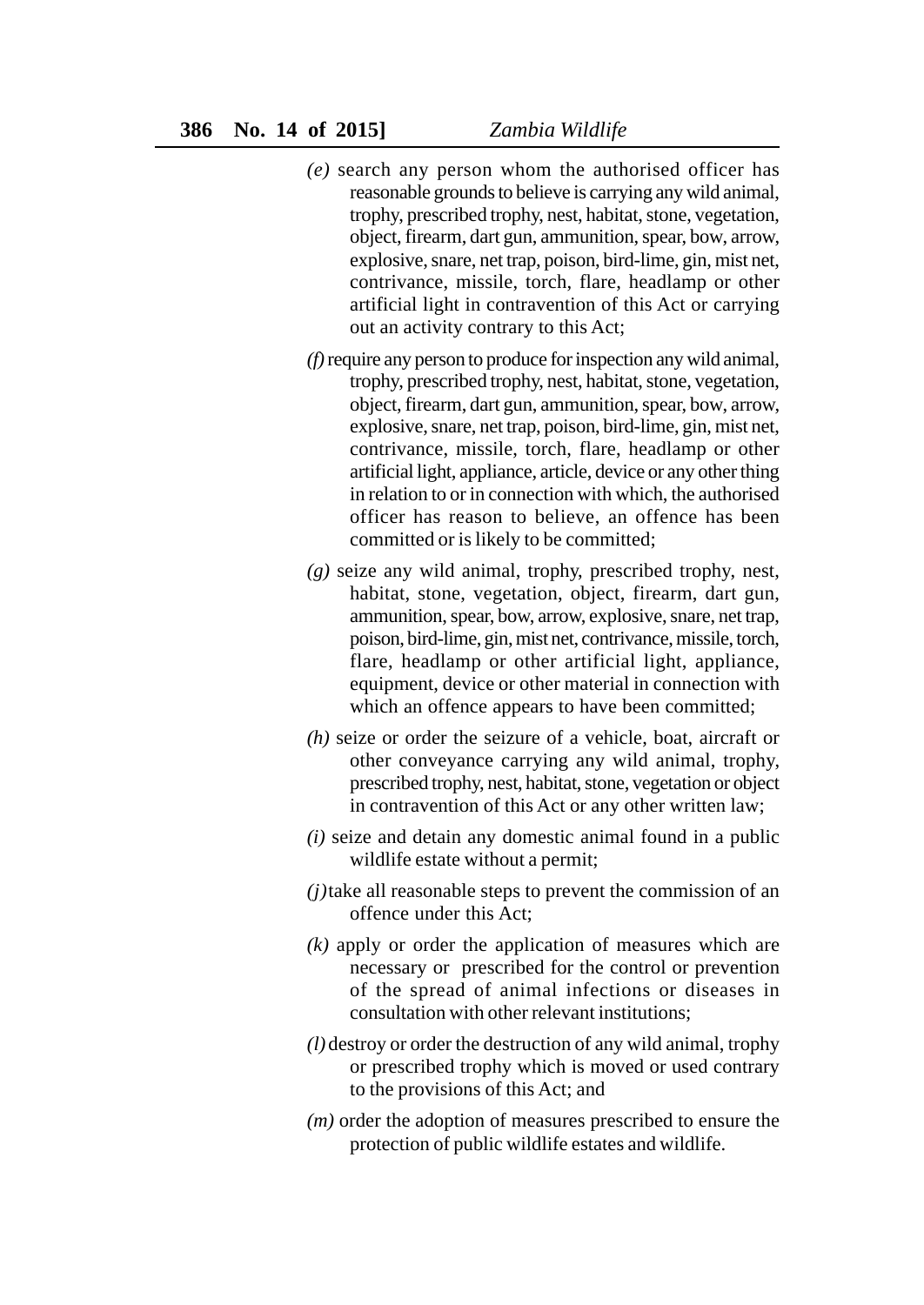*(e)* search any person whom the authorised officer has reasonable grounds to believe is carrying any wild animal, trophy, prescribed trophy, nest, habitat, stone, vegetation, object, firearm, dart gun, ammunition, spear, bow, arrow, explosive, snare, net trap, poison, bird-lime, gin, mist net, contrivance, missile, torch, flare, headlamp or other artificial light in contravention of this Act or carrying out an activity contrary to this Act;

*(f)* require any person to produce for inspection any wild animal, trophy, prescribed trophy, nest, habitat, stone, vegetation, object, firearm, dart gun, ammunition, spear, bow, arrow, explosive, snare, net trap, poison, bird-lime, gin, mist net, contrivance, missile, torch, flare, headlamp or other artificial light, appliance, article, device or any other thing in relation to or in connection with which, the authorised officer has reason to believe, an offence has been committed or is likely to be committed;

*(g)* seize any wild animal, trophy, prescribed trophy, nest, habitat, stone, vegetation, object, firearm, dart gun, ammunition, spear, bow, arrow, explosive, snare, net trap, poison, bird-lime, gin, mist net, contrivance, missile, torch, flare, headlamp or other artificial light, appliance, equipment, device or other material in connection with which an offence appears to have been committed;

*(h)* seize or order the seizure of a vehicle, boat, aircraft or other conveyance carrying any wild animal, trophy, prescribed trophy, nest, habitat, stone, vegetation or object in contravention of this Act or any other written law;

*(i)* seize and detain any domestic animal found in a public wildlife estate without a permit;

*(j)* take all reasonable steps to prevent the commission of an offence under this Act;

*(k)* apply or order the application of measures which are necessary or prescribed for the control or prevention of the spread of animal infections or diseases in consultation with other relevant institutions;

*(l)* destroy or order the destruction of any wild animal, trophy or prescribed trophy which is moved or used contrary to the provisions of this Act; and

*(m)* order the adoption of measures prescribed to ensure the protection of public wildlife estates and wildlife.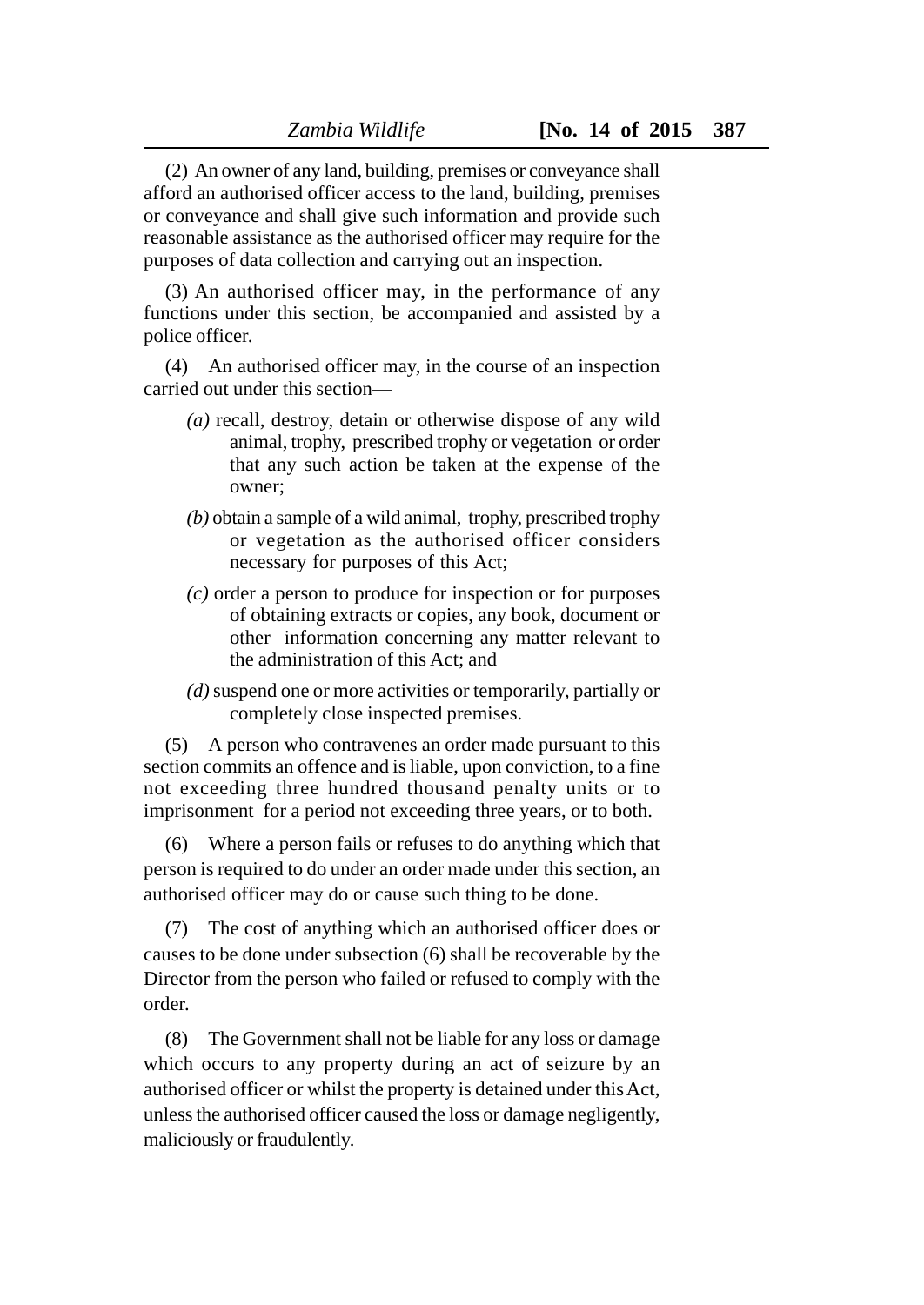(2) An owner of any land, building, premises or conveyance shall afford an authorised officer access to the land, building, premises or conveyance and shall give such information and provide such reasonable assistance as the authorised officer may require for the purposes of data collection and carrying out an inspection.

(3) An authorised officer may, in the performance of any functions under this section, be accompanied and assisted by a police officer.

(4) An authorised officer may, in the course of an inspection carried out under this section—

*(a)* recall, destroy, detain or otherwise dispose of any wild animal, trophy, prescribed trophy or vegetation or order that any such action be taken at the expense of the owner;

*(b)* obtain a sample of a wild animal, trophy, prescribed trophy or vegetation as the authorised officer considers necessary for purposes of this Act;

*(c)* order a person to produce for inspection or for purposes of obtaining extracts or copies, any book, document or other information concerning any matter relevant to the administration of this Act; and

*(d)* suspend one or more activities or temporarily, partially or completely close inspected premises.

(5) A person who contravenes an order made pursuant to this section commits an offence and is liable, upon conviction, to a fine not exceeding three hundred thousand penalty units or to imprisonment for a period not exceeding three years, or to both.

(6) Where a person fails or refuses to do anything which that person is required to do under an order made under this section, an authorised officer may do or cause such thing to be done.

(7) The cost of anything which an authorised officer does or causes to be done under subsection (6) shall be recoverable by the Director from the person who failed or refused to comply with the order.

(8) The Government shall not be liable for any loss or damage which occurs to any property during an act of seizure by an authorised officer or whilst the property is detained under this Act, unless the authorised officer caused the loss or damage negligently, maliciously or fraudulently.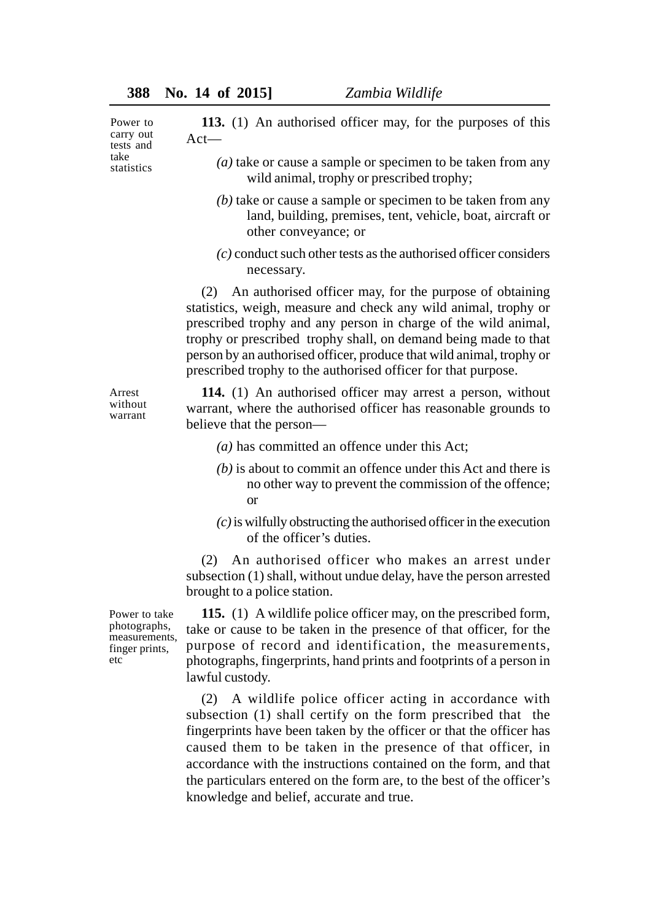Power to carry out tests and take statistics

**113.** (1) An authorised officer may, for the purposes of this Act—

*(a)* take or cause a sample or specimen to be taken from any wild animal, trophy or prescribed trophy;

*(b)* take or cause a sample or specimen to be taken from any land, building, premises, tent, vehicle, boat, aircraft or other conveyance; or

*(c)* conduct such other tests as the authorised officer considers necessary.

(2) An authorised officer may, for the purpose of obtaining statistics, weigh, measure and check any wild animal, trophy or prescribed trophy and any person in charge of the wild animal, trophy or prescribed trophy shall, on demand being made to that person by an authorised officer, produce that wild animal, trophy or prescribed trophy to the authorised officer for that purpose.

Arrest without warrant

**114.** (1) An authorised officer may arrest a person, without warrant, where the authorised officer has reasonable grounds to believe that the person—

*(a)* has committed an offence under this Act;

*(b)* is about to commit an offence under this Act and there is no other way to prevent the commission of the offence; or

*(c)* is wilfully obstructing the authorised officer in the execution of the officer's duties.

(2) An authorised officer who makes an arrest under subsection (1) shall, without undue delay, have the person arrested brought to a police station.

Power to take photographs, measurements, finger prints, etc

**115.** (1) A wildlife police officer may, on the prescribed form, take or cause to be taken in the presence of that officer, for the purpose of record and identification, the measurements, photographs, fingerprints, hand prints and footprints of a person in lawful custody.

(2) A wildlife police officer acting in accordance with subsection (1) shall certify on the form prescribed that the fingerprints have been taken by the officer or that the officer has caused them to be taken in the presence of that officer, in accordance with the instructions contained on the form, and that the particulars entered on the form are, to the best of the officer's knowledge and belief, accurate and true.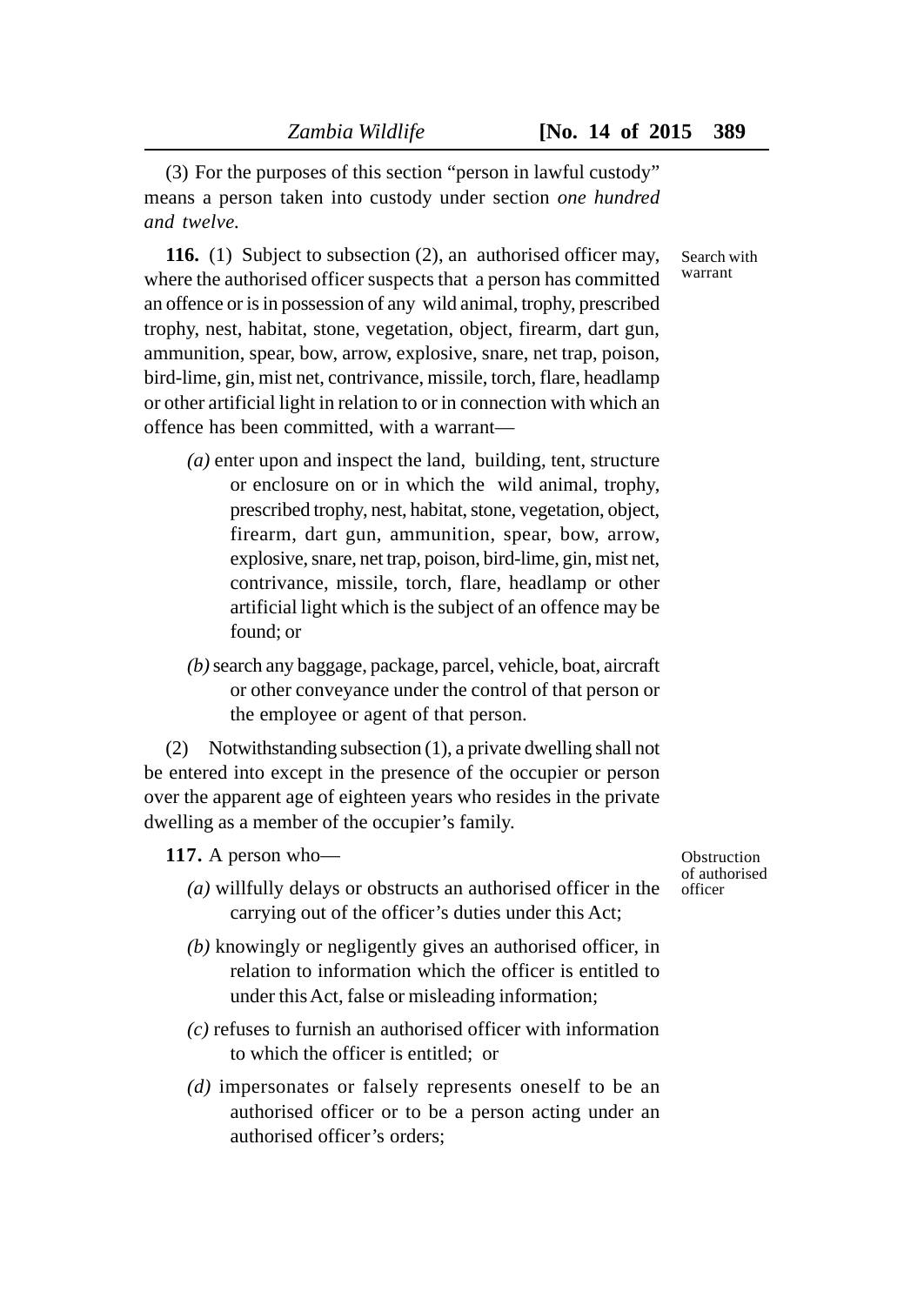(3) For the purposes of this section "person in lawful custody" means a person taken into custody under section *one hundred and twelve.*

Search with warrant

**116.** (1) Subject to subsection (2), an authorised officer may, where the authorised officer suspects that a person has committed an offence or is in possession of any wild animal, trophy, prescribed trophy, nest, habitat, stone, vegetation, object, firearm, dart gun, ammunition, spear, bow, arrow, explosive, snare, net trap, poison, bird-lime, gin, mist net, contrivance, missile, torch, flare, headlamp or other artificial light in relation to or in connection with which an offence has been committed, with a warrant—

*(a)* enter upon and inspect the land, building, tent, structure or enclosure on or in which the wild animal, trophy, prescribed trophy, nest, habitat, stone, vegetation, object, firearm, dart gun, ammunition, spear, bow, arrow, explosive, snare, net trap, poison, bird-lime, gin, mist net, contrivance, missile, torch, flare, headlamp or other artificial light which is the subject of an offence may be found; or

*(b)* search any baggage, package, parcel, vehicle, boat, aircraft or other conveyance under the control of that person or the employee or agent of that person.

(2) Notwithstanding subsection (1), a private dwelling shall not be entered into except in the presence of the occupier or person over the apparent age of eighteen years who resides in the private dwelling as a member of the occupier's family.

Obstruction of authorised officer

**117.** A person who—

*(a)* willfully delays or obstructs an authorised officer in the carrying out of the officer's duties under this Act;

*(b)* knowingly or negligently gives an authorised officer, in relation to information which the officer is entitled to under this Act, false or misleading information;

*(c)* refuses to furnish an authorised officer with information to which the officer is entitled; or

*(d)* impersonates or falsely represents oneself to be an authorised officer or to be a person acting under an authorised officer's orders;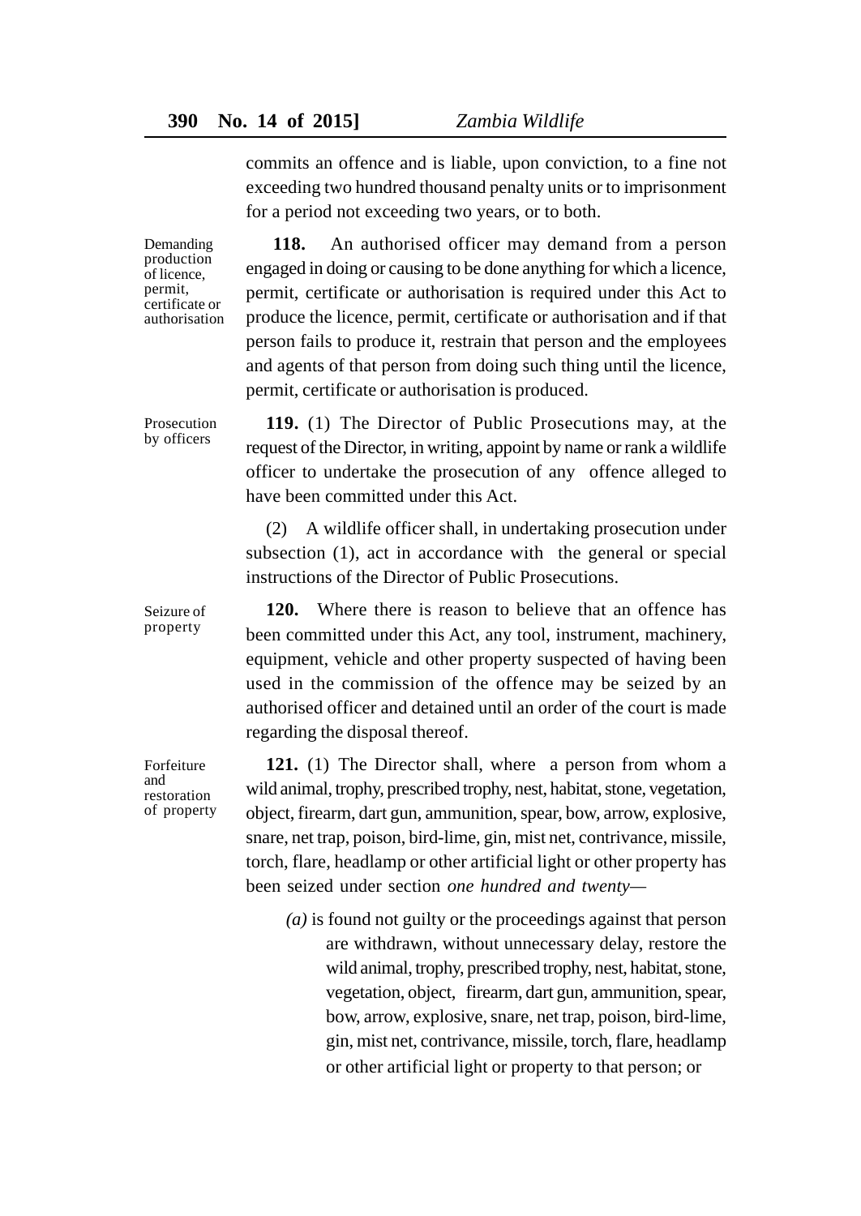commits an offence and is liable, upon conviction, to a fine not exceeding two hundred thousand penalty units or to imprisonment for a period not exceeding two years, or to both.

Demanding production of licence, permit, certificate or authorisation

**118.** An authorised officer may demand from a person engaged in doing or causing to be done anything for which a licence, permit, certificate or authorisation is required under this Act to produce the licence, permit, certificate or authorisation and if that person fails to produce it, restrain that person and the employees and agents of that person from doing such thing until the licence, permit, certificate or authorisation is produced.

Prosecution by officers

**119.** (1) The Director of Public Prosecutions may, at the request of the Director, in writing, appoint by name or rank a wildlife officer to undertake the prosecution of any offence alleged to have been committed under this Act.

(2) A wildlife officer shall, in undertaking prosecution under subsection (1), act in accordance with the general or special instructions of the Director of Public Prosecutions.

Seizure of property

**120.** Where there is reason to believe that an offence has been committed under this Act, any tool, instrument, machinery, equipment, vehicle and other property suspected of having been used in the commission of the offence may be seized by an authorised officer and detained until an order of the court is made regarding the disposal thereof.

Forfeiture and restoration of property

**121.** (1) The Director shall, where a person from whom a wild animal, trophy, prescribed trophy, nest, habitat, stone, vegetation, object, firearm, dart gun, ammunition, spear, bow, arrow, explosive, snare, net trap, poison, bird-lime, gin, mist net, contrivance, missile, torch, flare, headlamp or other artificial light or other property has been seized under section *one hundred and twenty*—

*(a)* is found not guilty or the proceedings against that person are withdrawn, without unnecessary delay, restore the wild animal, trophy, prescribed trophy, nest, habitat, stone, vegetation, object, firearm, dart gun, ammunition, spear, bow, arrow, explosive, snare, net trap, poison, bird-lime, gin, mist net, contrivance, missile, torch, flare, headlamp or other artificial light or property to that person; or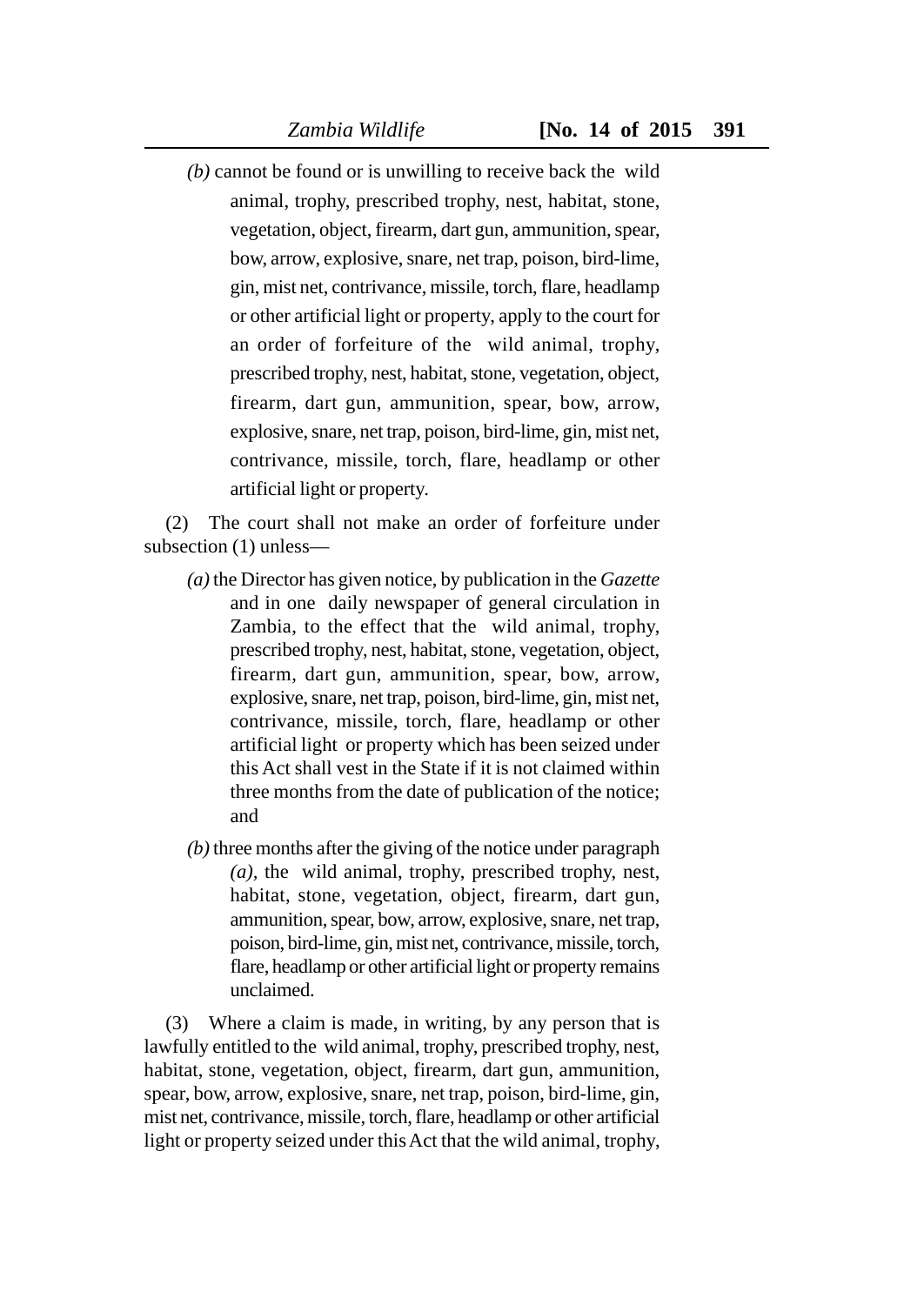*(b)* cannot be found or is unwilling to receive back the wild animal, trophy, prescribed trophy, nest, habitat, stone, vegetation, object, firearm, dart gun, ammunition, spear, bow, arrow, explosive, snare, net trap, poison, bird-lime, gin, mist net, contrivance, missile, torch, flare, headlamp or other artificial light or property, apply to the court for an order of forfeiture of the wild animal, trophy, prescribed trophy, nest, habitat, stone, vegetation, object, firearm, dart gun, ammunition, spear, bow, arrow, explosive, snare, net trap, poison, bird-lime, gin, mist net, contrivance, missile, torch, flare, headlamp or other artificial light or property.

(2) The court shall not make an order of forfeiture under subsection (1) unless—

*(a)* the Director has given notice, by publication in the *Gazette* and in one daily newspaper of general circulation in Zambia, to the effect that the wild animal, trophy, prescribed trophy, nest, habitat, stone, vegetation, object, firearm, dart gun, ammunition, spear, bow, arrow, explosive, snare, net trap, poison, bird-lime, gin, mist net, contrivance, missile, torch, flare, headlamp or other artificial light or property which has been seized under this Act shall vest in the State if it is not claimed within three months from the date of publication of the notice; and

*(b)* three months after the giving of the notice under paragraph *(a)*, the wild animal, trophy, prescribed trophy, nest, habitat, stone, vegetation, object, firearm, dart gun, ammunition, spear, bow, arrow, explosive, snare, net trap, poison, bird-lime, gin, mist net, contrivance, missile, torch, flare, headlamp or other artificial light or property remains unclaimed.

(3) Where a claim is made, in writing, by any person that is lawfully entitled to the wild animal, trophy, prescribed trophy, nest, habitat, stone, vegetation, object, firearm, dart gun, ammunition, spear, bow, arrow, explosive, snare, net trap, poison, bird-lime, gin, mist net, contrivance, missile, torch, flare, headlamp or other artificial light or property seized under this Act that the wild animal, trophy,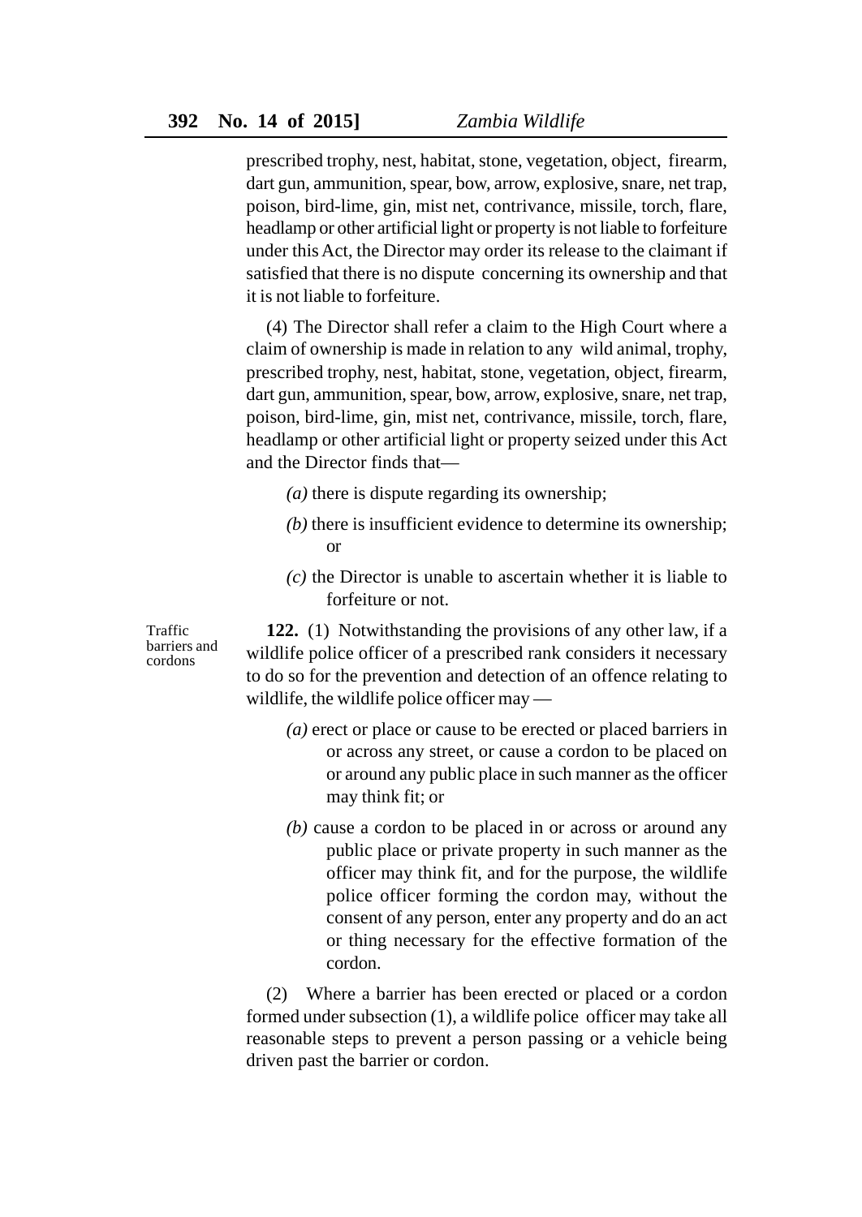prescribed trophy, nest, habitat, stone, vegetation, object, firearm, dart gun, ammunition, spear, bow, arrow, explosive, snare, net trap, poison, bird-lime, gin, mist net, contrivance, missile, torch, flare, headlamp or other artificial light or property is not liable to forfeiture under this Act, the Director may order its release to the claimant if satisfied that there is no dispute concerning its ownership and that it is not liable to forfeiture.

(4) The Director shall refer a claim to the High Court where a claim of ownership is made in relation to any wild animal, trophy, prescribed trophy, nest, habitat, stone, vegetation, object, firearm, dart gun, ammunition, spear, bow, arrow, explosive, snare, net trap, poison, bird-lime, gin, mist net, contrivance, missile, torch, flare, headlamp or other artificial light or property seized under this Act and the Director finds that—

*(a)* there is dispute regarding its ownership;

*(b)* there is insufficient evidence to determine its ownership; or

*(c)* the Director is unable to ascertain whether it is liable to forfeiture or not.

Traffic barriers and cordons

**122.** (1) Notwithstanding the provisions of any other law, if a wildlife police officer of a prescribed rank considers it necessary to do so for the prevention and detection of an offence relating to wildlife, the wildlife police officer may —

*(a)* erect or place or cause to be erected or placed barriers in or across any street, or cause a cordon to be placed on or around any public place in such manner as the officer may think fit; or

*(b)* cause a cordon to be placed in or across or around any public place or private property in such manner as the officer may think fit, and for the purpose, the wildlife police officer forming the cordon may, without the consent of any person, enter any property and do an act or thing necessary for the effective formation of the cordon.

(2) Where a barrier has been erected or placed or a cordon formed under subsection (1), a wildlife police officer may take all reasonable steps to prevent a person passing or a vehicle being driven past the barrier or cordon.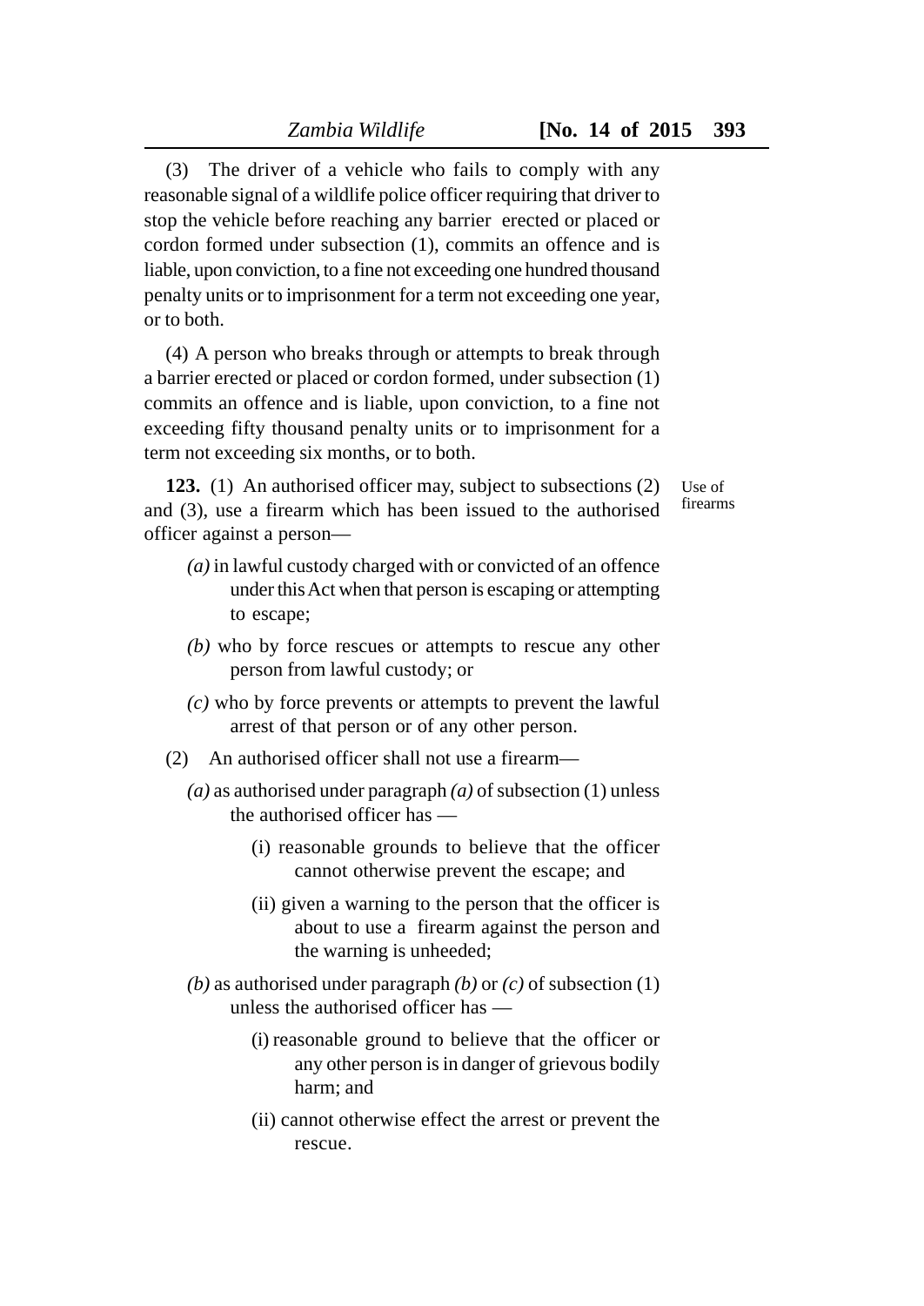(3) The driver of a vehicle who fails to comply with any reasonable signal of a wildlife police officer requiring that driver to stop the vehicle before reaching any barrier erected or placed or cordon formed under subsection (1), commits an offence and is liable, upon conviction, to a fine not exceeding one hundred thousand penalty units or to imprisonment for a term not exceeding one year, or to both.

(4) A person who breaks through or attempts to break through a barrier erected or placed or cordon formed, under subsection (1) commits an offence and is liable, upon conviction, to a fine not exceeding fifty thousand penalty units or to imprisonment for a term not exceeding six months, or to both.

Use of firearms

**123.** (1) An authorised officer may, subject to subsections (2) and (3), use a firearm which has been issued to the authorised officer against a person—

*(a)* in lawful custody charged with or convicted of an offence under this Act when that person is escaping or attempting to escape;

*(b)* who by force rescues or attempts to rescue any other person from lawful custody; or

*(c)* who by force prevents or attempts to prevent the lawful arrest of that person or of any other person.

(2) An authorised officer shall not use a firearm—

*(a)* as authorised under paragraph *(a)* of subsection (1) unless the authorised officer has —

(i) reasonable grounds to believe that the officer cannot otherwise prevent the escape; and

(ii) given a warning to the person that the officer is about to use a firearm against the person and the warning is unheeded;

*(b)* as authorised under paragraph *(b)* or *(c)* of subsection (1) unless the authorised officer has —

(i) reasonable ground to believe that the officer or any other person is in danger of grievous bodily harm; and

(ii) cannot otherwise effect the arrest or prevent the rescue.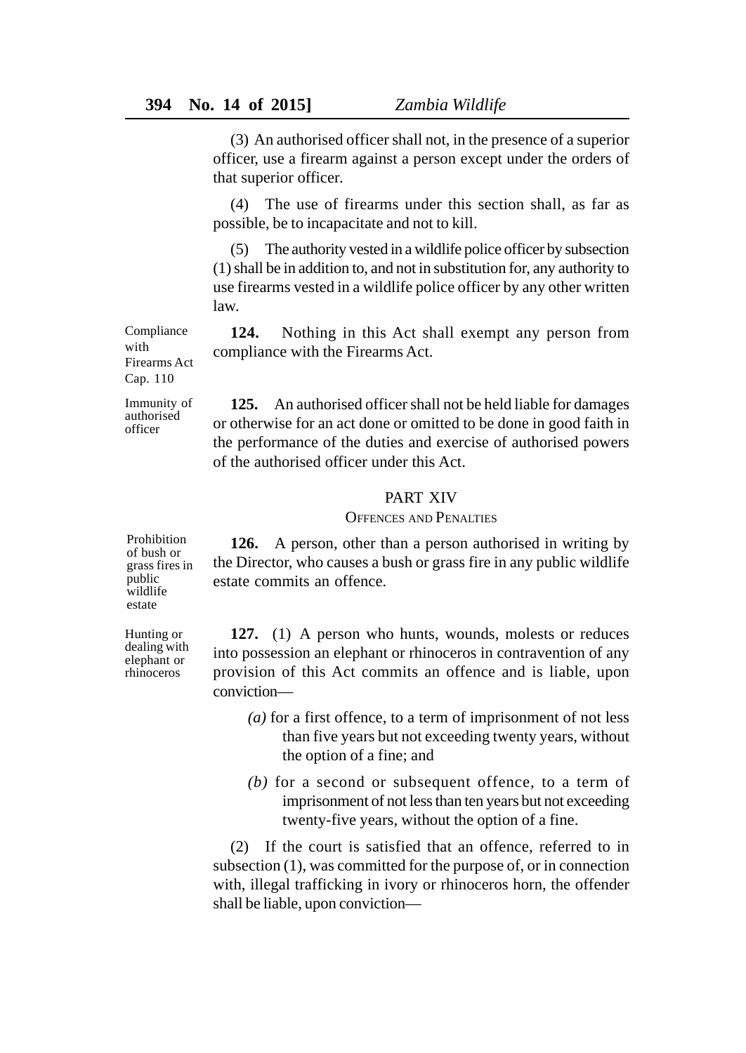(3) An authorised officer shall not, in the presence of a superior officer, use a firearm against a person except under the orders of that superior officer.

(4) The use of firearms under this section shall, as far as possible, be to incapacitate and not to kill.

(5) The authority vested in a wildlife police officer by subsection (1) shall be in addition to, and not in substitution for, any authority to use firearms vested in a wildlife police officer by any other written law.

Compliance with Firearms Act Cap. 110

**124.** Nothing in this Act shall exempt any person from compliance with the Firearms Act.

Immunity of authorised officer

**125.** An authorised officer shall not be held liable for damages or otherwise for an act done or omitted to be done in good faith in the performance of the duties and exercise of authorised powers of the authorised officer under this Act.

## PART XIV

### OFFENCES AND PENALTIES

Prohibition of bush or grass fires in public wildlife estate

**126.** A person, other than a person authorised in writing by the Director, who causes a bush or grass fire in any public wildlife estate commits an offence.

Hunting or dealing with elephant or rhinoceros

**127.** (1) A person who hunts, wounds, molests or reduces into possession an elephant or rhinoceros in contravention of any provision of this Act commits an offence and is liable, upon conviction—

*(a)* for a first offence, to a term of imprisonment of not less than five years but not exceeding twenty years, without the option of a fine; and

*(b)* for a second or subsequent offence, to a term of imprisonment of not less than ten years but not exceeding twenty-five years, without the option of a fine.

(2) If the court is satisfied that an offence, referred to in subsection (1), was committed for the purpose of, or in connection with, illegal trafficking in ivory or rhinoceros horn, the offender shall be liable, upon conviction—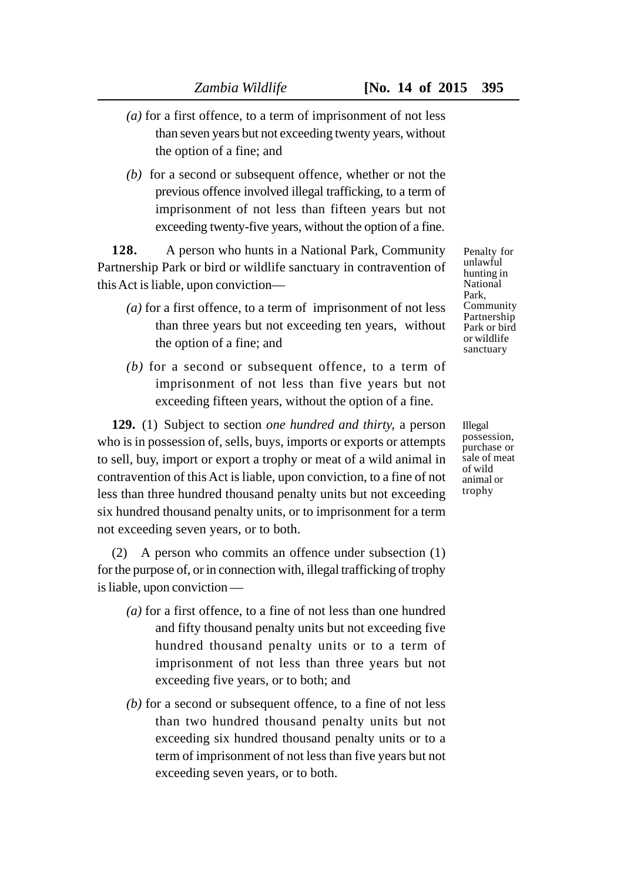(a) for a first offence, to a term of imprisonment of not less than seven years but not exceeding twenty years, without the option of a fine; and

(b) for a second or subsequent offence, whether or not the previous offence involved illegal trafficking, to a term of imprisonment of not less than fifteen years but not exceeding twenty-five years, without the option of a fine.

Penalty for unlawful hunting in National Park, Community Partnership Park or bird or wildlife sanctuary

**128.** A person who hunts in a National Park, Community Partnership Park or bird or wildlife sanctuary in contravention of this Act is liable, upon conviction—

(a) for a first offence, to a term of imprisonment of not less than three years but not exceeding ten years, without the option of a fine; and

(b) for a second or subsequent offence, to a term of imprisonment of not less than five years but not exceeding fifteen years, without the option of a fine.

Illegal possession, purchase or sale of meat of wild animal or trophy

**129.** (1) Subject to section *one hundred and thirty*, a person who is in possession of, sells, buys, imports or exports or attempts to sell, buy, import or export a trophy or meat of a wild animal in contravention of this Act is liable, upon conviction, to a fine of not less than three hundred thousand penalty units but not exceeding six hundred thousand penalty units, or to imprisonment for a term not exceeding seven years, or to both.

(2) A person who commits an offence under subsection (1) for the purpose of, or in connection with, illegal trafficking of trophy is liable, upon conviction —

(a) for a first offence, to a fine of not less than one hundred and fifty thousand penalty units but not exceeding five hundred thousand penalty units or to a term of imprisonment of not less than three years but not exceeding five years, or to both; and

(b) for a second or subsequent offence, to a fine of not less than two hundred thousand penalty units but not exceeding six hundred thousand penalty units or to a term of imprisonment of not less than five years but not exceeding seven years, or to both.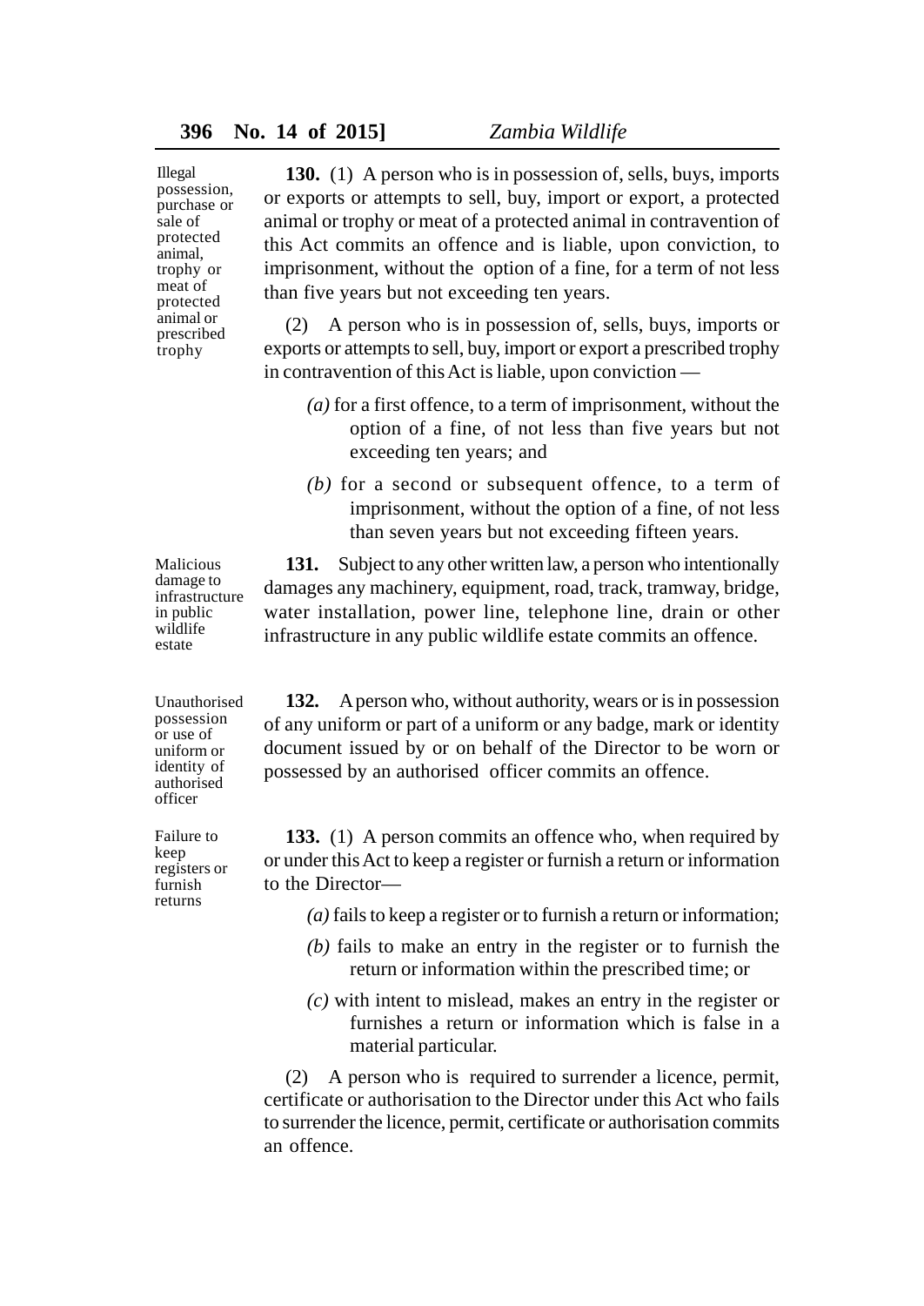Illegal possession, purchase or sale of protected animal, trophy or meat of protected animal or prescribed trophy

**130.** (1) A person who is in possession of, sells, buys, imports or exports or attempts to sell, buy, import or export, a protected animal or trophy or meat of a protected animal in contravention of this Act commits an offence and is liable, upon conviction, to imprisonment, without the option of a fine, for a term of not less than five years but not exceeding ten years.

(2) A person who is in possession of, sells, buys, imports or exports or attempts to sell, buy, import or export a prescribed trophy in contravention of this Act is liable, upon conviction —

*(a)* for a first offence, to a term of imprisonment, without the option of a fine, of not less than five years but not exceeding ten years; and

*(b)* for a second or subsequent offence, to a term of imprisonment, without the option of a fine, of not less than seven years but not exceeding fifteen years.

Malicious damage to infrastructure in public wildlife estate

**131.** Subject to any other written law, a person who intentionally damages any machinery, equipment, road, track, tramway, bridge, water installation, power line, telephone line, drain or other infrastructure in any public wildlife estate commits an offence.

Unauthorised possession or use of uniform or identity of authorised officer

**132.** A person who, without authority, wears or is in possession of any uniform or part of a uniform or any badge, mark or identity document issued by or on behalf of the Director to be worn or possessed by an authorised officer commits an offence.

Failure to keep registers or furnish returns

**133.** (1) A person commits an offence who, when required by or under this Act to keep a register or furnish a return or information to the Director—

*(a)* fails to keep a register or to furnish a return or information;

*(b)* fails to make an entry in the register or to furnish the return or information within the prescribed time; or

*(c)* with intent to mislead, makes an entry in the register or furnishes a return or information which is false in a material particular.

(2) A person who is required to surrender a licence, permit, certificate or authorisation to the Director under this Act who fails to surrender the licence, permit, certificate or authorisation commits an offence.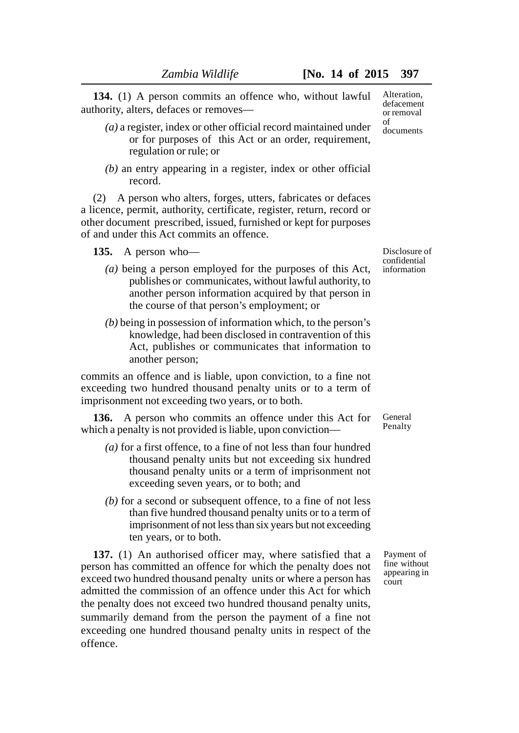**134.** (1) A person commits an offence who, without lawful authority, alters, defaces or removes—

*Alteration, defacement or removal of documents*

*(a)* a register, index or other official record maintained under or for purposes of this Act or an order, requirement, regulation or rule; or

*(b)* an entry appearing in a register, index or other official record.

(2) A person who alters, forges, utters, fabricates or defaces a licence, permit, authority, certificate, register, return, record or other document prescribed, issued, furnished or kept for purposes of and under this Act commits an offence.

**135.** A person who—

*Disclosure of confidential information*

*(a)* being a person employed for the purposes of this Act, publishes or communicates, without lawful authority, to another person information acquired by that person in the course of that person's employment; or

*(b)* being in possession of information which, to the person's knowledge, had been disclosed in contravention of this Act, publishes or communicates that information to another person;

commits an offence and is liable, upon conviction, to a fine not exceeding two hundred thousand penalty units or to a term of imprisonment not exceeding two years, or to both.

**136.** A person who commits an offence under this Act for which a penalty is not provided is liable, upon conviction—

*General Penalty*

*(a)* for a first offence, to a fine of not less than four hundred thousand penalty units but not exceeding six hundred thousand penalty units or a term of imprisonment not exceeding seven years, or to both; and

*(b)* for a second or subsequent offence, to a fine of not less than five hundred thousand penalty units or to a term of imprisonment of not less than six years but not exceeding ten years, or to both.

**137.** (1) An authorised officer may, where satisfied that a person has committed an offence for which the penalty does not exceed two hundred thousand penalty units or where a person has admitted the commission of an offence under this Act for which the penalty does not exceed two hundred thousand penalty units, summarily demand from the person the payment of a fine not exceeding one hundred thousand penalty units in respect of the offence.

*Payment of fine without appearing in court*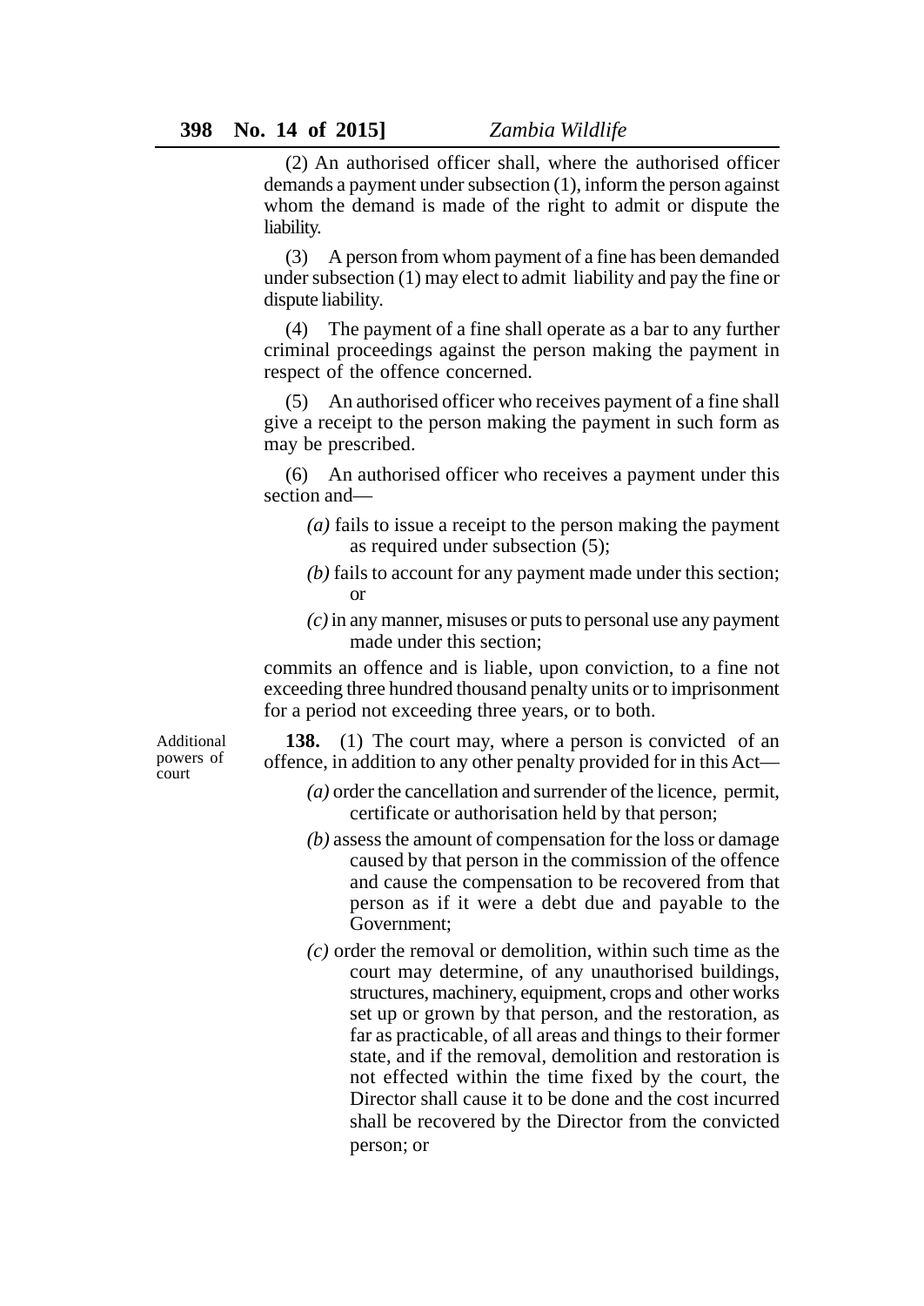(2) An authorised officer shall, where the authorised officer demands a payment under subsection (1), inform the person against whom the demand is made of the right to admit or dispute the liability.

(3) A person from whom payment of a fine has been demanded under subsection (1) may elect to admit liability and pay the fine or dispute liability.

(4) The payment of a fine shall operate as a bar to any further criminal proceedings against the person making the payment in respect of the offence concerned.

(5) An authorised officer who receives payment of a fine shall give a receipt to the person making the payment in such form as may be prescribed.

(6) An authorised officer who receives a payment under this section and—

*(a)* fails to issue a receipt to the person making the payment as required under subsection (5);

*(b)* fails to account for any payment made under this section; or

*(c)* in any manner, misuses or puts to personal use any payment made under this section;

commits an offence and is liable, upon conviction, to a fine not exceeding three hundred thousand penalty units or to imprisonment for a period not exceeding three years, or to both.

Additional powers of court

**138.** (1) The court may, where a person is convicted of an offence, in addition to any other penalty provided for in this Act—

*(a)* order the cancellation and surrender of the licence, permit, certificate or authorisation held by that person;

*(b)* assess the amount of compensation for the loss or damage caused by that person in the commission of the offence and cause the compensation to be recovered from that person as if it were a debt due and payable to the Government;

*(c)* order the removal or demolition, within such time as the court may determine, of any unauthorised buildings, structures, machinery, equipment, crops and other works set up or grown by that person, and the restoration, as far as practicable, of all areas and things to their former state, and if the removal, demolition and restoration is not effected within the time fixed by the court, the Director shall cause it to be done and the cost incurred shall be recovered by the Director from the convicted person; or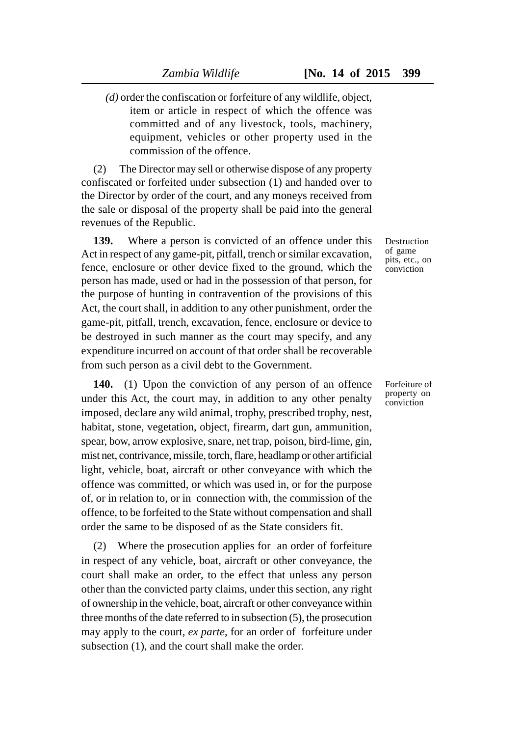*(d)* order the confiscation or forfeiture of any wildlife, object, item or article in respect of which the offence was committed and of any livestock, tools, machinery, equipment, vehicles or other property used in the commission of the offence.

(2) The Director may sell or otherwise dispose of any property confiscated or forfeited under subsection (1) and handed over to the Director by order of the court, and any moneys received from the sale or disposal of the property shall be paid into the general revenues of the Republic.

Destruction of game pits, etc., on conviction

**139.** Where a person is convicted of an offence under this Act in respect of any game-pit, pitfall, trench or similar excavation, fence, enclosure or other device fixed to the ground, which the person has made, used or had in the possession of that person, for the purpose of hunting in contravention of the provisions of this Act, the court shall, in addition to any other punishment, order the game-pit, pitfall, trench, excavation, fence, enclosure or device to be destroyed in such manner as the court may specify, and any expenditure incurred on account of that order shall be recoverable from such person as a civil debt to the Government.

Forfeiture of property on conviction

**140.** (1) Upon the conviction of any person of an offence under this Act, the court may, in addition to any other penalty imposed, declare any wild animal, trophy, prescribed trophy, nest, habitat, stone, vegetation, object, firearm, dart gun, ammunition, spear, bow, arrow explosive, snare, net trap, poison, bird-lime, gin, mist net, contrivance, missile, torch, flare, headlamp or other artificial light, vehicle, boat, aircraft or other conveyance with which the offence was committed, or which was used in, or for the purpose of, or in relation to, or in connection with, the commission of the offence, to be forfeited to the State without compensation and shall order the same to be disposed of as the State considers fit.

(2) Where the prosecution applies for an order of forfeiture in respect of any vehicle, boat, aircraft or other conveyance, the court shall make an order, to the effect that unless any person other than the convicted party claims, under this section, any right of ownership in the vehicle, boat, aircraft or other conveyance within three months of the date referred to in subsection (5), the prosecution may apply to the court, *ex parte*, for an order of forfeiture under subsection (1), and the court shall make the order.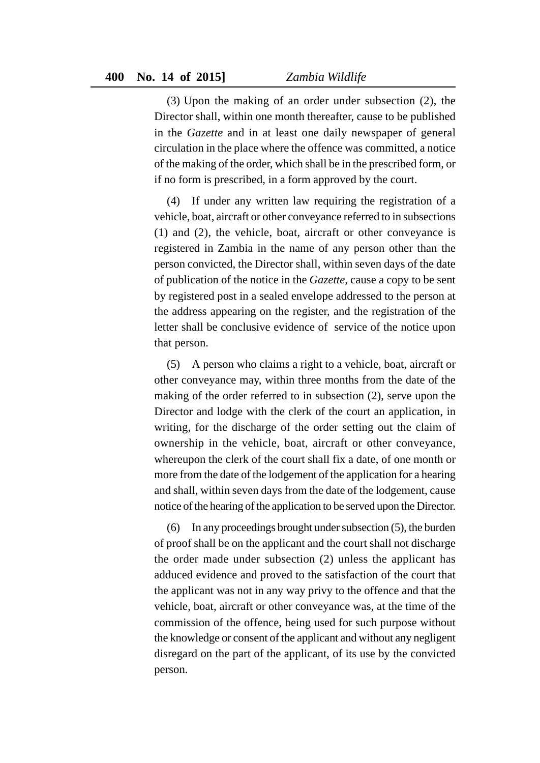(3) Upon the making of an order under subsection (2), the Director shall, within one month thereafter, cause to be published in the *Gazette* and in at least one daily newspaper of general circulation in the place where the offence was committed, a notice of the making of the order, which shall be in the prescribed form, or if no form is prescribed, in a form approved by the court.

(4) If under any written law requiring the registration of a vehicle, boat, aircraft or other conveyance referred to in subsections (1) and (2), the vehicle, boat, aircraft or other conveyance is registered in Zambia in the name of any person other than the person convicted, the Director shall, within seven days of the date of publication of the notice in the *Gazette*, cause a copy to be sent by registered post in a sealed envelope addressed to the person at the address appearing on the register, and the registration of the letter shall be conclusive evidence of service of the notice upon that person.

(5) A person who claims a right to a vehicle, boat, aircraft or other conveyance may, within three months from the date of the making of the order referred to in subsection (2), serve upon the Director and lodge with the clerk of the court an application, in writing, for the discharge of the order setting out the claim of ownership in the vehicle, boat, aircraft or other conveyance, whereupon the clerk of the court shall fix a date, of one month or more from the date of the lodgement of the application for a hearing and shall, within seven days from the date of the lodgement, cause notice of the hearing of the application to be served upon the Director.

(6) In any proceedings brought under subsection (5), the burden of proof shall be on the applicant and the court shall not discharge the order made under subsection (2) unless the applicant has adduced evidence and proved to the satisfaction of the court that the applicant was not in any way privy to the offence and that the vehicle, boat, aircraft or other conveyance was, at the time of the commission of the offence, being used for such purpose without the knowledge or consent of the applicant and without any negligent disregard on the part of the applicant, of its use by the convicted person.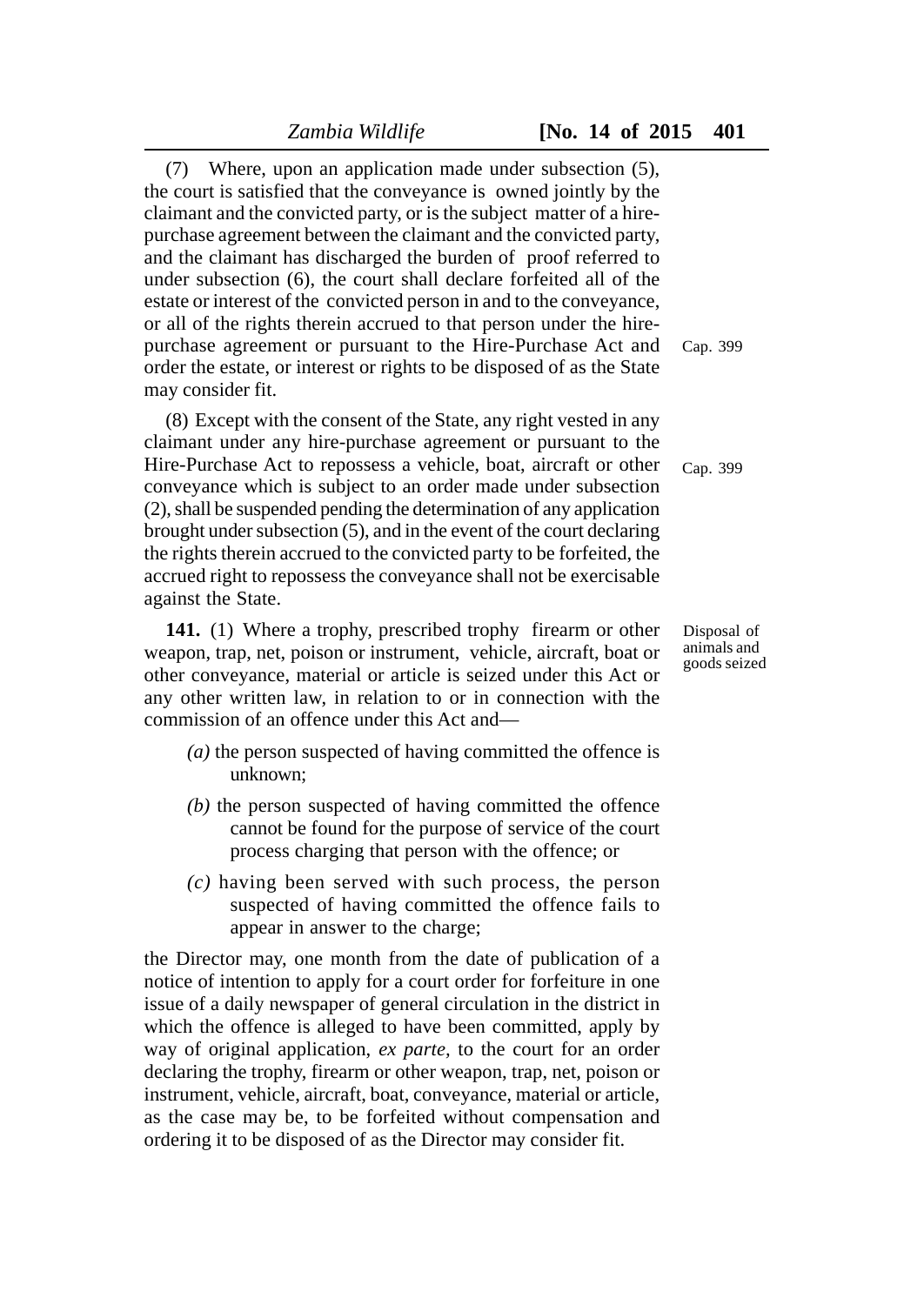(7) Where, upon an application made under subsection (5), the court is satisfied that the conveyance is owned jointly by the claimant and the convicted party, or is the subject matter of a hire-purchase agreement between the claimant and the convicted party, and the claimant has discharged the burden of proof referred to under subsection (6), the court shall declare forfeited all of the estate or interest of the convicted person in and to the conveyance, or all of the rights therein accrued to that person under the hire-purchase agreement or pursuant to the Hire-Purchase Act and order the estate, or interest or rights to be disposed of as the State may consider fit.

Cap. 399

(8) Except with the consent of the State, any right vested in any claimant under any hire-purchase agreement or pursuant to the Hire-Purchase Act to repossess a vehicle, boat, aircraft or other conveyance which is subject to an order made under subsection (2), shall be suspended pending the determination of any application brought under subsection (5), and in the event of the court declaring the rights therein accrued to the convicted party to be forfeited, the accrued right to repossess the conveyance shall not be exercisable against the State.

Cap. 399

Disposal of animals and goods seized

**141.** (1) Where a trophy, prescribed trophy firearm or other weapon, trap, net, poison or instrument, vehicle, aircraft, boat or other conveyance, material or article is seized under this Act or any other written law, in relation to or in connection with the commission of an offence under this Act and—

*(a)* the person suspected of having committed the offence is unknown;

*(b)* the person suspected of having committed the offence cannot be found for the purpose of service of the court process charging that person with the offence; or

*(c)* having been served with such process, the person suspected of having committed the offence fails to appear in answer to the charge;

the Director may, one month from the date of publication of a notice of intention to apply for a court order for forfeiture in one issue of a daily newspaper of general circulation in the district in which the offence is alleged to have been committed, apply by way of original application, *ex parte*, to the court for an order declaring the trophy, firearm or other weapon, trap, net, poison or instrument, vehicle, aircraft, boat, conveyance, material or article, as the case may be, to be forfeited without compensation and ordering it to be disposed of as the Director may consider fit.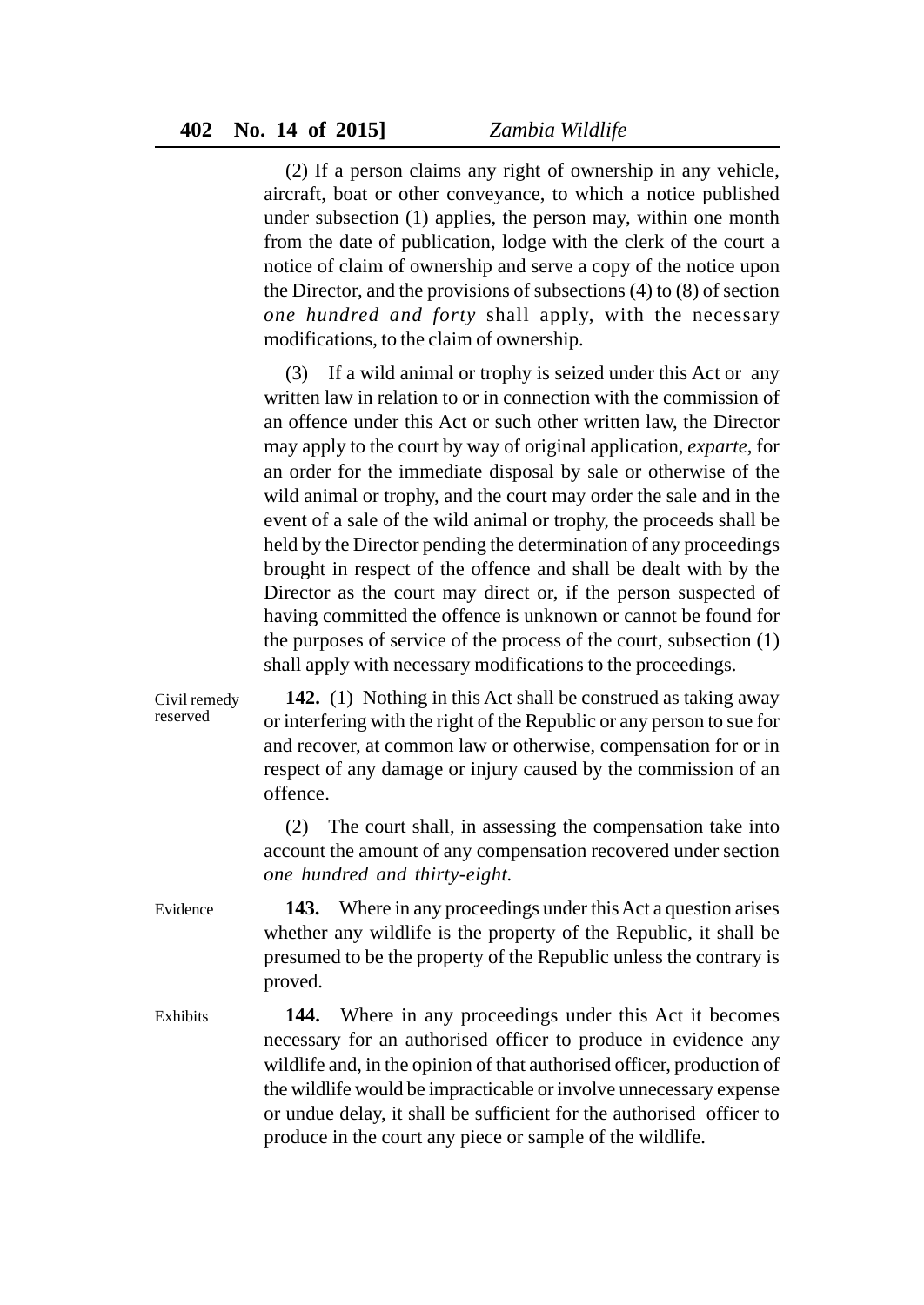(2) If a person claims any right of ownership in any vehicle, aircraft, boat or other conveyance, to which a notice published under subsection (1) applies, the person may, within one month from the date of publication, lodge with the clerk of the court a notice of claim of ownership and serve a copy of the notice upon the Director, and the provisions of subsections (4) to (8) of section *one hundred and forty* shall apply, with the necessary modifications, to the claim of ownership.

(3) If a wild animal or trophy is seized under this Act or any written law in relation to or in connection with the commission of an offence under this Act or such other written law, the Director may apply to the court by way of original application, *exparte*, for an order for the immediate disposal by sale or otherwise of the wild animal or trophy, and the court may order the sale and in the event of a sale of the wild animal or trophy, the proceeds shall be held by the Director pending the determination of any proceedings brought in respect of the offence and shall be dealt with by the Director as the court may direct or, if the person suspected of having committed the offence is unknown or cannot be found for the purposes of service of the process of the court, subsection (1) shall apply with necessary modifications to the proceedings.

Civil remedy reserved

**142.** (1) Nothing in this Act shall be construed as taking away or interfering with the right of the Republic or any person to sue for and recover, at common law or otherwise, compensation for or in respect of any damage or injury caused by the commission of an offence.

(2) The court shall, in assessing the compensation take into account the amount of any compensation recovered under section *one hundred and thirty-eight.*

Evidence

**143.** Where in any proceedings under this Act a question arises whether any wildlife is the property of the Republic, it shall be presumed to be the property of the Republic unless the contrary is proved.

Exhibits

**144.** Where in any proceedings under this Act it becomes necessary for an authorised officer to produce in evidence any wildlife and, in the opinion of that authorised officer, production of the wildlife would be impracticable or involve unnecessary expense or undue delay, it shall be sufficient for the authorised officer to produce in the court any piece or sample of the wildlife.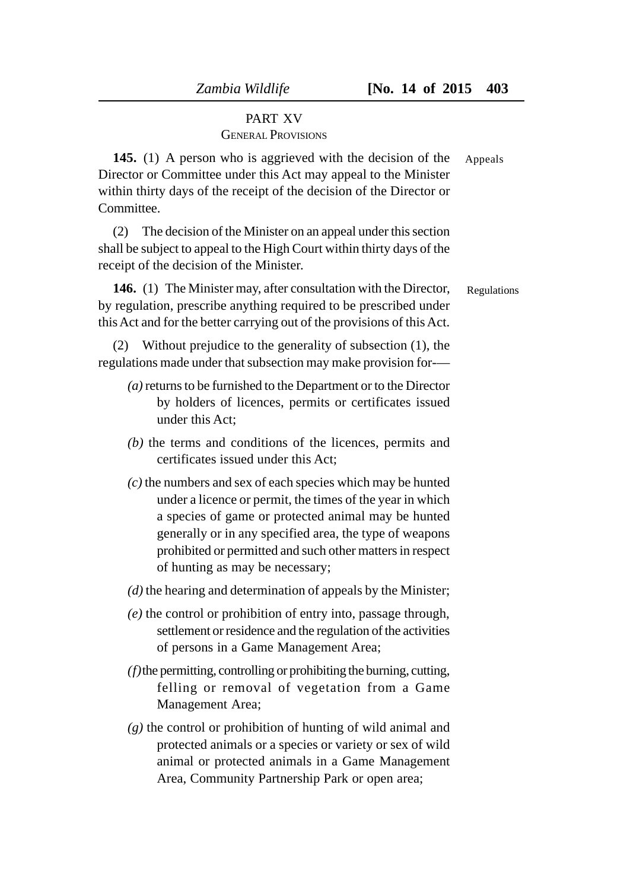## PART XV
### GENERAL PROVISIONS

**145.** (1) A person who is aggrieved with the decision of the Director or Committee under this Act may appeal to the Minister within thirty days of the receipt of the decision of the Director or Committee.

Appeals

(2) The decision of the Minister on an appeal under this section shall be subject to appeal to the High Court within thirty days of the receipt of the decision of the Minister.

**146.** (1) The Minister may, after consultation with the Director, by regulation, prescribe anything required to be prescribed under this Act and for the better carrying out of the provisions of this Act.

Regulations

(2) Without prejudice to the generality of subsection (1), the regulations made under that subsection may make provision for-—

*(a)* returns to be furnished to the Department or to the Director by holders of licences, permits or certificates issued under this Act;

*(b)* the terms and conditions of the licences, permits and certificates issued under this Act;

*(c)* the numbers and sex of each species which may be hunted under a licence or permit, the times of the year in which a species of game or protected animal may be hunted generally or in any specified area, the type of weapons prohibited or permitted and such other matters in respect of hunting as may be necessary;

*(d)* the hearing and determination of appeals by the Minister;

*(e)* the control or prohibition of entry into, passage through, settlement or residence and the regulation of the activities of persons in a Game Management Area;

*(f)* the permitting, controlling or prohibiting the burning, cutting, felling or removal of vegetation from a Game Management Area;

*(g)* the control or prohibition of hunting of wild animal and protected animals or a species or variety or sex of wild animal or protected animals in a Game Management Area, Community Partnership Park or open area;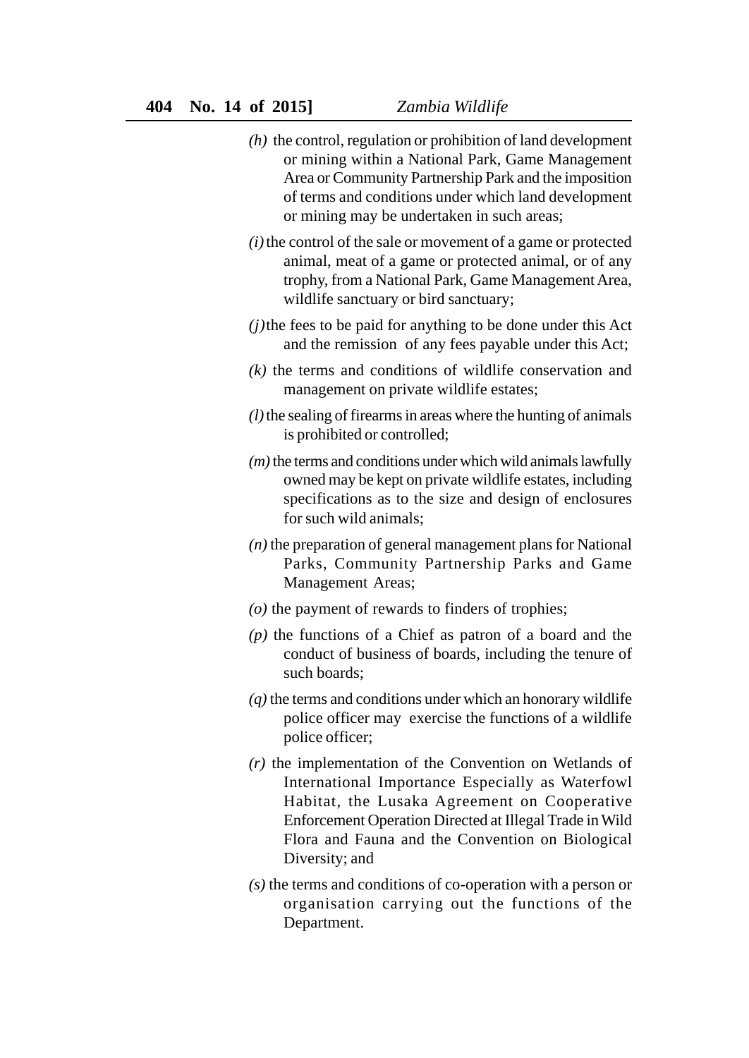*(h)* the control, regulation or prohibition of land development or mining within a National Park, Game Management Area or Community Partnership Park and the imposition of terms and conditions under which land development or mining may be undertaken in such areas;

*(i)* the control of the sale or movement of a game or protected animal, meat of a game or protected animal, or of any trophy, from a National Park, Game Management Area, wildlife sanctuary or bird sanctuary;

*(j)* the fees to be paid for anything to be done under this Act and the remission of any fees payable under this Act;

*(k)* the terms and conditions of wildlife conservation and management on private wildlife estates;

*(l)* the sealing of firearms in areas where the hunting of animals is prohibited or controlled;

*(m)* the terms and conditions under which wild animals lawfully owned may be kept on private wildlife estates, including specifications as to the size and design of enclosures for such wild animals;

*(n)* the preparation of general management plans for National Parks, Community Partnership Parks and Game Management Areas;

*(o)* the payment of rewards to finders of trophies;

*(p)* the functions of a Chief as patron of a board and the conduct of business of boards, including the tenure of such boards;

*(q)* the terms and conditions under which an honorary wildlife police officer may exercise the functions of a wildlife police officer;

*(r)* the implementation of the Convention on Wetlands of International Importance Especially as Waterfowl Habitat, the Lusaka Agreement on Cooperative Enforcement Operation Directed at Illegal Trade in Wild Flora and Fauna and the Convention on Biological Diversity; and

*(s)* the terms and conditions of co-operation with a person or organisation carrying out the functions of the Department.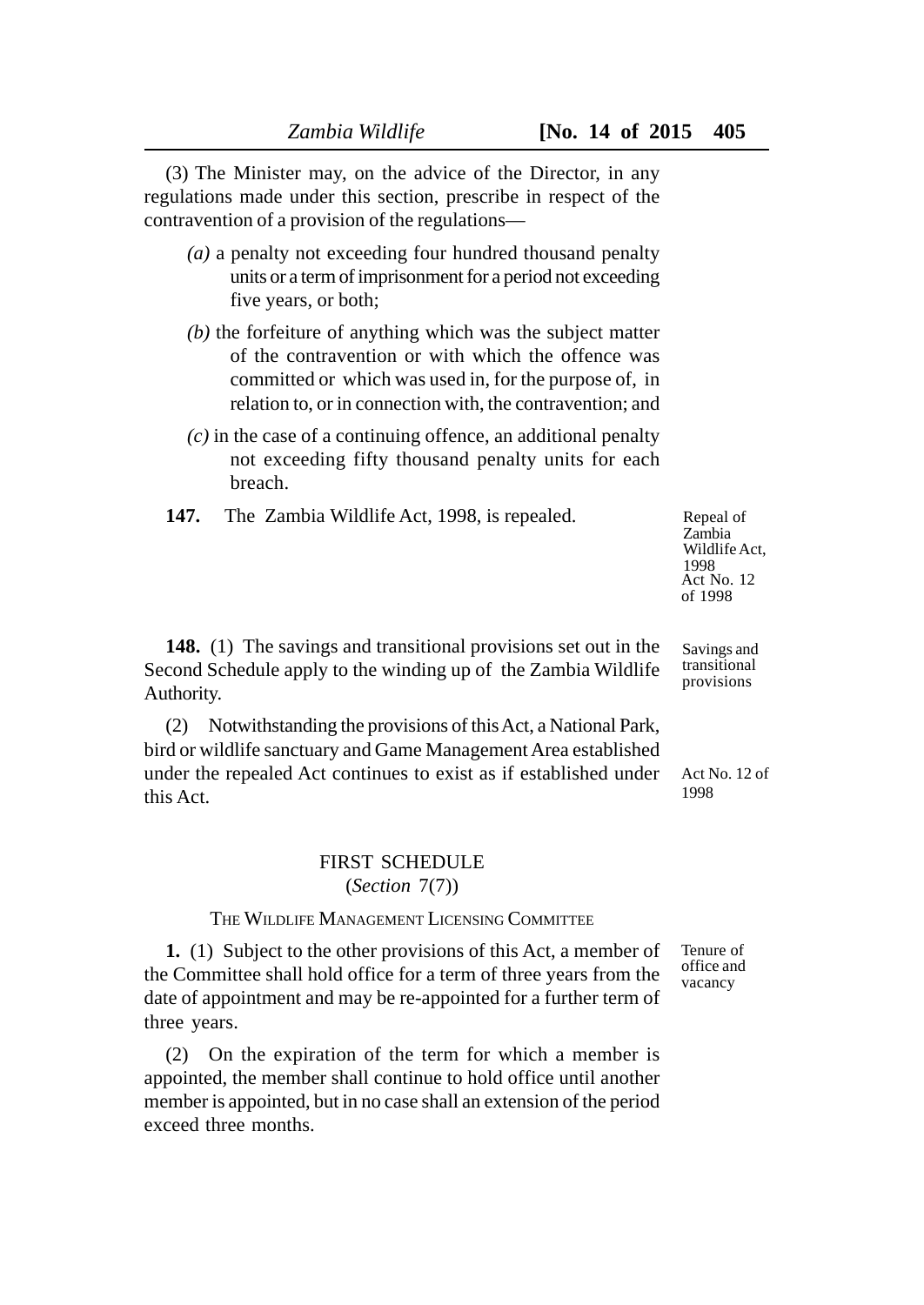(3) The Minister may, on the advice of the Director, in any regulations made under this section, prescribe in respect of the contravention of a provision of the regulations—

*(a)* a penalty not exceeding four hundred thousand penalty units or a term of imprisonment for a period not exceeding five years, or both;

*(b)* the forfeiture of anything which was the subject matter of the contravention or with which the offence was committed or which was used in, for the purpose of, in relation to, or in connection with, the contravention; and

*(c)* in the case of a continuing offence, an additional penalty not exceeding fifty thousand penalty units for each breach.

Repeal of Zambia Wildlife Act, 1998 Act No. 12 of 1998

**147.** The Zambia Wildlife Act, 1998, is repealed.

Savings and transitional provisions

**148.** (1) The savings and transitional provisions set out in the Second Schedule apply to the winding up of the Zambia Wildlife Authority.

Act No. 12 of 1998

(2) Notwithstanding the provisions of this Act, a National Park, bird or wildlife sanctuary and Game Management Area established under the repealed Act continues to exist as if established under this Act.

## FIRST SCHEDULE
(*Section* 7(7))

### THE WILDLIFE MANAGEMENT LICENSING COMMITTEE

Tenure of office and vacancy

**1.** (1) Subject to the other provisions of this Act, a member of the Committee shall hold office for a term of three years from the date of appointment and may be re-appointed for a further term of three years.

(2) On the expiration of the term for which a member is appointed, the member shall continue to hold office until another member is appointed, but in no case shall an extension of the period exceed three months.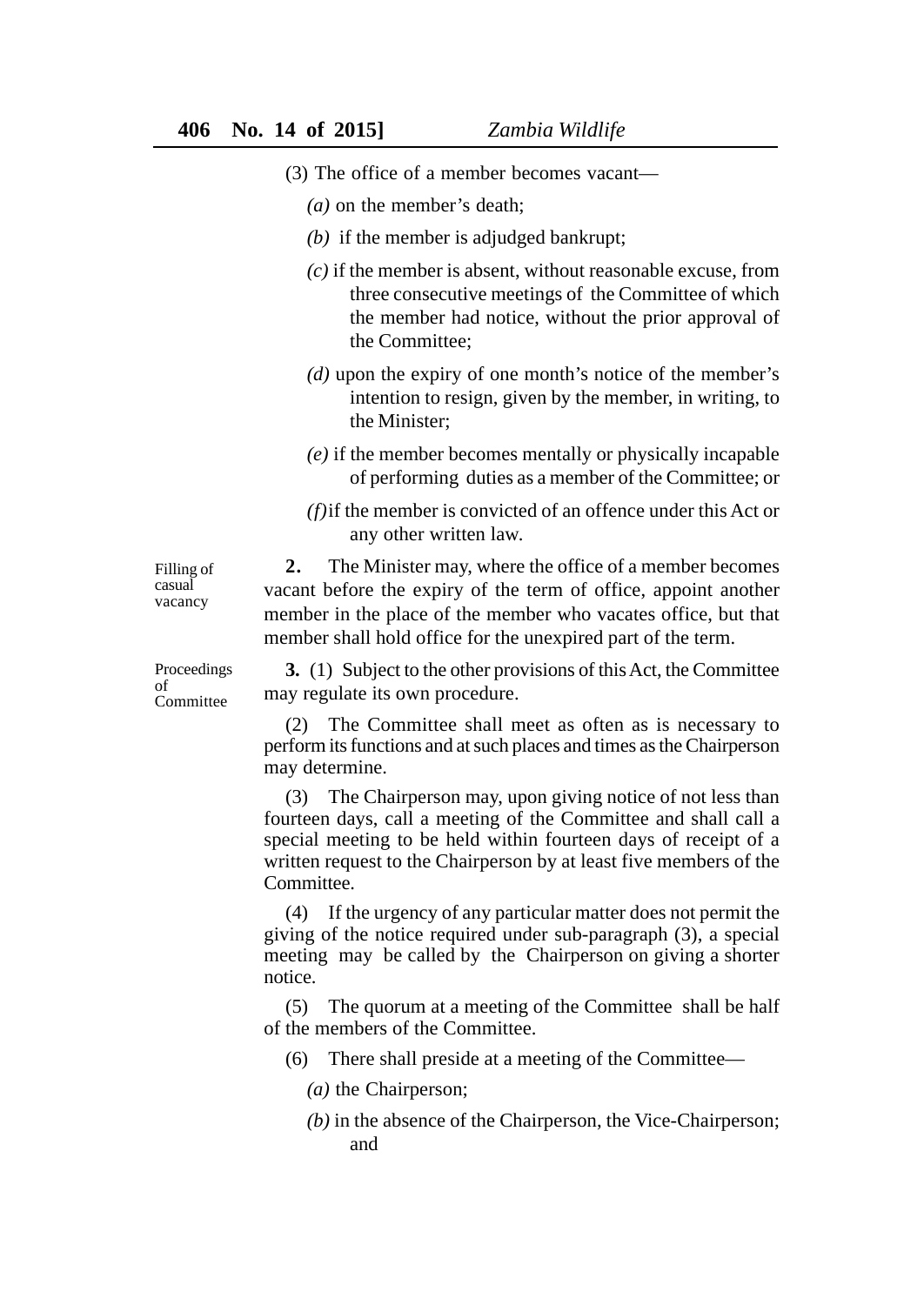(3) The office of a member becomes vacant—

*(a)* on the member's death;

*(b)* if the member is adjudged bankrupt;

*(c)* if the member is absent, without reasonable excuse, from three consecutive meetings of the Committee of which the member had notice, without the prior approval of the Committee;

*(d)* upon the expiry of one month's notice of the member's intention to resign, given by the member, in writing, to the Minister;

*(e)* if the member becomes mentally or physically incapable of performing duties as a member of the Committee; or

*(f)* if the member is convicted of an offence under this Act or any other written law.

Filling of casual vacancy

**2.** The Minister may, where the office of a member becomes vacant before the expiry of the term of office, appoint another member in the place of the member who vacates office, but that member shall hold office for the unexpired part of the term.

Proceedings of Committee

**3.** (1) Subject to the other provisions of this Act, the Committee may regulate its own procedure.

(2) The Committee shall meet as often as is necessary to perform its functions and at such places and times as the Chairperson may determine.

(3) The Chairperson may, upon giving notice of not less than fourteen days, call a meeting of the Committee and shall call a special meeting to be held within fourteen days of receipt of a written request to the Chairperson by at least five members of the Committee.

(4) If the urgency of any particular matter does not permit the giving of the notice required under sub-paragraph (3), a special meeting may be called by the Chairperson on giving a shorter notice.

(5) The quorum at a meeting of the Committee shall be half of the members of the Committee.

(6) There shall preside at a meeting of the Committee—

*(a)* the Chairperson;

*(b)* in the absence of the Chairperson, the Vice-Chairperson; and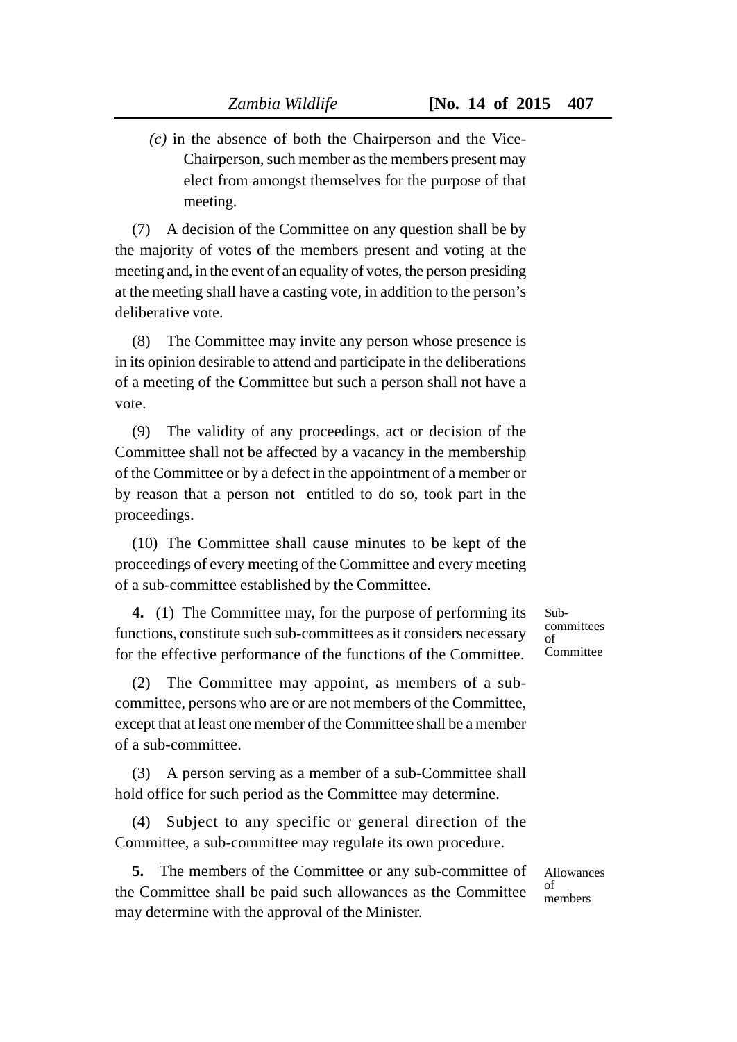*(c)* in the absence of both the Chairperson and the Vice-Chairperson, such member as the members present may elect from amongst themselves for the purpose of that meeting.

(7) A decision of the Committee on any question shall be by the majority of votes of the members present and voting at the meeting and, in the event of an equality of votes, the person presiding at the meeting shall have a casting vote, in addition to the person's deliberative vote.

(8) The Committee may invite any person whose presence is in its opinion desirable to attend and participate in the deliberations of a meeting of the Committee but such a person shall not have a vote.

(9) The validity of any proceedings, act or decision of the Committee shall not be affected by a vacancy in the membership of the Committee or by a defect in the appointment of a member or by reason that a person not entitled to do so, took part in the proceedings.

(10) The Committee shall cause minutes to be kept of the proceedings of every meeting of the Committee and every meeting of a sub-committee established by the Committee.

Sub-committees of Committee

**4.** (1) The Committee may, for the purpose of performing its functions, constitute such sub-committees as it considers necessary for the effective performance of the functions of the Committee.

(2) The Committee may appoint, as members of a sub-committee, persons who are or are not members of the Committee, except that at least one member of the Committee shall be a member of a sub-committee.

(3) A person serving as a member of a sub-Committee shall hold office for such period as the Committee may determine.

(4) Subject to any specific or general direction of the Committee, a sub-committee may regulate its own procedure.

Allowances of members

**5.** The members of the Committee or any sub-committee of the Committee shall be paid such allowances as the Committee may determine with the approval of the Minister.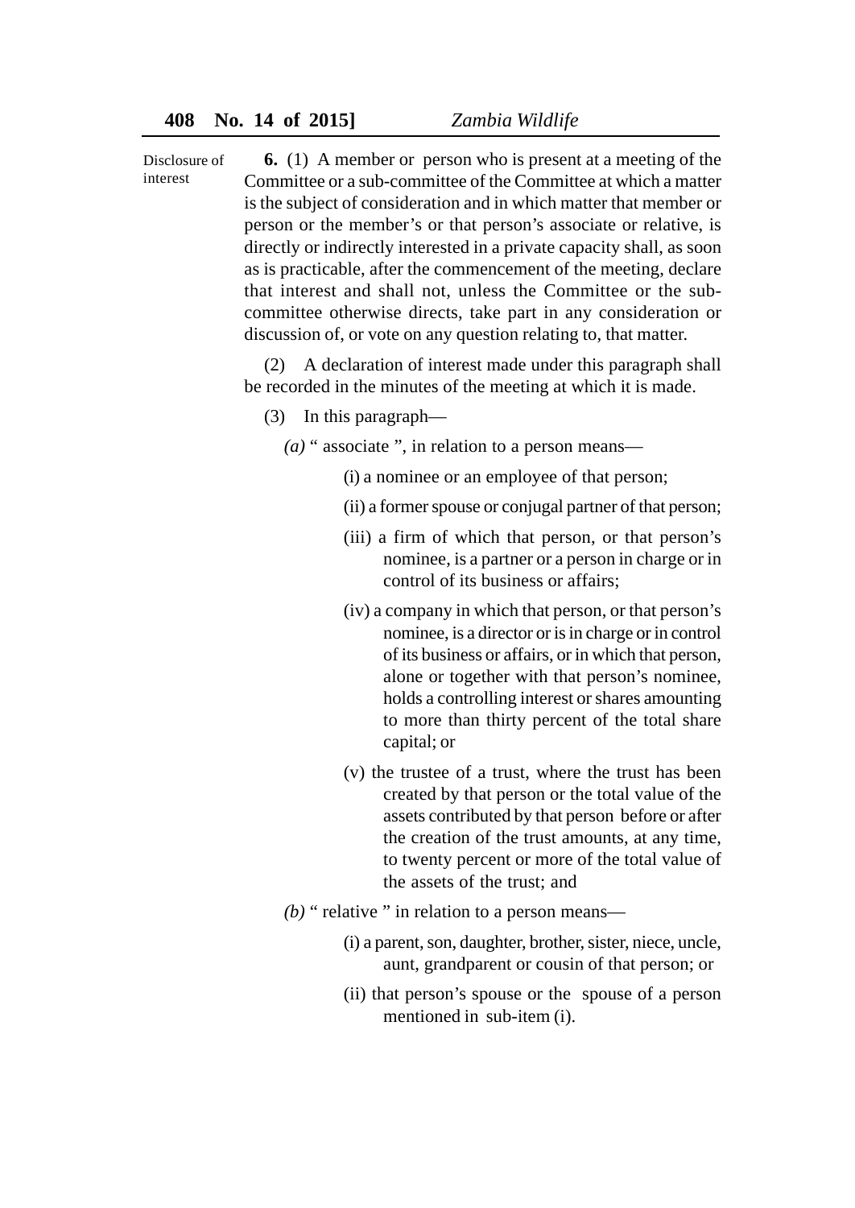Disclosure of interest

**6.** (1) A member or person who is present at a meeting of the Committee or a sub-committee of the Committee at which a matter is the subject of consideration and in which matter that member or person or the member's or that person's associate or relative, is directly or indirectly interested in a private capacity shall, as soon as is practicable, after the commencement of the meeting, declare that interest and shall not, unless the Committee or the sub-committee otherwise directs, take part in any consideration or discussion of, or vote on any question relating to, that matter.

(2) A declaration of interest made under this paragraph shall be recorded in the minutes of the meeting at which it is made.

(3) In this paragraph—

*(a)* " associate ", in relation to a person means—

(i) a nominee or an employee of that person;

(ii) a former spouse or conjugal partner of that person;

(iii) a firm of which that person, or that person's nominee, is a partner or a person in charge or in control of its business or affairs;

(iv) a company in which that person, or that person's nominee, is a director or is in charge or in control of its business or affairs, or in which that person, alone or together with that person's nominee, holds a controlling interest or shares amounting to more than thirty percent of the total share capital; or

(v) the trustee of a trust, where the trust has been created by that person or the total value of the assets contributed by that person before or after the creation of the trust amounts, at any time, to twenty percent or more of the total value of the assets of the trust; and

*(b)* " relative " in relation to a person means—

(i) a parent, son, daughter, brother, sister, niece, uncle, aunt, grandparent or cousin of that person; or

(ii) that person's spouse or the spouse of a person mentioned in sub-item (i).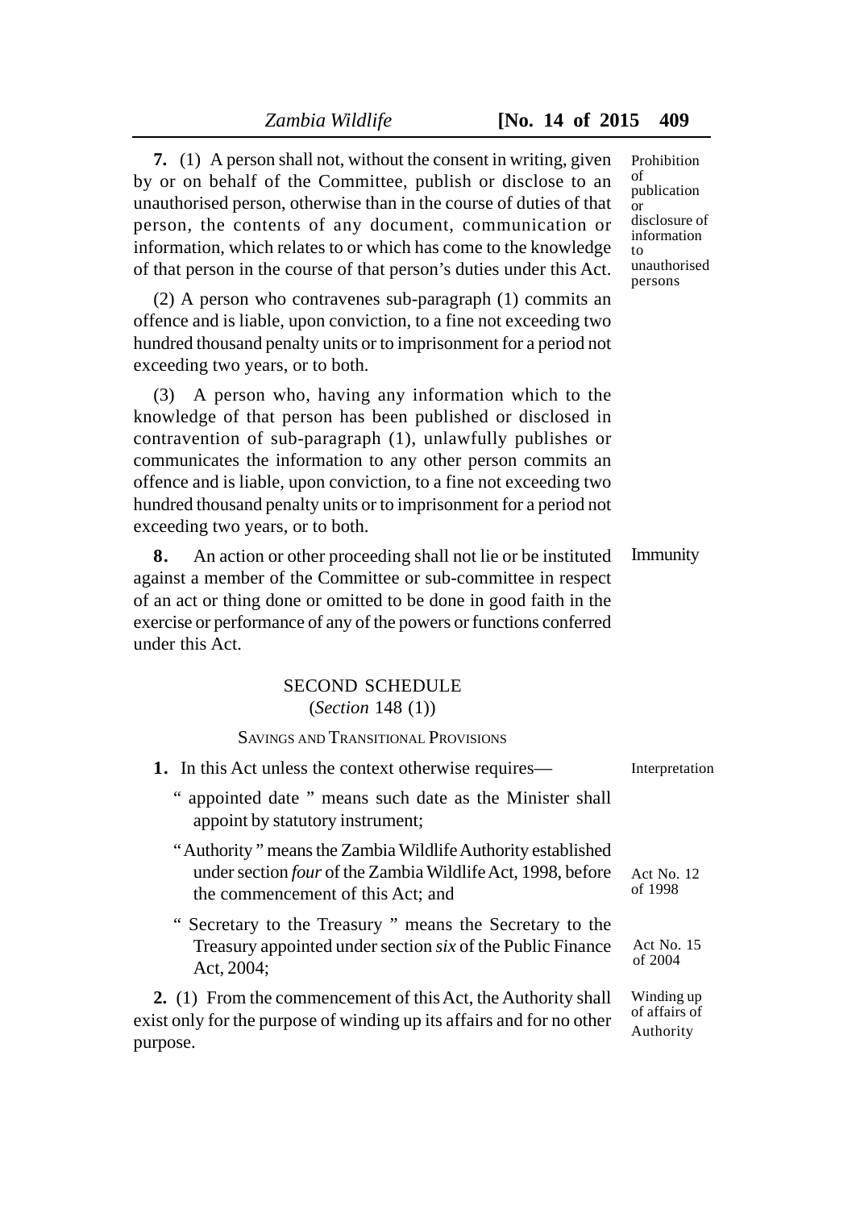**7.** (1) A person shall not, without the consent in writing, given by or on behalf of the Committee, publish or disclose to an unauthorised person, otherwise than in the course of duties of that person, the contents of any document, communication or information, which relates to or which has come to the knowledge of that person in the course of that person's duties under this Act.

Prohibition of publication or disclosure of information to unauthorised persons

(2) A person who contravenes sub-paragraph (1) commits an offence and is liable, upon conviction, to a fine not exceeding two hundred thousand penalty units or to imprisonment for a period not exceeding two years, or to both.

(3) A person who, having any information which to the knowledge of that person has been published or disclosed in contravention of sub-paragraph (1), unlawfully publishes or communicates the information to any other person commits an offence and is liable, upon conviction, to a fine not exceeding two hundred thousand penalty units or to imprisonment for a period not exceeding two years, or to both.

**8.** An action or other proceeding shall not lie or be instituted against a member of the Committee or sub-committee in respect of an act or thing done or omitted to be done in good faith in the exercise or performance of any of the powers or functions conferred under this Act.

Immunity

## SECOND SCHEDULE
(*Section* 148 (1))

### SAVINGS AND TRANSITIONAL PROVISIONS

**1.** In this Act unless the context otherwise requires—

Interpretation

"appointed date" means such date as the Minister shall appoint by statutory instrument;

"Authority" means the Zambia Wildlife Authority established under section *four* of the Zambia Wildlife Act, 1998, before the commencement of this Act; and

Act No. 12 of 1998

"Secretary to the Treasury" means the Secretary to the Treasury appointed under section *six* of the Public Finance Act, 2004;

Act No. 15 of 2004

**2.** (1) From the commencement of this Act, the Authority shall exist only for the purpose of winding up its affairs and for no other purpose.

Winding up of affairs of Authority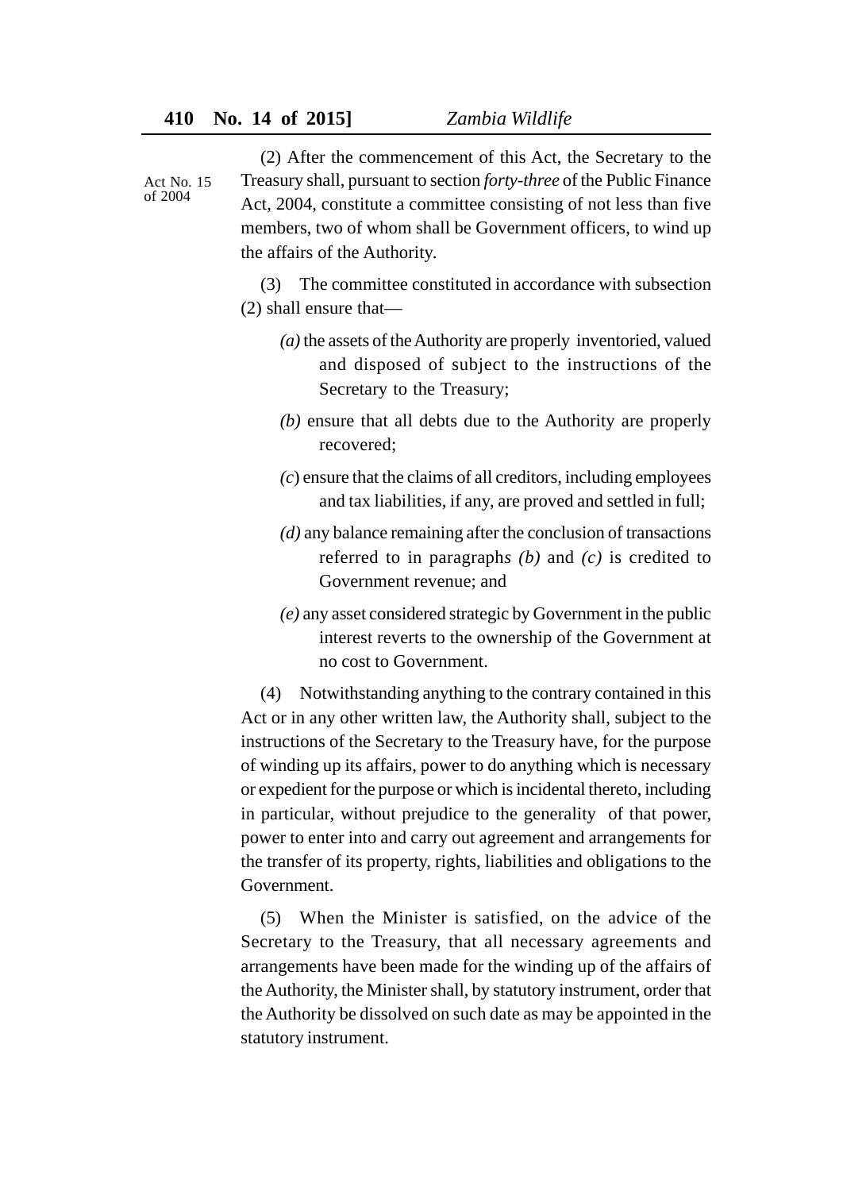(2) After the commencement of this Act, the Secretary to the Treasury shall, pursuant to section *forty-three* of the Public Finance Act, 2004, constitute a committee consisting of not less than five members, two of whom shall be Government officers, to wind up the affairs of the Authority.

Act No. 15 of 2004

(3) The committee constituted in accordance with subsection (2) shall ensure that—

*(a)* the assets of the Authority are properly inventoried, valued and disposed of subject to the instructions of the Secretary to the Treasury;

*(b)* ensure that all debts due to the Authority are properly recovered;

*(c)* ensure that the claims of all creditors, including employees and tax liabilities, if any, are proved and settled in full;

*(d)* any balance remaining after the conclusion of transactions referred to in paragraphs *(b)* and *(c)* is credited to Government revenue; and

*(e)* any asset considered strategic by Government in the public interest reverts to the ownership of the Government at no cost to Government.

(4) Notwithstanding anything to the contrary contained in this Act or in any other written law, the Authority shall, subject to the instructions of the Secretary to the Treasury have, for the purpose of winding up its affairs, power to do anything which is necessary or expedient for the purpose or which is incidental thereto, including in particular, without prejudice to the generality of that power, power to enter into and carry out agreement and arrangements for the transfer of its property, rights, liabilities and obligations to the Government.

(5) When the Minister is satisfied, on the advice of the Secretary to the Treasury, that all necessary agreements and arrangements have been made for the winding up of the affairs of the Authority, the Minister shall, by statutory instrument, order that the Authority be dissolved on such date as may be appointed in the statutory instrument.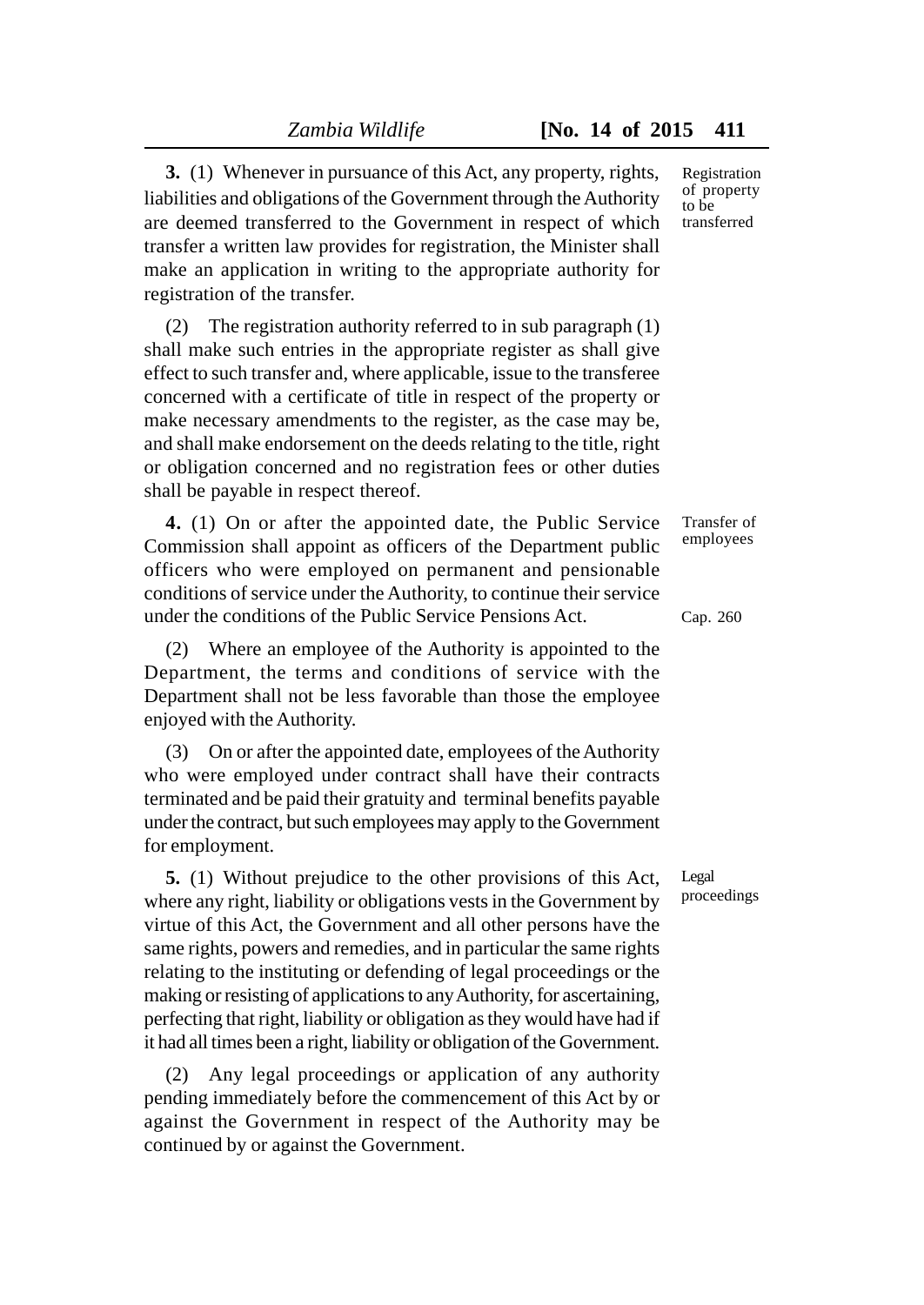**3.** (1) Whenever in pursuance of this Act, any property, rights, liabilities and obligations of the Government through the Authority are deemed transferred to the Government in respect of which transfer a written law provides for registration, the Minister shall make an application in writing to the appropriate authority for registration of the transfer.

Registration of property to be transferred

(2) The registration authority referred to in sub paragraph (1) shall make such entries in the appropriate register as shall give effect to such transfer and, where applicable, issue to the transferee concerned with a certificate of title in respect of the property or make necessary amendments to the register, as the case may be, and shall make endorsement on the deeds relating to the title, right or obligation concerned and no registration fees or other duties shall be payable in respect thereof.

**4.** (1) On or after the appointed date, the Public Service Commission shall appoint as officers of the Department public officers who were employed on permanent and pensionable conditions of service under the Authority, to continue their service under the conditions of the Public Service Pensions Act.

Transfer of employees

Cap. 260

(2) Where an employee of the Authority is appointed to the Department, the terms and conditions of service with the Department shall not be less favorable than those the employee enjoyed with the Authority.

(3) On or after the appointed date, employees of the Authority who were employed under contract shall have their contracts terminated and be paid their gratuity and terminal benefits payable under the contract, but such employees may apply to the Government for employment.

**5.** (1) Without prejudice to the other provisions of this Act, where any right, liability or obligations vests in the Government by virtue of this Act, the Government and all other persons have the same rights, powers and remedies, and in particular the same rights relating to the instituting or defending of legal proceedings or the making or resisting of applications to any Authority, for ascertaining, perfecting that right, liability or obligation as they would have had if it had all times been a right, liability or obligation of the Government.

Legal proceedings

(2) Any legal proceedings or application of any authority pending immediately before the commencement of this Act by or against the Government in respect of the Authority may be continued by or against the Government.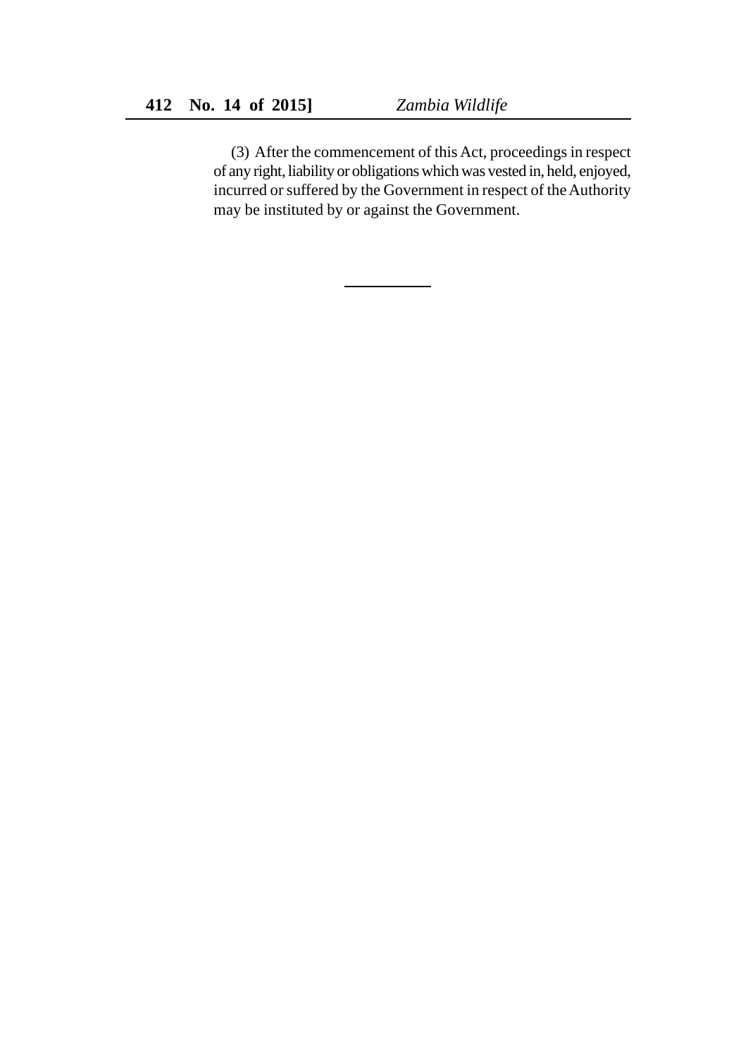(3) After the commencement of this Act, proceedings in respect of any right, liability or obligations which was vested in, held, enjoyed, incurred or suffered by the Government in respect of the Authority may be instituted by or against the Government.

---